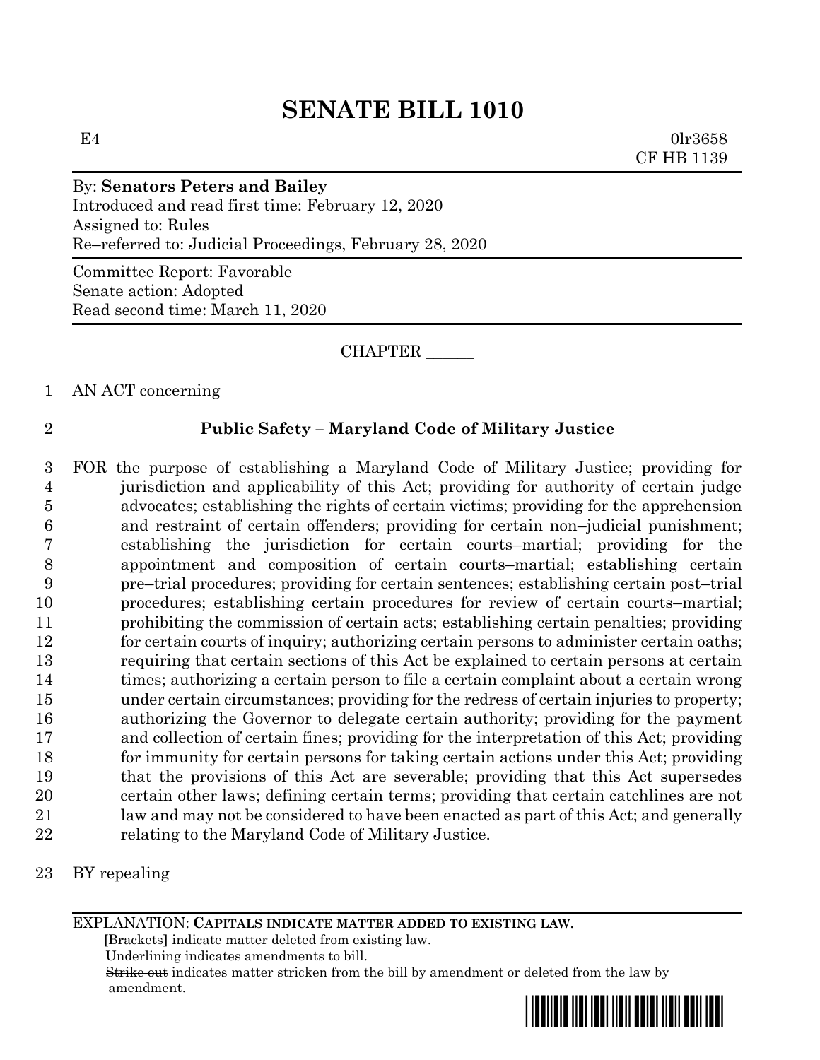# SENATE BILL 1010

E4 0lr3658
CF HB 1139

By: **Senators Peters and Bailey**
Introduced and read first time: February 12, 2020
Assigned to: Rules
Re–referred to: Judicial Proceedings, February 28, 2020

Committee Report: Favorable
Senate action: Adopted
Read second time: March 11, 2020

CHAPTER ______

1 AN ACT concerning

2 **Public Safety – Maryland Code of Military Justice**

3 FOR the purpose of establishing a Maryland Code of Military Justice; providing for
4 jurisdiction and applicability of this Act; providing for authority of certain judge
5 advocates; establishing the rights of certain victims; providing for the apprehension
6 and restraint of certain offenders; providing for certain non–judicial punishment;
7 establishing the jurisdiction for certain courts–martial; providing for the
8 appointment and composition of certain courts–martial; establishing certain
9 pre–trial procedures; providing for certain sentences; establishing certain post–trial
10 procedures; establishing certain procedures for review of certain courts–martial;
11 prohibiting the commission of certain acts; establishing certain penalties; providing
12 for certain courts of inquiry; authorizing certain persons to administer certain oaths;
13 requiring that certain sections of this Act be explained to certain persons at certain
14 times; authorizing a certain person to file a certain complaint about a certain wrong
15 under certain circumstances; providing for the redress of certain injuries to property;
16 authorizing the Governor to delegate certain authority; providing for the payment
17 and collection of certain fines; providing for the interpretation of this Act; providing
18 for immunity for certain persons for taking certain actions under this Act; providing
19 that the provisions of this Act are severable; providing that this Act supersedes
20 certain other laws; defining certain terms; providing that certain catchlines are not
21 law and may not be considered to have been enacted as part of this Act; and generally
22 relating to the Maryland Code of Military Justice.

23 BY repealing

EXPLANATION: **CAPITALS INDICATE MATTER ADDED TO EXISTING LAW.**
**[**Brackets**]** indicate matter deleted from existing law.
Underlining indicates amendments to bill.
~~Strike out~~ indicates matter stricken from the bill by amendment or deleted from the law by amendment.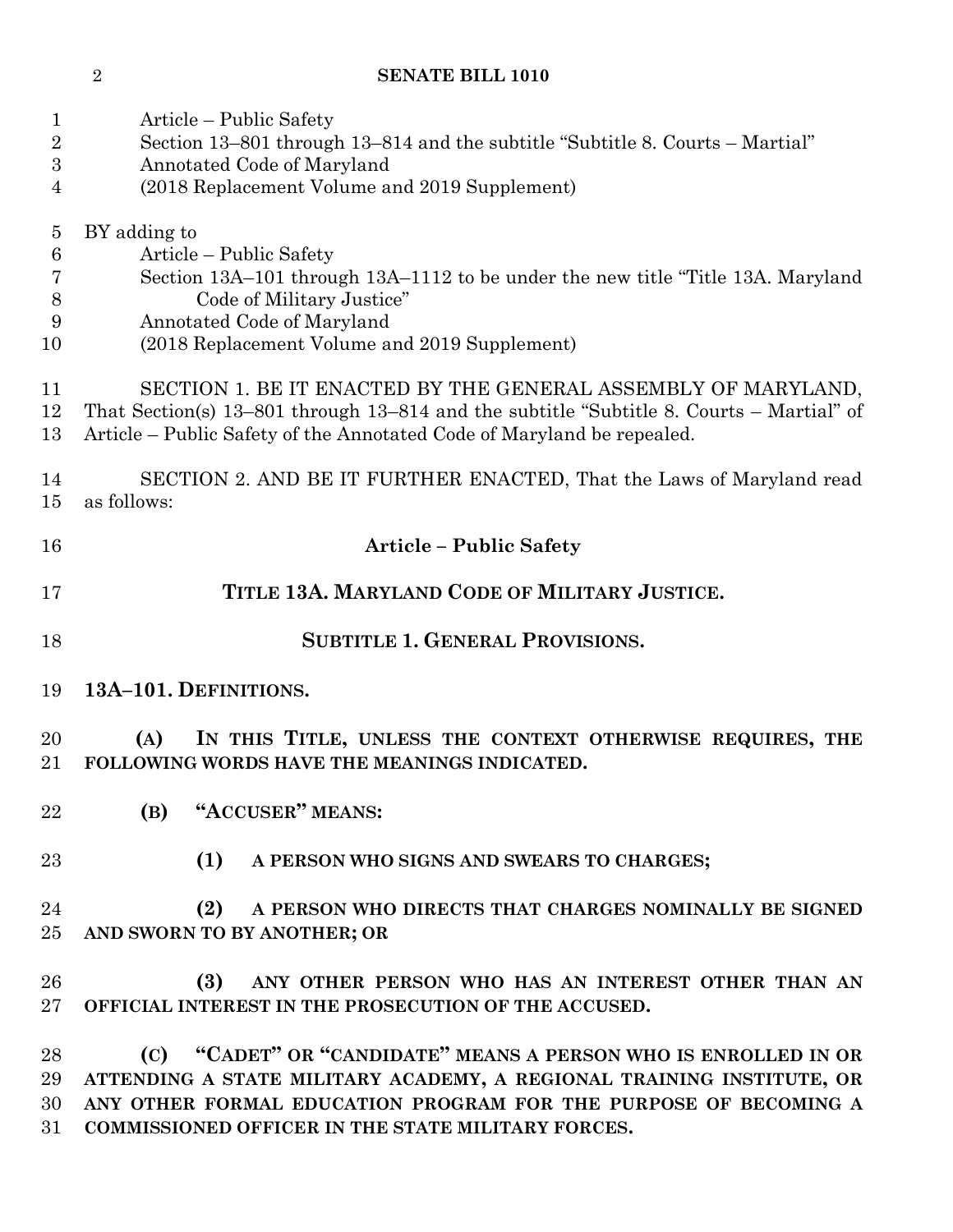Article – Public Safety
Section 13–801 through 13–814 and the subtitle "Subtitle 8. Courts – Martial"
Annotated Code of Maryland
(2018 Replacement Volume and 2019 Supplement)

BY adding to
Article – Public Safety
Section 13A–101 through 13A–1112 to be under the new title "Title 13A. Maryland Code of Military Justice"
Annotated Code of Maryland
(2018 Replacement Volume and 2019 Supplement)

SECTION 1. BE IT ENACTED BY THE GENERAL ASSEMBLY OF MARYLAND, That Section(s) 13–801 through 13–814 and the subtitle "Subtitle 8. Courts – Martial" of Article – Public Safety of the Annotated Code of Maryland be repealed.

SECTION 2. AND BE IT FURTHER ENACTED, That the Laws of Maryland read as follows:

## Article – Public Safety

## TITLE 13A. MARYLAND CODE OF MILITARY JUSTICE.

## SUBTITLE 1. GENERAL PROVISIONS.

**13A–101. DEFINITIONS.**

**(A) IN THIS TITLE, UNLESS THE CONTEXT OTHERWISE REQUIRES, THE FOLLOWING WORDS HAVE THE MEANINGS INDICATED.**

**(B) "ACCUSER" MEANS:**

**(1) A PERSON WHO SIGNS AND SWEARS TO CHARGES;**

**(2) A PERSON WHO DIRECTS THAT CHARGES NOMINALLY BE SIGNED AND SWORN TO BY ANOTHER; OR**

**(3) ANY OTHER PERSON WHO HAS AN INTEREST OTHER THAN AN OFFICIAL INTEREST IN THE PROSECUTION OF THE ACCUSED.**

**(C) "CADET" OR "CANDIDATE" MEANS A PERSON WHO IS ENROLLED IN OR ATTENDING A STATE MILITARY ACADEMY, A REGIONAL TRAINING INSTITUTE, OR ANY OTHER FORMAL EDUCATION PROGRAM FOR THE PURPOSE OF BECOMING A COMMISSIONED OFFICER IN THE STATE MILITARY FORCES.**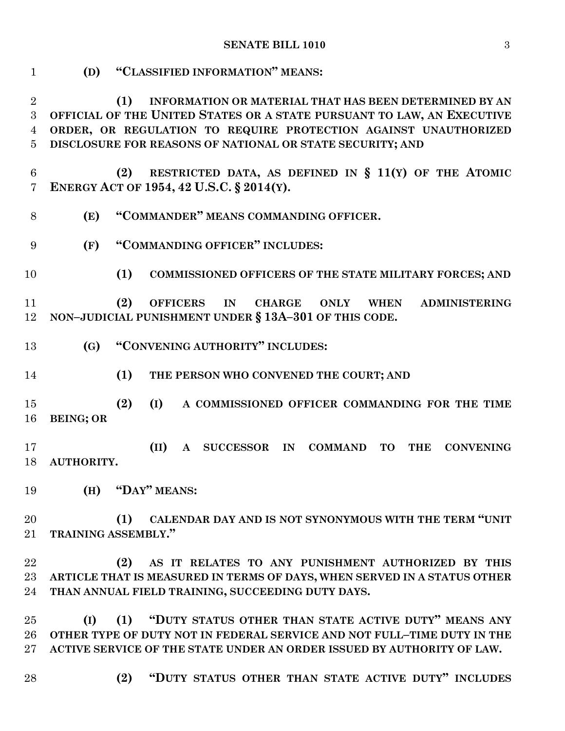**(D) "CLASSIFIED INFORMATION" MEANS:**

**(1) INFORMATION OR MATERIAL THAT HAS BEEN DETERMINED BY AN OFFICIAL OF THE UNITED STATES OR A STATE PURSUANT TO LAW, AN EXECUTIVE ORDER, OR REGULATION TO REQUIRE PROTECTION AGAINST UNAUTHORIZED DISCLOSURE FOR REASONS OF NATIONAL OR STATE SECURITY; AND**

**(2) RESTRICTED DATA, AS DEFINED IN § 11(Y) OF THE ATOMIC ENERGY ACT OF 1954, 42 U.S.C. § 2014(Y).**

**(E) "COMMANDER" MEANS COMMANDING OFFICER.**

**(F) "COMMANDING OFFICER" INCLUDES:**

**(1) COMMISSIONED OFFICERS OF THE STATE MILITARY FORCES; AND**

**(2) OFFICERS IN CHARGE ONLY WHEN ADMINISTERING NON–JUDICIAL PUNISHMENT UNDER § 13A–301 OF THIS CODE.**

**(G) "CONVENING AUTHORITY" INCLUDES:**

**(1) THE PERSON WHO CONVENED THE COURT; AND**

**(2) (I) A COMMISSIONED OFFICER COMMANDING FOR THE TIME BEING; OR**

**(II) A SUCCESSOR IN COMMAND TO THE CONVENING AUTHORITY.**

**(H) "DAY" MEANS:**

**(1) CALENDAR DAY AND IS NOT SYNONYMOUS WITH THE TERM "UNIT TRAINING ASSEMBLY."**

**(2) AS IT RELATES TO ANY PUNISHMENT AUTHORIZED BY THIS ARTICLE THAT IS MEASURED IN TERMS OF DAYS, WHEN SERVED IN A STATUS OTHER THAN ANNUAL FIELD TRAINING, SUCCEEDING DUTY DAYS.**

**(I) (1) "DUTY STATUS OTHER THAN STATE ACTIVE DUTY" MEANS ANY OTHER TYPE OF DUTY NOT IN FEDERAL SERVICE AND NOT FULL–TIME DUTY IN THE ACTIVE SERVICE OF THE STATE UNDER AN ORDER ISSUED BY AUTHORITY OF LAW.**

**(2) "DUTY STATUS OTHER THAN STATE ACTIVE DUTY" INCLUDES**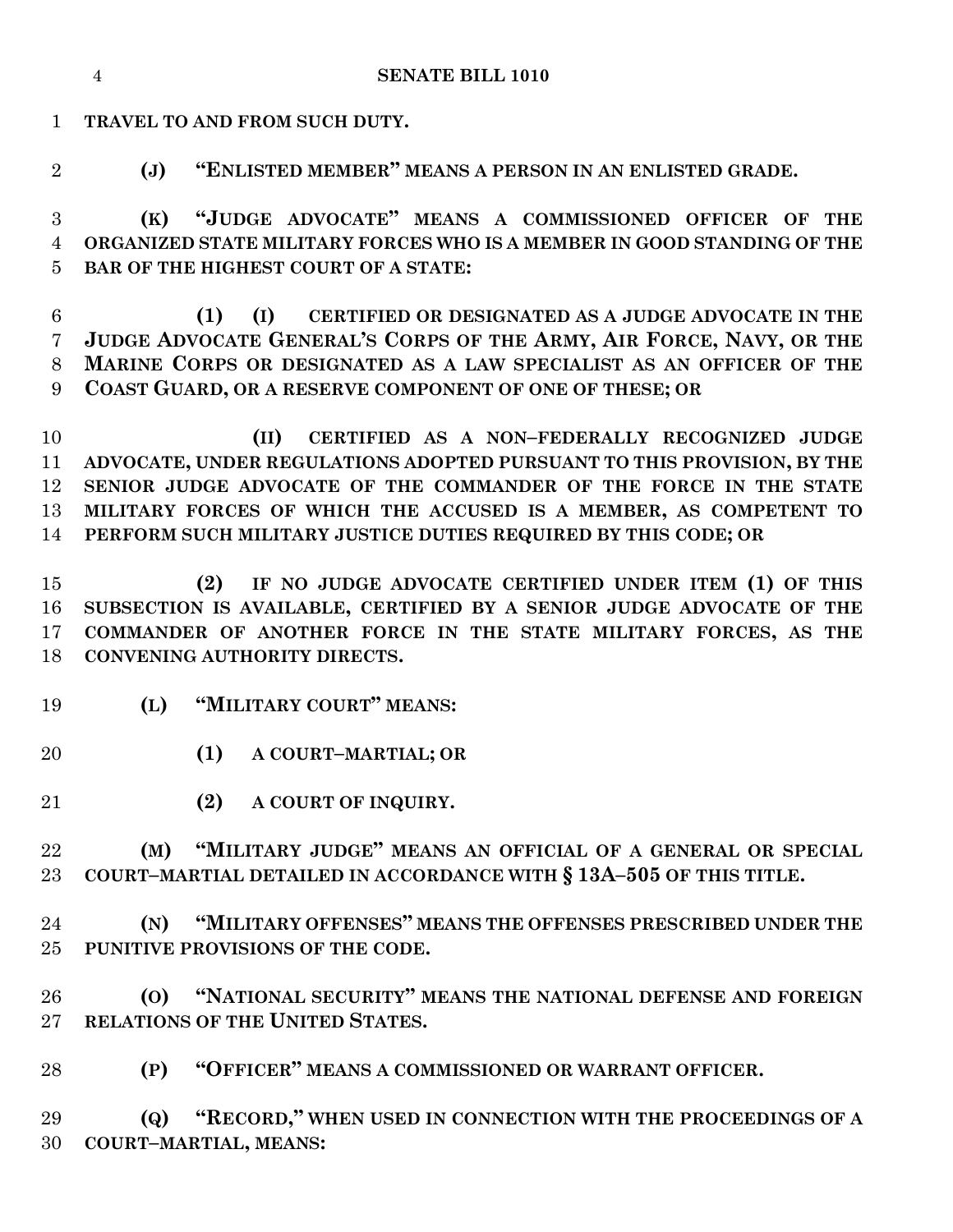**TRAVEL TO AND FROM SUCH DUTY.**

**(J) "ENLISTED MEMBER" MEANS A PERSON IN AN ENLISTED GRADE.**

**(K) "JUDGE ADVOCATE" MEANS A COMMISSIONED OFFICER OF THE ORGANIZED STATE MILITARY FORCES WHO IS A MEMBER IN GOOD STANDING OF THE BAR OF THE HIGHEST COURT OF A STATE:**

**(1) (I) CERTIFIED OR DESIGNATED AS A JUDGE ADVOCATE IN THE JUDGE ADVOCATE GENERAL'S CORPS OF THE ARMY, AIR FORCE, NAVY, OR THE MARINE CORPS OR DESIGNATED AS A LAW SPECIALIST AS AN OFFICER OF THE COAST GUARD, OR A RESERVE COMPONENT OF ONE OF THESE; OR**

**(II) CERTIFIED AS A NON–FEDERALLY RECOGNIZED JUDGE ADVOCATE, UNDER REGULATIONS ADOPTED PURSUANT TO THIS PROVISION, BY THE SENIOR JUDGE ADVOCATE OF THE COMMANDER OF THE FORCE IN THE STATE MILITARY FORCES OF WHICH THE ACCUSED IS A MEMBER, AS COMPETENT TO PERFORM SUCH MILITARY JUSTICE DUTIES REQUIRED BY THIS CODE; OR**

**(2) IF NO JUDGE ADVOCATE CERTIFIED UNDER ITEM (1) OF THIS SUBSECTION IS AVAILABLE, CERTIFIED BY A SENIOR JUDGE ADVOCATE OF THE COMMANDER OF ANOTHER FORCE IN THE STATE MILITARY FORCES, AS THE CONVENING AUTHORITY DIRECTS.**

**(L) "MILITARY COURT" MEANS:**

**(1) A COURT–MARTIAL; OR**

**(2) A COURT OF INQUIRY.**

**(M) "MILITARY JUDGE" MEANS AN OFFICIAL OF A GENERAL OR SPECIAL COURT–MARTIAL DETAILED IN ACCORDANCE WITH § 13A–505 OF THIS TITLE.**

**(N) "MILITARY OFFENSES" MEANS THE OFFENSES PRESCRIBED UNDER THE PUNITIVE PROVISIONS OF THE CODE.**

**(O) "NATIONAL SECURITY" MEANS THE NATIONAL DEFENSE AND FOREIGN RELATIONS OF THE UNITED STATES.**

**(P) "OFFICER" MEANS A COMMISSIONED OR WARRANT OFFICER.**

**(Q) "RECORD," WHEN USED IN CONNECTION WITH THE PROCEEDINGS OF A COURT–MARTIAL, MEANS:**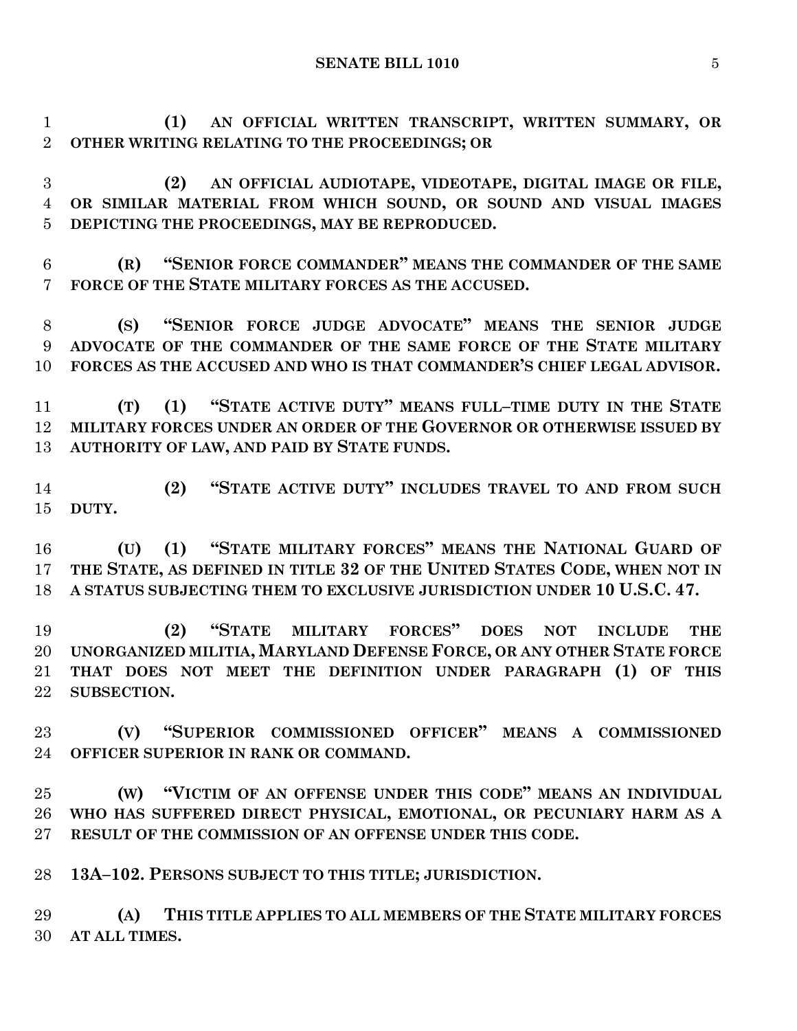**(1) AN OFFICIAL WRITTEN TRANSCRIPT, WRITTEN SUMMARY, OR OTHER WRITING RELATING TO THE PROCEEDINGS; OR**

**(2) AN OFFICIAL AUDIOTAPE, VIDEOTAPE, DIGITAL IMAGE OR FILE, OR SIMILAR MATERIAL FROM WHICH SOUND, OR SOUND AND VISUAL IMAGES DEPICTING THE PROCEEDINGS, MAY BE REPRODUCED.**

**(R) "SENIOR FORCE COMMANDER" MEANS THE COMMANDER OF THE SAME FORCE OF THE STATE MILITARY FORCES AS THE ACCUSED.**

**(S) "SENIOR FORCE JUDGE ADVOCATE" MEANS THE SENIOR JUDGE ADVOCATE OF THE COMMANDER OF THE SAME FORCE OF THE STATE MILITARY FORCES AS THE ACCUSED AND WHO IS THAT COMMANDER'S CHIEF LEGAL ADVISOR.**

**(T) (1) "STATE ACTIVE DUTY" MEANS FULL–TIME DUTY IN THE STATE MILITARY FORCES UNDER AN ORDER OF THE GOVERNOR OR OTHERWISE ISSUED BY AUTHORITY OF LAW, AND PAID BY STATE FUNDS.**

**(2) "STATE ACTIVE DUTY" INCLUDES TRAVEL TO AND FROM SUCH DUTY.**

**(U) (1) "STATE MILITARY FORCES" MEANS THE NATIONAL GUARD OF THE STATE, AS DEFINED IN TITLE 32 OF THE UNITED STATES CODE, WHEN NOT IN A STATUS SUBJECTING THEM TO EXCLUSIVE JURISDICTION UNDER 10 U.S.C. 47.**

**(2) "STATE MILITARY FORCES" DOES NOT INCLUDE THE UNORGANIZED MILITIA, MARYLAND DEFENSE FORCE, OR ANY OTHER STATE FORCE THAT DOES NOT MEET THE DEFINITION UNDER PARAGRAPH (1) OF THIS SUBSECTION.**

**(V) "SUPERIOR COMMISSIONED OFFICER" MEANS A COMMISSIONED OFFICER SUPERIOR IN RANK OR COMMAND.**

**(W) "VICTIM OF AN OFFENSE UNDER THIS CODE" MEANS AN INDIVIDUAL WHO HAS SUFFERED DIRECT PHYSICAL, EMOTIONAL, OR PECUNIARY HARM AS A RESULT OF THE COMMISSION OF AN OFFENSE UNDER THIS CODE.**

**13A–102. PERSONS SUBJECT TO THIS TITLE; JURISDICTION.**

**(A) THIS TITLE APPLIES TO ALL MEMBERS OF THE STATE MILITARY FORCES AT ALL TIMES.**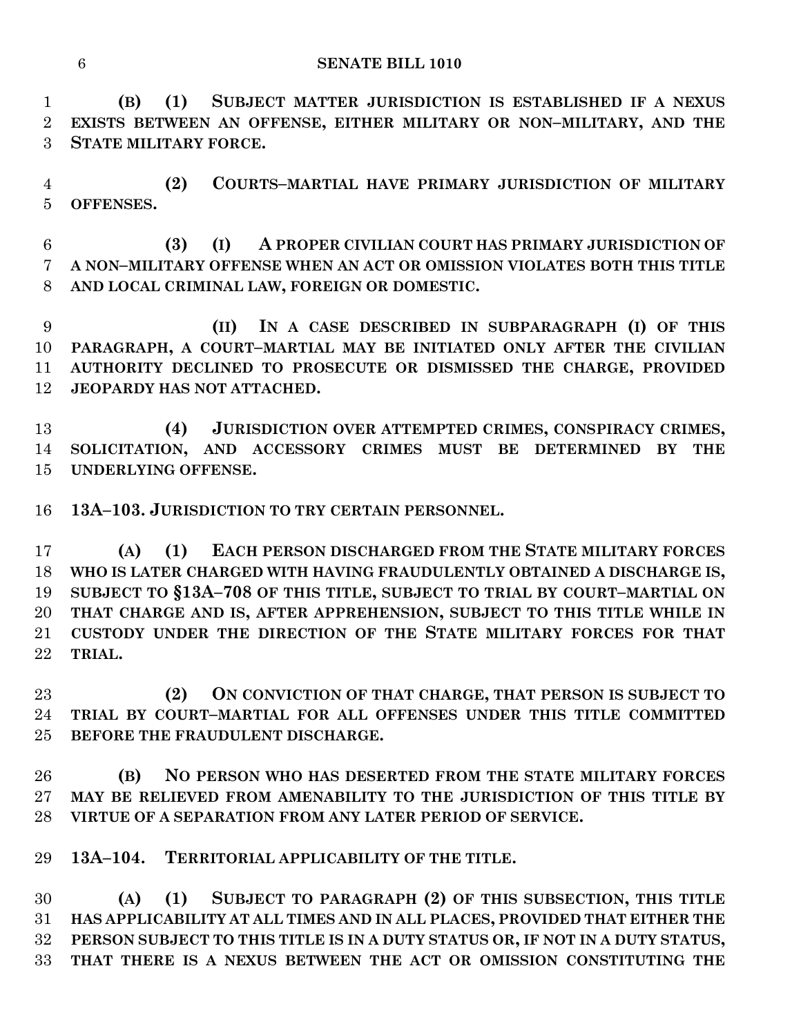**(B) (1) SUBJECT MATTER JURISDICTION IS ESTABLISHED IF A NEXUS EXISTS BETWEEN AN OFFENSE, EITHER MILITARY OR NON–MILITARY, AND THE STATE MILITARY FORCE.**

**(2) COURTS–MARTIAL HAVE PRIMARY JURISDICTION OF MILITARY OFFENSES.**

**(3) (I) A PROPER CIVILIAN COURT HAS PRIMARY JURISDICTION OF A NON–MILITARY OFFENSE WHEN AN ACT OR OMISSION VIOLATES BOTH THIS TITLE AND LOCAL CRIMINAL LAW, FOREIGN OR DOMESTIC.**

**(II) IN A CASE DESCRIBED IN SUBPARAGRAPH (I) OF THIS PARAGRAPH, A COURT–MARTIAL MAY BE INITIATED ONLY AFTER THE CIVILIAN AUTHORITY DECLINED TO PROSECUTE OR DISMISSED THE CHARGE, PROVIDED JEOPARDY HAS NOT ATTACHED.**

**(4) JURISDICTION OVER ATTEMPTED CRIMES, CONSPIRACY CRIMES, SOLICITATION, AND ACCESSORY CRIMES MUST BE DETERMINED BY THE UNDERLYING OFFENSE.**

**13A–103. JURISDICTION TO TRY CERTAIN PERSONNEL.**

**(A) (1) EACH PERSON DISCHARGED FROM THE STATE MILITARY FORCES WHO IS LATER CHARGED WITH HAVING FRAUDULENTLY OBTAINED A DISCHARGE IS, SUBJECT TO §13A–708 OF THIS TITLE, SUBJECT TO TRIAL BY COURT–MARTIAL ON THAT CHARGE AND IS, AFTER APPREHENSION, SUBJECT TO THIS TITLE WHILE IN CUSTODY UNDER THE DIRECTION OF THE STATE MILITARY FORCES FOR THAT TRIAL.**

**(2) ON CONVICTION OF THAT CHARGE, THAT PERSON IS SUBJECT TO TRIAL BY COURT–MARTIAL FOR ALL OFFENSES UNDER THIS TITLE COMMITTED BEFORE THE FRAUDULENT DISCHARGE.**

**(B) NO PERSON WHO HAS DESERTED FROM THE STATE MILITARY FORCES MAY BE RELIEVED FROM AMENABILITY TO THE JURISDICTION OF THIS TITLE BY VIRTUE OF A SEPARATION FROM ANY LATER PERIOD OF SERVICE.**

**13A–104. TERRITORIAL APPLICABILITY OF THE TITLE.**

**(A) (1) SUBJECT TO PARAGRAPH (2) OF THIS SUBSECTION, THIS TITLE HAS APPLICABILITY AT ALL TIMES AND IN ALL PLACES, PROVIDED THAT EITHER THE PERSON SUBJECT TO THIS TITLE IS IN A DUTY STATUS OR, IF NOT IN A DUTY STATUS, THAT THERE IS A NEXUS BETWEEN THE ACT OR OMISSION CONSTITUTING THE**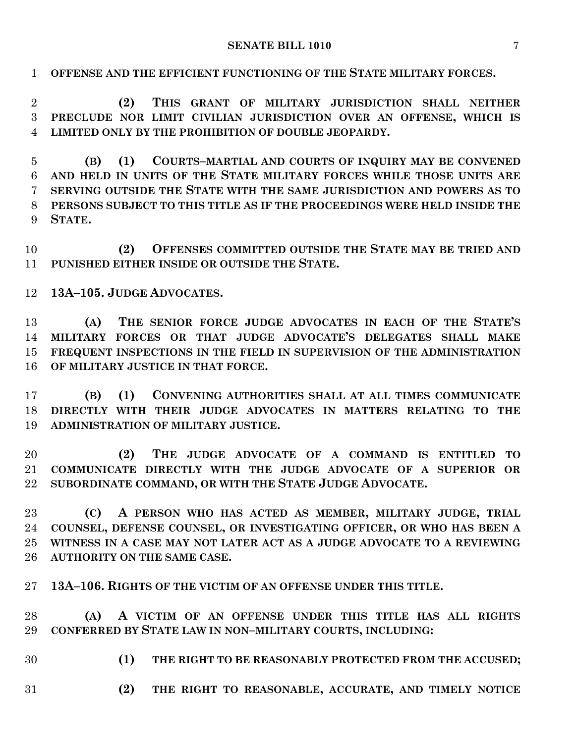**OFFENSE AND THE EFFICIENT FUNCTIONING OF THE STATE MILITARY FORCES.**

**(2) THIS GRANT OF MILITARY JURISDICTION SHALL NEITHER PRECLUDE NOR LIMIT CIVILIAN JURISDICTION OVER AN OFFENSE, WHICH IS LIMITED ONLY BY THE PROHIBITION OF DOUBLE JEOPARDY.**

**(B) (1) COURTS–MARTIAL AND COURTS OF INQUIRY MAY BE CONVENED AND HELD IN UNITS OF THE STATE MILITARY FORCES WHILE THOSE UNITS ARE SERVING OUTSIDE THE STATE WITH THE SAME JURISDICTION AND POWERS AS TO PERSONS SUBJECT TO THIS TITLE AS IF THE PROCEEDINGS WERE HELD INSIDE THE STATE.**

**(2) OFFENSES COMMITTED OUTSIDE THE STATE MAY BE TRIED AND PUNISHED EITHER INSIDE OR OUTSIDE THE STATE.**

**13A–105. JUDGE ADVOCATES.**

**(A) THE SENIOR FORCE JUDGE ADVOCATES IN EACH OF THE STATE'S MILITARY FORCES OR THAT JUDGE ADVOCATE'S DELEGATES SHALL MAKE FREQUENT INSPECTIONS IN THE FIELD IN SUPERVISION OF THE ADMINISTRATION OF MILITARY JUSTICE IN THAT FORCE.**

**(B) (1) CONVENING AUTHORITIES SHALL AT ALL TIMES COMMUNICATE DIRECTLY WITH THEIR JUDGE ADVOCATES IN MATTERS RELATING TO THE ADMINISTRATION OF MILITARY JUSTICE.**

**(2) THE JUDGE ADVOCATE OF A COMMAND IS ENTITLED TO COMMUNICATE DIRECTLY WITH THE JUDGE ADVOCATE OF A SUPERIOR OR SUBORDINATE COMMAND, OR WITH THE STATE JUDGE ADVOCATE.**

**(C) A PERSON WHO HAS ACTED AS MEMBER, MILITARY JUDGE, TRIAL COUNSEL, DEFENSE COUNSEL, OR INVESTIGATING OFFICER, OR WHO HAS BEEN A WITNESS IN A CASE MAY NOT LATER ACT AS A JUDGE ADVOCATE TO A REVIEWING AUTHORITY ON THE SAME CASE.**

**13A–106. RIGHTS OF THE VICTIM OF AN OFFENSE UNDER THIS TITLE.**

**(A) A VICTIM OF AN OFFENSE UNDER THIS TITLE HAS ALL RIGHTS CONFERRED BY STATE LAW IN NON–MILITARY COURTS, INCLUDING:**

**(1) THE RIGHT TO BE REASONABLY PROTECTED FROM THE ACCUSED;**

**(2) THE RIGHT TO REASONABLE, ACCURATE, AND TIMELY NOTICE**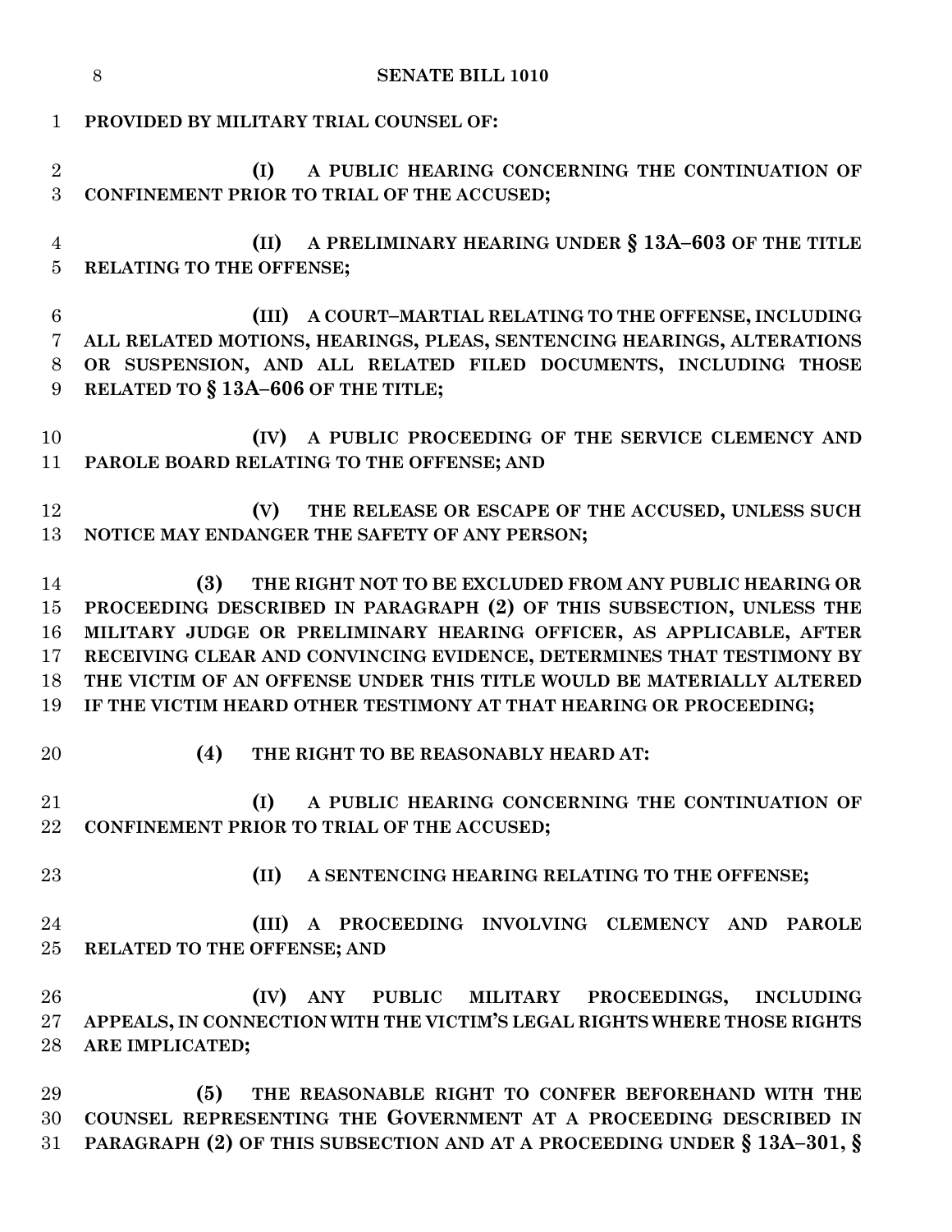**PROVIDED BY MILITARY TRIAL COUNSEL OF:**

**(I) A PUBLIC HEARING CONCERNING THE CONTINUATION OF CONFINEMENT PRIOR TO TRIAL OF THE ACCUSED;**

**(II) A PRELIMINARY HEARING UNDER § 13A–603 OF THE TITLE RELATING TO THE OFFENSE;**

**(III) A COURT–MARTIAL RELATING TO THE OFFENSE, INCLUDING ALL RELATED MOTIONS, HEARINGS, PLEAS, SENTENCING HEARINGS, ALTERATIONS OR SUSPENSION, AND ALL RELATED FILED DOCUMENTS, INCLUDING THOSE RELATED TO § 13A–606 OF THE TITLE;**

**(IV) A PUBLIC PROCEEDING OF THE SERVICE CLEMENCY AND PAROLE BOARD RELATING TO THE OFFENSE; AND**

**(V) THE RELEASE OR ESCAPE OF THE ACCUSED, UNLESS SUCH NOTICE MAY ENDANGER THE SAFETY OF ANY PERSON;**

**(3) THE RIGHT NOT TO BE EXCLUDED FROM ANY PUBLIC HEARING OR PROCEEDING DESCRIBED IN PARAGRAPH (2) OF THIS SUBSECTION, UNLESS THE MILITARY JUDGE OR PRELIMINARY HEARING OFFICER, AS APPLICABLE, AFTER RECEIVING CLEAR AND CONVINCING EVIDENCE, DETERMINES THAT TESTIMONY BY THE VICTIM OF AN OFFENSE UNDER THIS TITLE WOULD BE MATERIALLY ALTERED IF THE VICTIM HEARD OTHER TESTIMONY AT THAT HEARING OR PROCEEDING;**

**(4) THE RIGHT TO BE REASONABLY HEARD AT:**

**(I) A PUBLIC HEARING CONCERNING THE CONTINUATION OF CONFINEMENT PRIOR TO TRIAL OF THE ACCUSED;**

**(II) A SENTENCING HEARING RELATING TO THE OFFENSE;**

**(III) A PROCEEDING INVOLVING CLEMENCY AND PAROLE RELATED TO THE OFFENSE; AND**

**(IV) ANY PUBLIC MILITARY PROCEEDINGS, INCLUDING APPEALS, IN CONNECTION WITH THE VICTIM'S LEGAL RIGHTS WHERE THOSE RIGHTS ARE IMPLICATED;**

**(5) THE REASONABLE RIGHT TO CONFER BEFOREHAND WITH THE COUNSEL REPRESENTING THE GOVERNMENT AT A PROCEEDING DESCRIBED IN PARAGRAPH (2) OF THIS SUBSECTION AND AT A PROCEEDING UNDER § 13A–301, §**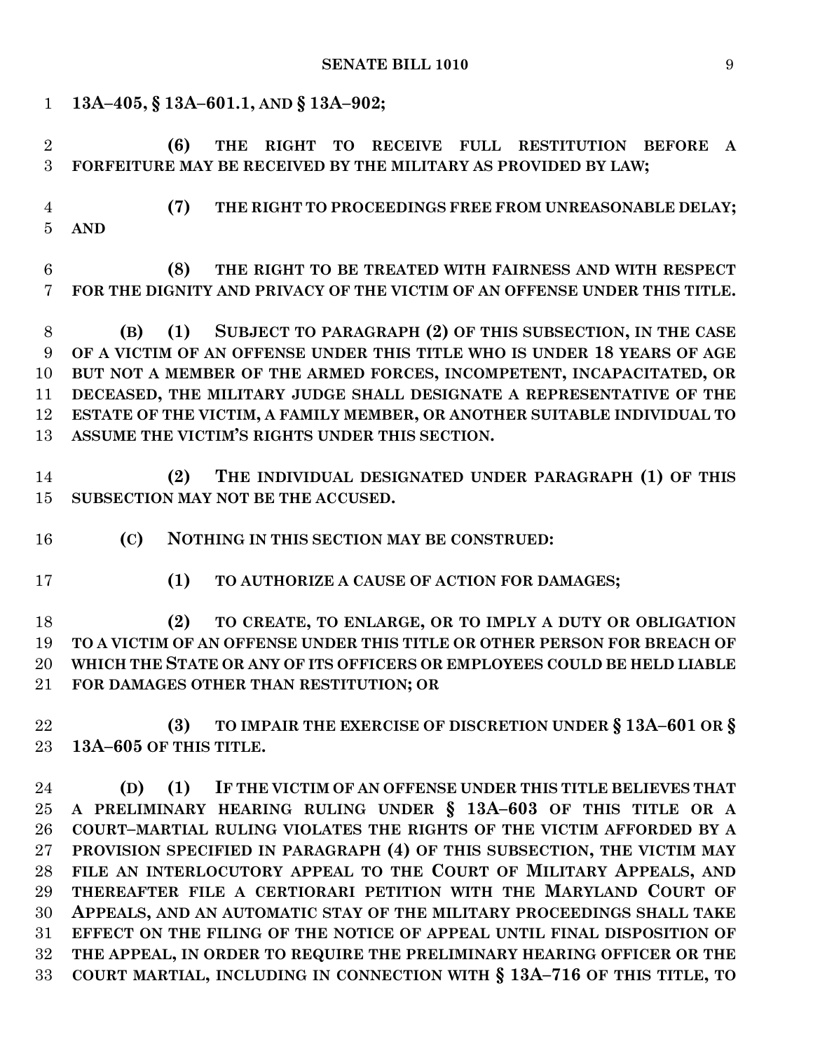**13A–405, § 13A–601.1, AND § 13A–902;**

**(6) THE RIGHT TO RECEIVE FULL RESTITUTION BEFORE A FORFEITURE MAY BE RECEIVED BY THE MILITARY AS PROVIDED BY LAW;**

**(7) THE RIGHT TO PROCEEDINGS FREE FROM UNREASONABLE DELAY; AND**

**(8) THE RIGHT TO BE TREATED WITH FAIRNESS AND WITH RESPECT FOR THE DIGNITY AND PRIVACY OF THE VICTIM OF AN OFFENSE UNDER THIS TITLE.**

**(B) (1) SUBJECT TO PARAGRAPH (2) OF THIS SUBSECTION, IN THE CASE OF A VICTIM OF AN OFFENSE UNDER THIS TITLE WHO IS UNDER 18 YEARS OF AGE BUT NOT A MEMBER OF THE ARMED FORCES, INCOMPETENT, INCAPACITATED, OR DECEASED, THE MILITARY JUDGE SHALL DESIGNATE A REPRESENTATIVE OF THE ESTATE OF THE VICTIM, A FAMILY MEMBER, OR ANOTHER SUITABLE INDIVIDUAL TO ASSUME THE VICTIM'S RIGHTS UNDER THIS SECTION.**

**(2) THE INDIVIDUAL DESIGNATED UNDER PARAGRAPH (1) OF THIS SUBSECTION MAY NOT BE THE ACCUSED.**

**(C) NOTHING IN THIS SECTION MAY BE CONSTRUED:**

**(1) TO AUTHORIZE A CAUSE OF ACTION FOR DAMAGES;**

**(2) TO CREATE, TO ENLARGE, OR TO IMPLY A DUTY OR OBLIGATION TO A VICTIM OF AN OFFENSE UNDER THIS TITLE OR OTHER PERSON FOR BREACH OF WHICH THE STATE OR ANY OF ITS OFFICERS OR EMPLOYEES COULD BE HELD LIABLE FOR DAMAGES OTHER THAN RESTITUTION; OR**

**(3) TO IMPAIR THE EXERCISE OF DISCRETION UNDER § 13A–601 OR § 13A–605 OF THIS TITLE.**

**(D) (1) IF THE VICTIM OF AN OFFENSE UNDER THIS TITLE BELIEVES THAT A PRELIMINARY HEARING RULING UNDER § 13A–603 OF THIS TITLE OR A COURT–MARTIAL RULING VIOLATES THE RIGHTS OF THE VICTIM AFFORDED BY A PROVISION SPECIFIED IN PARAGRAPH (4) OF THIS SUBSECTION, THE VICTIM MAY FILE AN INTERLOCUTORY APPEAL TO THE COURT OF MILITARY APPEALS, AND THEREAFTER FILE A CERTIORARI PETITION WITH THE MARYLAND COURT OF APPEALS, AND AN AUTOMATIC STAY OF THE MILITARY PROCEEDINGS SHALL TAKE EFFECT ON THE FILING OF THE NOTICE OF APPEAL UNTIL FINAL DISPOSITION OF THE APPEAL, IN ORDER TO REQUIRE THE PRELIMINARY HEARING OFFICER OR THE COURT MARTIAL, INCLUDING IN CONNECTION WITH § 13A–716 OF THIS TITLE, TO**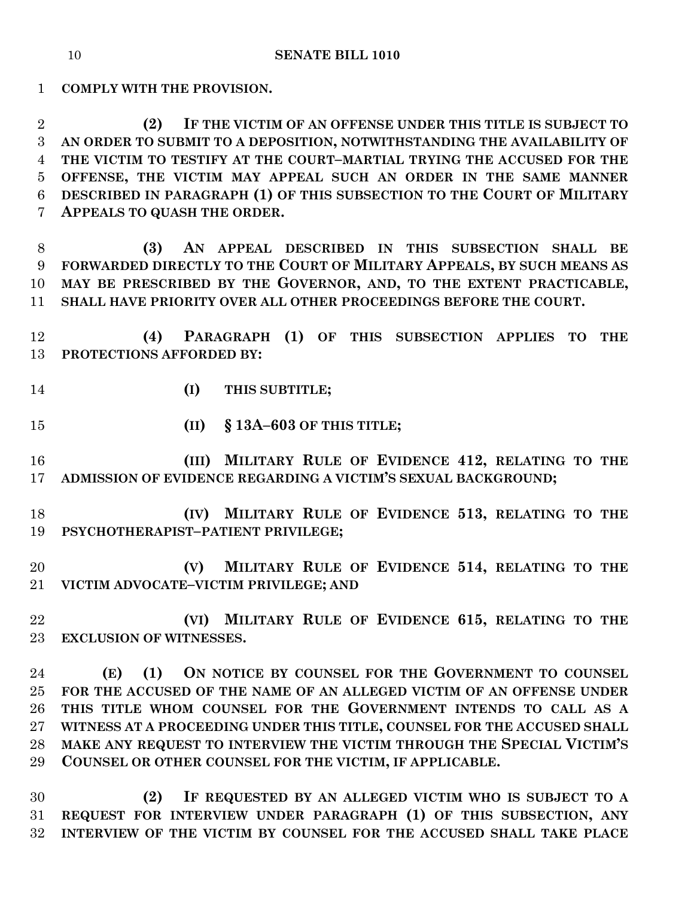**COMPLY WITH THE PROVISION.**

**(2) IF THE VICTIM OF AN OFFENSE UNDER THIS TITLE IS SUBJECT TO AN ORDER TO SUBMIT TO A DEPOSITION, NOTWITHSTANDING THE AVAILABILITY OF THE VICTIM TO TESTIFY AT THE COURT–MARTIAL TRYING THE ACCUSED FOR THE OFFENSE, THE VICTIM MAY APPEAL SUCH AN ORDER IN THE SAME MANNER DESCRIBED IN PARAGRAPH (1) OF THIS SUBSECTION TO THE COURT OF MILITARY APPEALS TO QUASH THE ORDER.**

**(3) AN APPEAL DESCRIBED IN THIS SUBSECTION SHALL BE FORWARDED DIRECTLY TO THE COURT OF MILITARY APPEALS, BY SUCH MEANS AS MAY BE PRESCRIBED BY THE GOVERNOR, AND, TO THE EXTENT PRACTICABLE, SHALL HAVE PRIORITY OVER ALL OTHER PROCEEDINGS BEFORE THE COURT.**

**(4) PARAGRAPH (1) OF THIS SUBSECTION APPLIES TO THE PROTECTIONS AFFORDED BY:**

**(I) THIS SUBTITLE;**

**(II) § 13A–603 OF THIS TITLE;**

**(III) MILITARY RULE OF EVIDENCE 412, RELATING TO THE ADMISSION OF EVIDENCE REGARDING A VICTIM'S SEXUAL BACKGROUND;**

**(IV) MILITARY RULE OF EVIDENCE 513, RELATING TO THE PSYCHOTHERAPIST–PATIENT PRIVILEGE;**

**(V) MILITARY RULE OF EVIDENCE 514, RELATING TO THE VICTIM ADVOCATE–VICTIM PRIVILEGE; AND**

**(VI) MILITARY RULE OF EVIDENCE 615, RELATING TO THE EXCLUSION OF WITNESSES.**

**(E) (1) ON NOTICE BY COUNSEL FOR THE GOVERNMENT TO COUNSEL FOR THE ACCUSED OF THE NAME OF AN ALLEGED VICTIM OF AN OFFENSE UNDER THIS TITLE WHOM COUNSEL FOR THE GOVERNMENT INTENDS TO CALL AS A WITNESS AT A PROCEEDING UNDER THIS TITLE, COUNSEL FOR THE ACCUSED SHALL MAKE ANY REQUEST TO INTERVIEW THE VICTIM THROUGH THE SPECIAL VICTIM'S COUNSEL OR OTHER COUNSEL FOR THE VICTIM, IF APPLICABLE.**

**(2) IF REQUESTED BY AN ALLEGED VICTIM WHO IS SUBJECT TO A REQUEST FOR INTERVIEW UNDER PARAGRAPH (1) OF THIS SUBSECTION, ANY INTERVIEW OF THE VICTIM BY COUNSEL FOR THE ACCUSED SHALL TAKE PLACE**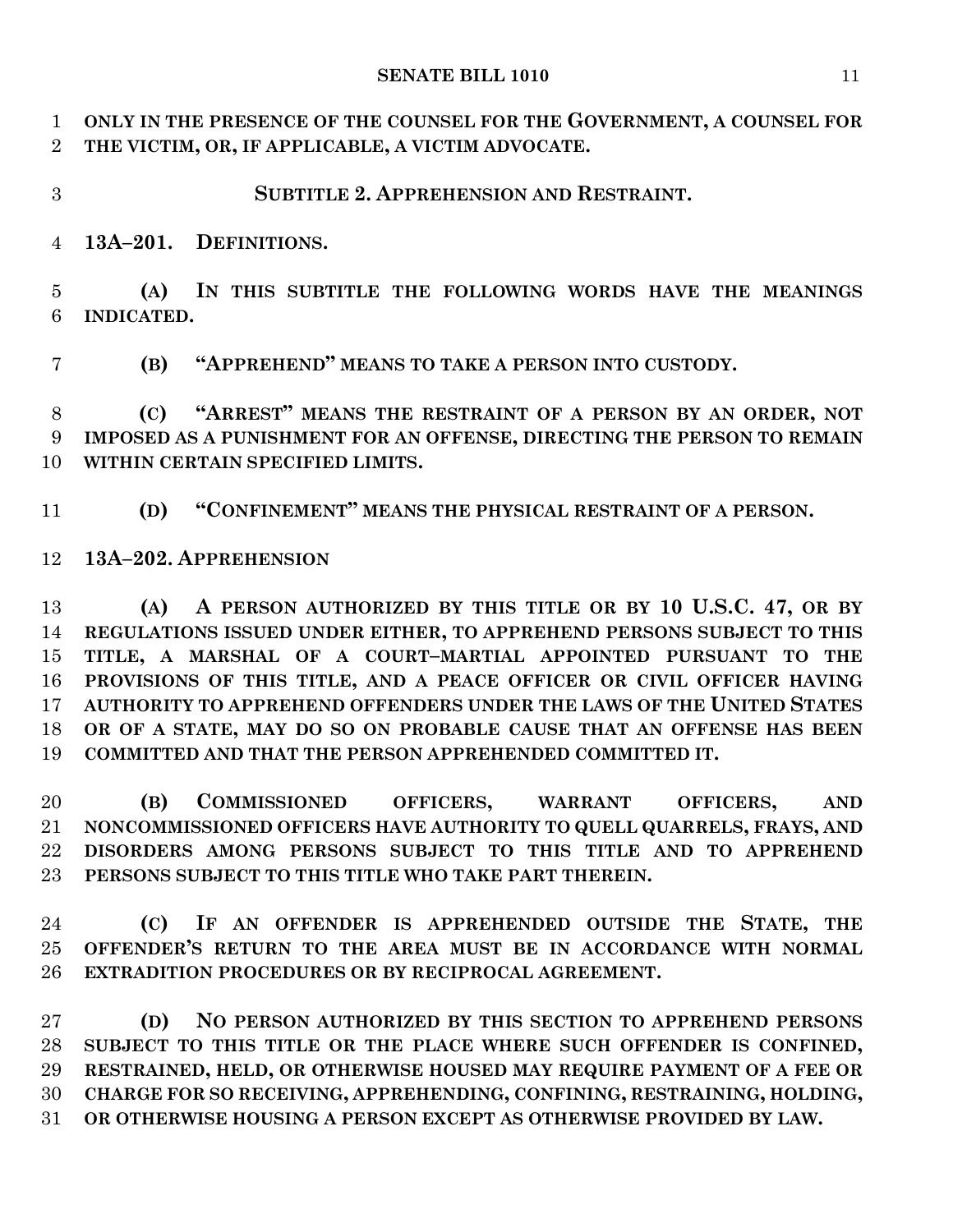**ONLY IN THE PRESENCE OF THE COUNSEL FOR THE GOVERNMENT, A COUNSEL FOR THE VICTIM, OR, IF APPLICABLE, A VICTIM ADVOCATE.**

## SUBTITLE 2. APPREHENSION AND RESTRAINT.

### 13A–201. DEFINITIONS.

**(A) IN THIS SUBTITLE THE FOLLOWING WORDS HAVE THE MEANINGS INDICATED.**

**(B) "APPREHEND" MEANS TO TAKE A PERSON INTO CUSTODY.**

**(C) "ARREST" MEANS THE RESTRAINT OF A PERSON BY AN ORDER, NOT IMPOSED AS A PUNISHMENT FOR AN OFFENSE, DIRECTING THE PERSON TO REMAIN WITHIN CERTAIN SPECIFIED LIMITS.**

**(D) "CONFINEMENT" MEANS THE PHYSICAL RESTRAINT OF A PERSON.**

### 13A–202. APPREHENSION

**(A) A PERSON AUTHORIZED BY THIS TITLE OR BY 10 U.S.C. 47, OR BY REGULATIONS ISSUED UNDER EITHER, TO APPREHEND PERSONS SUBJECT TO THIS TITLE, A MARSHAL OF A COURT–MARTIAL APPOINTED PURSUANT TO THE PROVISIONS OF THIS TITLE, AND A PEACE OFFICER OR CIVIL OFFICER HAVING AUTHORITY TO APPREHEND OFFENDERS UNDER THE LAWS OF THE UNITED STATES OR OF A STATE, MAY DO SO ON PROBABLE CAUSE THAT AN OFFENSE HAS BEEN COMMITTED AND THAT THE PERSON APPREHENDED COMMITTED IT.**

**(B) COMMISSIONED OFFICERS, WARRANT OFFICERS, AND NONCOMMISSIONED OFFICERS HAVE AUTHORITY TO QUELL QUARRELS, FRAYS, AND DISORDERS AMONG PERSONS SUBJECT TO THIS TITLE AND TO APPREHEND PERSONS SUBJECT TO THIS TITLE WHO TAKE PART THEREIN.**

**(C) IF AN OFFENDER IS APPREHENDED OUTSIDE THE STATE, THE OFFENDER'S RETURN TO THE AREA MUST BE IN ACCORDANCE WITH NORMAL EXTRADITION PROCEDURES OR BY RECIPROCAL AGREEMENT.**

**(D) NO PERSON AUTHORIZED BY THIS SECTION TO APPREHEND PERSONS SUBJECT TO THIS TITLE OR THE PLACE WHERE SUCH OFFENDER IS CONFINED, RESTRAINED, HELD, OR OTHERWISE HOUSED MAY REQUIRE PAYMENT OF A FEE OR CHARGE FOR SO RECEIVING, APPREHENDING, CONFINING, RESTRAINING, HOLDING, OR OTHERWISE HOUSING A PERSON EXCEPT AS OTHERWISE PROVIDED BY LAW.**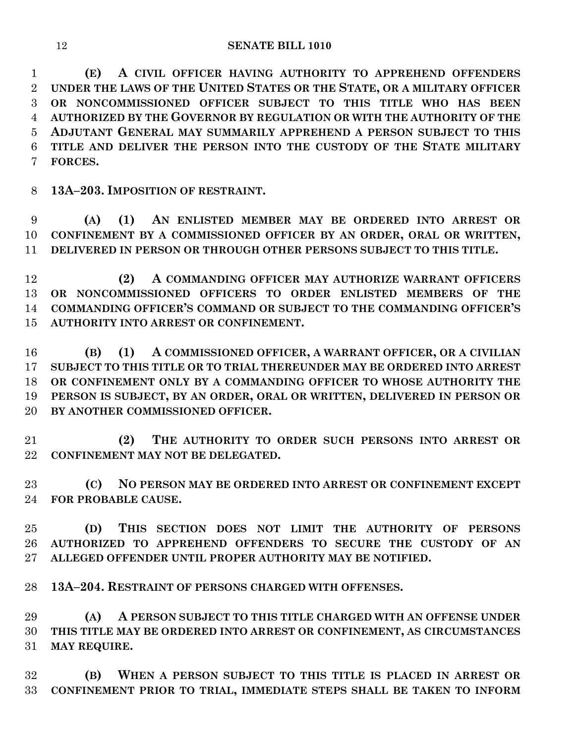**(E) A CIVIL OFFICER HAVING AUTHORITY TO APPREHEND OFFENDERS UNDER THE LAWS OF THE UNITED STATES OR THE STATE, OR A MILITARY OFFICER OR NONCOMMISSIONED OFFICER SUBJECT TO THIS TITLE WHO HAS BEEN AUTHORIZED BY THE GOVERNOR BY REGULATION OR WITH THE AUTHORITY OF THE ADJUTANT GENERAL MAY SUMMARILY APPREHEND A PERSON SUBJECT TO THIS TITLE AND DELIVER THE PERSON INTO THE CUSTODY OF THE STATE MILITARY FORCES.**

**13A–203. IMPOSITION OF RESTRAINT.**

**(A) (1) AN ENLISTED MEMBER MAY BE ORDERED INTO ARREST OR CONFINEMENT BY A COMMISSIONED OFFICER BY AN ORDER, ORAL OR WRITTEN, DELIVERED IN PERSON OR THROUGH OTHER PERSONS SUBJECT TO THIS TITLE.**

**(2) A COMMANDING OFFICER MAY AUTHORIZE WARRANT OFFICERS OR NONCOMMISSIONED OFFICERS TO ORDER ENLISTED MEMBERS OF THE COMMANDING OFFICER'S COMMAND OR SUBJECT TO THE COMMANDING OFFICER'S AUTHORITY INTO ARREST OR CONFINEMENT.**

**(B) (1) A COMMISSIONED OFFICER, A WARRANT OFFICER, OR A CIVILIAN SUBJECT TO THIS TITLE OR TO TRIAL THEREUNDER MAY BE ORDERED INTO ARREST OR CONFINEMENT ONLY BY A COMMANDING OFFICER TO WHOSE AUTHORITY THE PERSON IS SUBJECT, BY AN ORDER, ORAL OR WRITTEN, DELIVERED IN PERSON OR BY ANOTHER COMMISSIONED OFFICER.**

**(2) THE AUTHORITY TO ORDER SUCH PERSONS INTO ARREST OR CONFINEMENT MAY NOT BE DELEGATED.**

**(C) NO PERSON MAY BE ORDERED INTO ARREST OR CONFINEMENT EXCEPT FOR PROBABLE CAUSE.**

**(D) THIS SECTION DOES NOT LIMIT THE AUTHORITY OF PERSONS AUTHORIZED TO APPREHEND OFFENDERS TO SECURE THE CUSTODY OF AN ALLEGED OFFENDER UNTIL PROPER AUTHORITY MAY BE NOTIFIED.**

**13A–204. RESTRAINT OF PERSONS CHARGED WITH OFFENSES.**

**(A) A PERSON SUBJECT TO THIS TITLE CHARGED WITH AN OFFENSE UNDER THIS TITLE MAY BE ORDERED INTO ARREST OR CONFINEMENT, AS CIRCUMSTANCES MAY REQUIRE.**

**(B) WHEN A PERSON SUBJECT TO THIS TITLE IS PLACED IN ARREST OR CONFINEMENT PRIOR TO TRIAL, IMMEDIATE STEPS SHALL BE TAKEN TO INFORM**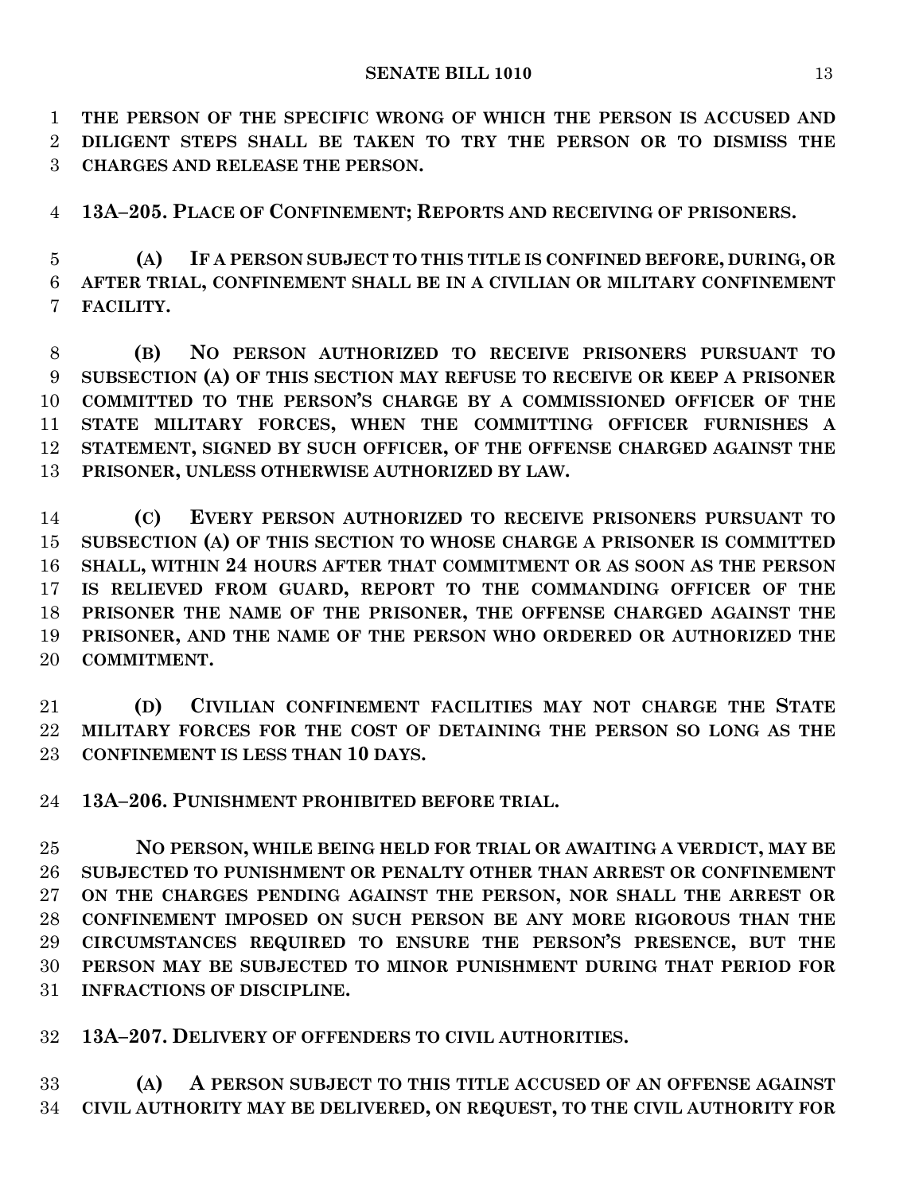**THE PERSON OF THE SPECIFIC WRONG OF WHICH THE PERSON IS ACCUSED AND DILIGENT STEPS SHALL BE TAKEN TO TRY THE PERSON OR TO DISMISS THE CHARGES AND RELEASE THE PERSON.**

**13A–205. PLACE OF CONFINEMENT; REPORTS AND RECEIVING OF PRISONERS.**

**(A) IF A PERSON SUBJECT TO THIS TITLE IS CONFINED BEFORE, DURING, OR AFTER TRIAL, CONFINEMENT SHALL BE IN A CIVILIAN OR MILITARY CONFINEMENT FACILITY.**

**(B) NO PERSON AUTHORIZED TO RECEIVE PRISONERS PURSUANT TO SUBSECTION (A) OF THIS SECTION MAY REFUSE TO RECEIVE OR KEEP A PRISONER COMMITTED TO THE PERSON'S CHARGE BY A COMMISSIONED OFFICER OF THE STATE MILITARY FORCES, WHEN THE COMMITTING OFFICER FURNISHES A STATEMENT, SIGNED BY SUCH OFFICER, OF THE OFFENSE CHARGED AGAINST THE PRISONER, UNLESS OTHERWISE AUTHORIZED BY LAW.**

**(C) EVERY PERSON AUTHORIZED TO RECEIVE PRISONERS PURSUANT TO SUBSECTION (A) OF THIS SECTION TO WHOSE CHARGE A PRISONER IS COMMITTED SHALL, WITHIN 24 HOURS AFTER THAT COMMITMENT OR AS SOON AS THE PERSON IS RELIEVED FROM GUARD, REPORT TO THE COMMANDING OFFICER OF THE PRISONER THE NAME OF THE PRISONER, THE OFFENSE CHARGED AGAINST THE PRISONER, AND THE NAME OF THE PERSON WHO ORDERED OR AUTHORIZED THE COMMITMENT.**

**(D) CIVILIAN CONFINEMENT FACILITIES MAY NOT CHARGE THE STATE MILITARY FORCES FOR THE COST OF DETAINING THE PERSON SO LONG AS THE CONFINEMENT IS LESS THAN 10 DAYS.**

**13A–206. PUNISHMENT PROHIBITED BEFORE TRIAL.**

**NO PERSON, WHILE BEING HELD FOR TRIAL OR AWAITING A VERDICT, MAY BE SUBJECTED TO PUNISHMENT OR PENALTY OTHER THAN ARREST OR CONFINEMENT ON THE CHARGES PENDING AGAINST THE PERSON, NOR SHALL THE ARREST OR CONFINEMENT IMPOSED ON SUCH PERSON BE ANY MORE RIGOROUS THAN THE CIRCUMSTANCES REQUIRED TO ENSURE THE PERSON'S PRESENCE, BUT THE PERSON MAY BE SUBJECTED TO MINOR PUNISHMENT DURING THAT PERIOD FOR INFRACTIONS OF DISCIPLINE.**

**13A–207. DELIVERY OF OFFENDERS TO CIVIL AUTHORITIES.**

**(A) A PERSON SUBJECT TO THIS TITLE ACCUSED OF AN OFFENSE AGAINST CIVIL AUTHORITY MAY BE DELIVERED, ON REQUEST, TO THE CIVIL AUTHORITY FOR**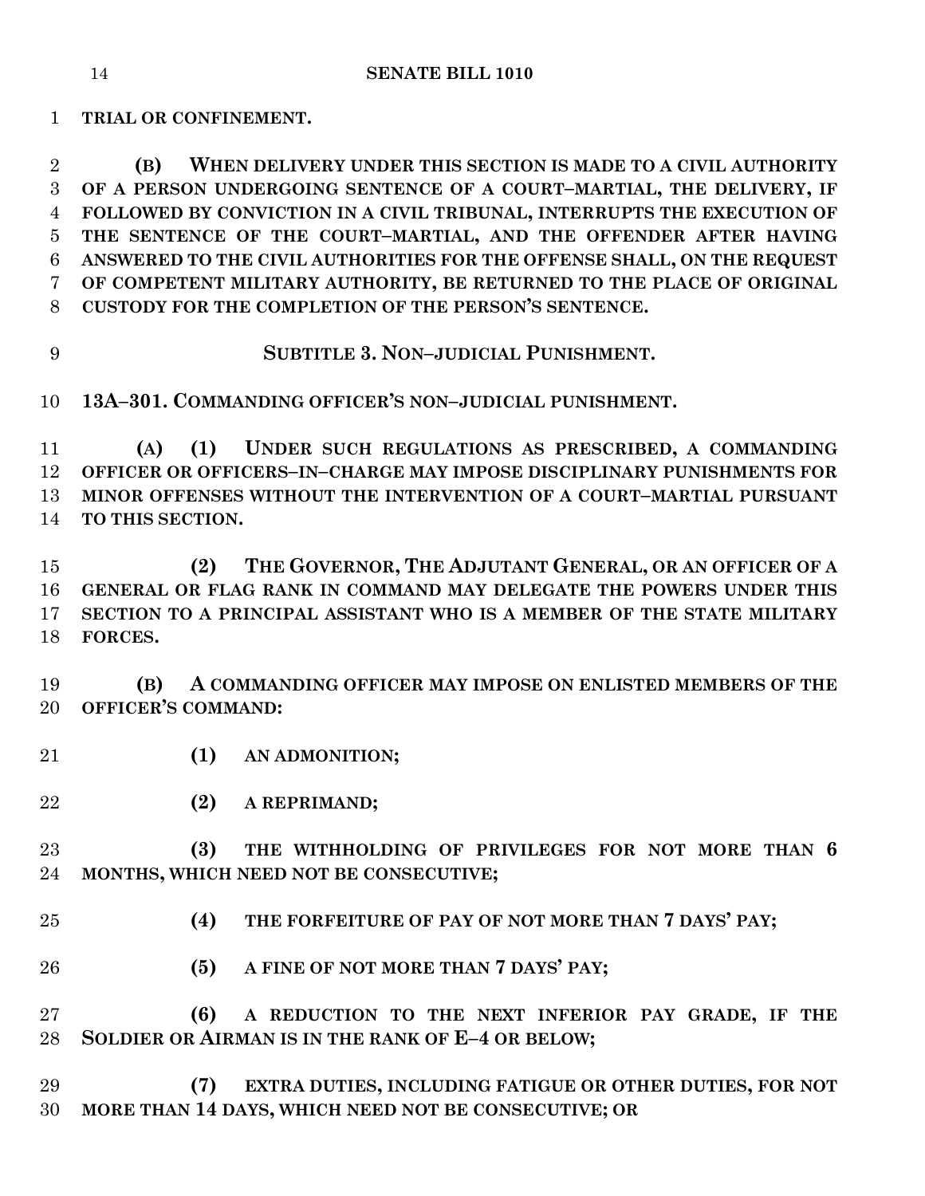**TRIAL OR CONFINEMENT.**

**(B) WHEN DELIVERY UNDER THIS SECTION IS MADE TO A CIVIL AUTHORITY OF A PERSON UNDERGOING SENTENCE OF A COURT–MARTIAL, THE DELIVERY, IF FOLLOWED BY CONVICTION IN A CIVIL TRIBUNAL, INTERRUPTS THE EXECUTION OF THE SENTENCE OF THE COURT–MARTIAL, AND THE OFFENDER AFTER HAVING ANSWERED TO THE CIVIL AUTHORITIES FOR THE OFFENSE SHALL, ON THE REQUEST OF COMPETENT MILITARY AUTHORITY, BE RETURNED TO THE PLACE OF ORIGINAL CUSTODY FOR THE COMPLETION OF THE PERSON'S SENTENCE.**

## **SUBTITLE 3. NON–JUDICIAL PUNISHMENT.**

**13A–301. COMMANDING OFFICER'S NON–JUDICIAL PUNISHMENT.**

**(A) (1) UNDER SUCH REGULATIONS AS PRESCRIBED, A COMMANDING OFFICER OR OFFICERS–IN–CHARGE MAY IMPOSE DISCIPLINARY PUNISHMENTS FOR MINOR OFFENSES WITHOUT THE INTERVENTION OF A COURT–MARTIAL PURSUANT TO THIS SECTION.**

**(2) THE GOVERNOR, THE ADJUTANT GENERAL, OR AN OFFICER OF A GENERAL OR FLAG RANK IN COMMAND MAY DELEGATE THE POWERS UNDER THIS SECTION TO A PRINCIPAL ASSISTANT WHO IS A MEMBER OF THE STATE MILITARY FORCES.**

**(B) A COMMANDING OFFICER MAY IMPOSE ON ENLISTED MEMBERS OF THE OFFICER'S COMMAND:**

**(1) AN ADMONITION;**

**(2) A REPRIMAND;**

**(3) THE WITHHOLDING OF PRIVILEGES FOR NOT MORE THAN 6 MONTHS, WHICH NEED NOT BE CONSECUTIVE;**

**(4) THE FORFEITURE OF PAY OF NOT MORE THAN 7 DAYS' PAY;**

**(5) A FINE OF NOT MORE THAN 7 DAYS' PAY;**

**(6) A REDUCTION TO THE NEXT INFERIOR PAY GRADE, IF THE SOLDIER OR AIRMAN IS IN THE RANK OF E–4 OR BELOW;**

**(7) EXTRA DUTIES, INCLUDING FATIGUE OR OTHER DUTIES, FOR NOT MORE THAN 14 DAYS, WHICH NEED NOT BE CONSECUTIVE; OR**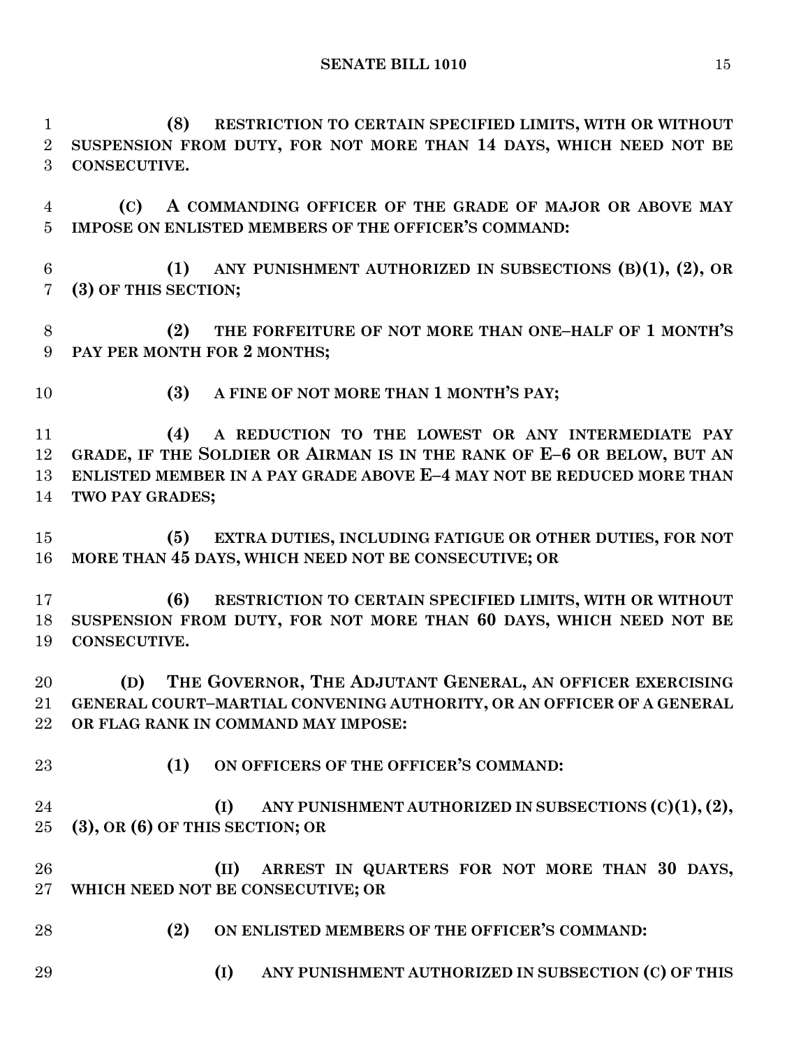**(8) RESTRICTION TO CERTAIN SPECIFIED LIMITS, WITH OR WITHOUT SUSPENSION FROM DUTY, FOR NOT MORE THAN 14 DAYS, WHICH NEED NOT BE CONSECUTIVE.**

**(C) A COMMANDING OFFICER OF THE GRADE OF MAJOR OR ABOVE MAY IMPOSE ON ENLISTED MEMBERS OF THE OFFICER'S COMMAND:**

**(1) ANY PUNISHMENT AUTHORIZED IN SUBSECTIONS (B)(1), (2), OR (3) OF THIS SECTION;**

**(2) THE FORFEITURE OF NOT MORE THAN ONE–HALF OF 1 MONTH'S PAY PER MONTH FOR 2 MONTHS;**

**(3) A FINE OF NOT MORE THAN 1 MONTH'S PAY;**

**(4) A REDUCTION TO THE LOWEST OR ANY INTERMEDIATE PAY GRADE, IF THE SOLDIER OR AIRMAN IS IN THE RANK OF E–6 OR BELOW, BUT AN ENLISTED MEMBER IN A PAY GRADE ABOVE E–4 MAY NOT BE REDUCED MORE THAN TWO PAY GRADES;**

**(5) EXTRA DUTIES, INCLUDING FATIGUE OR OTHER DUTIES, FOR NOT MORE THAN 45 DAYS, WHICH NEED NOT BE CONSECUTIVE; OR**

**(6) RESTRICTION TO CERTAIN SPECIFIED LIMITS, WITH OR WITHOUT SUSPENSION FROM DUTY, FOR NOT MORE THAN 60 DAYS, WHICH NEED NOT BE CONSECUTIVE.**

**(D) THE GOVERNOR, THE ADJUTANT GENERAL, AN OFFICER EXERCISING GENERAL COURT–MARTIAL CONVENING AUTHORITY, OR AN OFFICER OF A GENERAL OR FLAG RANK IN COMMAND MAY IMPOSE:**

**(1) ON OFFICERS OF THE OFFICER'S COMMAND:**

**(I) ANY PUNISHMENT AUTHORIZED IN SUBSECTIONS (C)(1), (2), (3), OR (6) OF THIS SECTION; OR**

**(II) ARREST IN QUARTERS FOR NOT MORE THAN 30 DAYS, WHICH NEED NOT BE CONSECUTIVE; OR**

**(2) ON ENLISTED MEMBERS OF THE OFFICER'S COMMAND:**

**(I) ANY PUNISHMENT AUTHORIZED IN SUBSECTION (C) OF THIS**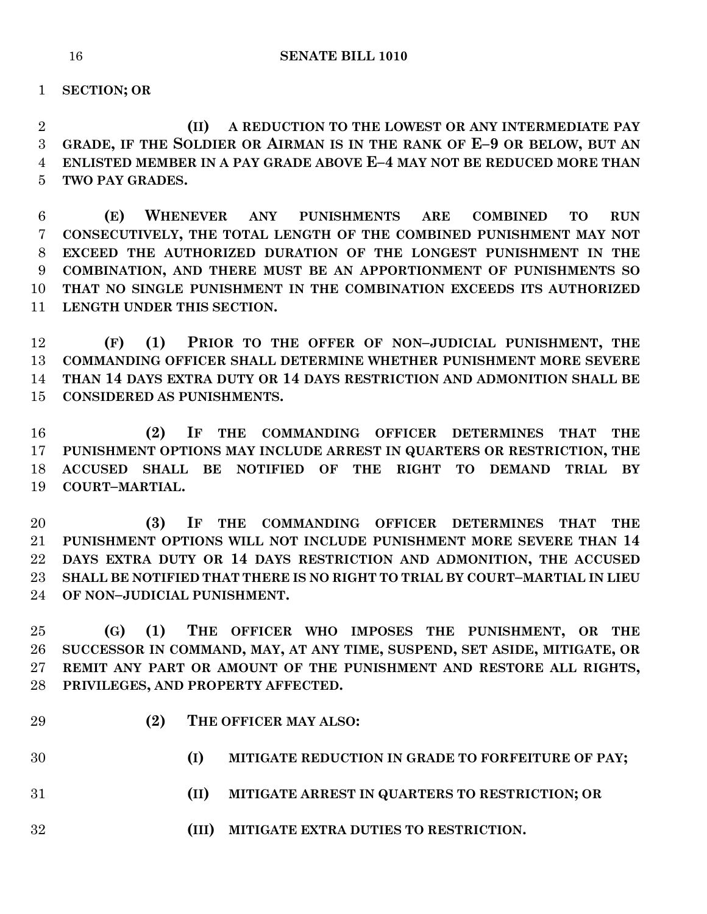**SECTION; OR**

**(II) A REDUCTION TO THE LOWEST OR ANY INTERMEDIATE PAY GRADE, IF THE SOLDIER OR AIRMAN IS IN THE RANK OF E–9 OR BELOW, BUT AN ENLISTED MEMBER IN A PAY GRADE ABOVE E–4 MAY NOT BE REDUCED MORE THAN TWO PAY GRADES.**

**(E) WHENEVER ANY PUNISHMENTS ARE COMBINED TO RUN CONSECUTIVELY, THE TOTAL LENGTH OF THE COMBINED PUNISHMENT MAY NOT EXCEED THE AUTHORIZED DURATION OF THE LONGEST PUNISHMENT IN THE COMBINATION, AND THERE MUST BE AN APPORTIONMENT OF PUNISHMENTS SO THAT NO SINGLE PUNISHMENT IN THE COMBINATION EXCEEDS ITS AUTHORIZED LENGTH UNDER THIS SECTION.**

**(F) (1) PRIOR TO THE OFFER OF NON–JUDICIAL PUNISHMENT, THE COMMANDING OFFICER SHALL DETERMINE WHETHER PUNISHMENT MORE SEVERE THAN 14 DAYS EXTRA DUTY OR 14 DAYS RESTRICTION AND ADMONITION SHALL BE CONSIDERED AS PUNISHMENTS.**

**(2) IF THE COMMANDING OFFICER DETERMINES THAT THE PUNISHMENT OPTIONS MAY INCLUDE ARREST IN QUARTERS OR RESTRICTION, THE ACCUSED SHALL BE NOTIFIED OF THE RIGHT TO DEMAND TRIAL BY COURT–MARTIAL.**

**(3) IF THE COMMANDING OFFICER DETERMINES THAT THE PUNISHMENT OPTIONS WILL NOT INCLUDE PUNISHMENT MORE SEVERE THAN 14 DAYS EXTRA DUTY OR 14 DAYS RESTRICTION AND ADMONITION, THE ACCUSED SHALL BE NOTIFIED THAT THERE IS NO RIGHT TO TRIAL BY COURT–MARTIAL IN LIEU OF NON–JUDICIAL PUNISHMENT.**

**(G) (1) THE OFFICER WHO IMPOSES THE PUNISHMENT, OR THE SUCCESSOR IN COMMAND, MAY, AT ANY TIME, SUSPEND, SET ASIDE, MITIGATE, OR REMIT ANY PART OR AMOUNT OF THE PUNISHMENT AND RESTORE ALL RIGHTS, PRIVILEGES, AND PROPERTY AFFECTED.**

**(2) THE OFFICER MAY ALSO:**

**(I) MITIGATE REDUCTION IN GRADE TO FORFEITURE OF PAY;**

**(II) MITIGATE ARREST IN QUARTERS TO RESTRICTION; OR**

**(III) MITIGATE EXTRA DUTIES TO RESTRICTION.**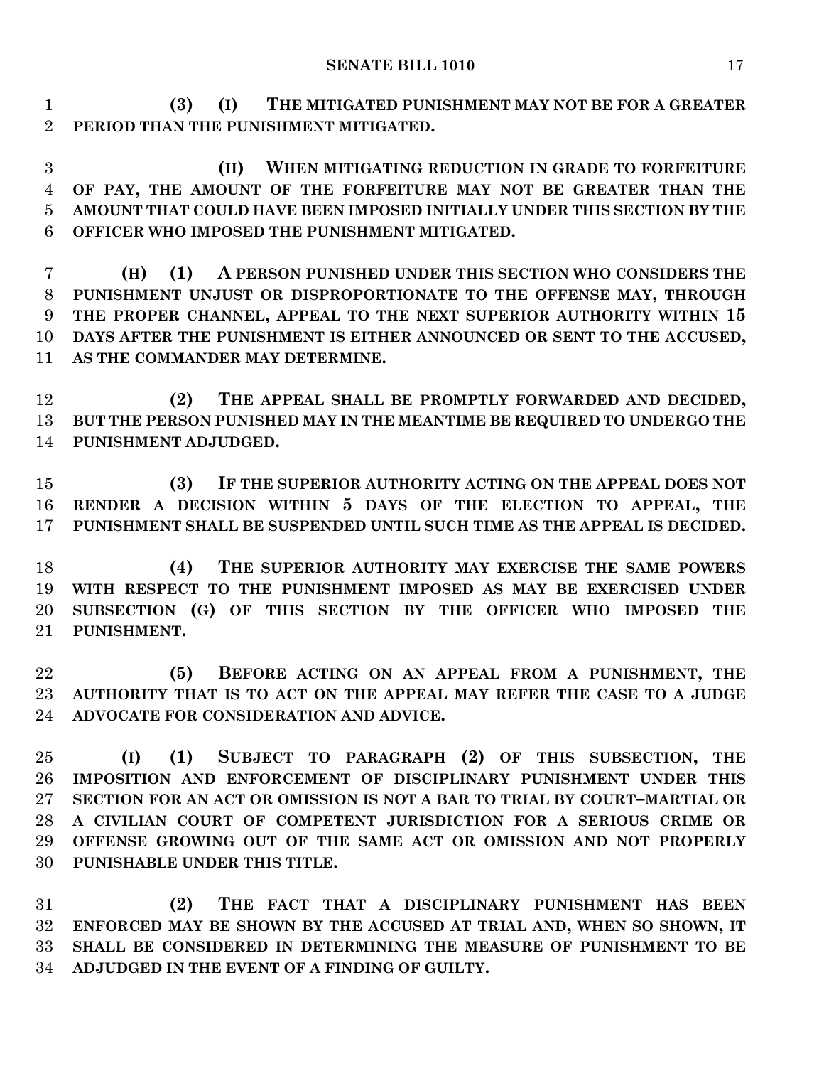**(3) (I) THE MITIGATED PUNISHMENT MAY NOT BE FOR A GREATER PERIOD THAN THE PUNISHMENT MITIGATED.**

**(II) WHEN MITIGATING REDUCTION IN GRADE TO FORFEITURE OF PAY, THE AMOUNT OF THE FORFEITURE MAY NOT BE GREATER THAN THE AMOUNT THAT COULD HAVE BEEN IMPOSED INITIALLY UNDER THIS SECTION BY THE OFFICER WHO IMPOSED THE PUNISHMENT MITIGATED.**

**(H) (1) A PERSON PUNISHED UNDER THIS SECTION WHO CONSIDERS THE PUNISHMENT UNJUST OR DISPROPORTIONATE TO THE OFFENSE MAY, THROUGH THE PROPER CHANNEL, APPEAL TO THE NEXT SUPERIOR AUTHORITY WITHIN 15 DAYS AFTER THE PUNISHMENT IS EITHER ANNOUNCED OR SENT TO THE ACCUSED, AS THE COMMANDER MAY DETERMINE.**

**(2) THE APPEAL SHALL BE PROMPTLY FORWARDED AND DECIDED, BUT THE PERSON PUNISHED MAY IN THE MEANTIME BE REQUIRED TO UNDERGO THE PUNISHMENT ADJUDGED.**

**(3) IF THE SUPERIOR AUTHORITY ACTING ON THE APPEAL DOES NOT RENDER A DECISION WITHIN 5 DAYS OF THE ELECTION TO APPEAL, THE PUNISHMENT SHALL BE SUSPENDED UNTIL SUCH TIME AS THE APPEAL IS DECIDED.**

**(4) THE SUPERIOR AUTHORITY MAY EXERCISE THE SAME POWERS WITH RESPECT TO THE PUNISHMENT IMPOSED AS MAY BE EXERCISED UNDER SUBSECTION (G) OF THIS SECTION BY THE OFFICER WHO IMPOSED THE PUNISHMENT.**

**(5) BEFORE ACTING ON AN APPEAL FROM A PUNISHMENT, THE AUTHORITY THAT IS TO ACT ON THE APPEAL MAY REFER THE CASE TO A JUDGE ADVOCATE FOR CONSIDERATION AND ADVICE.**

**(I) (1) SUBJECT TO PARAGRAPH (2) OF THIS SUBSECTION, THE IMPOSITION AND ENFORCEMENT OF DISCIPLINARY PUNISHMENT UNDER THIS SECTION FOR AN ACT OR OMISSION IS NOT A BAR TO TRIAL BY COURT–MARTIAL OR A CIVILIAN COURT OF COMPETENT JURISDICTION FOR A SERIOUS CRIME OR OFFENSE GROWING OUT OF THE SAME ACT OR OMISSION AND NOT PROPERLY PUNISHABLE UNDER THIS TITLE.**

**(2) THE FACT THAT A DISCIPLINARY PUNISHMENT HAS BEEN ENFORCED MAY BE SHOWN BY THE ACCUSED AT TRIAL AND, WHEN SO SHOWN, IT SHALL BE CONSIDERED IN DETERMINING THE MEASURE OF PUNISHMENT TO BE ADJUDGED IN THE EVENT OF A FINDING OF GUILTY.**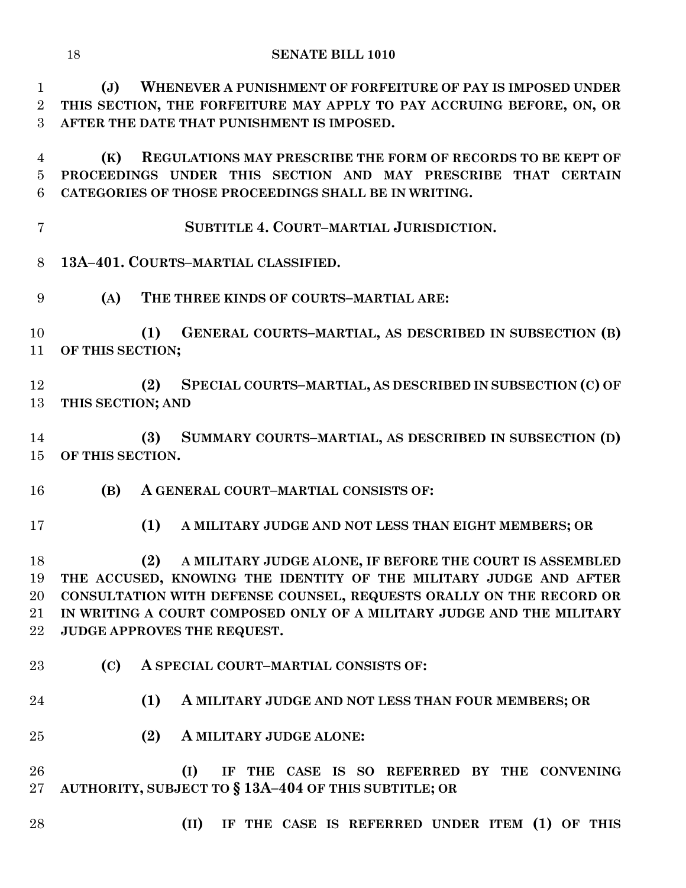**(J) WHENEVER A PUNISHMENT OF FORFEITURE OF PAY IS IMPOSED UNDER THIS SECTION, THE FORFEITURE MAY APPLY TO PAY ACCRUING BEFORE, ON, OR AFTER THE DATE THAT PUNISHMENT IS IMPOSED.**

**(K) REGULATIONS MAY PRESCRIBE THE FORM OF RECORDS TO BE KEPT OF PROCEEDINGS UNDER THIS SECTION AND MAY PRESCRIBE THAT CERTAIN CATEGORIES OF THOSE PROCEEDINGS SHALL BE IN WRITING.**

## SUBTITLE 4. COURT–MARTIAL JURISDICTION.

### 13A–401. COURTS–MARTIAL CLASSIFIED.

**(A) THE THREE KINDS OF COURTS–MARTIAL ARE:**

**(1) GENERAL COURTS–MARTIAL, AS DESCRIBED IN SUBSECTION (B) OF THIS SECTION;**

**(2) SPECIAL COURTS–MARTIAL, AS DESCRIBED IN SUBSECTION (C) OF THIS SECTION; AND**

**(3) SUMMARY COURTS–MARTIAL, AS DESCRIBED IN SUBSECTION (D) OF THIS SECTION.**

**(B) A GENERAL COURT–MARTIAL CONSISTS OF:**

**(1) A MILITARY JUDGE AND NOT LESS THAN EIGHT MEMBERS; OR**

**(2) A MILITARY JUDGE ALONE, IF BEFORE THE COURT IS ASSEMBLED THE ACCUSED, KNOWING THE IDENTITY OF THE MILITARY JUDGE AND AFTER CONSULTATION WITH DEFENSE COUNSEL, REQUESTS ORALLY ON THE RECORD OR IN WRITING A COURT COMPOSED ONLY OF A MILITARY JUDGE AND THE MILITARY JUDGE APPROVES THE REQUEST.**

**(C) A SPECIAL COURT–MARTIAL CONSISTS OF:**

**(1) A MILITARY JUDGE AND NOT LESS THAN FOUR MEMBERS; OR**

**(2) A MILITARY JUDGE ALONE:**

**(I) IF THE CASE IS SO REFERRED BY THE CONVENING AUTHORITY, SUBJECT TO § 13A–404 OF THIS SUBTITLE; OR**

**(II) IF THE CASE IS REFERRED UNDER ITEM (1) OF THIS**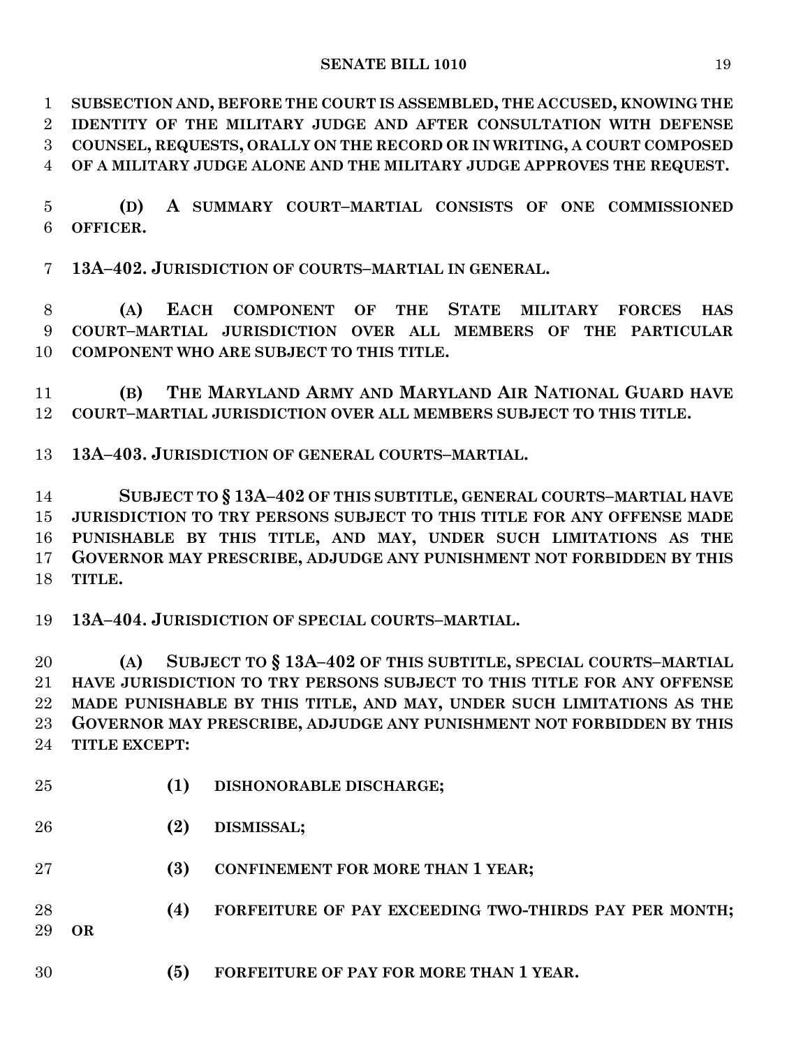**SUBSECTION AND, BEFORE THE COURT IS ASSEMBLED, THE ACCUSED, KNOWING THE IDENTITY OF THE MILITARY JUDGE AND AFTER CONSULTATION WITH DEFENSE COUNSEL, REQUESTS, ORALLY ON THE RECORD OR IN WRITING, A COURT COMPOSED OF A MILITARY JUDGE ALONE AND THE MILITARY JUDGE APPROVES THE REQUEST.**

**(D) A SUMMARY COURT–MARTIAL CONSISTS OF ONE COMMISSIONED OFFICER.**

**13A–402. JURISDICTION OF COURTS–MARTIAL IN GENERAL.**

**(A) EACH COMPONENT OF THE STATE MILITARY FORCES HAS COURT–MARTIAL JURISDICTION OVER ALL MEMBERS OF THE PARTICULAR COMPONENT WHO ARE SUBJECT TO THIS TITLE.**

**(B) THE MARYLAND ARMY AND MARYLAND AIR NATIONAL GUARD HAVE COURT–MARTIAL JURISDICTION OVER ALL MEMBERS SUBJECT TO THIS TITLE.**

**13A–403. JURISDICTION OF GENERAL COURTS–MARTIAL.**

**SUBJECT TO § 13A–402 OF THIS SUBTITLE, GENERAL COURTS–MARTIAL HAVE JURISDICTION TO TRY PERSONS SUBJECT TO THIS TITLE FOR ANY OFFENSE MADE PUNISHABLE BY THIS TITLE, AND MAY, UNDER SUCH LIMITATIONS AS THE GOVERNOR MAY PRESCRIBE, ADJUDGE ANY PUNISHMENT NOT FORBIDDEN BY THIS TITLE.**

**13A–404. JURISDICTION OF SPECIAL COURTS–MARTIAL.**

**(A) SUBJECT TO § 13A–402 OF THIS SUBTITLE, SPECIAL COURTS–MARTIAL HAVE JURISDICTION TO TRY PERSONS SUBJECT TO THIS TITLE FOR ANY OFFENSE MADE PUNISHABLE BY THIS TITLE, AND MAY, UNDER SUCH LIMITATIONS AS THE GOVERNOR MAY PRESCRIBE, ADJUDGE ANY PUNISHMENT NOT FORBIDDEN BY THIS TITLE EXCEPT:**

**(1) DISHONORABLE DISCHARGE;**

**(2) DISMISSAL;**

**(3) CONFINEMENT FOR MORE THAN 1 YEAR;**

**(4) FORFEITURE OF PAY EXCEEDING TWO-THIRDS PAY PER MONTH; OR**

**(5) FORFEITURE OF PAY FOR MORE THAN 1 YEAR.**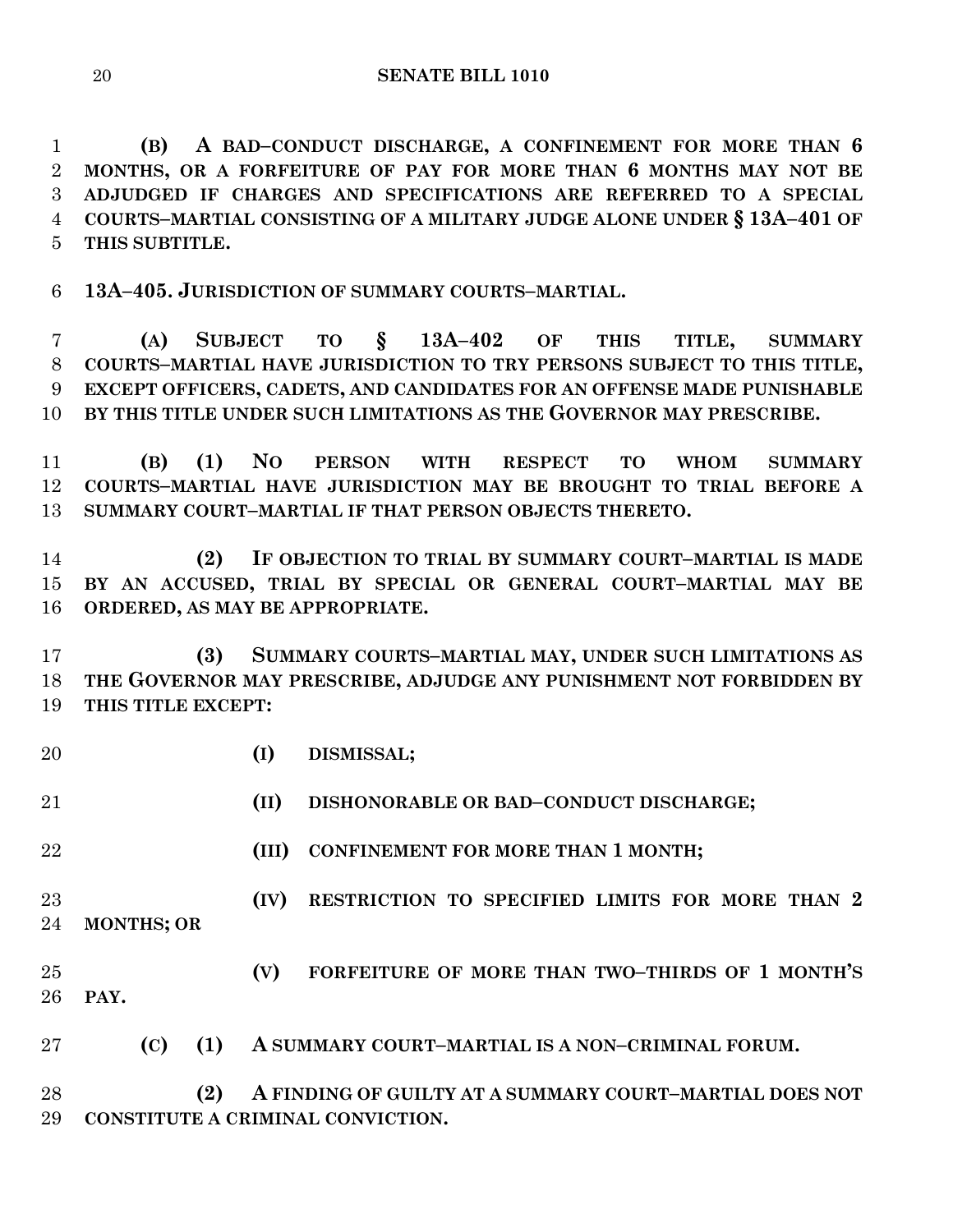**(B) A BAD–CONDUCT DISCHARGE, A CONFINEMENT FOR MORE THAN 6 MONTHS, OR A FORFEITURE OF PAY FOR MORE THAN 6 MONTHS MAY NOT BE ADJUDGED IF CHARGES AND SPECIFICATIONS ARE REFERRED TO A SPECIAL COURTS–MARTIAL CONSISTING OF A MILITARY JUDGE ALONE UNDER § 13A–401 OF THIS SUBTITLE.**

**13A–405. JURISDICTION OF SUMMARY COURTS–MARTIAL.**

**(A) SUBJECT TO § 13A–402 OF THIS TITLE, SUMMARY COURTS–MARTIAL HAVE JURISDICTION TO TRY PERSONS SUBJECT TO THIS TITLE, EXCEPT OFFICERS, CADETS, AND CANDIDATES FOR AN OFFENSE MADE PUNISHABLE BY THIS TITLE UNDER SUCH LIMITATIONS AS THE GOVERNOR MAY PRESCRIBE.**

**(B) (1) NO PERSON WITH RESPECT TO WHOM SUMMARY COURTS–MARTIAL HAVE JURISDICTION MAY BE BROUGHT TO TRIAL BEFORE A SUMMARY COURT–MARTIAL IF THAT PERSON OBJECTS THERETO.**

**(2) IF OBJECTION TO TRIAL BY SUMMARY COURT–MARTIAL IS MADE BY AN ACCUSED, TRIAL BY SPECIAL OR GENERAL COURT–MARTIAL MAY BE ORDERED, AS MAY BE APPROPRIATE.**

**(3) SUMMARY COURTS–MARTIAL MAY, UNDER SUCH LIMITATIONS AS THE GOVERNOR MAY PRESCRIBE, ADJUDGE ANY PUNISHMENT NOT FORBIDDEN BY THIS TITLE EXCEPT:**

**(I) DISMISSAL;**

**(II) DISHONORABLE OR BAD–CONDUCT DISCHARGE;**

**(III) CONFINEMENT FOR MORE THAN 1 MONTH;**

**(IV) RESTRICTION TO SPECIFIED LIMITS FOR MORE THAN 2 MONTHS; OR**

**(V) FORFEITURE OF MORE THAN TWO–THIRDS OF 1 MONTH'S PAY.**

**(C) (1) A SUMMARY COURT–MARTIAL IS A NON–CRIMINAL FORUM.**

**(2) A FINDING OF GUILTY AT A SUMMARY COURT–MARTIAL DOES NOT CONSTITUTE A CRIMINAL CONVICTION.**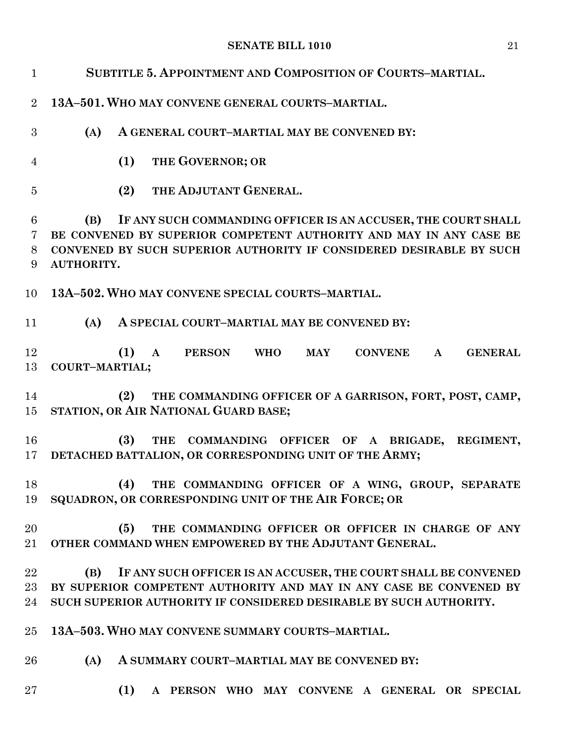## SUBTITLE 5. APPOINTMENT AND COMPOSITION OF COURTS–MARTIAL.

**13A–501. WHO MAY CONVENE GENERAL COURTS–MARTIAL.**

**(A) A GENERAL COURT–MARTIAL MAY BE CONVENED BY:**

**(1) THE GOVERNOR; OR**

**(2) THE ADJUTANT GENERAL.**

**(B) IF ANY SUCH COMMANDING OFFICER IS AN ACCUSER, THE COURT SHALL BE CONVENED BY SUPERIOR COMPETENT AUTHORITY AND MAY IN ANY CASE BE CONVENED BY SUCH SUPERIOR AUTHORITY IF CONSIDERED DESIRABLE BY SUCH AUTHORITY.**

**13A–502. WHO MAY CONVENE SPECIAL COURTS–MARTIAL.**

**(A) A SPECIAL COURT–MARTIAL MAY BE CONVENED BY:**

**(1) A PERSON WHO MAY CONVENE A GENERAL COURT–MARTIAL;**

**(2) THE COMMANDING OFFICER OF A GARRISON, FORT, POST, CAMP, STATION, OR AIR NATIONAL GUARD BASE;**

**(3) THE COMMANDING OFFICER OF A BRIGADE, REGIMENT, DETACHED BATTALION, OR CORRESPONDING UNIT OF THE ARMY;**

**(4) THE COMMANDING OFFICER OF A WING, GROUP, SEPARATE SQUADRON, OR CORRESPONDING UNIT OF THE AIR FORCE; OR**

**(5) THE COMMANDING OFFICER OR OFFICER IN CHARGE OF ANY OTHER COMMAND WHEN EMPOWERED BY THE ADJUTANT GENERAL.**

**(B) IF ANY SUCH OFFICER IS AN ACCUSER, THE COURT SHALL BE CONVENED BY SUPERIOR COMPETENT AUTHORITY AND MAY IN ANY CASE BE CONVENED BY SUCH SUPERIOR AUTHORITY IF CONSIDERED DESIRABLE BY SUCH AUTHORITY.**

**13A–503. WHO MAY CONVENE SUMMARY COURTS–MARTIAL.**

**(A) A SUMMARY COURT–MARTIAL MAY BE CONVENED BY:**

**(1) A PERSON WHO MAY CONVENE A GENERAL OR SPECIAL**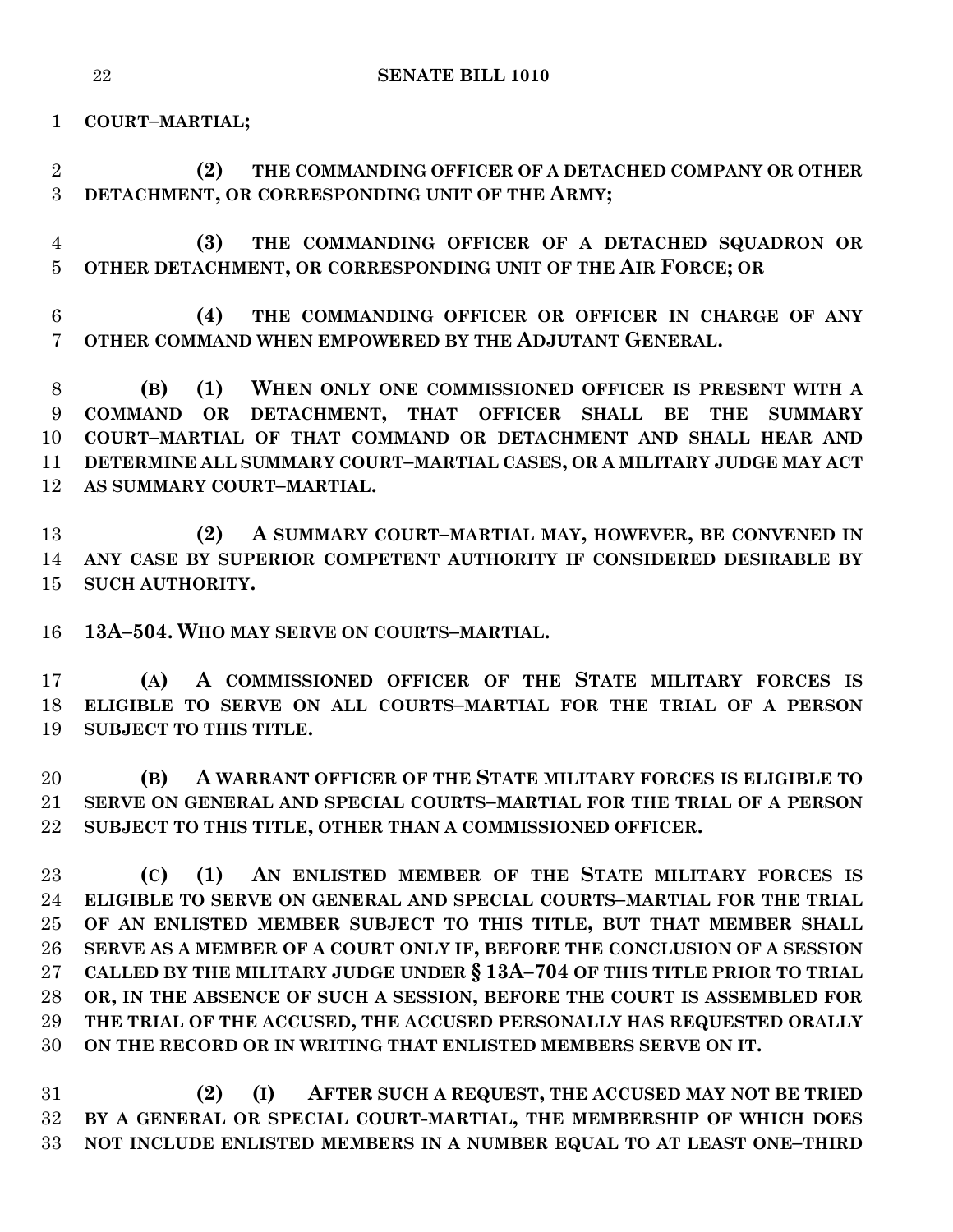**COURT–MARTIAL;**

**(2) THE COMMANDING OFFICER OF A DETACHED COMPANY OR OTHER DETACHMENT, OR CORRESPONDING UNIT OF THE ARMY;**

**(3) THE COMMANDING OFFICER OF A DETACHED SQUADRON OR OTHER DETACHMENT, OR CORRESPONDING UNIT OF THE AIR FORCE; OR**

**(4) THE COMMANDING OFFICER OR OFFICER IN CHARGE OF ANY OTHER COMMAND WHEN EMPOWERED BY THE ADJUTANT GENERAL.**

**(B) (1) WHEN ONLY ONE COMMISSIONED OFFICER IS PRESENT WITH A COMMAND OR DETACHMENT, THAT OFFICER SHALL BE THE SUMMARY COURT–MARTIAL OF THAT COMMAND OR DETACHMENT AND SHALL HEAR AND DETERMINE ALL SUMMARY COURT–MARTIAL CASES, OR A MILITARY JUDGE MAY ACT AS SUMMARY COURT–MARTIAL.**

**(2) A SUMMARY COURT–MARTIAL MAY, HOWEVER, BE CONVENED IN ANY CASE BY SUPERIOR COMPETENT AUTHORITY IF CONSIDERED DESIRABLE BY SUCH AUTHORITY.**

**13A–504. WHO MAY SERVE ON COURTS–MARTIAL.**

**(A) A COMMISSIONED OFFICER OF THE STATE MILITARY FORCES IS ELIGIBLE TO SERVE ON ALL COURTS–MARTIAL FOR THE TRIAL OF A PERSON SUBJECT TO THIS TITLE.**

**(B) A WARRANT OFFICER OF THE STATE MILITARY FORCES IS ELIGIBLE TO SERVE ON GENERAL AND SPECIAL COURTS–MARTIAL FOR THE TRIAL OF A PERSON SUBJECT TO THIS TITLE, OTHER THAN A COMMISSIONED OFFICER.**

**(C) (1) AN ENLISTED MEMBER OF THE STATE MILITARY FORCES IS ELIGIBLE TO SERVE ON GENERAL AND SPECIAL COURTS–MARTIAL FOR THE TRIAL OF AN ENLISTED MEMBER SUBJECT TO THIS TITLE, BUT THAT MEMBER SHALL SERVE AS A MEMBER OF A COURT ONLY IF, BEFORE THE CONCLUSION OF A SESSION CALLED BY THE MILITARY JUDGE UNDER § 13A–704 OF THIS TITLE PRIOR TO TRIAL OR, IN THE ABSENCE OF SUCH A SESSION, BEFORE THE COURT IS ASSEMBLED FOR THE TRIAL OF THE ACCUSED, THE ACCUSED PERSONALLY HAS REQUESTED ORALLY ON THE RECORD OR IN WRITING THAT ENLISTED MEMBERS SERVE ON IT.**

**(2) (I) AFTER SUCH A REQUEST, THE ACCUSED MAY NOT BE TRIED BY A GENERAL OR SPECIAL COURT-MARTIAL, THE MEMBERSHIP OF WHICH DOES NOT INCLUDE ENLISTED MEMBERS IN A NUMBER EQUAL TO AT LEAST ONE–THIRD**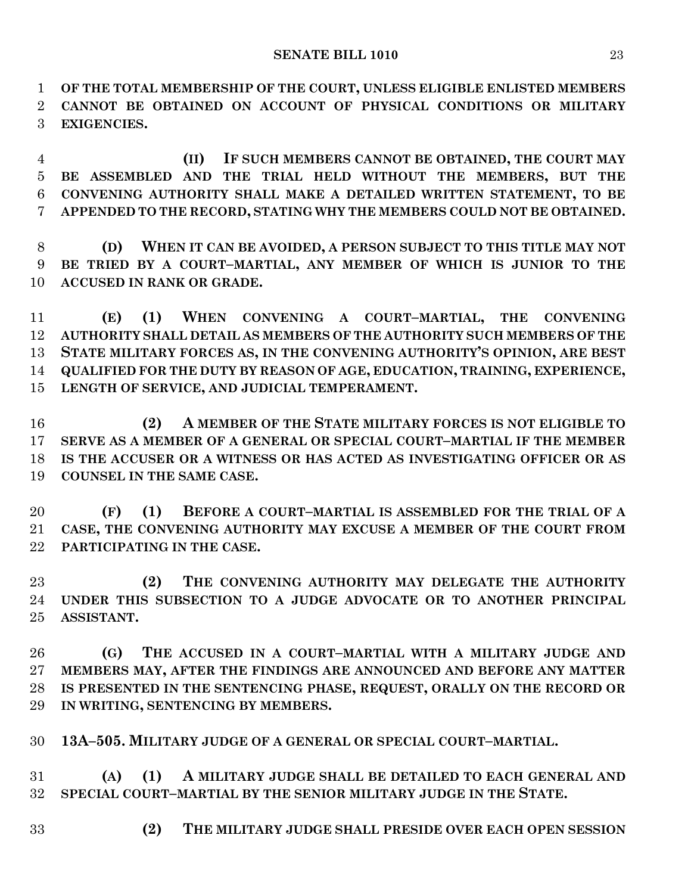**OF THE TOTAL MEMBERSHIP OF THE COURT, UNLESS ELIGIBLE ENLISTED MEMBERS CANNOT BE OBTAINED ON ACCOUNT OF PHYSICAL CONDITIONS OR MILITARY EXIGENCIES.**

**(II) IF SUCH MEMBERS CANNOT BE OBTAINED, THE COURT MAY BE ASSEMBLED AND THE TRIAL HELD WITHOUT THE MEMBERS, BUT THE CONVENING AUTHORITY SHALL MAKE A DETAILED WRITTEN STATEMENT, TO BE APPENDED TO THE RECORD, STATING WHY THE MEMBERS COULD NOT BE OBTAINED.**

**(D) WHEN IT CAN BE AVOIDED, A PERSON SUBJECT TO THIS TITLE MAY NOT BE TRIED BY A COURT–MARTIAL, ANY MEMBER OF WHICH IS JUNIOR TO THE ACCUSED IN RANK OR GRADE.**

**(E) (1) WHEN CONVENING A COURT–MARTIAL, THE CONVENING AUTHORITY SHALL DETAIL AS MEMBERS OF THE AUTHORITY SUCH MEMBERS OF THE STATE MILITARY FORCES AS, IN THE CONVENING AUTHORITY'S OPINION, ARE BEST QUALIFIED FOR THE DUTY BY REASON OF AGE, EDUCATION, TRAINING, EXPERIENCE, LENGTH OF SERVICE, AND JUDICIAL TEMPERAMENT.**

**(2) A MEMBER OF THE STATE MILITARY FORCES IS NOT ELIGIBLE TO SERVE AS A MEMBER OF A GENERAL OR SPECIAL COURT–MARTIAL IF THE MEMBER IS THE ACCUSER OR A WITNESS OR HAS ACTED AS INVESTIGATING OFFICER OR AS COUNSEL IN THE SAME CASE.**

**(F) (1) BEFORE A COURT–MARTIAL IS ASSEMBLED FOR THE TRIAL OF A CASE, THE CONVENING AUTHORITY MAY EXCUSE A MEMBER OF THE COURT FROM PARTICIPATING IN THE CASE.**

**(2) THE CONVENING AUTHORITY MAY DELEGATE THE AUTHORITY UNDER THIS SUBSECTION TO A JUDGE ADVOCATE OR TO ANOTHER PRINCIPAL ASSISTANT.**

**(G) THE ACCUSED IN A COURT–MARTIAL WITH A MILITARY JUDGE AND MEMBERS MAY, AFTER THE FINDINGS ARE ANNOUNCED AND BEFORE ANY MATTER IS PRESENTED IN THE SENTENCING PHASE, REQUEST, ORALLY ON THE RECORD OR IN WRITING, SENTENCING BY MEMBERS.**

**13A–505. MILITARY JUDGE OF A GENERAL OR SPECIAL COURT–MARTIAL.**

**(A) (1) A MILITARY JUDGE SHALL BE DETAILED TO EACH GENERAL AND SPECIAL COURT–MARTIAL BY THE SENIOR MILITARY JUDGE IN THE STATE.**

**(2) THE MILITARY JUDGE SHALL PRESIDE OVER EACH OPEN SESSION**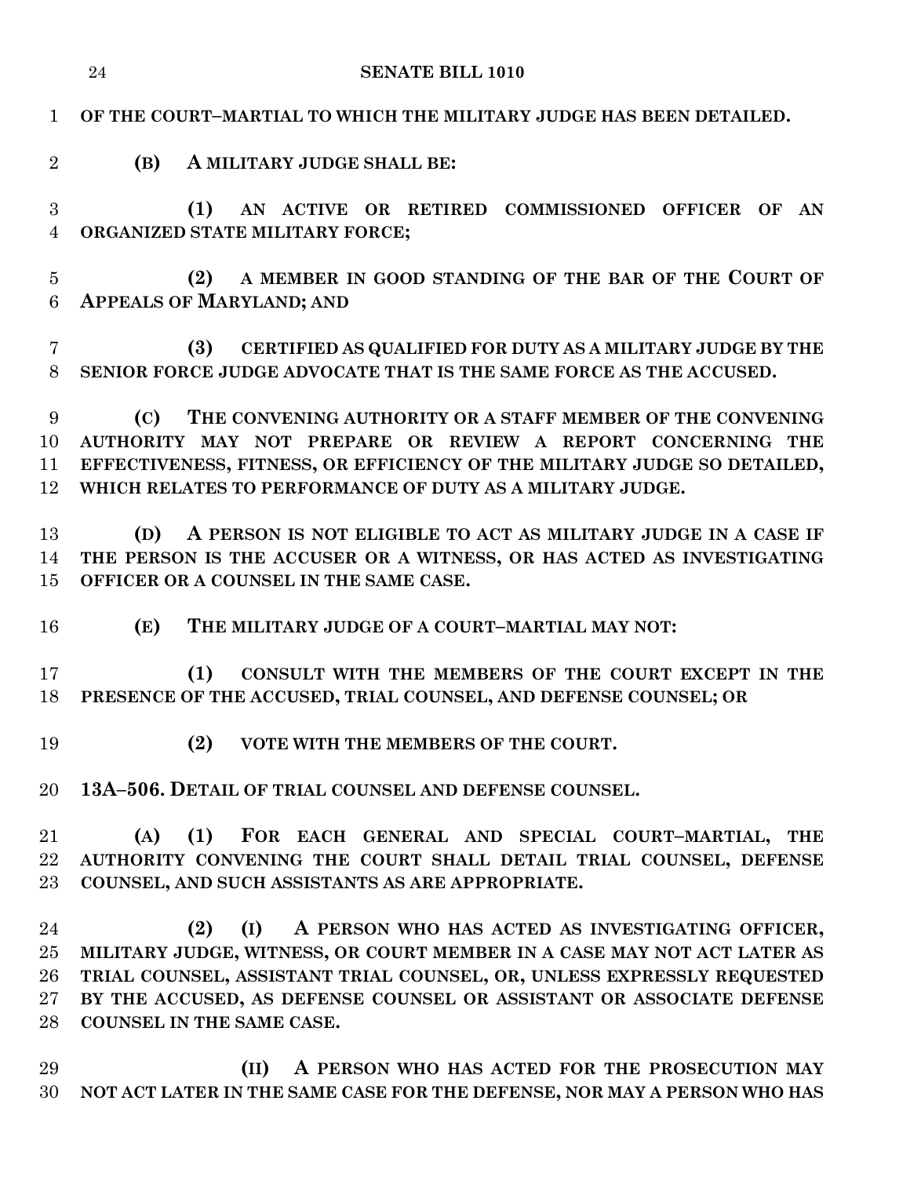**OF THE COURT–MARTIAL TO WHICH THE MILITARY JUDGE HAS BEEN DETAILED.**

**(B) A MILITARY JUDGE SHALL BE:**

**(1) AN ACTIVE OR RETIRED COMMISSIONED OFFICER OF AN ORGANIZED STATE MILITARY FORCE;**

**(2) A MEMBER IN GOOD STANDING OF THE BAR OF THE COURT OF APPEALS OF MARYLAND; AND**

**(3) CERTIFIED AS QUALIFIED FOR DUTY AS A MILITARY JUDGE BY THE SENIOR FORCE JUDGE ADVOCATE THAT IS THE SAME FORCE AS THE ACCUSED.**

**(C) THE CONVENING AUTHORITY OR A STAFF MEMBER OF THE CONVENING AUTHORITY MAY NOT PREPARE OR REVIEW A REPORT CONCERNING THE EFFECTIVENESS, FITNESS, OR EFFICIENCY OF THE MILITARY JUDGE SO DETAILED, WHICH RELATES TO PERFORMANCE OF DUTY AS A MILITARY JUDGE.**

**(D) A PERSON IS NOT ELIGIBLE TO ACT AS MILITARY JUDGE IN A CASE IF THE PERSON IS THE ACCUSER OR A WITNESS, OR HAS ACTED AS INVESTIGATING OFFICER OR A COUNSEL IN THE SAME CASE.**

**(E) THE MILITARY JUDGE OF A COURT–MARTIAL MAY NOT:**

**(1) CONSULT WITH THE MEMBERS OF THE COURT EXCEPT IN THE PRESENCE OF THE ACCUSED, TRIAL COUNSEL, AND DEFENSE COUNSEL; OR**

**(2) VOTE WITH THE MEMBERS OF THE COURT.**

**13A–506. DETAIL OF TRIAL COUNSEL AND DEFENSE COUNSEL.**

**(A) (1) FOR EACH GENERAL AND SPECIAL COURT–MARTIAL, THE AUTHORITY CONVENING THE COURT SHALL DETAIL TRIAL COUNSEL, DEFENSE COUNSEL, AND SUCH ASSISTANTS AS ARE APPROPRIATE.**

**(2) (I) A PERSON WHO HAS ACTED AS INVESTIGATING OFFICER, MILITARY JUDGE, WITNESS, OR COURT MEMBER IN A CASE MAY NOT ACT LATER AS TRIAL COUNSEL, ASSISTANT TRIAL COUNSEL, OR, UNLESS EXPRESSLY REQUESTED BY THE ACCUSED, AS DEFENSE COUNSEL OR ASSISTANT OR ASSOCIATE DEFENSE COUNSEL IN THE SAME CASE.**

**(II) A PERSON WHO HAS ACTED FOR THE PROSECUTION MAY NOT ACT LATER IN THE SAME CASE FOR THE DEFENSE, NOR MAY A PERSON WHO HAS**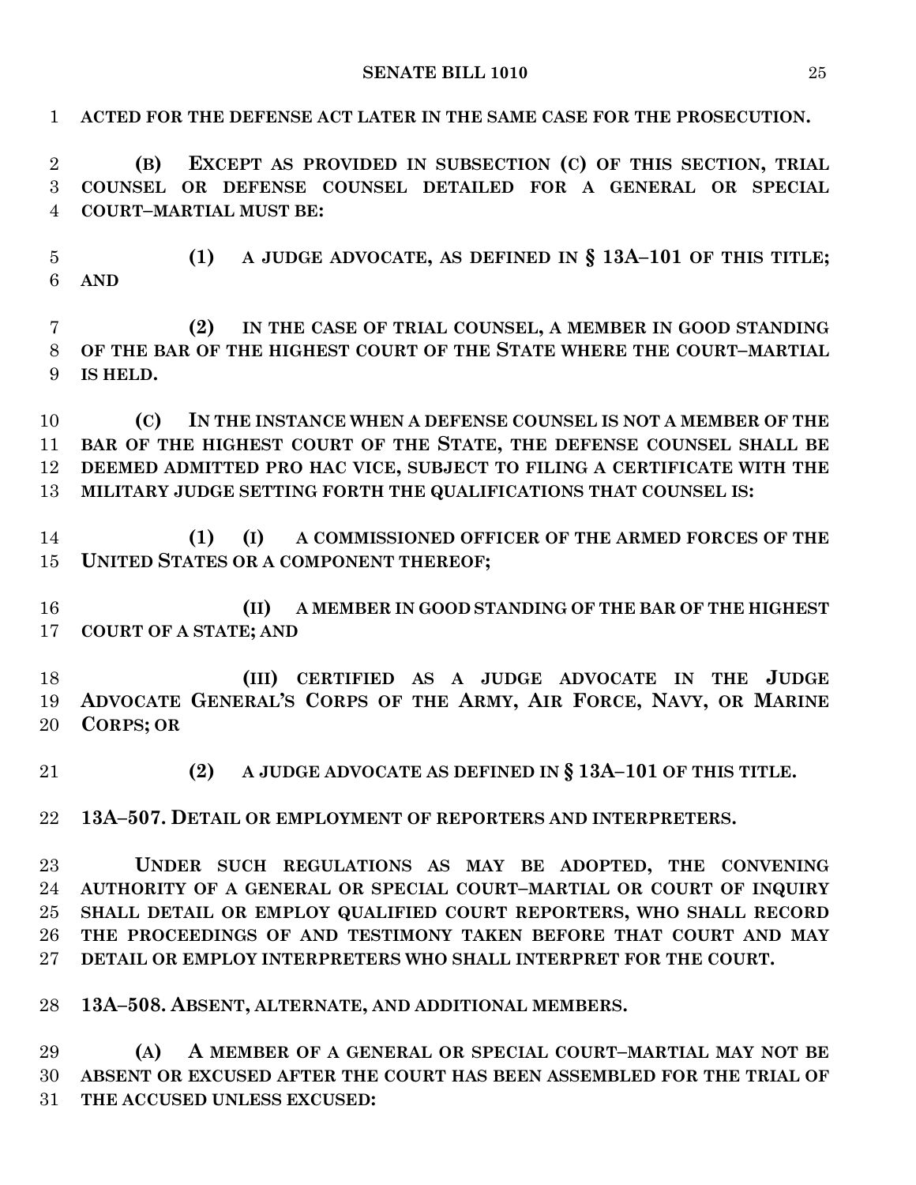**ACTED FOR THE DEFENSE ACT LATER IN THE SAME CASE FOR THE PROSECUTION.**

**(B) EXCEPT AS PROVIDED IN SUBSECTION (C) OF THIS SECTION, TRIAL COUNSEL OR DEFENSE COUNSEL DETAILED FOR A GENERAL OR SPECIAL COURT–MARTIAL MUST BE:**

**(1) A JUDGE ADVOCATE, AS DEFINED IN § 13A–101 OF THIS TITLE; AND**

**(2) IN THE CASE OF TRIAL COUNSEL, A MEMBER IN GOOD STANDING OF THE BAR OF THE HIGHEST COURT OF THE STATE WHERE THE COURT–MARTIAL IS HELD.**

**(C) IN THE INSTANCE WHEN A DEFENSE COUNSEL IS NOT A MEMBER OF THE BAR OF THE HIGHEST COURT OF THE STATE, THE DEFENSE COUNSEL SHALL BE DEEMED ADMITTED PRO HAC VICE, SUBJECT TO FILING A CERTIFICATE WITH THE MILITARY JUDGE SETTING FORTH THE QUALIFICATIONS THAT COUNSEL IS:**

**(1) (I) A COMMISSIONED OFFICER OF THE ARMED FORCES OF THE UNITED STATES OR A COMPONENT THEREOF;**

**(II) A MEMBER IN GOOD STANDING OF THE BAR OF THE HIGHEST COURT OF A STATE; AND**

**(III) CERTIFIED AS A JUDGE ADVOCATE IN THE JUDGE ADVOCATE GENERAL'S CORPS OF THE ARMY, AIR FORCE, NAVY, OR MARINE CORPS; OR**

**(2) A JUDGE ADVOCATE AS DEFINED IN § 13A–101 OF THIS TITLE.**

**13A–507. DETAIL OR EMPLOYMENT OF REPORTERS AND INTERPRETERS.**

**UNDER SUCH REGULATIONS AS MAY BE ADOPTED, THE CONVENING AUTHORITY OF A GENERAL OR SPECIAL COURT–MARTIAL OR COURT OF INQUIRY SHALL DETAIL OR EMPLOY QUALIFIED COURT REPORTERS, WHO SHALL RECORD THE PROCEEDINGS OF AND TESTIMONY TAKEN BEFORE THAT COURT AND MAY DETAIL OR EMPLOY INTERPRETERS WHO SHALL INTERPRET FOR THE COURT.**

**13A–508. ABSENT, ALTERNATE, AND ADDITIONAL MEMBERS.**

**(A) A MEMBER OF A GENERAL OR SPECIAL COURT–MARTIAL MAY NOT BE ABSENT OR EXCUSED AFTER THE COURT HAS BEEN ASSEMBLED FOR THE TRIAL OF THE ACCUSED UNLESS EXCUSED:**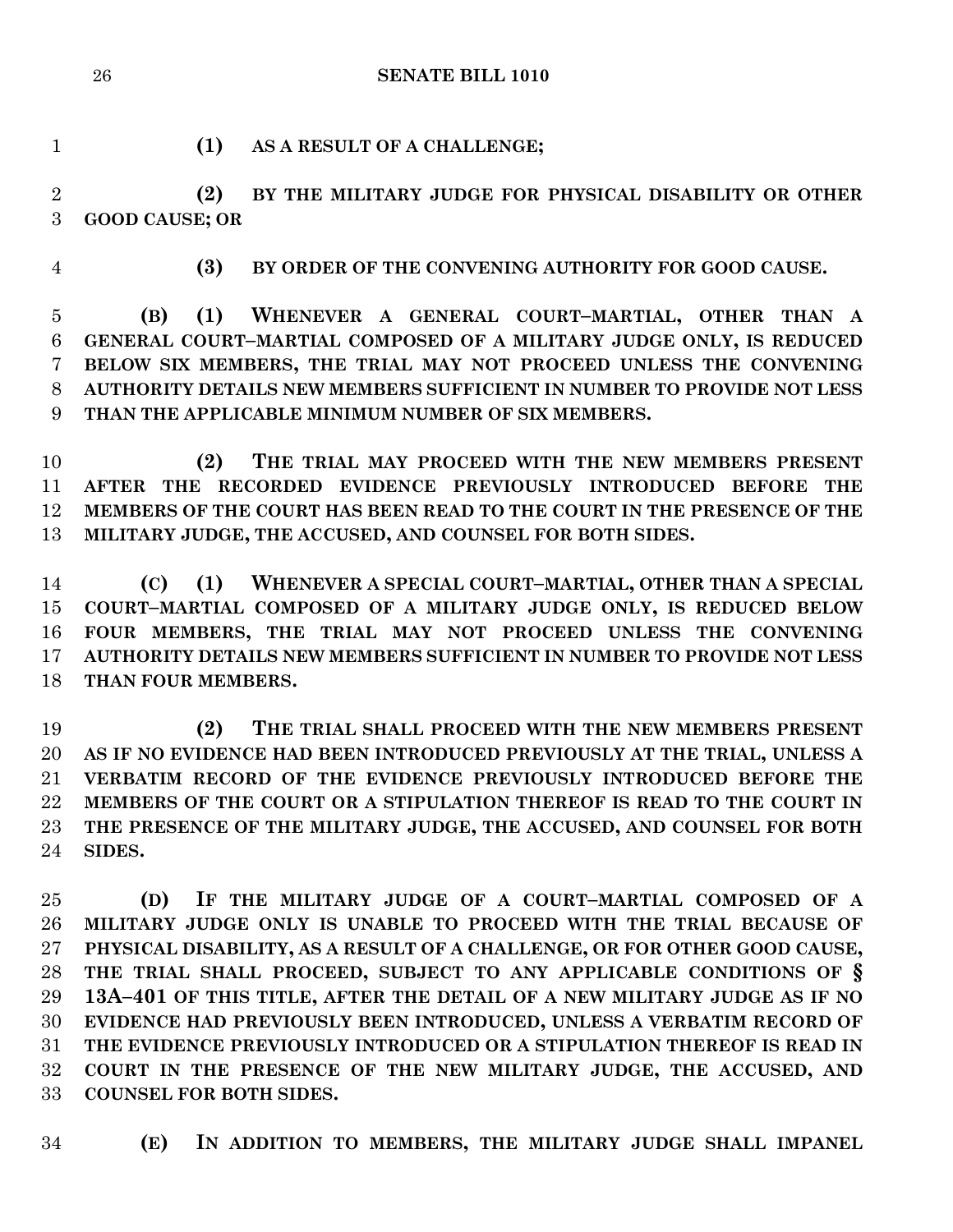**(1) AS A RESULT OF A CHALLENGE;**

**(2) BY THE MILITARY JUDGE FOR PHYSICAL DISABILITY OR OTHER GOOD CAUSE; OR**

**(3) BY ORDER OF THE CONVENING AUTHORITY FOR GOOD CAUSE.**

**(B) (1) WHENEVER A GENERAL COURT–MARTIAL, OTHER THAN A GENERAL COURT–MARTIAL COMPOSED OF A MILITARY JUDGE ONLY, IS REDUCED BELOW SIX MEMBERS, THE TRIAL MAY NOT PROCEED UNLESS THE CONVENING AUTHORITY DETAILS NEW MEMBERS SUFFICIENT IN NUMBER TO PROVIDE NOT LESS THAN THE APPLICABLE MINIMUM NUMBER OF SIX MEMBERS.**

**(2) THE TRIAL MAY PROCEED WITH THE NEW MEMBERS PRESENT AFTER THE RECORDED EVIDENCE PREVIOUSLY INTRODUCED BEFORE THE MEMBERS OF THE COURT HAS BEEN READ TO THE COURT IN THE PRESENCE OF THE MILITARY JUDGE, THE ACCUSED, AND COUNSEL FOR BOTH SIDES.**

**(C) (1) WHENEVER A SPECIAL COURT–MARTIAL, OTHER THAN A SPECIAL COURT–MARTIAL COMPOSED OF A MILITARY JUDGE ONLY, IS REDUCED BELOW FOUR MEMBERS, THE TRIAL MAY NOT PROCEED UNLESS THE CONVENING AUTHORITY DETAILS NEW MEMBERS SUFFICIENT IN NUMBER TO PROVIDE NOT LESS THAN FOUR MEMBERS.**

**(2) THE TRIAL SHALL PROCEED WITH THE NEW MEMBERS PRESENT AS IF NO EVIDENCE HAD BEEN INTRODUCED PREVIOUSLY AT THE TRIAL, UNLESS A VERBATIM RECORD OF THE EVIDENCE PREVIOUSLY INTRODUCED BEFORE THE MEMBERS OF THE COURT OR A STIPULATION THEREOF IS READ TO THE COURT IN THE PRESENCE OF THE MILITARY JUDGE, THE ACCUSED, AND COUNSEL FOR BOTH SIDES.**

**(D) IF THE MILITARY JUDGE OF A COURT–MARTIAL COMPOSED OF A MILITARY JUDGE ONLY IS UNABLE TO PROCEED WITH THE TRIAL BECAUSE OF PHYSICAL DISABILITY, AS A RESULT OF A CHALLENGE, OR FOR OTHER GOOD CAUSE, THE TRIAL SHALL PROCEED, SUBJECT TO ANY APPLICABLE CONDITIONS OF § 13A–401 OF THIS TITLE, AFTER THE DETAIL OF A NEW MILITARY JUDGE AS IF NO EVIDENCE HAD PREVIOUSLY BEEN INTRODUCED, UNLESS A VERBATIM RECORD OF THE EVIDENCE PREVIOUSLY INTRODUCED OR A STIPULATION THEREOF IS READ IN COURT IN THE PRESENCE OF THE NEW MILITARY JUDGE, THE ACCUSED, AND COUNSEL FOR BOTH SIDES.**

**(E) IN ADDITION TO MEMBERS, THE MILITARY JUDGE SHALL IMPANEL**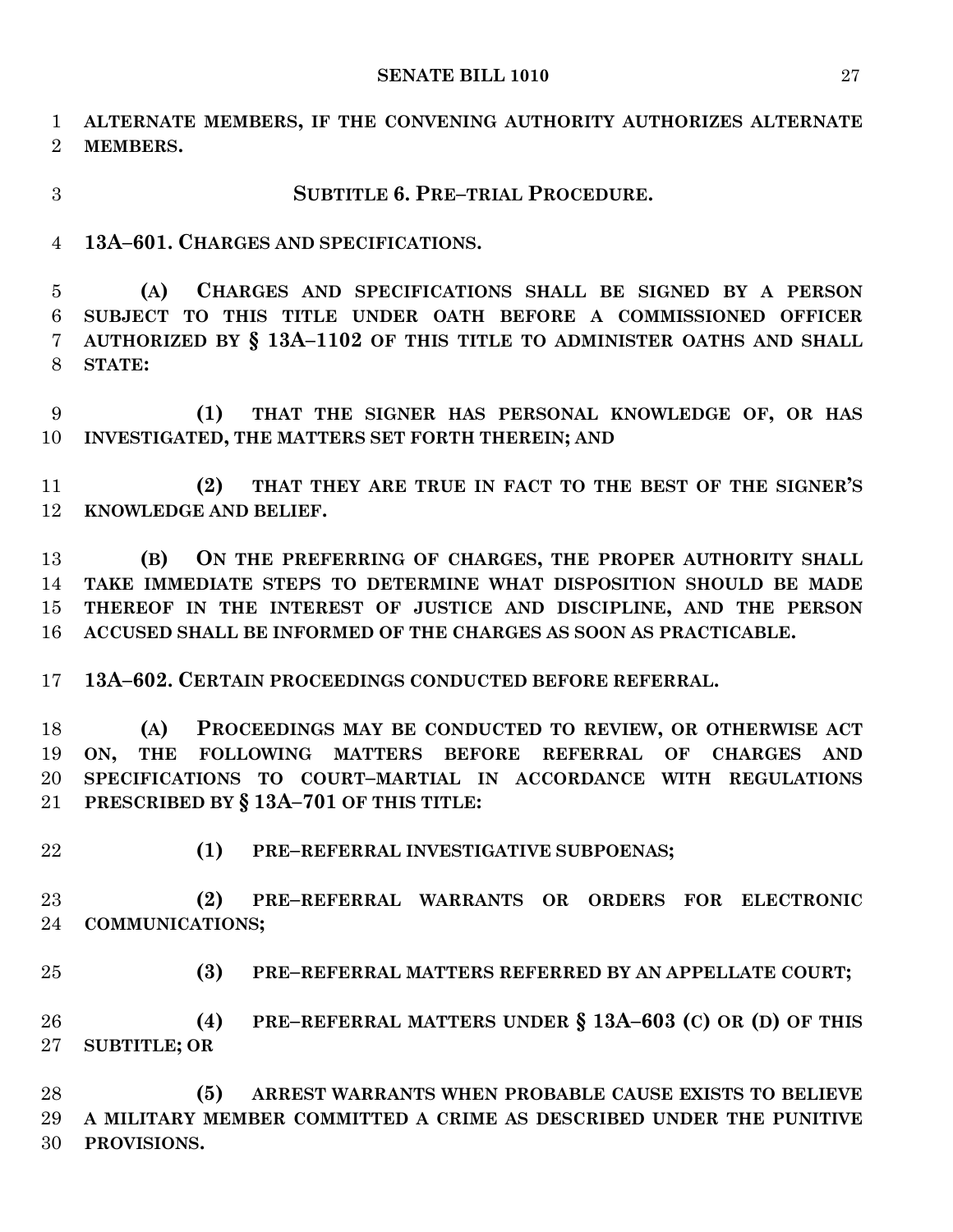**ALTERNATE MEMBERS, IF THE CONVENING AUTHORITY AUTHORIZES ALTERNATE MEMBERS.**

## SUBTITLE 6. PRE–TRIAL PROCEDURE.

### 13A–601. CHARGES AND SPECIFICATIONS.

**(A) CHARGES AND SPECIFICATIONS SHALL BE SIGNED BY A PERSON SUBJECT TO THIS TITLE UNDER OATH BEFORE A COMMISSIONED OFFICER AUTHORIZED BY § 13A–1102 OF THIS TITLE TO ADMINISTER OATHS AND SHALL STATE:**

**(1) THAT THE SIGNER HAS PERSONAL KNOWLEDGE OF, OR HAS INVESTIGATED, THE MATTERS SET FORTH THEREIN; AND**

**(2) THAT THEY ARE TRUE IN FACT TO THE BEST OF THE SIGNER'S KNOWLEDGE AND BELIEF.**

**(B) ON THE PREFERRING OF CHARGES, THE PROPER AUTHORITY SHALL TAKE IMMEDIATE STEPS TO DETERMINE WHAT DISPOSITION SHOULD BE MADE THEREOF IN THE INTEREST OF JUSTICE AND DISCIPLINE, AND THE PERSON ACCUSED SHALL BE INFORMED OF THE CHARGES AS SOON AS PRACTICABLE.**

### 13A–602. CERTAIN PROCEEDINGS CONDUCTED BEFORE REFERRAL.

**(A) PROCEEDINGS MAY BE CONDUCTED TO REVIEW, OR OTHERWISE ACT ON, THE FOLLOWING MATTERS BEFORE REFERRAL OF CHARGES AND SPECIFICATIONS TO COURT–MARTIAL IN ACCORDANCE WITH REGULATIONS PRESCRIBED BY § 13A–701 OF THIS TITLE:**

**(1) PRE–REFERRAL INVESTIGATIVE SUBPOENAS;**

**(2) PRE–REFERRAL WARRANTS OR ORDERS FOR ELECTRONIC COMMUNICATIONS;**

**(3) PRE–REFERRAL MATTERS REFERRED BY AN APPELLATE COURT;**

**(4) PRE–REFERRAL MATTERS UNDER § 13A–603 (C) OR (D) OF THIS SUBTITLE; OR**

**(5) ARREST WARRANTS WHEN PROBABLE CAUSE EXISTS TO BELIEVE A MILITARY MEMBER COMMITTED A CRIME AS DESCRIBED UNDER THE PUNITIVE PROVISIONS.**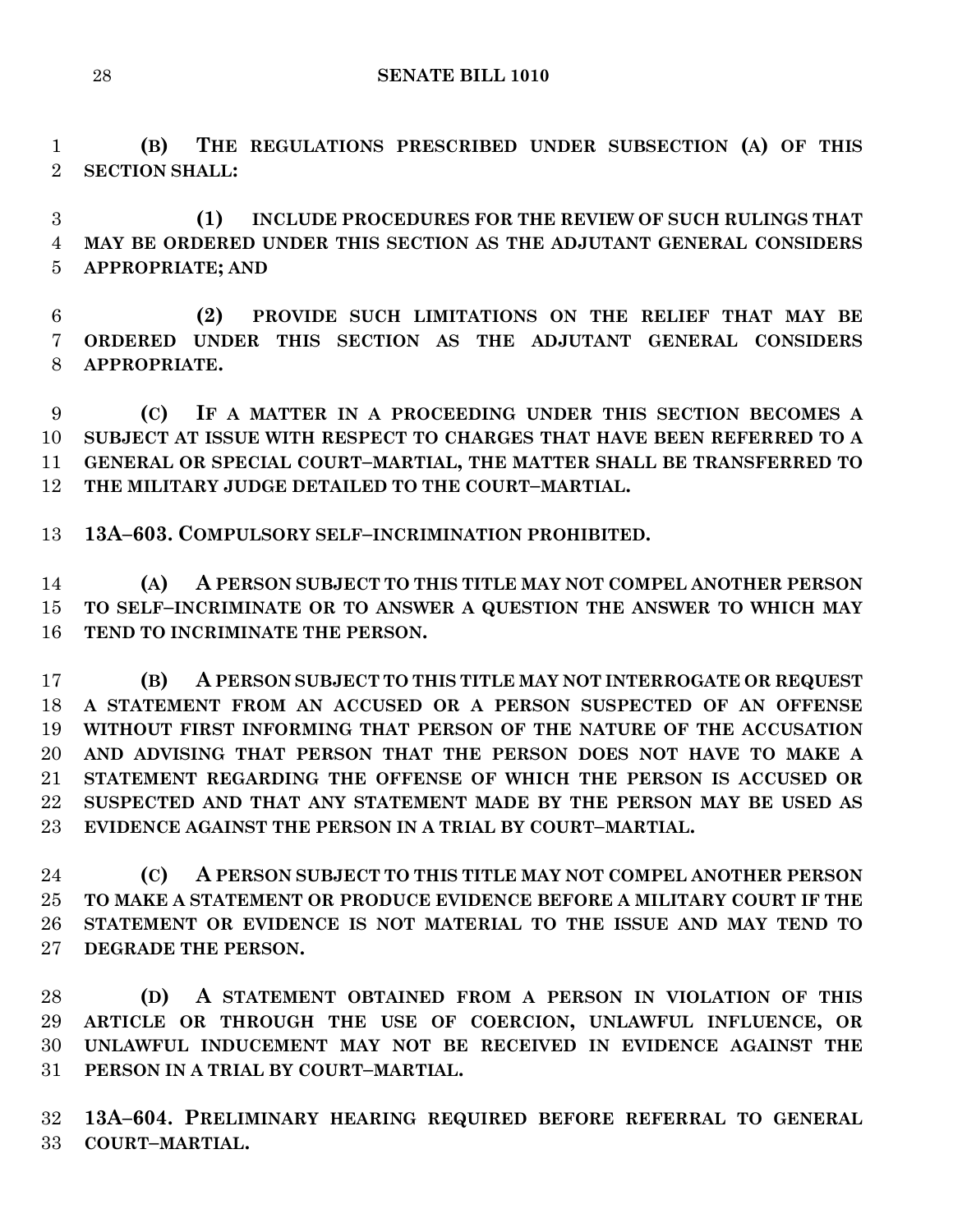**(B) THE REGULATIONS PRESCRIBED UNDER SUBSECTION (A) OF THIS SECTION SHALL:**

**(1) INCLUDE PROCEDURES FOR THE REVIEW OF SUCH RULINGS THAT MAY BE ORDERED UNDER THIS SECTION AS THE ADJUTANT GENERAL CONSIDERS APPROPRIATE; AND**

**(2) PROVIDE SUCH LIMITATIONS ON THE RELIEF THAT MAY BE ORDERED UNDER THIS SECTION AS THE ADJUTANT GENERAL CONSIDERS APPROPRIATE.**

**(C) IF A MATTER IN A PROCEEDING UNDER THIS SECTION BECOMES A SUBJECT AT ISSUE WITH RESPECT TO CHARGES THAT HAVE BEEN REFERRED TO A GENERAL OR SPECIAL COURT–MARTIAL, THE MATTER SHALL BE TRANSFERRED TO THE MILITARY JUDGE DETAILED TO THE COURT–MARTIAL.**

**13A–603. COMPULSORY SELF–INCRIMINATION PROHIBITED.**

**(A) A PERSON SUBJECT TO THIS TITLE MAY NOT COMPEL ANOTHER PERSON TO SELF–INCRIMINATE OR TO ANSWER A QUESTION THE ANSWER TO WHICH MAY TEND TO INCRIMINATE THE PERSON.**

**(B) A PERSON SUBJECT TO THIS TITLE MAY NOT INTERROGATE OR REQUEST A STATEMENT FROM AN ACCUSED OR A PERSON SUSPECTED OF AN OFFENSE WITHOUT FIRST INFORMING THAT PERSON OF THE NATURE OF THE ACCUSATION AND ADVISING THAT PERSON THAT THE PERSON DOES NOT HAVE TO MAKE A STATEMENT REGARDING THE OFFENSE OF WHICH THE PERSON IS ACCUSED OR SUSPECTED AND THAT ANY STATEMENT MADE BY THE PERSON MAY BE USED AS EVIDENCE AGAINST THE PERSON IN A TRIAL BY COURT–MARTIAL.**

**(C) A PERSON SUBJECT TO THIS TITLE MAY NOT COMPEL ANOTHER PERSON TO MAKE A STATEMENT OR PRODUCE EVIDENCE BEFORE A MILITARY COURT IF THE STATEMENT OR EVIDENCE IS NOT MATERIAL TO THE ISSUE AND MAY TEND TO DEGRADE THE PERSON.**

**(D) A STATEMENT OBTAINED FROM A PERSON IN VIOLATION OF THIS ARTICLE OR THROUGH THE USE OF COERCION, UNLAWFUL INFLUENCE, OR UNLAWFUL INDUCEMENT MAY NOT BE RECEIVED IN EVIDENCE AGAINST THE PERSON IN A TRIAL BY COURT–MARTIAL.**

**13A–604. PRELIMINARY HEARING REQUIRED BEFORE REFERRAL TO GENERAL COURT–MARTIAL.**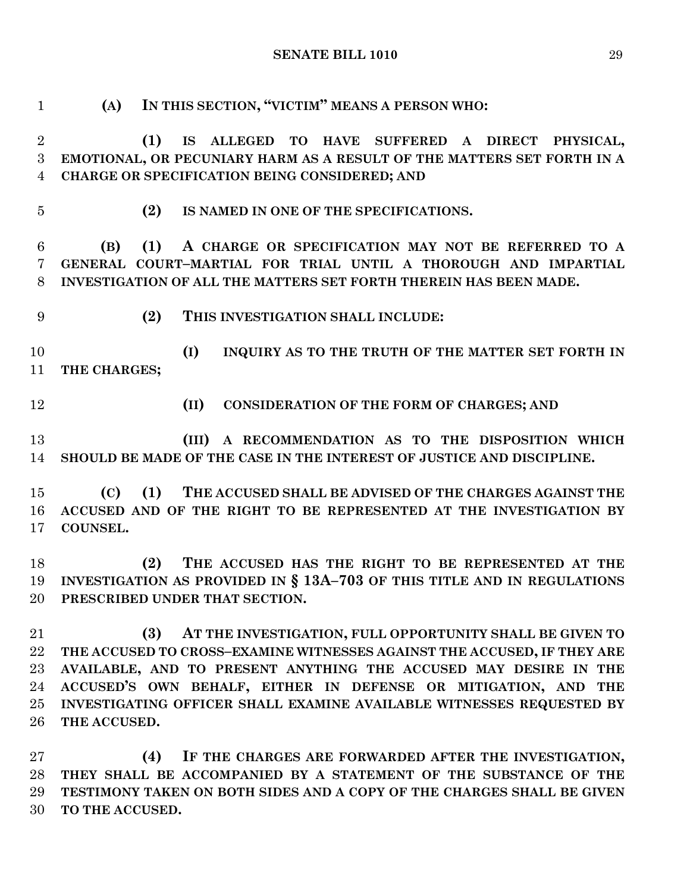**(A) IN THIS SECTION, "VICTIM" MEANS A PERSON WHO:**

**(1) IS ALLEGED TO HAVE SUFFERED A DIRECT PHYSICAL, EMOTIONAL, OR PECUNIARY HARM AS A RESULT OF THE MATTERS SET FORTH IN A CHARGE OR SPECIFICATION BEING CONSIDERED; AND**

**(2) IS NAMED IN ONE OF THE SPECIFICATIONS.**

**(B) (1) A CHARGE OR SPECIFICATION MAY NOT BE REFERRED TO A GENERAL COURT–MARTIAL FOR TRIAL UNTIL A THOROUGH AND IMPARTIAL INVESTIGATION OF ALL THE MATTERS SET FORTH THEREIN HAS BEEN MADE.**

**(2) THIS INVESTIGATION SHALL INCLUDE:**

**(I) INQUIRY AS TO THE TRUTH OF THE MATTER SET FORTH IN THE CHARGES;**

**(II) CONSIDERATION OF THE FORM OF CHARGES; AND**

**(III) A RECOMMENDATION AS TO THE DISPOSITION WHICH SHOULD BE MADE OF THE CASE IN THE INTEREST OF JUSTICE AND DISCIPLINE.**

**(C) (1) THE ACCUSED SHALL BE ADVISED OF THE CHARGES AGAINST THE ACCUSED AND OF THE RIGHT TO BE REPRESENTED AT THE INVESTIGATION BY COUNSEL.**

**(2) THE ACCUSED HAS THE RIGHT TO BE REPRESENTED AT THE INVESTIGATION AS PROVIDED IN § 13A–703 OF THIS TITLE AND IN REGULATIONS PRESCRIBED UNDER THAT SECTION.**

**(3) AT THE INVESTIGATION, FULL OPPORTUNITY SHALL BE GIVEN TO THE ACCUSED TO CROSS–EXAMINE WITNESSES AGAINST THE ACCUSED, IF THEY ARE AVAILABLE, AND TO PRESENT ANYTHING THE ACCUSED MAY DESIRE IN THE ACCUSED'S OWN BEHALF, EITHER IN DEFENSE OR MITIGATION, AND THE INVESTIGATING OFFICER SHALL EXAMINE AVAILABLE WITNESSES REQUESTED BY THE ACCUSED.**

**(4) IF THE CHARGES ARE FORWARDED AFTER THE INVESTIGATION, THEY SHALL BE ACCOMPANIED BY A STATEMENT OF THE SUBSTANCE OF THE TESTIMONY TAKEN ON BOTH SIDES AND A COPY OF THE CHARGES SHALL BE GIVEN TO THE ACCUSED.**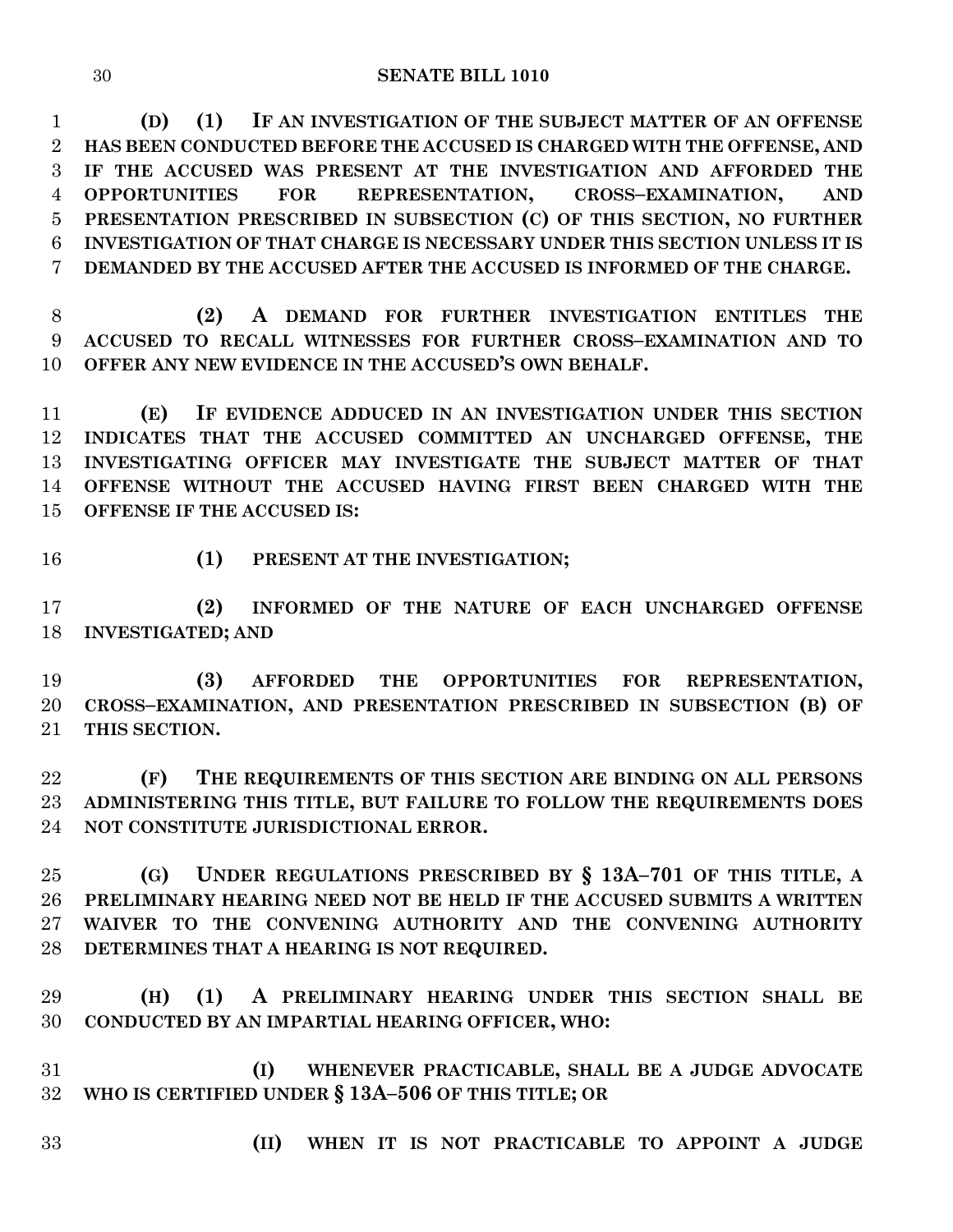**(D) (1) IF AN INVESTIGATION OF THE SUBJECT MATTER OF AN OFFENSE HAS BEEN CONDUCTED BEFORE THE ACCUSED IS CHARGED WITH THE OFFENSE, AND IF THE ACCUSED WAS PRESENT AT THE INVESTIGATION AND AFFORDED THE OPPORTUNITIES FOR REPRESENTATION, CROSS–EXAMINATION, AND PRESENTATION PRESCRIBED IN SUBSECTION (C) OF THIS SECTION, NO FURTHER INVESTIGATION OF THAT CHARGE IS NECESSARY UNDER THIS SECTION UNLESS IT IS DEMANDED BY THE ACCUSED AFTER THE ACCUSED IS INFORMED OF THE CHARGE.**

**(2) A DEMAND FOR FURTHER INVESTIGATION ENTITLES THE ACCUSED TO RECALL WITNESSES FOR FURTHER CROSS–EXAMINATION AND TO OFFER ANY NEW EVIDENCE IN THE ACCUSED'S OWN BEHALF.**

**(E) IF EVIDENCE ADDUCED IN AN INVESTIGATION UNDER THIS SECTION INDICATES THAT THE ACCUSED COMMITTED AN UNCHARGED OFFENSE, THE INVESTIGATING OFFICER MAY INVESTIGATE THE SUBJECT MATTER OF THAT OFFENSE WITHOUT THE ACCUSED HAVING FIRST BEEN CHARGED WITH THE OFFENSE IF THE ACCUSED IS:**

**(1) PRESENT AT THE INVESTIGATION;**

**(2) INFORMED OF THE NATURE OF EACH UNCHARGED OFFENSE INVESTIGATED; AND**

**(3) AFFORDED THE OPPORTUNITIES FOR REPRESENTATION, CROSS–EXAMINATION, AND PRESENTATION PRESCRIBED IN SUBSECTION (B) OF THIS SECTION.**

**(F) THE REQUIREMENTS OF THIS SECTION ARE BINDING ON ALL PERSONS ADMINISTERING THIS TITLE, BUT FAILURE TO FOLLOW THE REQUIREMENTS DOES NOT CONSTITUTE JURISDICTIONAL ERROR.**

**(G) UNDER REGULATIONS PRESCRIBED BY § 13A–701 OF THIS TITLE, A PRELIMINARY HEARING NEED NOT BE HELD IF THE ACCUSED SUBMITS A WRITTEN WAIVER TO THE CONVENING AUTHORITY AND THE CONVENING AUTHORITY DETERMINES THAT A HEARING IS NOT REQUIRED.**

**(H) (1) A PRELIMINARY HEARING UNDER THIS SECTION SHALL BE CONDUCTED BY AN IMPARTIAL HEARING OFFICER, WHO:**

**(I) WHENEVER PRACTICABLE, SHALL BE A JUDGE ADVOCATE WHO IS CERTIFIED UNDER § 13A–506 OF THIS TITLE; OR**

**(II) WHEN IT IS NOT PRACTICABLE TO APPOINT A JUDGE**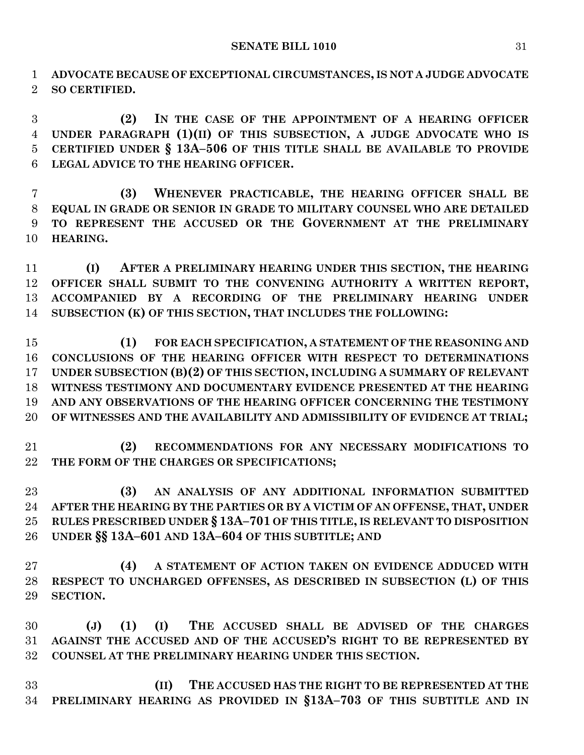**ADVOCATE BECAUSE OF EXCEPTIONAL CIRCUMSTANCES, IS NOT A JUDGE ADVOCATE SO CERTIFIED.**

**(2) IN THE CASE OF THE APPOINTMENT OF A HEARING OFFICER UNDER PARAGRAPH (1)(II) OF THIS SUBSECTION, A JUDGE ADVOCATE WHO IS CERTIFIED UNDER § 13A–506 OF THIS TITLE SHALL BE AVAILABLE TO PROVIDE LEGAL ADVICE TO THE HEARING OFFICER.**

**(3) WHENEVER PRACTICABLE, THE HEARING OFFICER SHALL BE EQUAL IN GRADE OR SENIOR IN GRADE TO MILITARY COUNSEL WHO ARE DETAILED TO REPRESENT THE ACCUSED OR THE GOVERNMENT AT THE PRELIMINARY HEARING.**

**(I) AFTER A PRELIMINARY HEARING UNDER THIS SECTION, THE HEARING OFFICER SHALL SUBMIT TO THE CONVENING AUTHORITY A WRITTEN REPORT, ACCOMPANIED BY A RECORDING OF THE PRELIMINARY HEARING UNDER SUBSECTION (K) OF THIS SECTION, THAT INCLUDES THE FOLLOWING:**

**(1) FOR EACH SPECIFICATION, A STATEMENT OF THE REASONING AND CONCLUSIONS OF THE HEARING OFFICER WITH RESPECT TO DETERMINATIONS UNDER SUBSECTION (B)(2) OF THIS SECTION, INCLUDING A SUMMARY OF RELEVANT WITNESS TESTIMONY AND DOCUMENTARY EVIDENCE PRESENTED AT THE HEARING AND ANY OBSERVATIONS OF THE HEARING OFFICER CONCERNING THE TESTIMONY OF WITNESSES AND THE AVAILABILITY AND ADMISSIBILITY OF EVIDENCE AT TRIAL;**

**(2) RECOMMENDATIONS FOR ANY NECESSARY MODIFICATIONS TO THE FORM OF THE CHARGES OR SPECIFICATIONS;**

**(3) AN ANALYSIS OF ANY ADDITIONAL INFORMATION SUBMITTED AFTER THE HEARING BY THE PARTIES OR BY A VICTIM OF AN OFFENSE, THAT, UNDER RULES PRESCRIBED UNDER § 13A–701 OF THIS TITLE, IS RELEVANT TO DISPOSITION UNDER §§ 13A–601 AND 13A–604 OF THIS SUBTITLE; AND**

**(4) A STATEMENT OF ACTION TAKEN ON EVIDENCE ADDUCED WITH RESPECT TO UNCHARGED OFFENSES, AS DESCRIBED IN SUBSECTION (L) OF THIS SECTION.**

**(J) (1) (I) THE ACCUSED SHALL BE ADVISED OF THE CHARGES AGAINST THE ACCUSED AND OF THE ACCUSED'S RIGHT TO BE REPRESENTED BY COUNSEL AT THE PRELIMINARY HEARING UNDER THIS SECTION.**

**(II) THE ACCUSED HAS THE RIGHT TO BE REPRESENTED AT THE PRELIMINARY HEARING AS PROVIDED IN §13A–703 OF THIS SUBTITLE AND IN**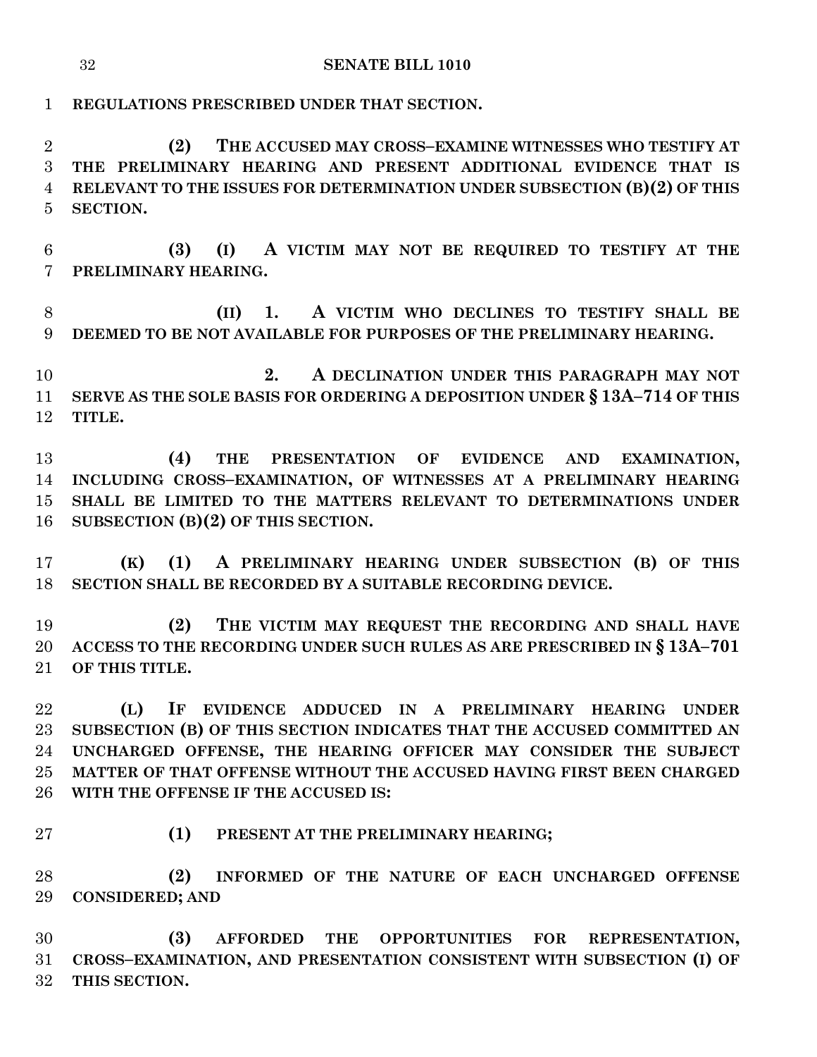**REGULATIONS PRESCRIBED UNDER THAT SECTION.**

**(2) THE ACCUSED MAY CROSS–EXAMINE WITNESSES WHO TESTIFY AT THE PRELIMINARY HEARING AND PRESENT ADDITIONAL EVIDENCE THAT IS RELEVANT TO THE ISSUES FOR DETERMINATION UNDER SUBSECTION (B)(2) OF THIS SECTION.**

**(3) (I) A VICTIM MAY NOT BE REQUIRED TO TESTIFY AT THE PRELIMINARY HEARING.**

**(II) 1. A VICTIM WHO DECLINES TO TESTIFY SHALL BE DEEMED TO BE NOT AVAILABLE FOR PURPOSES OF THE PRELIMINARY HEARING.**

**2. A DECLINATION UNDER THIS PARAGRAPH MAY NOT SERVE AS THE SOLE BASIS FOR ORDERING A DEPOSITION UNDER § 13A–714 OF THIS TITLE.**

**(4) THE PRESENTATION OF EVIDENCE AND EXAMINATION, INCLUDING CROSS–EXAMINATION, OF WITNESSES AT A PRELIMINARY HEARING SHALL BE LIMITED TO THE MATTERS RELEVANT TO DETERMINATIONS UNDER SUBSECTION (B)(2) OF THIS SECTION.**

**(K) (1) A PRELIMINARY HEARING UNDER SUBSECTION (B) OF THIS SECTION SHALL BE RECORDED BY A SUITABLE RECORDING DEVICE.**

**(2) THE VICTIM MAY REQUEST THE RECORDING AND SHALL HAVE ACCESS TO THE RECORDING UNDER SUCH RULES AS ARE PRESCRIBED IN § 13A–701 OF THIS TITLE.**

**(L) IF EVIDENCE ADDUCED IN A PRELIMINARY HEARING UNDER SUBSECTION (B) OF THIS SECTION INDICATES THAT THE ACCUSED COMMITTED AN UNCHARGED OFFENSE, THE HEARING OFFICER MAY CONSIDER THE SUBJECT MATTER OF THAT OFFENSE WITHOUT THE ACCUSED HAVING FIRST BEEN CHARGED WITH THE OFFENSE IF THE ACCUSED IS:**

**(1) PRESENT AT THE PRELIMINARY HEARING;**

**(2) INFORMED OF THE NATURE OF EACH UNCHARGED OFFENSE CONSIDERED; AND**

**(3) AFFORDED THE OPPORTUNITIES FOR REPRESENTATION, CROSS–EXAMINATION, AND PRESENTATION CONSISTENT WITH SUBSECTION (I) OF THIS SECTION.**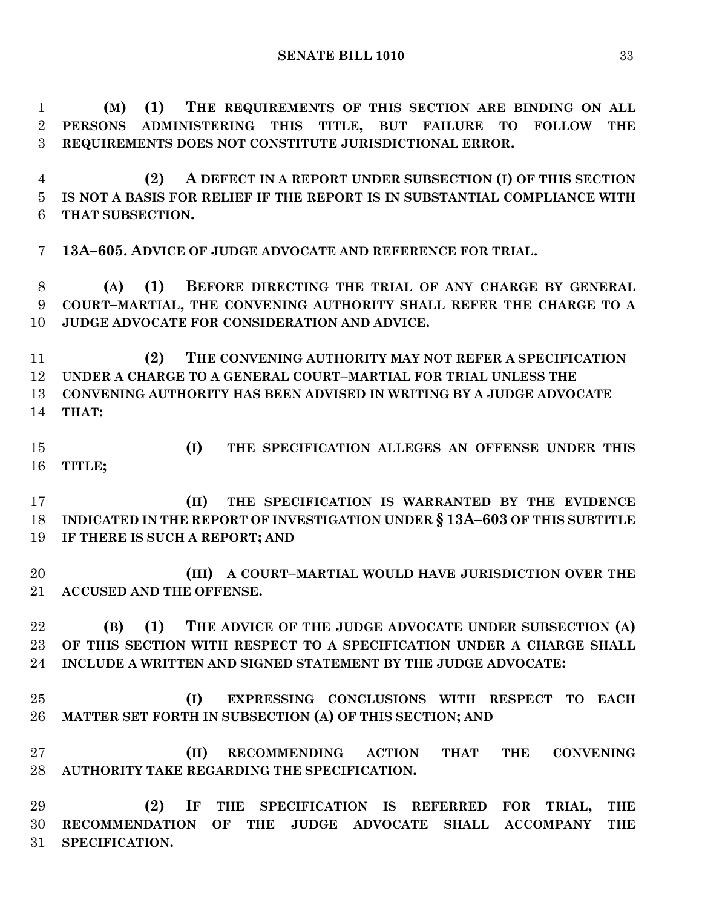**(M) (1) THE REQUIREMENTS OF THIS SECTION ARE BINDING ON ALL PERSONS ADMINISTERING THIS TITLE, BUT FAILURE TO FOLLOW THE REQUIREMENTS DOES NOT CONSTITUTE JURISDICTIONAL ERROR.**

**(2) A DEFECT IN A REPORT UNDER SUBSECTION (I) OF THIS SECTION IS NOT A BASIS FOR RELIEF IF THE REPORT IS IN SUBSTANTIAL COMPLIANCE WITH THAT SUBSECTION.**

**13A–605. ADVICE OF JUDGE ADVOCATE AND REFERENCE FOR TRIAL.**

**(A) (1) BEFORE DIRECTING THE TRIAL OF ANY CHARGE BY GENERAL COURT–MARTIAL, THE CONVENING AUTHORITY SHALL REFER THE CHARGE TO A JUDGE ADVOCATE FOR CONSIDERATION AND ADVICE.**

**(2) THE CONVENING AUTHORITY MAY NOT REFER A SPECIFICATION UNDER A CHARGE TO A GENERAL COURT–MARTIAL FOR TRIAL UNLESS THE CONVENING AUTHORITY HAS BEEN ADVISED IN WRITING BY A JUDGE ADVOCATE THAT:**

**(I) THE SPECIFICATION ALLEGES AN OFFENSE UNDER THIS TITLE;**

**(II) THE SPECIFICATION IS WARRANTED BY THE EVIDENCE INDICATED IN THE REPORT OF INVESTIGATION UNDER § 13A–603 OF THIS SUBTITLE IF THERE IS SUCH A REPORT; AND**

**(III) A COURT–MARTIAL WOULD HAVE JURISDICTION OVER THE ACCUSED AND THE OFFENSE.**

**(B) (1) THE ADVICE OF THE JUDGE ADVOCATE UNDER SUBSECTION (A) OF THIS SECTION WITH RESPECT TO A SPECIFICATION UNDER A CHARGE SHALL INCLUDE A WRITTEN AND SIGNED STATEMENT BY THE JUDGE ADVOCATE:**

**(I) EXPRESSING CONCLUSIONS WITH RESPECT TO EACH MATTER SET FORTH IN SUBSECTION (A) OF THIS SECTION; AND**

**(II) RECOMMENDING ACTION THAT THE CONVENING AUTHORITY TAKE REGARDING THE SPECIFICATION.**

**(2) IF THE SPECIFICATION IS REFERRED FOR TRIAL, THE RECOMMENDATION OF THE JUDGE ADVOCATE SHALL ACCOMPANY THE SPECIFICATION.**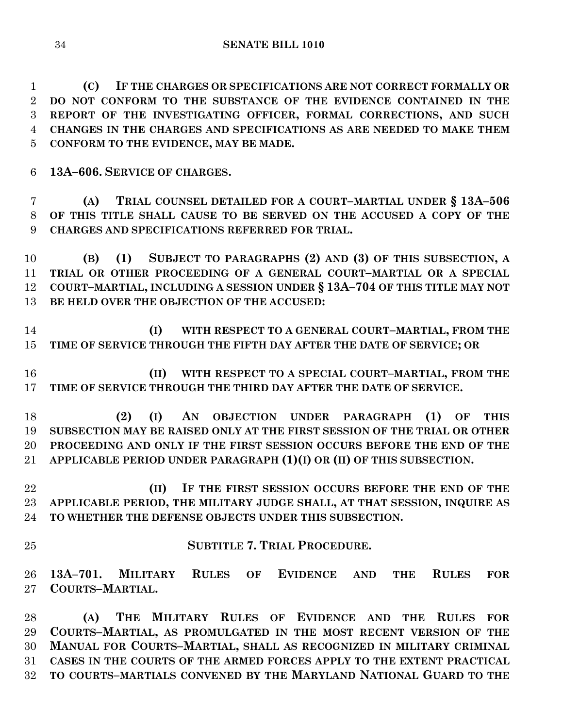**(C) IF THE CHARGES OR SPECIFICATIONS ARE NOT CORRECT FORMALLY OR DO NOT CONFORM TO THE SUBSTANCE OF THE EVIDENCE CONTAINED IN THE REPORT OF THE INVESTIGATING OFFICER, FORMAL CORRECTIONS, AND SUCH CHANGES IN THE CHARGES AND SPECIFICATIONS AS ARE NEEDED TO MAKE THEM CONFORM TO THE EVIDENCE, MAY BE MADE.**

**13A–606. SERVICE OF CHARGES.**

**(A) TRIAL COUNSEL DETAILED FOR A COURT–MARTIAL UNDER § 13A–506 OF THIS TITLE SHALL CAUSE TO BE SERVED ON THE ACCUSED A COPY OF THE CHARGES AND SPECIFICATIONS REFERRED FOR TRIAL.**

**(B) (1) SUBJECT TO PARAGRAPHS (2) AND (3) OF THIS SUBSECTION, A TRIAL OR OTHER PROCEEDING OF A GENERAL COURT–MARTIAL OR A SPECIAL COURT–MARTIAL, INCLUDING A SESSION UNDER § 13A–704 OF THIS TITLE MAY NOT BE HELD OVER THE OBJECTION OF THE ACCUSED:**

**(I) WITH RESPECT TO A GENERAL COURT–MARTIAL, FROM THE TIME OF SERVICE THROUGH THE FIFTH DAY AFTER THE DATE OF SERVICE; OR**

**(II) WITH RESPECT TO A SPECIAL COURT–MARTIAL, FROM THE TIME OF SERVICE THROUGH THE THIRD DAY AFTER THE DATE OF SERVICE.**

**(2) (I) AN OBJECTION UNDER PARAGRAPH (1) OF THIS SUBSECTION MAY BE RAISED ONLY AT THE FIRST SESSION OF THE TRIAL OR OTHER PROCEEDING AND ONLY IF THE FIRST SESSION OCCURS BEFORE THE END OF THE APPLICABLE PERIOD UNDER PARAGRAPH (1)(I) OR (II) OF THIS SUBSECTION.**

**(II) IF THE FIRST SESSION OCCURS BEFORE THE END OF THE APPLICABLE PERIOD, THE MILITARY JUDGE SHALL, AT THAT SESSION, INQUIRE AS TO WHETHER THE DEFENSE OBJECTS UNDER THIS SUBSECTION.**

## SUBTITLE 7. TRIAL PROCEDURE.

**13A–701. MILITARY RULES OF EVIDENCE AND THE RULES FOR COURTS–MARTIAL.**

**(A) THE MILITARY RULES OF EVIDENCE AND THE RULES FOR COURTS–MARTIAL, AS PROMULGATED IN THE MOST RECENT VERSION OF THE MANUAL FOR COURTS–MARTIAL, SHALL AS RECOGNIZED IN MILITARY CRIMINAL CASES IN THE COURTS OF THE ARMED FORCES APPLY TO THE EXTENT PRACTICAL TO COURTS–MARTIALS CONVENED BY THE MARYLAND NATIONAL GUARD TO THE**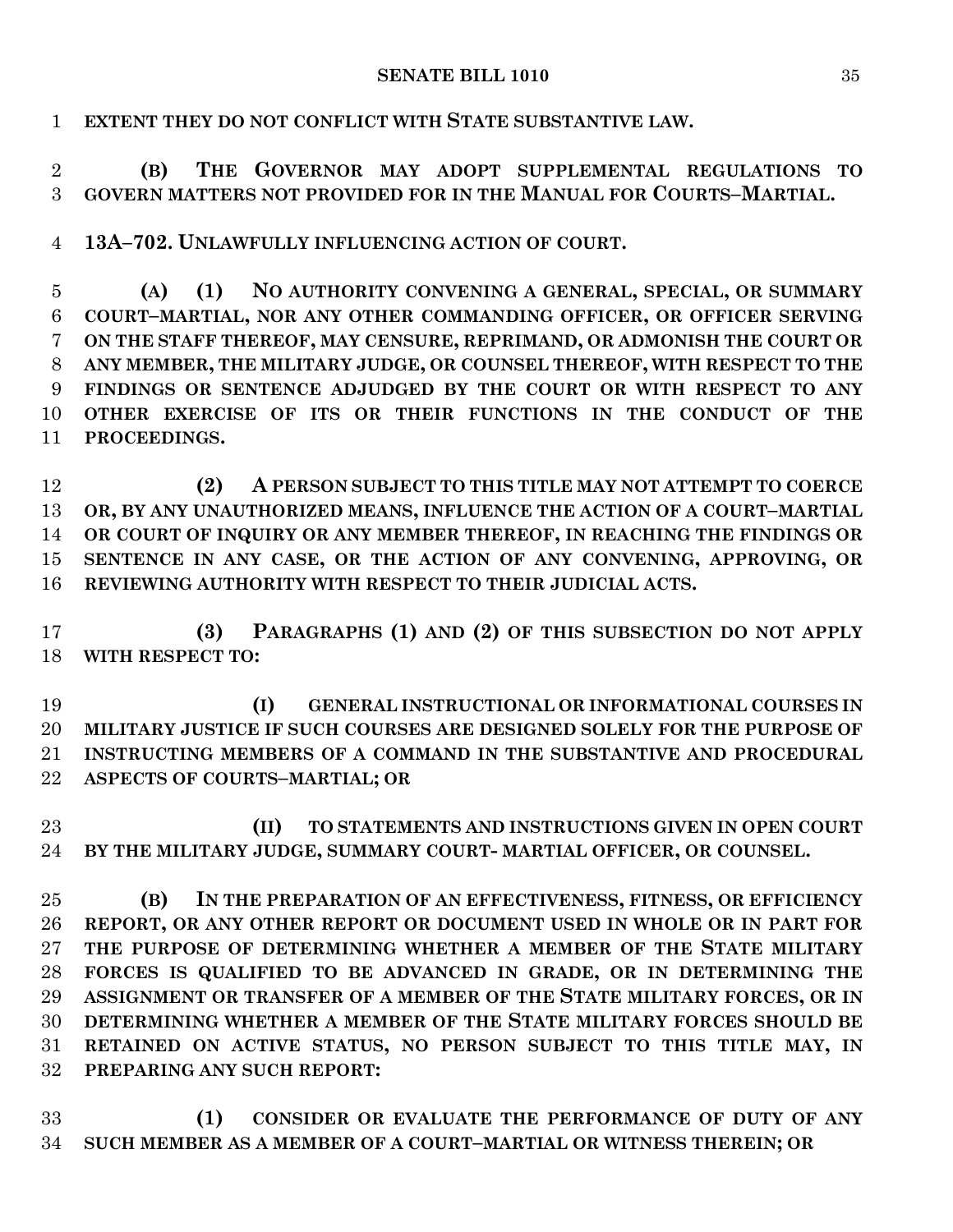**EXTENT THEY DO NOT CONFLICT WITH STATE SUBSTANTIVE LAW.**

**(B) THE GOVERNOR MAY ADOPT SUPPLEMENTAL REGULATIONS TO GOVERN MATTERS NOT PROVIDED FOR IN THE MANUAL FOR COURTS–MARTIAL.**

**13A–702. UNLAWFULLY INFLUENCING ACTION OF COURT.**

**(A) (1) NO AUTHORITY CONVENING A GENERAL, SPECIAL, OR SUMMARY COURT–MARTIAL, NOR ANY OTHER COMMANDING OFFICER, OR OFFICER SERVING ON THE STAFF THEREOF, MAY CENSURE, REPRIMAND, OR ADMONISH THE COURT OR ANY MEMBER, THE MILITARY JUDGE, OR COUNSEL THEREOF, WITH RESPECT TO THE FINDINGS OR SENTENCE ADJUDGED BY THE COURT OR WITH RESPECT TO ANY OTHER EXERCISE OF ITS OR THEIR FUNCTIONS IN THE CONDUCT OF THE PROCEEDINGS.**

**(2) A PERSON SUBJECT TO THIS TITLE MAY NOT ATTEMPT TO COERCE OR, BY ANY UNAUTHORIZED MEANS, INFLUENCE THE ACTION OF A COURT–MARTIAL OR COURT OF INQUIRY OR ANY MEMBER THEREOF, IN REACHING THE FINDINGS OR SENTENCE IN ANY CASE, OR THE ACTION OF ANY CONVENING, APPROVING, OR REVIEWING AUTHORITY WITH RESPECT TO THEIR JUDICIAL ACTS.**

**(3) PARAGRAPHS (1) AND (2) OF THIS SUBSECTION DO NOT APPLY WITH RESPECT TO:**

**(I) GENERAL INSTRUCTIONAL OR INFORMATIONAL COURSES IN MILITARY JUSTICE IF SUCH COURSES ARE DESIGNED SOLELY FOR THE PURPOSE OF INSTRUCTING MEMBERS OF A COMMAND IN THE SUBSTANTIVE AND PROCEDURAL ASPECTS OF COURTS–MARTIAL; OR**

**(II) TO STATEMENTS AND INSTRUCTIONS GIVEN IN OPEN COURT BY THE MILITARY JUDGE, SUMMARY COURT- MARTIAL OFFICER, OR COUNSEL.**

**(B) IN THE PREPARATION OF AN EFFECTIVENESS, FITNESS, OR EFFICIENCY REPORT, OR ANY OTHER REPORT OR DOCUMENT USED IN WHOLE OR IN PART FOR THE PURPOSE OF DETERMINING WHETHER A MEMBER OF THE STATE MILITARY FORCES IS QUALIFIED TO BE ADVANCED IN GRADE, OR IN DETERMINING THE ASSIGNMENT OR TRANSFER OF A MEMBER OF THE STATE MILITARY FORCES, OR IN DETERMINING WHETHER A MEMBER OF THE STATE MILITARY FORCES SHOULD BE RETAINED ON ACTIVE STATUS, NO PERSON SUBJECT TO THIS TITLE MAY, IN PREPARING ANY SUCH REPORT:**

**(1) CONSIDER OR EVALUATE THE PERFORMANCE OF DUTY OF ANY SUCH MEMBER AS A MEMBER OF A COURT–MARTIAL OR WITNESS THEREIN; OR**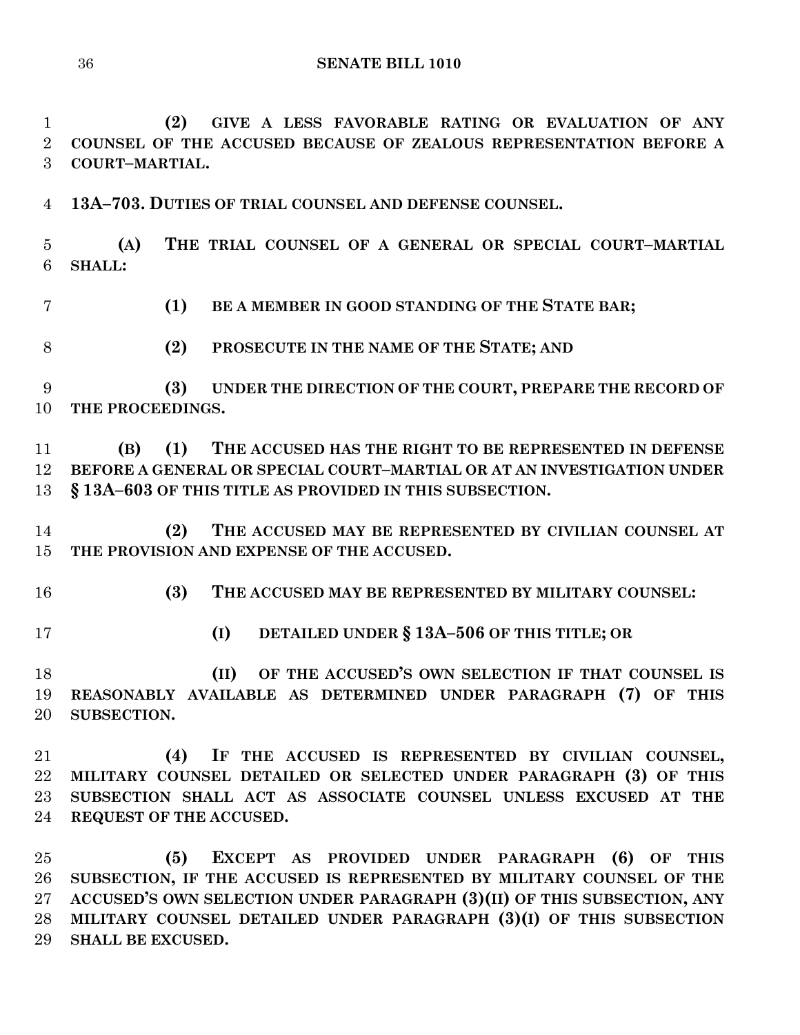**(2) GIVE A LESS FAVORABLE RATING OR EVALUATION OF ANY COUNSEL OF THE ACCUSED BECAUSE OF ZEALOUS REPRESENTATION BEFORE A COURT–MARTIAL.**

**13A–703. DUTIES OF TRIAL COUNSEL AND DEFENSE COUNSEL.**

**(A) THE TRIAL COUNSEL OF A GENERAL OR SPECIAL COURT–MARTIAL SHALL:**

**(1) BE A MEMBER IN GOOD STANDING OF THE STATE BAR;**

**(2) PROSECUTE IN THE NAME OF THE STATE; AND**

**(3) UNDER THE DIRECTION OF THE COURT, PREPARE THE RECORD OF THE PROCEEDINGS.**

**(B) (1) THE ACCUSED HAS THE RIGHT TO BE REPRESENTED IN DEFENSE BEFORE A GENERAL OR SPECIAL COURT–MARTIAL OR AT AN INVESTIGATION UNDER § 13A–603 OF THIS TITLE AS PROVIDED IN THIS SUBSECTION.**

**(2) THE ACCUSED MAY BE REPRESENTED BY CIVILIAN COUNSEL AT THE PROVISION AND EXPENSE OF THE ACCUSED.**

**(3) THE ACCUSED MAY BE REPRESENTED BY MILITARY COUNSEL:**

**(I) DETAILED UNDER § 13A–506 OF THIS TITLE; OR**

**(II) OF THE ACCUSED'S OWN SELECTION IF THAT COUNSEL IS REASONABLY AVAILABLE AS DETERMINED UNDER PARAGRAPH (7) OF THIS SUBSECTION.**

**(4) IF THE ACCUSED IS REPRESENTED BY CIVILIAN COUNSEL, MILITARY COUNSEL DETAILED OR SELECTED UNDER PARAGRAPH (3) OF THIS SUBSECTION SHALL ACT AS ASSOCIATE COUNSEL UNLESS EXCUSED AT THE REQUEST OF THE ACCUSED.**

**(5) EXCEPT AS PROVIDED UNDER PARAGRAPH (6) OF THIS SUBSECTION, IF THE ACCUSED IS REPRESENTED BY MILITARY COUNSEL OF THE ACCUSED'S OWN SELECTION UNDER PARAGRAPH (3)(II) OF THIS SUBSECTION, ANY MILITARY COUNSEL DETAILED UNDER PARAGRAPH (3)(I) OF THIS SUBSECTION SHALL BE EXCUSED.**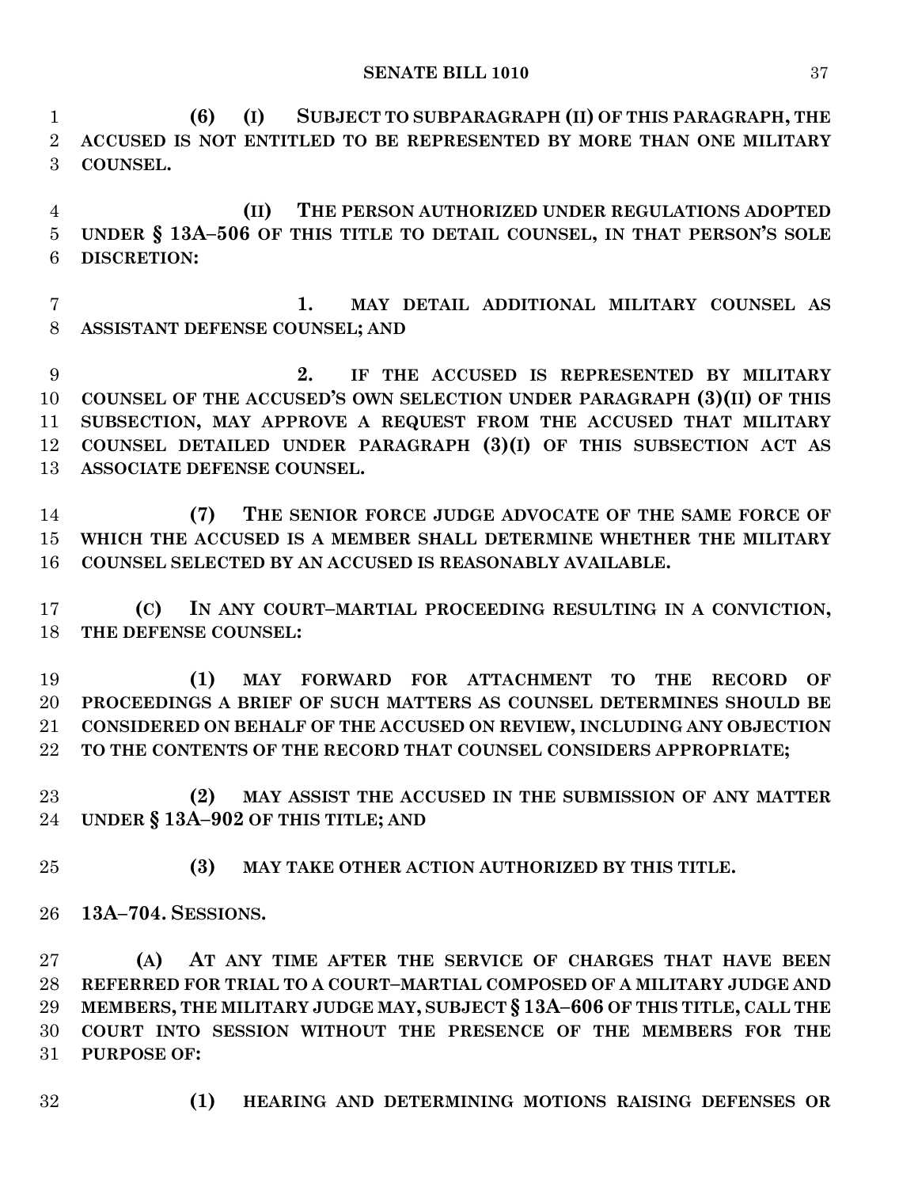**(6) (I) SUBJECT TO SUBPARAGRAPH (II) OF THIS PARAGRAPH, THE ACCUSED IS NOT ENTITLED TO BE REPRESENTED BY MORE THAN ONE MILITARY COUNSEL.**

**(II) THE PERSON AUTHORIZED UNDER REGULATIONS ADOPTED UNDER § 13A–506 OF THIS TITLE TO DETAIL COUNSEL, IN THAT PERSON'S SOLE DISCRETION:**

**1. MAY DETAIL ADDITIONAL MILITARY COUNSEL AS ASSISTANT DEFENSE COUNSEL; AND**

**2. IF THE ACCUSED IS REPRESENTED BY MILITARY COUNSEL OF THE ACCUSED'S OWN SELECTION UNDER PARAGRAPH (3)(II) OF THIS SUBSECTION, MAY APPROVE A REQUEST FROM THE ACCUSED THAT MILITARY COUNSEL DETAILED UNDER PARAGRAPH (3)(I) OF THIS SUBSECTION ACT AS ASSOCIATE DEFENSE COUNSEL.**

**(7) THE SENIOR FORCE JUDGE ADVOCATE OF THE SAME FORCE OF WHICH THE ACCUSED IS A MEMBER SHALL DETERMINE WHETHER THE MILITARY COUNSEL SELECTED BY AN ACCUSED IS REASONABLY AVAILABLE.**

**(C) IN ANY COURT–MARTIAL PROCEEDING RESULTING IN A CONVICTION, THE DEFENSE COUNSEL:**

**(1) MAY FORWARD FOR ATTACHMENT TO THE RECORD OF PROCEEDINGS A BRIEF OF SUCH MATTERS AS COUNSEL DETERMINES SHOULD BE CONSIDERED ON BEHALF OF THE ACCUSED ON REVIEW, INCLUDING ANY OBJECTION TO THE CONTENTS OF THE RECORD THAT COUNSEL CONSIDERS APPROPRIATE;**

**(2) MAY ASSIST THE ACCUSED IN THE SUBMISSION OF ANY MATTER UNDER § 13A–902 OF THIS TITLE; AND**

**(3) MAY TAKE OTHER ACTION AUTHORIZED BY THIS TITLE.**

**13A–704. SESSIONS.**

**(A) AT ANY TIME AFTER THE SERVICE OF CHARGES THAT HAVE BEEN REFERRED FOR TRIAL TO A COURT–MARTIAL COMPOSED OF A MILITARY JUDGE AND MEMBERS, THE MILITARY JUDGE MAY, SUBJECT § 13A–606 OF THIS TITLE, CALL THE COURT INTO SESSION WITHOUT THE PRESENCE OF THE MEMBERS FOR THE PURPOSE OF:**

**(1) HEARING AND DETERMINING MOTIONS RAISING DEFENSES OR**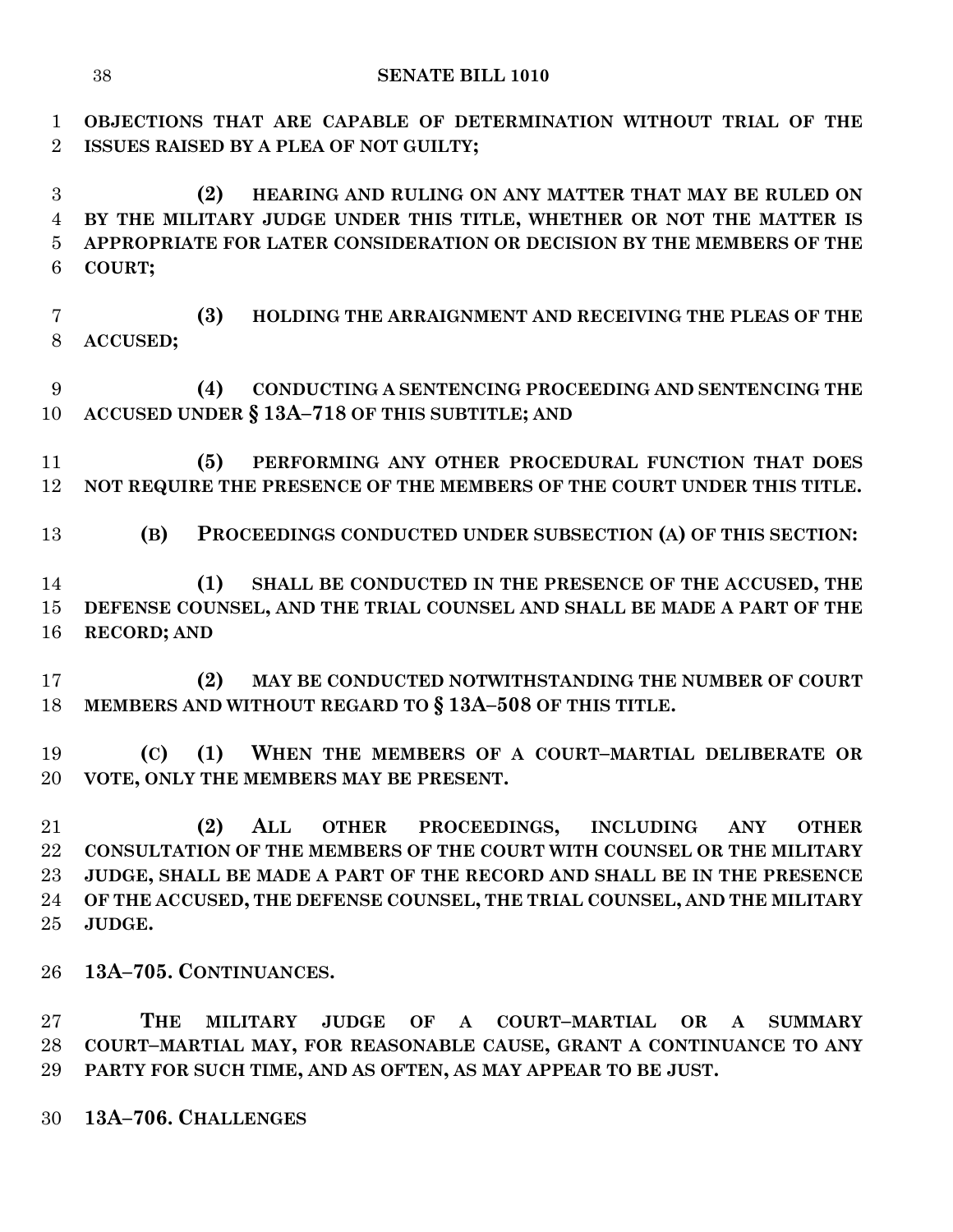**OBJECTIONS THAT ARE CAPABLE OF DETERMINATION WITHOUT TRIAL OF THE ISSUES RAISED BY A PLEA OF NOT GUILTY;**

**(2) HEARING AND RULING ON ANY MATTER THAT MAY BE RULED ON BY THE MILITARY JUDGE UNDER THIS TITLE, WHETHER OR NOT THE MATTER IS APPROPRIATE FOR LATER CONSIDERATION OR DECISION BY THE MEMBERS OF THE COURT;**

**(3) HOLDING THE ARRAIGNMENT AND RECEIVING THE PLEAS OF THE ACCUSED;**

**(4) CONDUCTING A SENTENCING PROCEEDING AND SENTENCING THE ACCUSED UNDER § 13A–718 OF THIS SUBTITLE; AND**

**(5) PERFORMING ANY OTHER PROCEDURAL FUNCTION THAT DOES NOT REQUIRE THE PRESENCE OF THE MEMBERS OF THE COURT UNDER THIS TITLE.**

**(B) PROCEEDINGS CONDUCTED UNDER SUBSECTION (A) OF THIS SECTION:**

**(1) SHALL BE CONDUCTED IN THE PRESENCE OF THE ACCUSED, THE DEFENSE COUNSEL, AND THE TRIAL COUNSEL AND SHALL BE MADE A PART OF THE RECORD; AND**

**(2) MAY BE CONDUCTED NOTWITHSTANDING THE NUMBER OF COURT MEMBERS AND WITHOUT REGARD TO § 13A–508 OF THIS TITLE.**

**(C) (1) WHEN THE MEMBERS OF A COURT–MARTIAL DELIBERATE OR VOTE, ONLY THE MEMBERS MAY BE PRESENT.**

**(2) ALL OTHER PROCEEDINGS, INCLUDING ANY OTHER CONSULTATION OF THE MEMBERS OF THE COURT WITH COUNSEL OR THE MILITARY JUDGE, SHALL BE MADE A PART OF THE RECORD AND SHALL BE IN THE PRESENCE OF THE ACCUSED, THE DEFENSE COUNSEL, THE TRIAL COUNSEL, AND THE MILITARY JUDGE.**

**13A–705. CONTINUANCES.**

**THE MILITARY JUDGE OF A COURT–MARTIAL OR A SUMMARY COURT–MARTIAL MAY, FOR REASONABLE CAUSE, GRANT A CONTINUANCE TO ANY PARTY FOR SUCH TIME, AND AS OFTEN, AS MAY APPEAR TO BE JUST.**

**13A–706. CHALLENGES**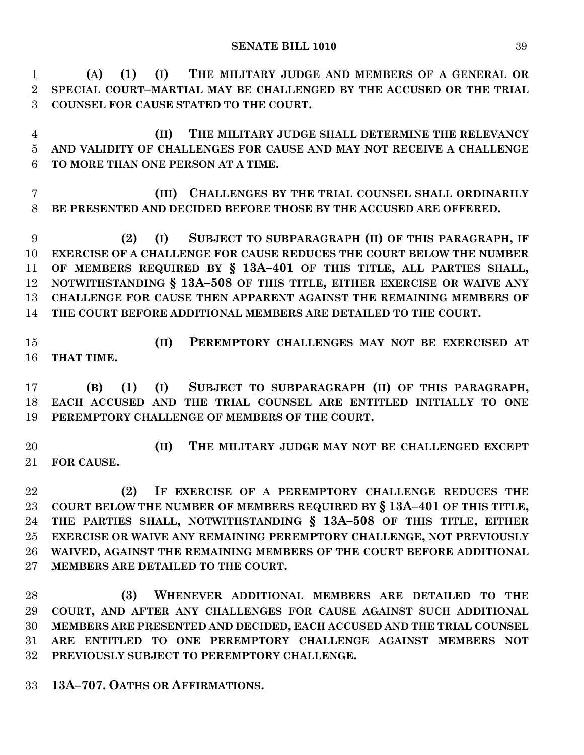**(A) (1) (I) THE MILITARY JUDGE AND MEMBERS OF A GENERAL OR SPECIAL COURT–MARTIAL MAY BE CHALLENGED BY THE ACCUSED OR THE TRIAL COUNSEL FOR CAUSE STATED TO THE COURT.**

**(II) THE MILITARY JUDGE SHALL DETERMINE THE RELEVANCY AND VALIDITY OF CHALLENGES FOR CAUSE AND MAY NOT RECEIVE A CHALLENGE TO MORE THAN ONE PERSON AT A TIME.**

**(III) CHALLENGES BY THE TRIAL COUNSEL SHALL ORDINARILY BE PRESENTED AND DECIDED BEFORE THOSE BY THE ACCUSED ARE OFFERED.**

**(2) (I) SUBJECT TO SUBPARAGRAPH (II) OF THIS PARAGRAPH, IF EXERCISE OF A CHALLENGE FOR CAUSE REDUCES THE COURT BELOW THE NUMBER OF MEMBERS REQUIRED BY § 13A–401 OF THIS TITLE, ALL PARTIES SHALL, NOTWITHSTANDING § 13A–508 OF THIS TITLE, EITHER EXERCISE OR WAIVE ANY CHALLENGE FOR CAUSE THEN APPARENT AGAINST THE REMAINING MEMBERS OF THE COURT BEFORE ADDITIONAL MEMBERS ARE DETAILED TO THE COURT.**

**(II) PEREMPTORY CHALLENGES MAY NOT BE EXERCISED AT THAT TIME.**

**(B) (1) (I) SUBJECT TO SUBPARAGRAPH (II) OF THIS PARAGRAPH, EACH ACCUSED AND THE TRIAL COUNSEL ARE ENTITLED INITIALLY TO ONE PEREMPTORY CHALLENGE OF MEMBERS OF THE COURT.**

**(II) THE MILITARY JUDGE MAY NOT BE CHALLENGED EXCEPT FOR CAUSE.**

**(2) IF EXERCISE OF A PEREMPTORY CHALLENGE REDUCES THE COURT BELOW THE NUMBER OF MEMBERS REQUIRED BY § 13A–401 OF THIS TITLE, THE PARTIES SHALL, NOTWITHSTANDING § 13A–508 OF THIS TITLE, EITHER EXERCISE OR WAIVE ANY REMAINING PEREMPTORY CHALLENGE, NOT PREVIOUSLY WAIVED, AGAINST THE REMAINING MEMBERS OF THE COURT BEFORE ADDITIONAL MEMBERS ARE DETAILED TO THE COURT.**

**(3) WHENEVER ADDITIONAL MEMBERS ARE DETAILED TO THE COURT, AND AFTER ANY CHALLENGES FOR CAUSE AGAINST SUCH ADDITIONAL MEMBERS ARE PRESENTED AND DECIDED, EACH ACCUSED AND THE TRIAL COUNSEL ARE ENTITLED TO ONE PEREMPTORY CHALLENGE AGAINST MEMBERS NOT PREVIOUSLY SUBJECT TO PEREMPTORY CHALLENGE.**

**13A–707. OATHS OR AFFIRMATIONS.**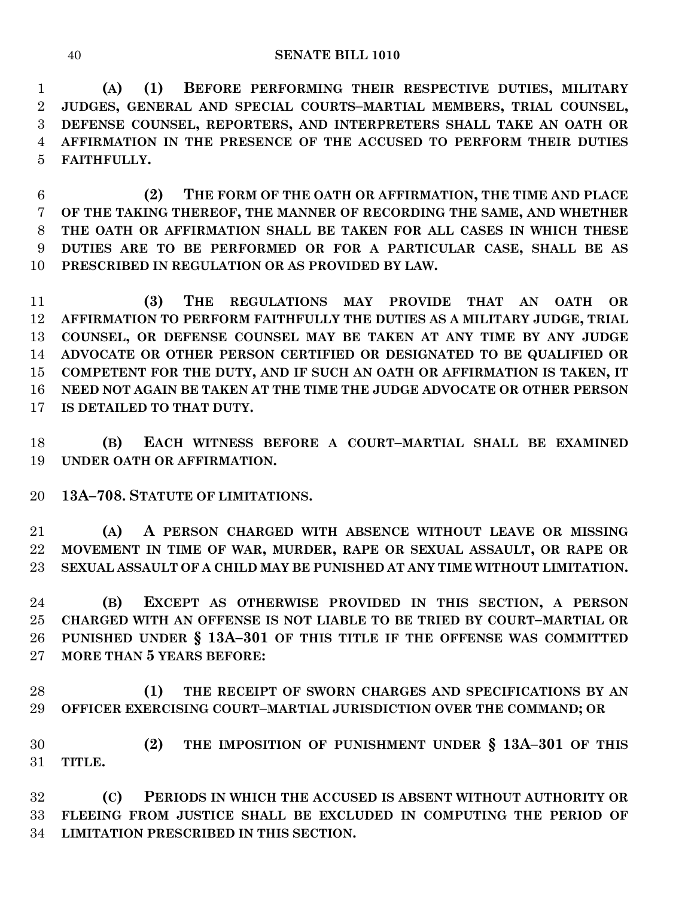**(A) (1) BEFORE PERFORMING THEIR RESPECTIVE DUTIES, MILITARY JUDGES, GENERAL AND SPECIAL COURTS–MARTIAL MEMBERS, TRIAL COUNSEL, DEFENSE COUNSEL, REPORTERS, AND INTERPRETERS SHALL TAKE AN OATH OR AFFIRMATION IN THE PRESENCE OF THE ACCUSED TO PERFORM THEIR DUTIES FAITHFULLY.**

**(2) THE FORM OF THE OATH OR AFFIRMATION, THE TIME AND PLACE OF THE TAKING THEREOF, THE MANNER OF RECORDING THE SAME, AND WHETHER THE OATH OR AFFIRMATION SHALL BE TAKEN FOR ALL CASES IN WHICH THESE DUTIES ARE TO BE PERFORMED OR FOR A PARTICULAR CASE, SHALL BE AS PRESCRIBED IN REGULATION OR AS PROVIDED BY LAW.**

**(3) THE REGULATIONS MAY PROVIDE THAT AN OATH OR AFFIRMATION TO PERFORM FAITHFULLY THE DUTIES AS A MILITARY JUDGE, TRIAL COUNSEL, OR DEFENSE COUNSEL MAY BE TAKEN AT ANY TIME BY ANY JUDGE ADVOCATE OR OTHER PERSON CERTIFIED OR DESIGNATED TO BE QUALIFIED OR COMPETENT FOR THE DUTY, AND IF SUCH AN OATH OR AFFIRMATION IS TAKEN, IT NEED NOT AGAIN BE TAKEN AT THE TIME THE JUDGE ADVOCATE OR OTHER PERSON IS DETAILED TO THAT DUTY.**

**(B) EACH WITNESS BEFORE A COURT–MARTIAL SHALL BE EXAMINED UNDER OATH OR AFFIRMATION.**

**13A–708. STATUTE OF LIMITATIONS.**

**(A) A PERSON CHARGED WITH ABSENCE WITHOUT LEAVE OR MISSING MOVEMENT IN TIME OF WAR, MURDER, RAPE OR SEXUAL ASSAULT, OR RAPE OR SEXUAL ASSAULT OF A CHILD MAY BE PUNISHED AT ANY TIME WITHOUT LIMITATION.**

**(B) EXCEPT AS OTHERWISE PROVIDED IN THIS SECTION, A PERSON CHARGED WITH AN OFFENSE IS NOT LIABLE TO BE TRIED BY COURT–MARTIAL OR PUNISHED UNDER § 13A–301 OF THIS TITLE IF THE OFFENSE WAS COMMITTED MORE THAN 5 YEARS BEFORE:**

**(1) THE RECEIPT OF SWORN CHARGES AND SPECIFICATIONS BY AN OFFICER EXERCISING COURT–MARTIAL JURISDICTION OVER THE COMMAND; OR**

**(2) THE IMPOSITION OF PUNISHMENT UNDER § 13A–301 OF THIS TITLE.**

**(C) PERIODS IN WHICH THE ACCUSED IS ABSENT WITHOUT AUTHORITY OR FLEEING FROM JUSTICE SHALL BE EXCLUDED IN COMPUTING THE PERIOD OF LIMITATION PRESCRIBED IN THIS SECTION.**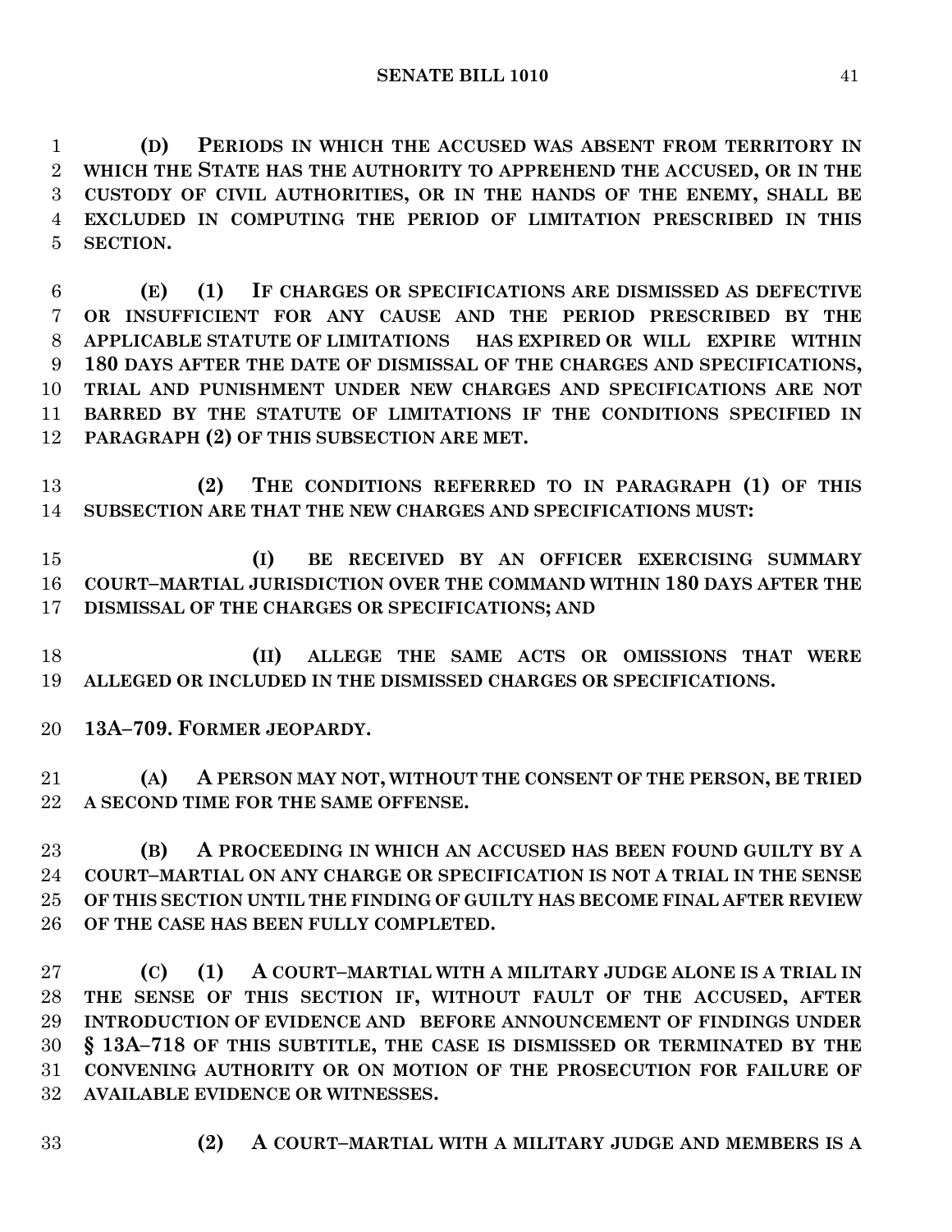**(D) PERIODS IN WHICH THE ACCUSED WAS ABSENT FROM TERRITORY IN WHICH THE STATE HAS THE AUTHORITY TO APPREHEND THE ACCUSED, OR IN THE CUSTODY OF CIVIL AUTHORITIES, OR IN THE HANDS OF THE ENEMY, SHALL BE EXCLUDED IN COMPUTING THE PERIOD OF LIMITATION PRESCRIBED IN THIS SECTION.**

**(E) (1) IF CHARGES OR SPECIFICATIONS ARE DISMISSED AS DEFECTIVE OR INSUFFICIENT FOR ANY CAUSE AND THE PERIOD PRESCRIBED BY THE APPLICABLE STATUTE OF LIMITATIONS HAS EXPIRED OR WILL EXPIRE WITHIN 180 DAYS AFTER THE DATE OF DISMISSAL OF THE CHARGES AND SPECIFICATIONS, TRIAL AND PUNISHMENT UNDER NEW CHARGES AND SPECIFICATIONS ARE NOT BARRED BY THE STATUTE OF LIMITATIONS IF THE CONDITIONS SPECIFIED IN PARAGRAPH (2) OF THIS SUBSECTION ARE MET.**

**(2) THE CONDITIONS REFERRED TO IN PARAGRAPH (1) OF THIS SUBSECTION ARE THAT THE NEW CHARGES AND SPECIFICATIONS MUST:**

**(I) BE RECEIVED BY AN OFFICER EXERCISING SUMMARY COURT–MARTIAL JURISDICTION OVER THE COMMAND WITHIN 180 DAYS AFTER THE DISMISSAL OF THE CHARGES OR SPECIFICATIONS; AND**

**(II) ALLEGE THE SAME ACTS OR OMISSIONS THAT WERE ALLEGED OR INCLUDED IN THE DISMISSED CHARGES OR SPECIFICATIONS.**

**13A–709. FORMER JEOPARDY.**

**(A) A PERSON MAY NOT, WITHOUT THE CONSENT OF THE PERSON, BE TRIED A SECOND TIME FOR THE SAME OFFENSE.**

**(B) A PROCEEDING IN WHICH AN ACCUSED HAS BEEN FOUND GUILTY BY A COURT–MARTIAL ON ANY CHARGE OR SPECIFICATION IS NOT A TRIAL IN THE SENSE OF THIS SECTION UNTIL THE FINDING OF GUILTY HAS BECOME FINAL AFTER REVIEW OF THE CASE HAS BEEN FULLY COMPLETED.**

**(C) (1) A COURT–MARTIAL WITH A MILITARY JUDGE ALONE IS A TRIAL IN THE SENSE OF THIS SECTION IF, WITHOUT FAULT OF THE ACCUSED, AFTER INTRODUCTION OF EVIDENCE AND BEFORE ANNOUNCEMENT OF FINDINGS UNDER § 13A–718 OF THIS SUBTITLE, THE CASE IS DISMISSED OR TERMINATED BY THE CONVENING AUTHORITY OR ON MOTION OF THE PROSECUTION FOR FAILURE OF AVAILABLE EVIDENCE OR WITNESSES.**

**(2) A COURT–MARTIAL WITH A MILITARY JUDGE AND MEMBERS IS A**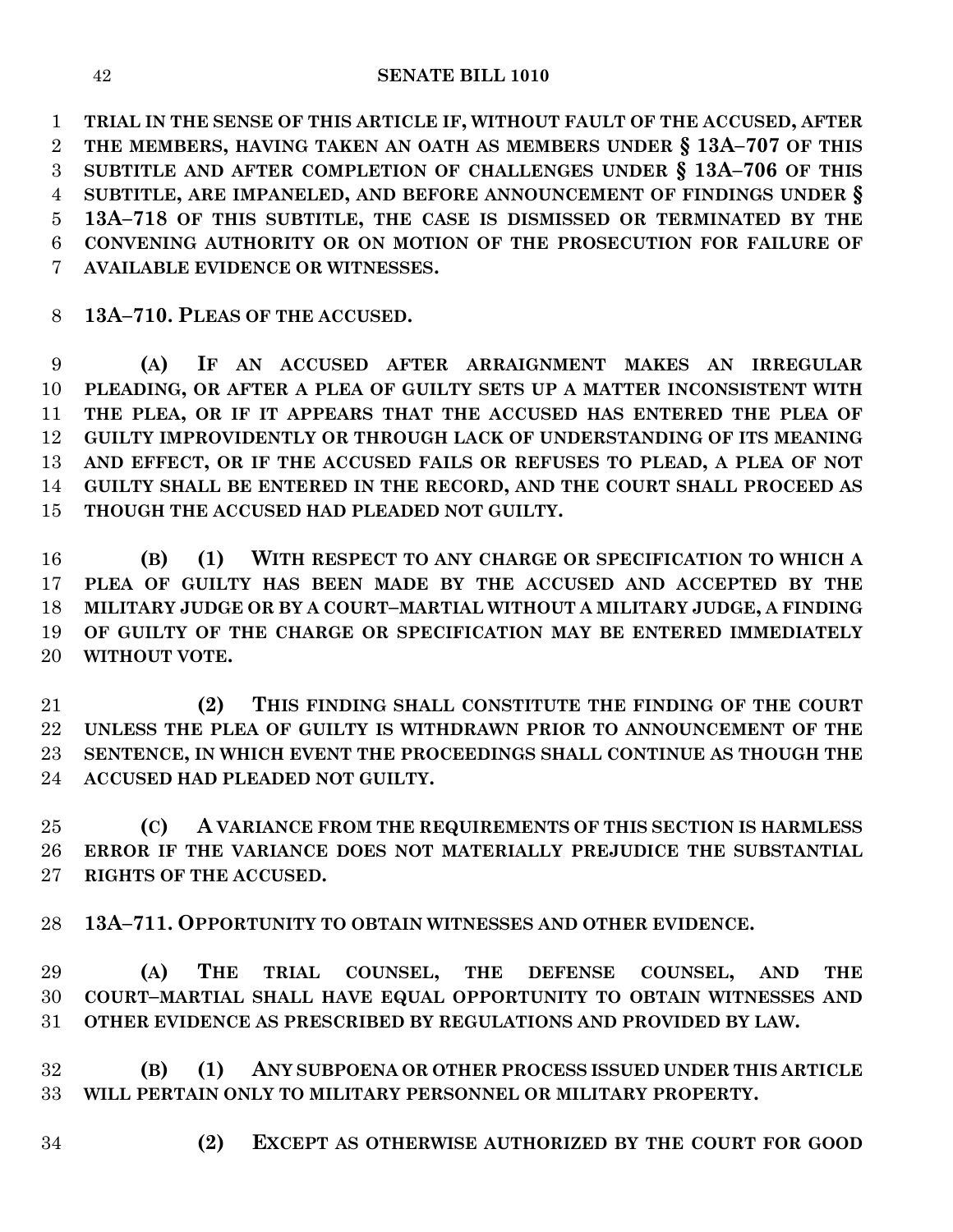**TRIAL IN THE SENSE OF THIS ARTICLE IF, WITHOUT FAULT OF THE ACCUSED, AFTER THE MEMBERS, HAVING TAKEN AN OATH AS MEMBERS UNDER § 13A–707 OF THIS SUBTITLE AND AFTER COMPLETION OF CHALLENGES UNDER § 13A–706 OF THIS SUBTITLE, ARE IMPANELED, AND BEFORE ANNOUNCEMENT OF FINDINGS UNDER § 13A–718 OF THIS SUBTITLE, THE CASE IS DISMISSED OR TERMINATED BY THE CONVENING AUTHORITY OR ON MOTION OF THE PROSECUTION FOR FAILURE OF AVAILABLE EVIDENCE OR WITNESSES.**

**13A–710. PLEAS OF THE ACCUSED.**

**(A) IF AN ACCUSED AFTER ARRAIGNMENT MAKES AN IRREGULAR PLEADING, OR AFTER A PLEA OF GUILTY SETS UP A MATTER INCONSISTENT WITH THE PLEA, OR IF IT APPEARS THAT THE ACCUSED HAS ENTERED THE PLEA OF GUILTY IMPROVIDENTLY OR THROUGH LACK OF UNDERSTANDING OF ITS MEANING AND EFFECT, OR IF THE ACCUSED FAILS OR REFUSES TO PLEAD, A PLEA OF NOT GUILTY SHALL BE ENTERED IN THE RECORD, AND THE COURT SHALL PROCEED AS THOUGH THE ACCUSED HAD PLEADED NOT GUILTY.**

**(B) (1) WITH RESPECT TO ANY CHARGE OR SPECIFICATION TO WHICH A PLEA OF GUILTY HAS BEEN MADE BY THE ACCUSED AND ACCEPTED BY THE MILITARY JUDGE OR BY A COURT–MARTIAL WITHOUT A MILITARY JUDGE, A FINDING OF GUILTY OF THE CHARGE OR SPECIFICATION MAY BE ENTERED IMMEDIATELY WITHOUT VOTE.**

**(2) THIS FINDING SHALL CONSTITUTE THE FINDING OF THE COURT UNLESS THE PLEA OF GUILTY IS WITHDRAWN PRIOR TO ANNOUNCEMENT OF THE SENTENCE, IN WHICH EVENT THE PROCEEDINGS SHALL CONTINUE AS THOUGH THE ACCUSED HAD PLEADED NOT GUILTY.**

**(C) A VARIANCE FROM THE REQUIREMENTS OF THIS SECTION IS HARMLESS ERROR IF THE VARIANCE DOES NOT MATERIALLY PREJUDICE THE SUBSTANTIAL RIGHTS OF THE ACCUSED.**

**13A–711. OPPORTUNITY TO OBTAIN WITNESSES AND OTHER EVIDENCE.**

**(A) THE TRIAL COUNSEL, THE DEFENSE COUNSEL, AND THE COURT–MARTIAL SHALL HAVE EQUAL OPPORTUNITY TO OBTAIN WITNESSES AND OTHER EVIDENCE AS PRESCRIBED BY REGULATIONS AND PROVIDED BY LAW.**

**(B) (1) ANY SUBPOENA OR OTHER PROCESS ISSUED UNDER THIS ARTICLE WILL PERTAIN ONLY TO MILITARY PERSONNEL OR MILITARY PROPERTY.**

**(2) EXCEPT AS OTHERWISE AUTHORIZED BY THE COURT FOR GOOD**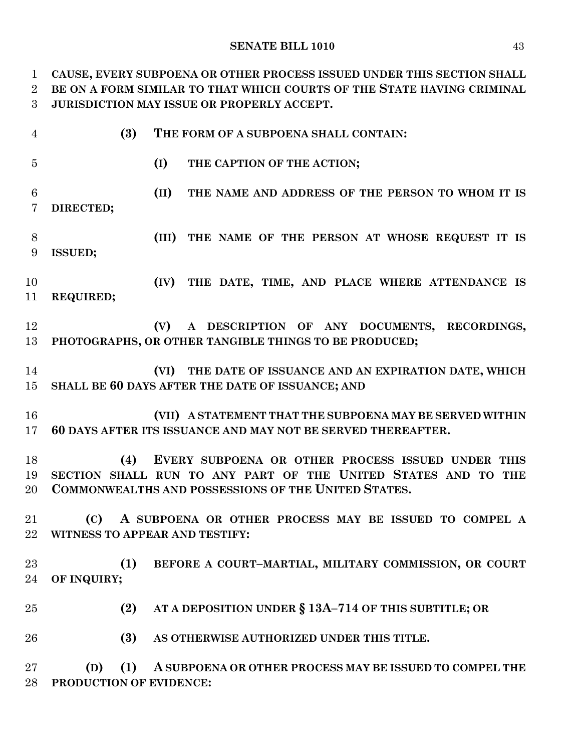**CAUSE, EVERY SUBPOENA OR OTHER PROCESS ISSUED UNDER THIS SECTION SHALL BE ON A FORM SIMILAR TO THAT WHICH COURTS OF THE STATE HAVING CRIMINAL JURISDICTION MAY ISSUE OR PROPERLY ACCEPT.**

**(3) THE FORM OF A SUBPOENA SHALL CONTAIN:**

**(I) THE CAPTION OF THE ACTION;**

**(II) THE NAME AND ADDRESS OF THE PERSON TO WHOM IT IS DIRECTED;**

**(III) THE NAME OF THE PERSON AT WHOSE REQUEST IT IS ISSUED;**

**(IV) THE DATE, TIME, AND PLACE WHERE ATTENDANCE IS REQUIRED;**

**(V) A DESCRIPTION OF ANY DOCUMENTS, RECORDINGS, PHOTOGRAPHS, OR OTHER TANGIBLE THINGS TO BE PRODUCED;**

**(VI) THE DATE OF ISSUANCE AND AN EXPIRATION DATE, WHICH SHALL BE 60 DAYS AFTER THE DATE OF ISSUANCE; AND**

**(VII) A STATEMENT THAT THE SUBPOENA MAY BE SERVED WITHIN 60 DAYS AFTER ITS ISSUANCE AND MAY NOT BE SERVED THEREAFTER.**

**(4) EVERY SUBPOENA OR OTHER PROCESS ISSUED UNDER THIS SECTION SHALL RUN TO ANY PART OF THE UNITED STATES AND TO THE COMMONWEALTHS AND POSSESSIONS OF THE UNITED STATES.**

**(C) A SUBPOENA OR OTHER PROCESS MAY BE ISSUED TO COMPEL A WITNESS TO APPEAR AND TESTIFY:**

**(1) BEFORE A COURT–MARTIAL, MILITARY COMMISSION, OR COURT OF INQUIRY;**

**(2) AT A DEPOSITION UNDER § 13A–714 OF THIS SUBTITLE; OR**

**(3) AS OTHERWISE AUTHORIZED UNDER THIS TITLE.**

**(D) (1) A SUBPOENA OR OTHER PROCESS MAY BE ISSUED TO COMPEL THE PRODUCTION OF EVIDENCE:**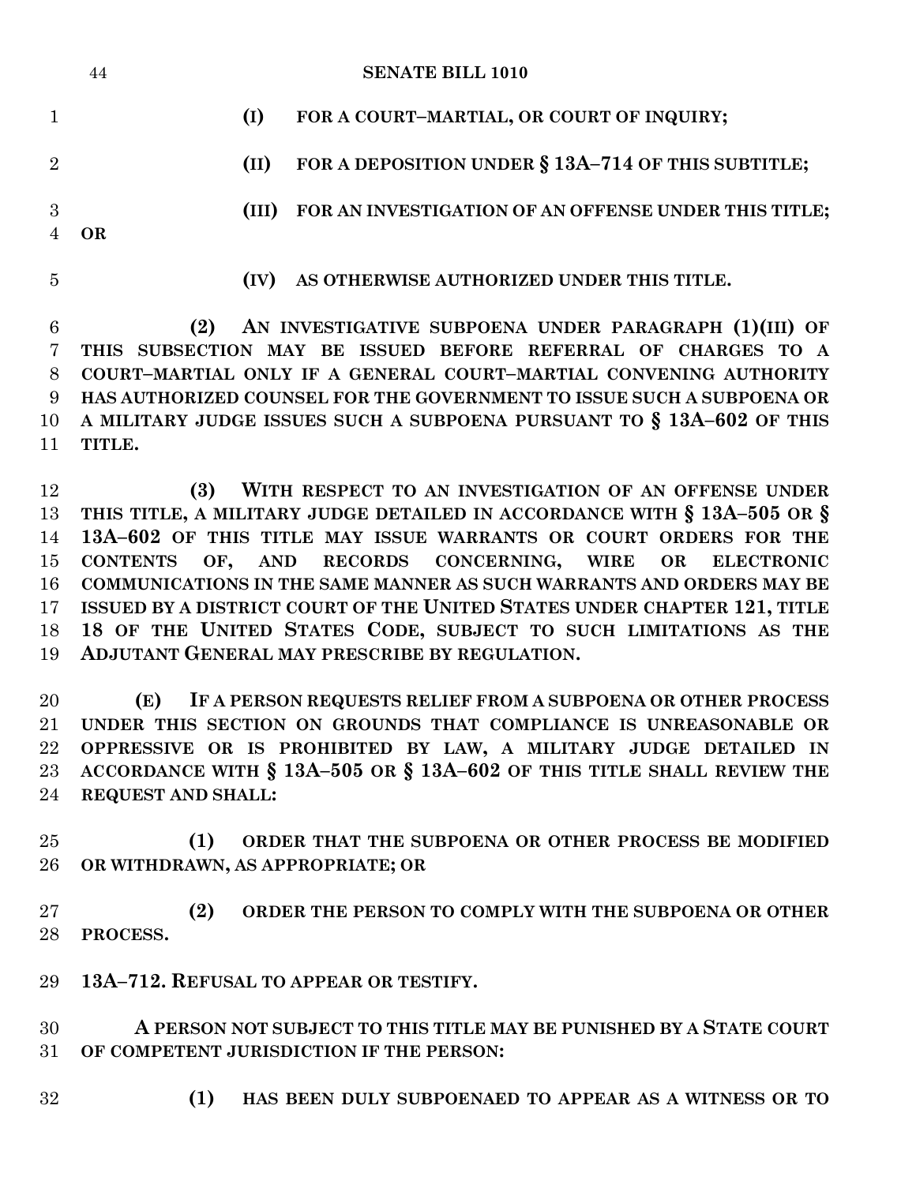**(I) FOR A COURT–MARTIAL, OR COURT OF INQUIRY;**

**(II) FOR A DEPOSITION UNDER § 13A–714 OF THIS SUBTITLE;**

**(III) FOR AN INVESTIGATION OF AN OFFENSE UNDER THIS TITLE; OR**

**(IV) AS OTHERWISE AUTHORIZED UNDER THIS TITLE.**

**(2) AN INVESTIGATIVE SUBPOENA UNDER PARAGRAPH (1)(III) OF THIS SUBSECTION MAY BE ISSUED BEFORE REFERRAL OF CHARGES TO A COURT–MARTIAL ONLY IF A GENERAL COURT–MARTIAL CONVENING AUTHORITY HAS AUTHORIZED COUNSEL FOR THE GOVERNMENT TO ISSUE SUCH A SUBPOENA OR A MILITARY JUDGE ISSUES SUCH A SUBPOENA PURSUANT TO § 13A–602 OF THIS TITLE.**

**(3) WITH RESPECT TO AN INVESTIGATION OF AN OFFENSE UNDER THIS TITLE, A MILITARY JUDGE DETAILED IN ACCORDANCE WITH § 13A–505 OR § 13A–602 OF THIS TITLE MAY ISSUE WARRANTS OR COURT ORDERS FOR THE CONTENTS OF, AND RECORDS CONCERNING, WIRE OR ELECTRONIC COMMUNICATIONS IN THE SAME MANNER AS SUCH WARRANTS AND ORDERS MAY BE ISSUED BY A DISTRICT COURT OF THE UNITED STATES UNDER CHAPTER 121, TITLE 18 OF THE UNITED STATES CODE, SUBJECT TO SUCH LIMITATIONS AS THE ADJUTANT GENERAL MAY PRESCRIBE BY REGULATION.**

**(E) IF A PERSON REQUESTS RELIEF FROM A SUBPOENA OR OTHER PROCESS UNDER THIS SECTION ON GROUNDS THAT COMPLIANCE IS UNREASONABLE OR OPPRESSIVE OR IS PROHIBITED BY LAW, A MILITARY JUDGE DETAILED IN ACCORDANCE WITH § 13A–505 OR § 13A–602 OF THIS TITLE SHALL REVIEW THE REQUEST AND SHALL:**

**(1) ORDER THAT THE SUBPOENA OR OTHER PROCESS BE MODIFIED OR WITHDRAWN, AS APPROPRIATE; OR**

**(2) ORDER THE PERSON TO COMPLY WITH THE SUBPOENA OR OTHER PROCESS.**

**13A–712. REFUSAL TO APPEAR OR TESTIFY.**

**A PERSON NOT SUBJECT TO THIS TITLE MAY BE PUNISHED BY A STATE COURT OF COMPETENT JURISDICTION IF THE PERSON:**

**(1) HAS BEEN DULY SUBPOENAED TO APPEAR AS A WITNESS OR TO**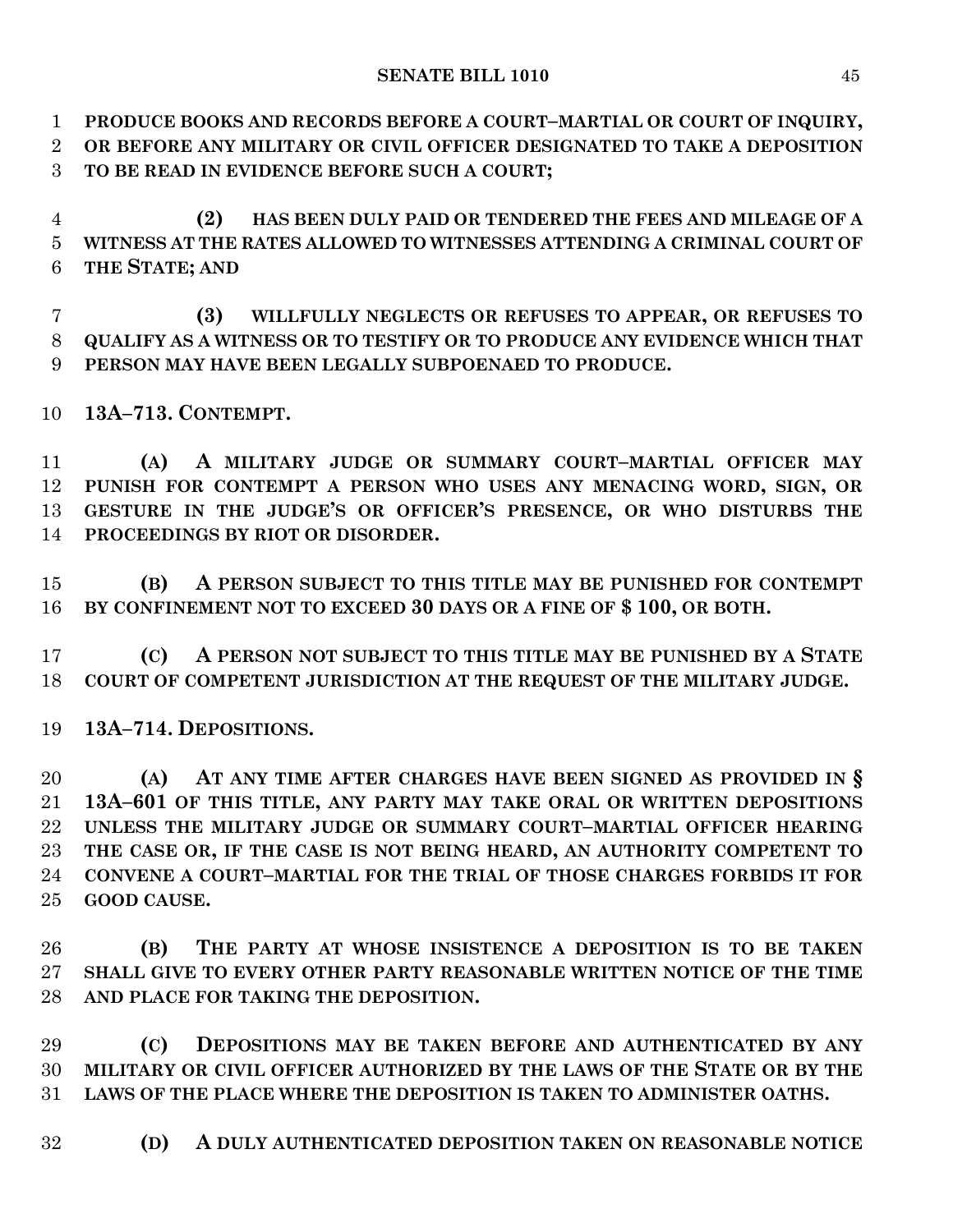**PRODUCE BOOKS AND RECORDS BEFORE A COURT–MARTIAL OR COURT OF INQUIRY, OR BEFORE ANY MILITARY OR CIVIL OFFICER DESIGNATED TO TAKE A DEPOSITION TO BE READ IN EVIDENCE BEFORE SUCH A COURT;**

**(2) HAS BEEN DULY PAID OR TENDERED THE FEES AND MILEAGE OF A WITNESS AT THE RATES ALLOWED TO WITNESSES ATTENDING A CRIMINAL COURT OF THE STATE; AND**

**(3) WILLFULLY NEGLECTS OR REFUSES TO APPEAR, OR REFUSES TO QUALIFY AS A WITNESS OR TO TESTIFY OR TO PRODUCE ANY EVIDENCE WHICH THAT PERSON MAY HAVE BEEN LEGALLY SUBPOENAED TO PRODUCE.**

**13A–713. CONTEMPT.**

**(A) A MILITARY JUDGE OR SUMMARY COURT–MARTIAL OFFICER MAY PUNISH FOR CONTEMPT A PERSON WHO USES ANY MENACING WORD, SIGN, OR GESTURE IN THE JUDGE'S OR OFFICER'S PRESENCE, OR WHO DISTURBS THE PROCEEDINGS BY RIOT OR DISORDER.**

**(B) A PERSON SUBJECT TO THIS TITLE MAY BE PUNISHED FOR CONTEMPT BY CONFINEMENT NOT TO EXCEED 30 DAYS OR A FINE OF $ 100, OR BOTH.**

**(C) A PERSON NOT SUBJECT TO THIS TITLE MAY BE PUNISHED BY A STATE COURT OF COMPETENT JURISDICTION AT THE REQUEST OF THE MILITARY JUDGE.**

**13A–714. DEPOSITIONS.**

**(A) AT ANY TIME AFTER CHARGES HAVE BEEN SIGNED AS PROVIDED IN § 13A–601 OF THIS TITLE, ANY PARTY MAY TAKE ORAL OR WRITTEN DEPOSITIONS UNLESS THE MILITARY JUDGE OR SUMMARY COURT–MARTIAL OFFICER HEARING THE CASE OR, IF THE CASE IS NOT BEING HEARD, AN AUTHORITY COMPETENT TO CONVENE A COURT–MARTIAL FOR THE TRIAL OF THOSE CHARGES FORBIDS IT FOR GOOD CAUSE.**

**(B) THE PARTY AT WHOSE INSISTENCE A DEPOSITION IS TO BE TAKEN SHALL GIVE TO EVERY OTHER PARTY REASONABLE WRITTEN NOTICE OF THE TIME AND PLACE FOR TAKING THE DEPOSITION.**

**(C) DEPOSITIONS MAY BE TAKEN BEFORE AND AUTHENTICATED BY ANY MILITARY OR CIVIL OFFICER AUTHORIZED BY THE LAWS OF THE STATE OR BY THE LAWS OF THE PLACE WHERE THE DEPOSITION IS TAKEN TO ADMINISTER OATHS.**

**(D) A DULY AUTHENTICATED DEPOSITION TAKEN ON REASONABLE NOTICE**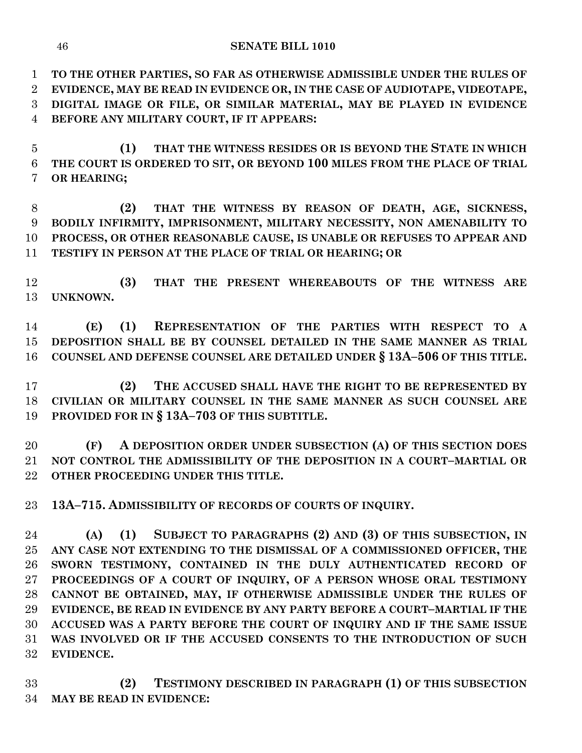**TO THE OTHER PARTIES, SO FAR AS OTHERWISE ADMISSIBLE UNDER THE RULES OF EVIDENCE, MAY BE READ IN EVIDENCE OR, IN THE CASE OF AUDIOTAPE, VIDEOTAPE, DIGITAL IMAGE OR FILE, OR SIMILAR MATERIAL, MAY BE PLAYED IN EVIDENCE BEFORE ANY MILITARY COURT, IF IT APPEARS:**

**(1) THAT THE WITNESS RESIDES OR IS BEYOND THE STATE IN WHICH THE COURT IS ORDERED TO SIT, OR BEYOND 100 MILES FROM THE PLACE OF TRIAL OR HEARING;**

**(2) THAT THE WITNESS BY REASON OF DEATH, AGE, SICKNESS, BODILY INFIRMITY, IMPRISONMENT, MILITARY NECESSITY, NON AMENABILITY TO PROCESS, OR OTHER REASONABLE CAUSE, IS UNABLE OR REFUSES TO APPEAR AND TESTIFY IN PERSON AT THE PLACE OF TRIAL OR HEARING; OR**

**(3) THAT THE PRESENT WHEREABOUTS OF THE WITNESS ARE UNKNOWN.**

**(E) (1) REPRESENTATION OF THE PARTIES WITH RESPECT TO A DEPOSITION SHALL BE BY COUNSEL DETAILED IN THE SAME MANNER AS TRIAL COUNSEL AND DEFENSE COUNSEL ARE DETAILED UNDER § 13A–506 OF THIS TITLE.**

**(2) THE ACCUSED SHALL HAVE THE RIGHT TO BE REPRESENTED BY CIVILIAN OR MILITARY COUNSEL IN THE SAME MANNER AS SUCH COUNSEL ARE PROVIDED FOR IN § 13A–703 OF THIS SUBTITLE.**

**(F) A DEPOSITION ORDER UNDER SUBSECTION (A) OF THIS SECTION DOES NOT CONTROL THE ADMISSIBILITY OF THE DEPOSITION IN A COURT–MARTIAL OR OTHER PROCEEDING UNDER THIS TITLE.**

**13A–715. ADMISSIBILITY OF RECORDS OF COURTS OF INQUIRY.**

**(A) (1) SUBJECT TO PARAGRAPHS (2) AND (3) OF THIS SUBSECTION, IN ANY CASE NOT EXTENDING TO THE DISMISSAL OF A COMMISSIONED OFFICER, THE SWORN TESTIMONY, CONTAINED IN THE DULY AUTHENTICATED RECORD OF PROCEEDINGS OF A COURT OF INQUIRY, OF A PERSON WHOSE ORAL TESTIMONY CANNOT BE OBTAINED, MAY, IF OTHERWISE ADMISSIBLE UNDER THE RULES OF EVIDENCE, BE READ IN EVIDENCE BY ANY PARTY BEFORE A COURT–MARTIAL IF THE ACCUSED WAS A PARTY BEFORE THE COURT OF INQUIRY AND IF THE SAME ISSUE WAS INVOLVED OR IF THE ACCUSED CONSENTS TO THE INTRODUCTION OF SUCH EVIDENCE.**

**(2) TESTIMONY DESCRIBED IN PARAGRAPH (1) OF THIS SUBSECTION MAY BE READ IN EVIDENCE:**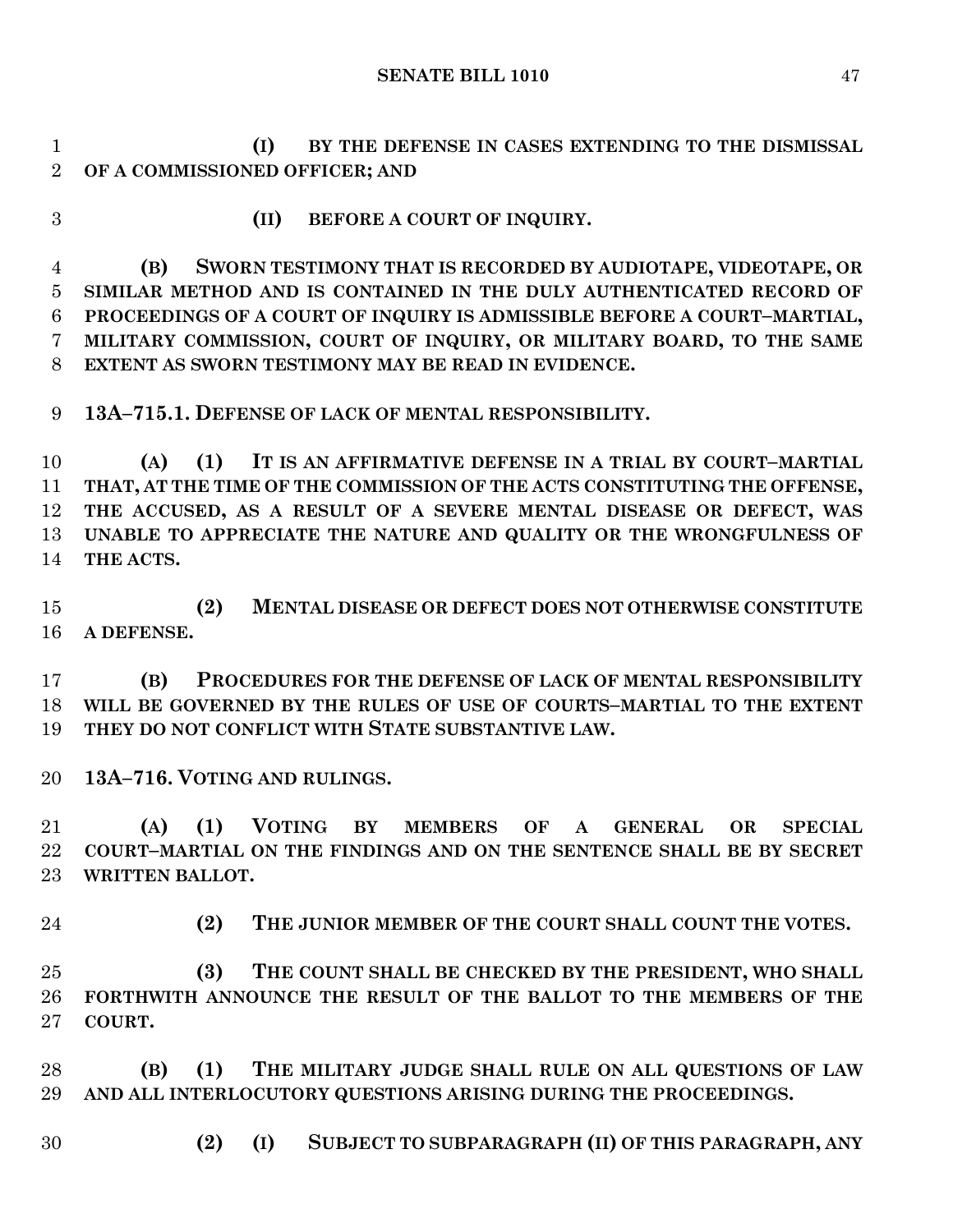**(I) BY THE DEFENSE IN CASES EXTENDING TO THE DISMISSAL OF A COMMISSIONED OFFICER; AND**

**(II) BEFORE A COURT OF INQUIRY.**

**(B) SWORN TESTIMONY THAT IS RECORDED BY AUDIOTAPE, VIDEOTAPE, OR SIMILAR METHOD AND IS CONTAINED IN THE DULY AUTHENTICATED RECORD OF PROCEEDINGS OF A COURT OF INQUIRY IS ADMISSIBLE BEFORE A COURT–MARTIAL, MILITARY COMMISSION, COURT OF INQUIRY, OR MILITARY BOARD, TO THE SAME EXTENT AS SWORN TESTIMONY MAY BE READ IN EVIDENCE.**

**13A–715.1. DEFENSE OF LACK OF MENTAL RESPONSIBILITY.**

**(A) (1) IT IS AN AFFIRMATIVE DEFENSE IN A TRIAL BY COURT–MARTIAL THAT, AT THE TIME OF THE COMMISSION OF THE ACTS CONSTITUTING THE OFFENSE, THE ACCUSED, AS A RESULT OF A SEVERE MENTAL DISEASE OR DEFECT, WAS UNABLE TO APPRECIATE THE NATURE AND QUALITY OR THE WRONGFULNESS OF THE ACTS.**

**(2) MENTAL DISEASE OR DEFECT DOES NOT OTHERWISE CONSTITUTE A DEFENSE.**

**(B) PROCEDURES FOR THE DEFENSE OF LACK OF MENTAL RESPONSIBILITY WILL BE GOVERNED BY THE RULES OF USE OF COURTS–MARTIAL TO THE EXTENT THEY DO NOT CONFLICT WITH STATE SUBSTANTIVE LAW.**

**13A–716. VOTING AND RULINGS.**

**(A) (1) VOTING BY MEMBERS OF A GENERAL OR SPECIAL COURT–MARTIAL ON THE FINDINGS AND ON THE SENTENCE SHALL BE BY SECRET WRITTEN BALLOT.**

**(2) THE JUNIOR MEMBER OF THE COURT SHALL COUNT THE VOTES.**

**(3) THE COUNT SHALL BE CHECKED BY THE PRESIDENT, WHO SHALL FORTHWITH ANNOUNCE THE RESULT OF THE BALLOT TO THE MEMBERS OF THE COURT.**

**(B) (1) THE MILITARY JUDGE SHALL RULE ON ALL QUESTIONS OF LAW AND ALL INTERLOCUTORY QUESTIONS ARISING DURING THE PROCEEDINGS.**

**(2) (I) SUBJECT TO SUBPARAGRAPH (II) OF THIS PARAGRAPH, ANY**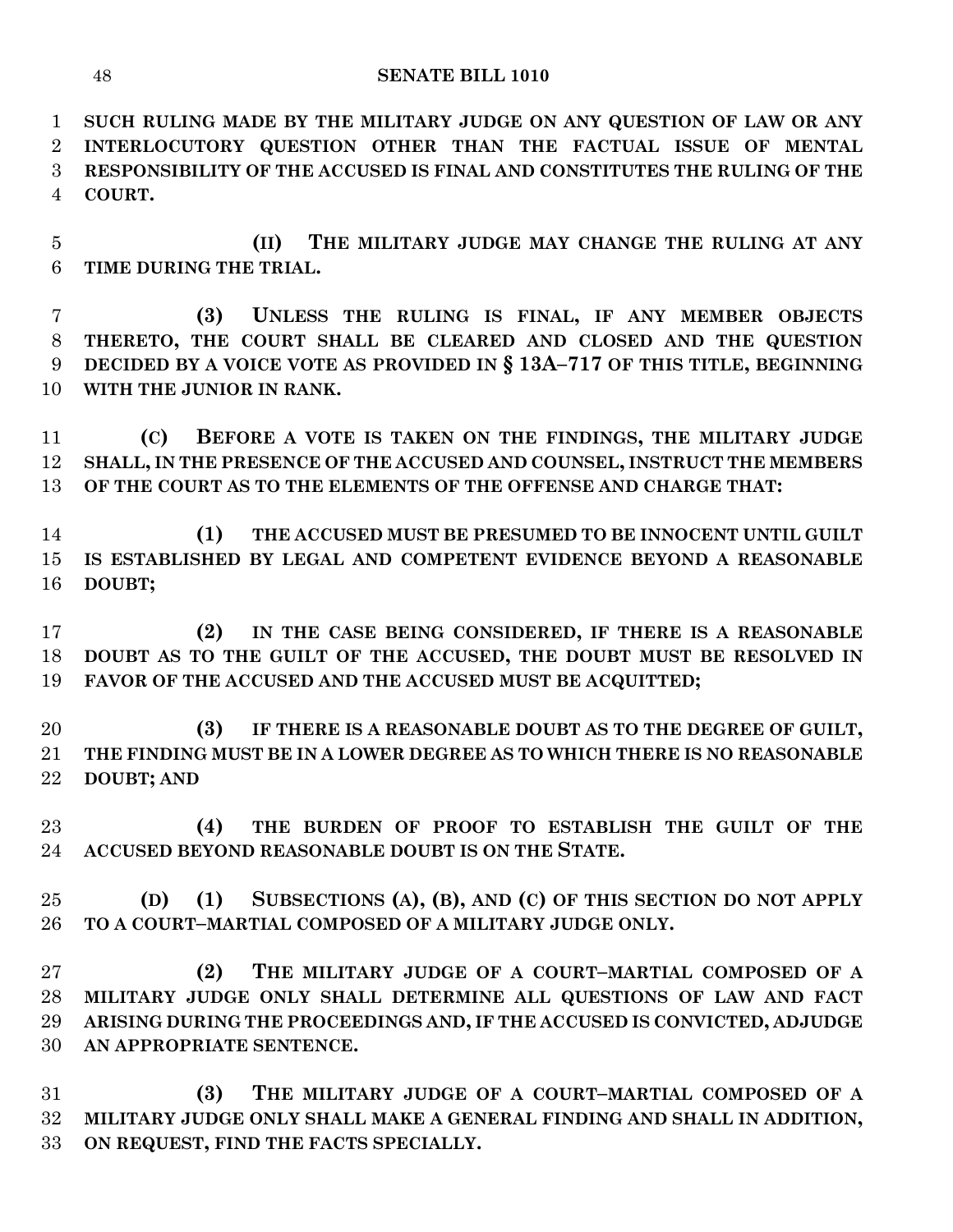**SUCH RULING MADE BY THE MILITARY JUDGE ON ANY QUESTION OF LAW OR ANY INTERLOCUTORY QUESTION OTHER THAN THE FACTUAL ISSUE OF MENTAL RESPONSIBILITY OF THE ACCUSED IS FINAL AND CONSTITUTES THE RULING OF THE COURT.**

**(II) THE MILITARY JUDGE MAY CHANGE THE RULING AT ANY TIME DURING THE TRIAL.**

**(3) UNLESS THE RULING IS FINAL, IF ANY MEMBER OBJECTS THERETO, THE COURT SHALL BE CLEARED AND CLOSED AND THE QUESTION DECIDED BY A VOICE VOTE AS PROVIDED IN § 13A–717 OF THIS TITLE, BEGINNING WITH THE JUNIOR IN RANK.**

**(C) BEFORE A VOTE IS TAKEN ON THE FINDINGS, THE MILITARY JUDGE SHALL, IN THE PRESENCE OF THE ACCUSED AND COUNSEL, INSTRUCT THE MEMBERS OF THE COURT AS TO THE ELEMENTS OF THE OFFENSE AND CHARGE THAT:**

**(1) THE ACCUSED MUST BE PRESUMED TO BE INNOCENT UNTIL GUILT IS ESTABLISHED BY LEGAL AND COMPETENT EVIDENCE BEYOND A REASONABLE DOUBT;**

**(2) IN THE CASE BEING CONSIDERED, IF THERE IS A REASONABLE DOUBT AS TO THE GUILT OF THE ACCUSED, THE DOUBT MUST BE RESOLVED IN FAVOR OF THE ACCUSED AND THE ACCUSED MUST BE ACQUITTED;**

**(3) IF THERE IS A REASONABLE DOUBT AS TO THE DEGREE OF GUILT, THE FINDING MUST BE IN A LOWER DEGREE AS TO WHICH THERE IS NO REASONABLE DOUBT; AND**

**(4) THE BURDEN OF PROOF TO ESTABLISH THE GUILT OF THE ACCUSED BEYOND REASONABLE DOUBT IS ON THE STATE.**

**(D) (1) SUBSECTIONS (A), (B), AND (C) OF THIS SECTION DO NOT APPLY TO A COURT–MARTIAL COMPOSED OF A MILITARY JUDGE ONLY.**

**(2) THE MILITARY JUDGE OF A COURT–MARTIAL COMPOSED OF A MILITARY JUDGE ONLY SHALL DETERMINE ALL QUESTIONS OF LAW AND FACT ARISING DURING THE PROCEEDINGS AND, IF THE ACCUSED IS CONVICTED, ADJUDGE AN APPROPRIATE SENTENCE.**

**(3) THE MILITARY JUDGE OF A COURT–MARTIAL COMPOSED OF A MILITARY JUDGE ONLY SHALL MAKE A GENERAL FINDING AND SHALL IN ADDITION, ON REQUEST, FIND THE FACTS SPECIALLY.**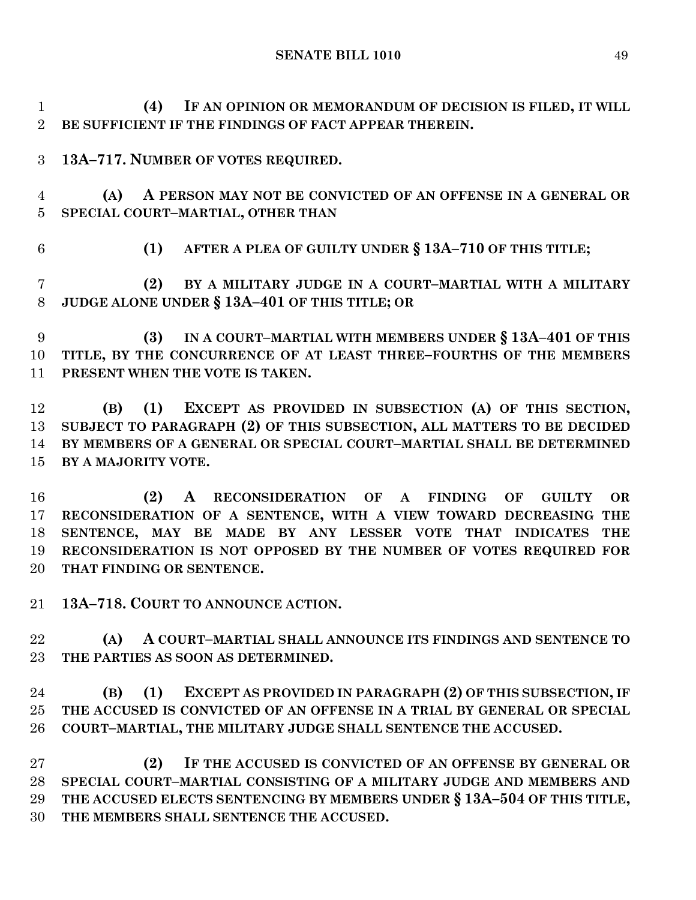**(4) IF AN OPINION OR MEMORANDUM OF DECISION IS FILED, IT WILL BE SUFFICIENT IF THE FINDINGS OF FACT APPEAR THEREIN.**

**13A–717. NUMBER OF VOTES REQUIRED.**

**(A) A PERSON MAY NOT BE CONVICTED OF AN OFFENSE IN A GENERAL OR SPECIAL COURT–MARTIAL, OTHER THAN**

**(1) AFTER A PLEA OF GUILTY UNDER § 13A–710 OF THIS TITLE;**

**(2) BY A MILITARY JUDGE IN A COURT–MARTIAL WITH A MILITARY JUDGE ALONE UNDER § 13A–401 OF THIS TITLE; OR**

**(3) IN A COURT–MARTIAL WITH MEMBERS UNDER § 13A–401 OF THIS TITLE, BY THE CONCURRENCE OF AT LEAST THREE–FOURTHS OF THE MEMBERS PRESENT WHEN THE VOTE IS TAKEN.**

**(B) (1) EXCEPT AS PROVIDED IN SUBSECTION (A) OF THIS SECTION, SUBJECT TO PARAGRAPH (2) OF THIS SUBSECTION, ALL MATTERS TO BE DECIDED BY MEMBERS OF A GENERAL OR SPECIAL COURT–MARTIAL SHALL BE DETERMINED BY A MAJORITY VOTE.**

**(2) A RECONSIDERATION OF A FINDING OF GUILTY OR RECONSIDERATION OF A SENTENCE, WITH A VIEW TOWARD DECREASING THE SENTENCE, MAY BE MADE BY ANY LESSER VOTE THAT INDICATES THE RECONSIDERATION IS NOT OPPOSED BY THE NUMBER OF VOTES REQUIRED FOR THAT FINDING OR SENTENCE.**

**13A–718. COURT TO ANNOUNCE ACTION.**

**(A) A COURT–MARTIAL SHALL ANNOUNCE ITS FINDINGS AND SENTENCE TO THE PARTIES AS SOON AS DETERMINED.**

**(B) (1) EXCEPT AS PROVIDED IN PARAGRAPH (2) OF THIS SUBSECTION, IF THE ACCUSED IS CONVICTED OF AN OFFENSE IN A TRIAL BY GENERAL OR SPECIAL COURT–MARTIAL, THE MILITARY JUDGE SHALL SENTENCE THE ACCUSED.**

**(2) IF THE ACCUSED IS CONVICTED OF AN OFFENSE BY GENERAL OR SPECIAL COURT–MARTIAL CONSISTING OF A MILITARY JUDGE AND MEMBERS AND THE ACCUSED ELECTS SENTENCING BY MEMBERS UNDER § 13A–504 OF THIS TITLE, THE MEMBERS SHALL SENTENCE THE ACCUSED.**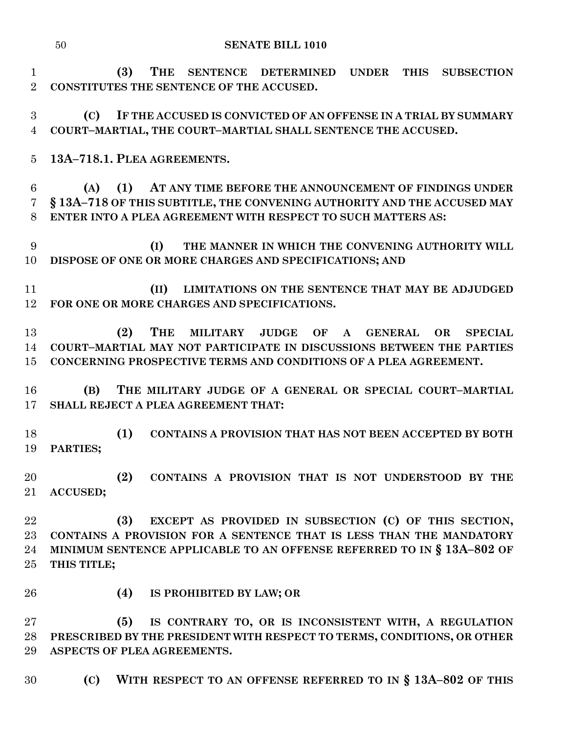**(3) THE SENTENCE DETERMINED UNDER THIS SUBSECTION CONSTITUTES THE SENTENCE OF THE ACCUSED.**

**(C) IF THE ACCUSED IS CONVICTED OF AN OFFENSE IN A TRIAL BY SUMMARY COURT–MARTIAL, THE COURT–MARTIAL SHALL SENTENCE THE ACCUSED.**

**13A–718.1. PLEA AGREEMENTS.**

**(A) (1) AT ANY TIME BEFORE THE ANNOUNCEMENT OF FINDINGS UNDER § 13A–718 OF THIS SUBTITLE, THE CONVENING AUTHORITY AND THE ACCUSED MAY ENTER INTO A PLEA AGREEMENT WITH RESPECT TO SUCH MATTERS AS:**

**(I) THE MANNER IN WHICH THE CONVENING AUTHORITY WILL DISPOSE OF ONE OR MORE CHARGES AND SPECIFICATIONS; AND**

**(II) LIMITATIONS ON THE SENTENCE THAT MAY BE ADJUDGED FOR ONE OR MORE CHARGES AND SPECIFICATIONS.**

**(2) THE MILITARY JUDGE OF A GENERAL OR SPECIAL COURT–MARTIAL MAY NOT PARTICIPATE IN DISCUSSIONS BETWEEN THE PARTIES CONCERNING PROSPECTIVE TERMS AND CONDITIONS OF A PLEA AGREEMENT.**

**(B) THE MILITARY JUDGE OF A GENERAL OR SPECIAL COURT–MARTIAL SHALL REJECT A PLEA AGREEMENT THAT:**

**(1) CONTAINS A PROVISION THAT HAS NOT BEEN ACCEPTED BY BOTH PARTIES;**

**(2) CONTAINS A PROVISION THAT IS NOT UNDERSTOOD BY THE ACCUSED;**

**(3) EXCEPT AS PROVIDED IN SUBSECTION (C) OF THIS SECTION, CONTAINS A PROVISION FOR A SENTENCE THAT IS LESS THAN THE MANDATORY MINIMUM SENTENCE APPLICABLE TO AN OFFENSE REFERRED TO IN § 13A–802 OF THIS TITLE;**

**(4) IS PROHIBITED BY LAW; OR**

**(5) IS CONTRARY TO, OR IS INCONSISTENT WITH, A REGULATION PRESCRIBED BY THE PRESIDENT WITH RESPECT TO TERMS, CONDITIONS, OR OTHER ASPECTS OF PLEA AGREEMENTS.**

**(C) WITH RESPECT TO AN OFFENSE REFERRED TO IN § 13A–802 OF THIS**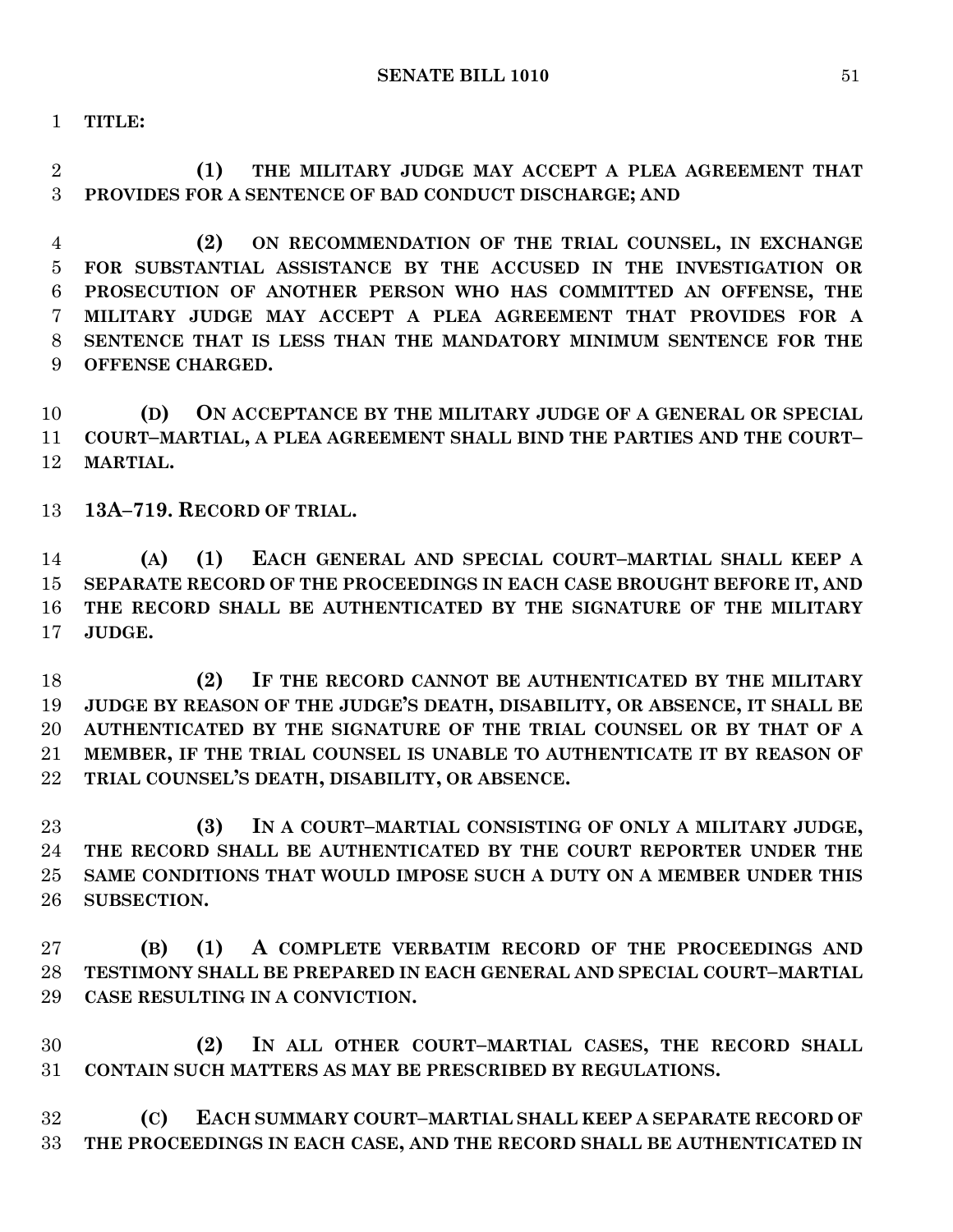**TITLE:**

**(1) THE MILITARY JUDGE MAY ACCEPT A PLEA AGREEMENT THAT PROVIDES FOR A SENTENCE OF BAD CONDUCT DISCHARGE; AND**

**(2) ON RECOMMENDATION OF THE TRIAL COUNSEL, IN EXCHANGE FOR SUBSTANTIAL ASSISTANCE BY THE ACCUSED IN THE INVESTIGATION OR PROSECUTION OF ANOTHER PERSON WHO HAS COMMITTED AN OFFENSE, THE MILITARY JUDGE MAY ACCEPT A PLEA AGREEMENT THAT PROVIDES FOR A SENTENCE THAT IS LESS THAN THE MANDATORY MINIMUM SENTENCE FOR THE OFFENSE CHARGED.**

**(D) ON ACCEPTANCE BY THE MILITARY JUDGE OF A GENERAL OR SPECIAL COURT–MARTIAL, A PLEA AGREEMENT SHALL BIND THE PARTIES AND THE COURT–MARTIAL.**

**13A–719. RECORD OF TRIAL.**

**(A) (1) EACH GENERAL AND SPECIAL COURT–MARTIAL SHALL KEEP A SEPARATE RECORD OF THE PROCEEDINGS IN EACH CASE BROUGHT BEFORE IT, AND THE RECORD SHALL BE AUTHENTICATED BY THE SIGNATURE OF THE MILITARY JUDGE.**

**(2) IF THE RECORD CANNOT BE AUTHENTICATED BY THE MILITARY JUDGE BY REASON OF THE JUDGE'S DEATH, DISABILITY, OR ABSENCE, IT SHALL BE AUTHENTICATED BY THE SIGNATURE OF THE TRIAL COUNSEL OR BY THAT OF A MEMBER, IF THE TRIAL COUNSEL IS UNABLE TO AUTHENTICATE IT BY REASON OF TRIAL COUNSEL'S DEATH, DISABILITY, OR ABSENCE.**

**(3) IN A COURT–MARTIAL CONSISTING OF ONLY A MILITARY JUDGE, THE RECORD SHALL BE AUTHENTICATED BY THE COURT REPORTER UNDER THE SAME CONDITIONS THAT WOULD IMPOSE SUCH A DUTY ON A MEMBER UNDER THIS SUBSECTION.**

**(B) (1) A COMPLETE VERBATIM RECORD OF THE PROCEEDINGS AND TESTIMONY SHALL BE PREPARED IN EACH GENERAL AND SPECIAL COURT–MARTIAL CASE RESULTING IN A CONVICTION.**

**(2) IN ALL OTHER COURT–MARTIAL CASES, THE RECORD SHALL CONTAIN SUCH MATTERS AS MAY BE PRESCRIBED BY REGULATIONS.**

**(C) EACH SUMMARY COURT–MARTIAL SHALL KEEP A SEPARATE RECORD OF THE PROCEEDINGS IN EACH CASE, AND THE RECORD SHALL BE AUTHENTICATED IN**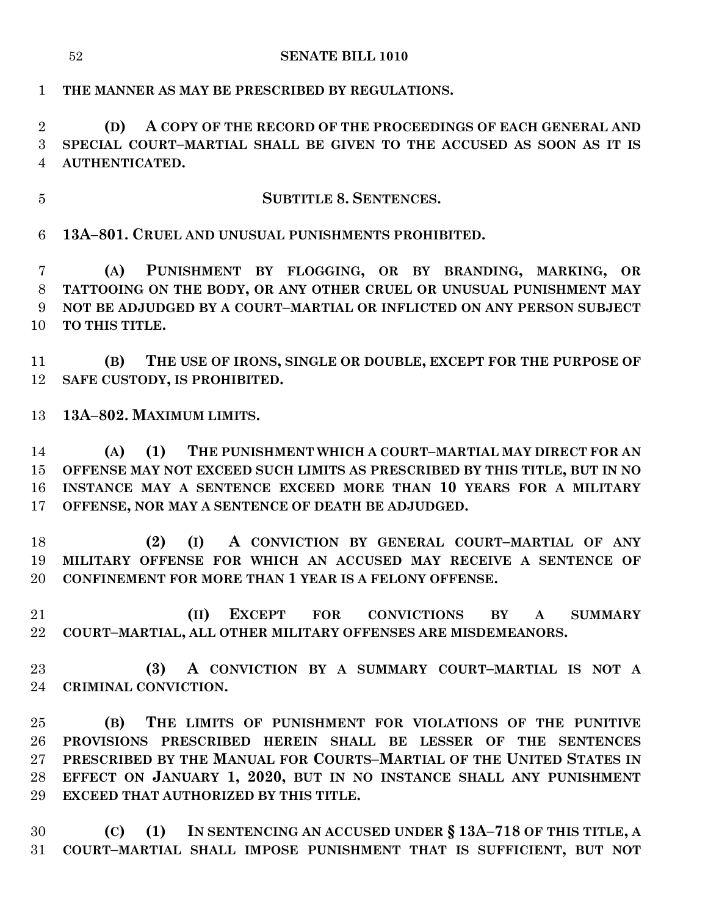**THE MANNER AS MAY BE PRESCRIBED BY REGULATIONS.**

**(D) A COPY OF THE RECORD OF THE PROCEEDINGS OF EACH GENERAL AND SPECIAL COURT–MARTIAL SHALL BE GIVEN TO THE ACCUSED AS SOON AS IT IS AUTHENTICATED.**

## SUBTITLE 8. SENTENCES.

### 13A–801. CRUEL AND UNUSUAL PUNISHMENTS PROHIBITED.

**(A) PUNISHMENT BY FLOGGING, OR BY BRANDING, MARKING, OR TATTOOING ON THE BODY, OR ANY OTHER CRUEL OR UNUSUAL PUNISHMENT MAY NOT BE ADJUDGED BY A COURT–MARTIAL OR INFLICTED ON ANY PERSON SUBJECT TO THIS TITLE.**

**(B) THE USE OF IRONS, SINGLE OR DOUBLE, EXCEPT FOR THE PURPOSE OF SAFE CUSTODY, IS PROHIBITED.**

### 13A–802. MAXIMUM LIMITS.

**(A) (1) THE PUNISHMENT WHICH A COURT–MARTIAL MAY DIRECT FOR AN OFFENSE MAY NOT EXCEED SUCH LIMITS AS PRESCRIBED BY THIS TITLE, BUT IN NO INSTANCE MAY A SENTENCE EXCEED MORE THAN 10 YEARS FOR A MILITARY OFFENSE, NOR MAY A SENTENCE OF DEATH BE ADJUDGED.**

**(2) (I) A CONVICTION BY GENERAL COURT–MARTIAL OF ANY MILITARY OFFENSE FOR WHICH AN ACCUSED MAY RECEIVE A SENTENCE OF CONFINEMENT FOR MORE THAN 1 YEAR IS A FELONY OFFENSE.**

**(II) EXCEPT FOR CONVICTIONS BY A SUMMARY COURT–MARTIAL, ALL OTHER MILITARY OFFENSES ARE MISDEMEANORS.**

**(3) A CONVICTION BY A SUMMARY COURT–MARTIAL IS NOT A CRIMINAL CONVICTION.**

**(B) THE LIMITS OF PUNISHMENT FOR VIOLATIONS OF THE PUNITIVE PROVISIONS PRESCRIBED HEREIN SHALL BE LESSER OF THE SENTENCES PRESCRIBED BY THE MANUAL FOR COURTS–MARTIAL OF THE UNITED STATES IN EFFECT ON JANUARY 1, 2020, BUT IN NO INSTANCE SHALL ANY PUNISHMENT EXCEED THAT AUTHORIZED BY THIS TITLE.**

**(C) (1) IN SENTENCING AN ACCUSED UNDER § 13A–718 OF THIS TITLE, A COURT–MARTIAL SHALL IMPOSE PUNISHMENT THAT IS SUFFICIENT, BUT NOT**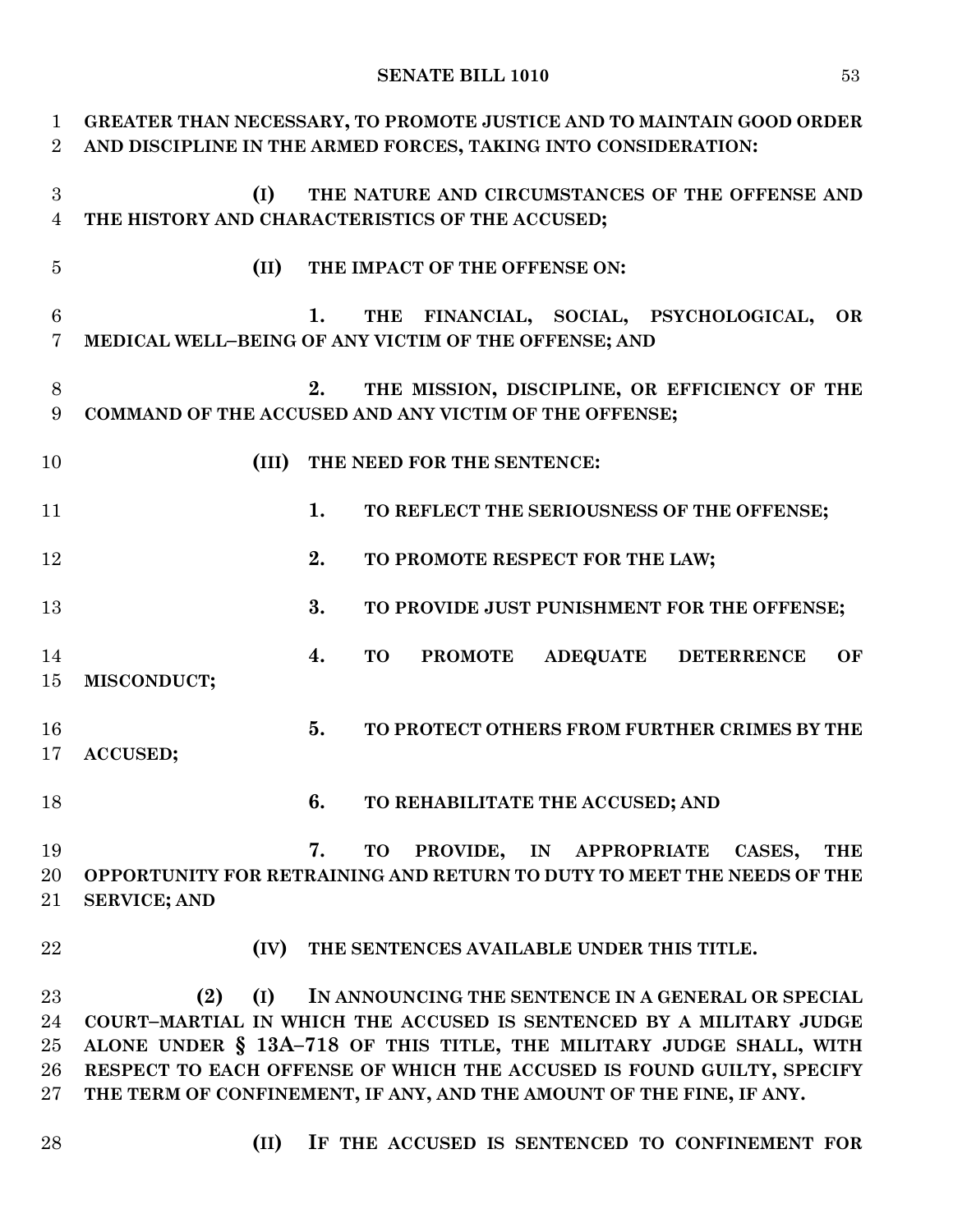**GREATER THAN NECESSARY, TO PROMOTE JUSTICE AND TO MAINTAIN GOOD ORDER AND DISCIPLINE IN THE ARMED FORCES, TAKING INTO CONSIDERATION:**

**(I) THE NATURE AND CIRCUMSTANCES OF THE OFFENSE AND THE HISTORY AND CHARACTERISTICS OF THE ACCUSED;**

**(II) THE IMPACT OF THE OFFENSE ON:**

**1. THE FINANCIAL, SOCIAL, PSYCHOLOGICAL, OR MEDICAL WELL–BEING OF ANY VICTIM OF THE OFFENSE; AND**

**2. THE MISSION, DISCIPLINE, OR EFFICIENCY OF THE COMMAND OF THE ACCUSED AND ANY VICTIM OF THE OFFENSE;**

**(III) THE NEED FOR THE SENTENCE:**

**1. TO REFLECT THE SERIOUSNESS OF THE OFFENSE;**

**2. TO PROMOTE RESPECT FOR THE LAW;**

**3. TO PROVIDE JUST PUNISHMENT FOR THE OFFENSE;**

**4. TO PROMOTE ADEQUATE DETERRENCE OF MISCONDUCT;**

**5. TO PROTECT OTHERS FROM FURTHER CRIMES BY THE ACCUSED;**

**6. TO REHABILITATE THE ACCUSED; AND**

**7. TO PROVIDE, IN APPROPRIATE CASES, THE OPPORTUNITY FOR RETRAINING AND RETURN TO DUTY TO MEET THE NEEDS OF THE SERVICE; AND**

**(IV) THE SENTENCES AVAILABLE UNDER THIS TITLE.**

**(2) (I) IN ANNOUNCING THE SENTENCE IN A GENERAL OR SPECIAL COURT–MARTIAL IN WHICH THE ACCUSED IS SENTENCED BY A MILITARY JUDGE ALONE UNDER § 13A–718 OF THIS TITLE, THE MILITARY JUDGE SHALL, WITH RESPECT TO EACH OFFENSE OF WHICH THE ACCUSED IS FOUND GUILTY, SPECIFY THE TERM OF CONFINEMENT, IF ANY, AND THE AMOUNT OF THE FINE, IF ANY.**

**(II) IF THE ACCUSED IS SENTENCED TO CONFINEMENT FOR**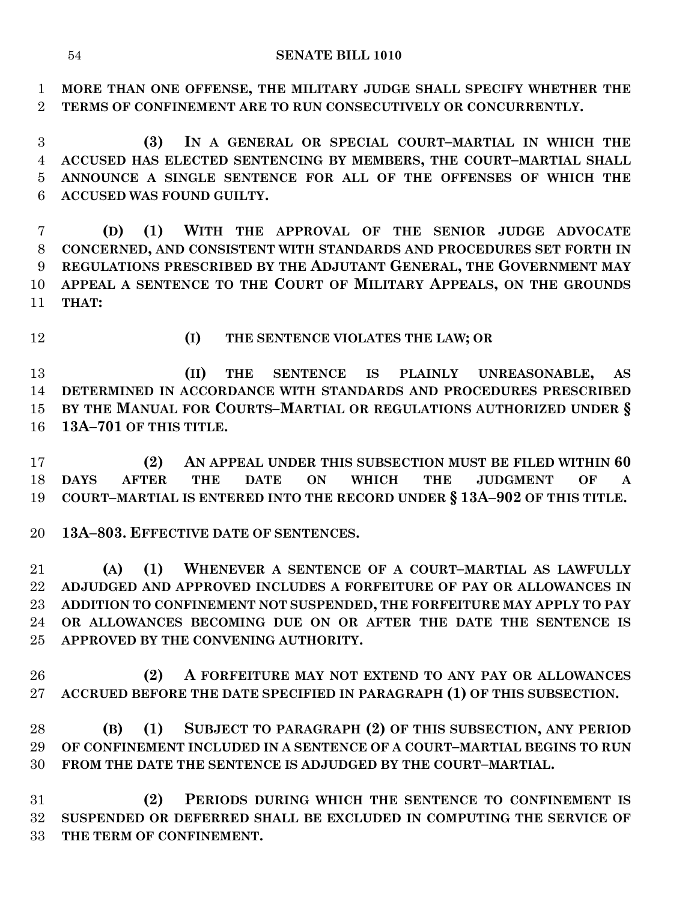**MORE THAN ONE OFFENSE, THE MILITARY JUDGE SHALL SPECIFY WHETHER THE TERMS OF CONFINEMENT ARE TO RUN CONSECUTIVELY OR CONCURRENTLY.**

**(3) IN A GENERAL OR SPECIAL COURT–MARTIAL IN WHICH THE ACCUSED HAS ELECTED SENTENCING BY MEMBERS, THE COURT–MARTIAL SHALL ANNOUNCE A SINGLE SENTENCE FOR ALL OF THE OFFENSES OF WHICH THE ACCUSED WAS FOUND GUILTY.**

**(D) (1) WITH THE APPROVAL OF THE SENIOR JUDGE ADVOCATE CONCERNED, AND CONSISTENT WITH STANDARDS AND PROCEDURES SET FORTH IN REGULATIONS PRESCRIBED BY THE ADJUTANT GENERAL, THE GOVERNMENT MAY APPEAL A SENTENCE TO THE COURT OF MILITARY APPEALS, ON THE GROUNDS THAT:**

**(I) THE SENTENCE VIOLATES THE LAW; OR**

**(II) THE SENTENCE IS PLAINLY UNREASONABLE, AS DETERMINED IN ACCORDANCE WITH STANDARDS AND PROCEDURES PRESCRIBED BY THE MANUAL FOR COURTS–MARTIAL OR REGULATIONS AUTHORIZED UNDER § 13A–701 OF THIS TITLE.**

**(2) AN APPEAL UNDER THIS SUBSECTION MUST BE FILED WITHIN 60 DAYS AFTER THE DATE ON WHICH THE JUDGMENT OF A COURT–MARTIAL IS ENTERED INTO THE RECORD UNDER § 13A–902 OF THIS TITLE.**

**13A–803. EFFECTIVE DATE OF SENTENCES.**

**(A) (1) WHENEVER A SENTENCE OF A COURT–MARTIAL AS LAWFULLY ADJUDGED AND APPROVED INCLUDES A FORFEITURE OF PAY OR ALLOWANCES IN ADDITION TO CONFINEMENT NOT SUSPENDED, THE FORFEITURE MAY APPLY TO PAY OR ALLOWANCES BECOMING DUE ON OR AFTER THE DATE THE SENTENCE IS APPROVED BY THE CONVENING AUTHORITY.**

**(2) A FORFEITURE MAY NOT EXTEND TO ANY PAY OR ALLOWANCES ACCRUED BEFORE THE DATE SPECIFIED IN PARAGRAPH (1) OF THIS SUBSECTION.**

**(B) (1) SUBJECT TO PARAGRAPH (2) OF THIS SUBSECTION, ANY PERIOD OF CONFINEMENT INCLUDED IN A SENTENCE OF A COURT–MARTIAL BEGINS TO RUN FROM THE DATE THE SENTENCE IS ADJUDGED BY THE COURT–MARTIAL.**

**(2) PERIODS DURING WHICH THE SENTENCE TO CONFINEMENT IS SUSPENDED OR DEFERRED SHALL BE EXCLUDED IN COMPUTING THE SERVICE OF THE TERM OF CONFINEMENT.**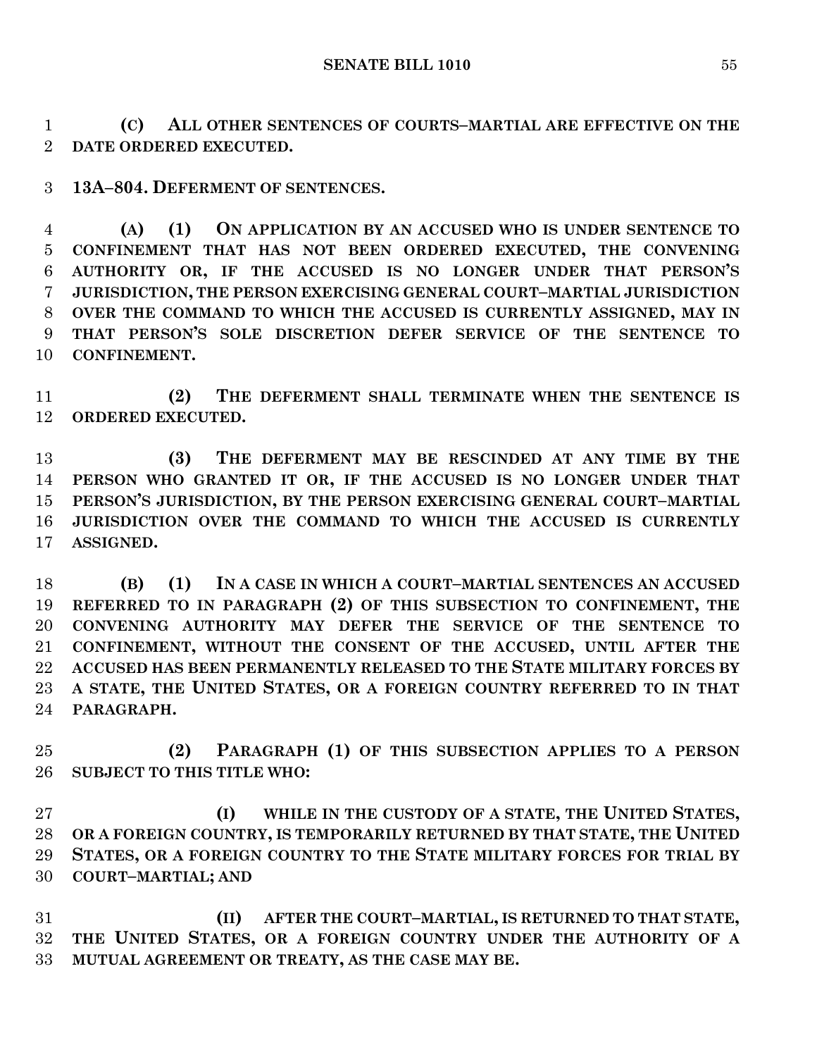**(C) ALL OTHER SENTENCES OF COURTS–MARTIAL ARE EFFECTIVE ON THE DATE ORDERED EXECUTED.**

**13A–804. DEFERMENT OF SENTENCES.**

**(A) (1) ON APPLICATION BY AN ACCUSED WHO IS UNDER SENTENCE TO CONFINEMENT THAT HAS NOT BEEN ORDERED EXECUTED, THE CONVENING AUTHORITY OR, IF THE ACCUSED IS NO LONGER UNDER THAT PERSON'S JURISDICTION, THE PERSON EXERCISING GENERAL COURT–MARTIAL JURISDICTION OVER THE COMMAND TO WHICH THE ACCUSED IS CURRENTLY ASSIGNED, MAY IN THAT PERSON'S SOLE DISCRETION DEFER SERVICE OF THE SENTENCE TO CONFINEMENT.**

**(2) THE DEFERMENT SHALL TERMINATE WHEN THE SENTENCE IS ORDERED EXECUTED.**

**(3) THE DEFERMENT MAY BE RESCINDED AT ANY TIME BY THE PERSON WHO GRANTED IT OR, IF THE ACCUSED IS NO LONGER UNDER THAT PERSON'S JURISDICTION, BY THE PERSON EXERCISING GENERAL COURT–MARTIAL JURISDICTION OVER THE COMMAND TO WHICH THE ACCUSED IS CURRENTLY ASSIGNED.**

**(B) (1) IN A CASE IN WHICH A COURT–MARTIAL SENTENCES AN ACCUSED REFERRED TO IN PARAGRAPH (2) OF THIS SUBSECTION TO CONFINEMENT, THE CONVENING AUTHORITY MAY DEFER THE SERVICE OF THE SENTENCE TO CONFINEMENT, WITHOUT THE CONSENT OF THE ACCUSED, UNTIL AFTER THE ACCUSED HAS BEEN PERMANENTLY RELEASED TO THE STATE MILITARY FORCES BY A STATE, THE UNITED STATES, OR A FOREIGN COUNTRY REFERRED TO IN THAT PARAGRAPH.**

**(2) PARAGRAPH (1) OF THIS SUBSECTION APPLIES TO A PERSON SUBJECT TO THIS TITLE WHO:**

**(I) WHILE IN THE CUSTODY OF A STATE, THE UNITED STATES, OR A FOREIGN COUNTRY, IS TEMPORARILY RETURNED BY THAT STATE, THE UNITED STATES, OR A FOREIGN COUNTRY TO THE STATE MILITARY FORCES FOR TRIAL BY COURT–MARTIAL; AND**

**(II) AFTER THE COURT–MARTIAL, IS RETURNED TO THAT STATE, THE UNITED STATES, OR A FOREIGN COUNTRY UNDER THE AUTHORITY OF A MUTUAL AGREEMENT OR TREATY, AS THE CASE MAY BE.**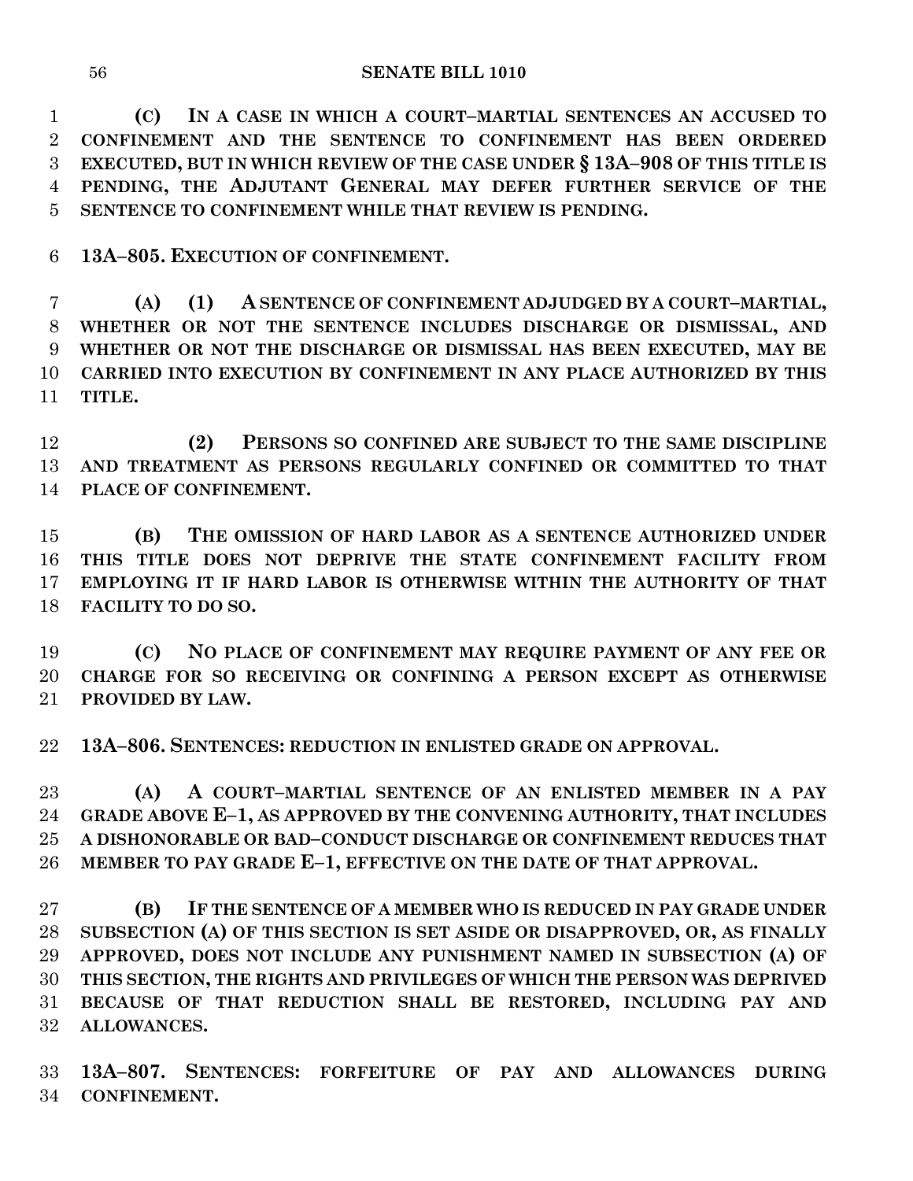**(C) IN A CASE IN WHICH A COURT–MARTIAL SENTENCES AN ACCUSED TO CONFINEMENT AND THE SENTENCE TO CONFINEMENT HAS BEEN ORDERED EXECUTED, BUT IN WHICH REVIEW OF THE CASE UNDER § 13A–908 OF THIS TITLE IS PENDING, THE ADJUTANT GENERAL MAY DEFER FURTHER SERVICE OF THE SENTENCE TO CONFINEMENT WHILE THAT REVIEW IS PENDING.**

**13A–805. EXECUTION OF CONFINEMENT.**

**(A) (1) A SENTENCE OF CONFINEMENT ADJUDGED BY A COURT–MARTIAL, WHETHER OR NOT THE SENTENCE INCLUDES DISCHARGE OR DISMISSAL, AND WHETHER OR NOT THE DISCHARGE OR DISMISSAL HAS BEEN EXECUTED, MAY BE CARRIED INTO EXECUTION BY CONFINEMENT IN ANY PLACE AUTHORIZED BY THIS TITLE.**

**(2) PERSONS SO CONFINED ARE SUBJECT TO THE SAME DISCIPLINE AND TREATMENT AS PERSONS REGULARLY CONFINED OR COMMITTED TO THAT PLACE OF CONFINEMENT.**

**(B) THE OMISSION OF HARD LABOR AS A SENTENCE AUTHORIZED UNDER THIS TITLE DOES NOT DEPRIVE THE STATE CONFINEMENT FACILITY FROM EMPLOYING IT IF HARD LABOR IS OTHERWISE WITHIN THE AUTHORITY OF THAT FACILITY TO DO SO.**

**(C) NO PLACE OF CONFINEMENT MAY REQUIRE PAYMENT OF ANY FEE OR CHARGE FOR SO RECEIVING OR CONFINING A PERSON EXCEPT AS OTHERWISE PROVIDED BY LAW.**

**13A–806. SENTENCES: REDUCTION IN ENLISTED GRADE ON APPROVAL.**

**(A) A COURT–MARTIAL SENTENCE OF AN ENLISTED MEMBER IN A PAY GRADE ABOVE E–1, AS APPROVED BY THE CONVENING AUTHORITY, THAT INCLUDES A DISHONORABLE OR BAD–CONDUCT DISCHARGE OR CONFINEMENT REDUCES THAT MEMBER TO PAY GRADE E–1, EFFECTIVE ON THE DATE OF THAT APPROVAL.**

**(B) IF THE SENTENCE OF A MEMBER WHO IS REDUCED IN PAY GRADE UNDER SUBSECTION (A) OF THIS SECTION IS SET ASIDE OR DISAPPROVED, OR, AS FINALLY APPROVED, DOES NOT INCLUDE ANY PUNISHMENT NAMED IN SUBSECTION (A) OF THIS SECTION, THE RIGHTS AND PRIVILEGES OF WHICH THE PERSON WAS DEPRIVED BECAUSE OF THAT REDUCTION SHALL BE RESTORED, INCLUDING PAY AND ALLOWANCES.**

**13A–807. SENTENCES: FORFEITURE OF PAY AND ALLOWANCES DURING CONFINEMENT.**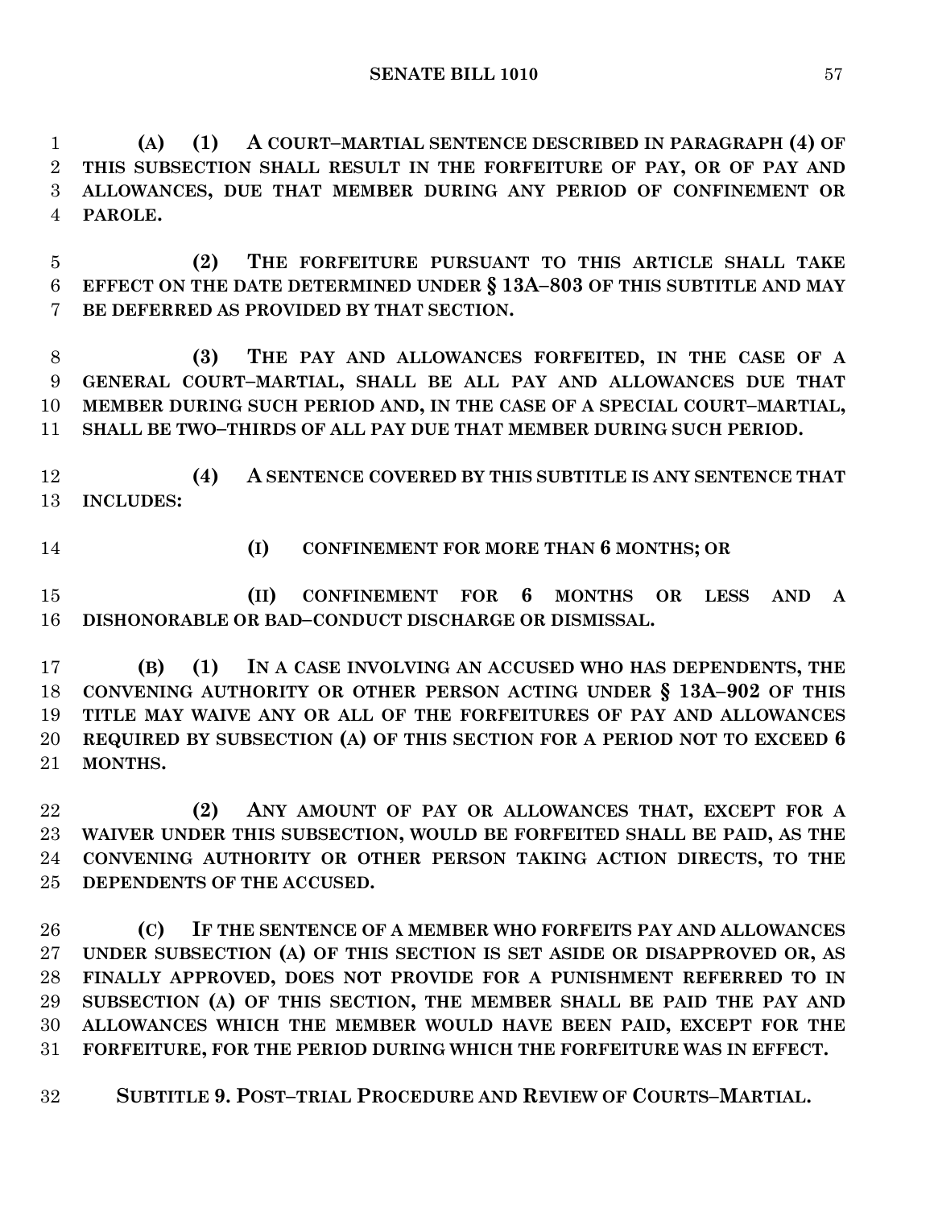**(A) (1) A COURT–MARTIAL SENTENCE DESCRIBED IN PARAGRAPH (4) OF THIS SUBSECTION SHALL RESULT IN THE FORFEITURE OF PAY, OR OF PAY AND ALLOWANCES, DUE THAT MEMBER DURING ANY PERIOD OF CONFINEMENT OR PAROLE.**

**(2) THE FORFEITURE PURSUANT TO THIS ARTICLE SHALL TAKE EFFECT ON THE DATE DETERMINED UNDER § 13A–803 OF THIS SUBTITLE AND MAY BE DEFERRED AS PROVIDED BY THAT SECTION.**

**(3) THE PAY AND ALLOWANCES FORFEITED, IN THE CASE OF A GENERAL COURT–MARTIAL, SHALL BE ALL PAY AND ALLOWANCES DUE THAT MEMBER DURING SUCH PERIOD AND, IN THE CASE OF A SPECIAL COURT–MARTIAL, SHALL BE TWO–THIRDS OF ALL PAY DUE THAT MEMBER DURING SUCH PERIOD.**

**(4) A SENTENCE COVERED BY THIS SUBTITLE IS ANY SENTENCE THAT INCLUDES:**

**(I) CONFINEMENT FOR MORE THAN 6 MONTHS; OR**

**(II) CONFINEMENT FOR 6 MONTHS OR LESS AND A DISHONORABLE OR BAD–CONDUCT DISCHARGE OR DISMISSAL.**

**(B) (1) IN A CASE INVOLVING AN ACCUSED WHO HAS DEPENDENTS, THE CONVENING AUTHORITY OR OTHER PERSON ACTING UNDER § 13A–902 OF THIS TITLE MAY WAIVE ANY OR ALL OF THE FORFEITURES OF PAY AND ALLOWANCES REQUIRED BY SUBSECTION (A) OF THIS SECTION FOR A PERIOD NOT TO EXCEED 6 MONTHS.**

**(2) ANY AMOUNT OF PAY OR ALLOWANCES THAT, EXCEPT FOR A WAIVER UNDER THIS SUBSECTION, WOULD BE FORFEITED SHALL BE PAID, AS THE CONVENING AUTHORITY OR OTHER PERSON TAKING ACTION DIRECTS, TO THE DEPENDENTS OF THE ACCUSED.**

**(C) IF THE SENTENCE OF A MEMBER WHO FORFEITS PAY AND ALLOWANCES UNDER SUBSECTION (A) OF THIS SECTION IS SET ASIDE OR DISAPPROVED OR, AS FINALLY APPROVED, DOES NOT PROVIDE FOR A PUNISHMENT REFERRED TO IN SUBSECTION (A) OF THIS SECTION, THE MEMBER SHALL BE PAID THE PAY AND ALLOWANCES WHICH THE MEMBER WOULD HAVE BEEN PAID, EXCEPT FOR THE FORFEITURE, FOR THE PERIOD DURING WHICH THE FORFEITURE WAS IN EFFECT.**

**SUBTITLE 9. POST–TRIAL PROCEDURE AND REVIEW OF COURTS–MARTIAL.**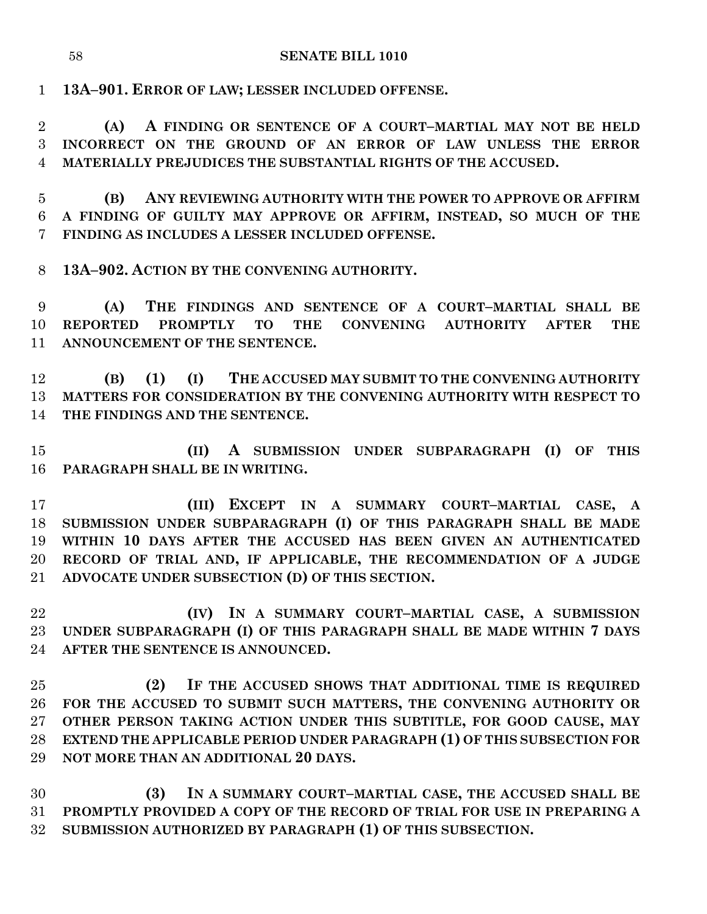**13A–901. ERROR OF LAW; LESSER INCLUDED OFFENSE.**

**(A) A FINDING OR SENTENCE OF A COURT–MARTIAL MAY NOT BE HELD INCORRECT ON THE GROUND OF AN ERROR OF LAW UNLESS THE ERROR MATERIALLY PREJUDICES THE SUBSTANTIAL RIGHTS OF THE ACCUSED.**

**(B) ANY REVIEWING AUTHORITY WITH THE POWER TO APPROVE OR AFFIRM A FINDING OF GUILTY MAY APPROVE OR AFFIRM, INSTEAD, SO MUCH OF THE FINDING AS INCLUDES A LESSER INCLUDED OFFENSE.**

**13A–902. ACTION BY THE CONVENING AUTHORITY.**

**(A) THE FINDINGS AND SENTENCE OF A COURT–MARTIAL SHALL BE REPORTED PROMPTLY TO THE CONVENING AUTHORITY AFTER THE ANNOUNCEMENT OF THE SENTENCE.**

**(B) (1) (I) THE ACCUSED MAY SUBMIT TO THE CONVENING AUTHORITY MATTERS FOR CONSIDERATION BY THE CONVENING AUTHORITY WITH RESPECT TO THE FINDINGS AND THE SENTENCE.**

**(II) A SUBMISSION UNDER SUBPARAGRAPH (I) OF THIS PARAGRAPH SHALL BE IN WRITING.**

**(III) EXCEPT IN A SUMMARY COURT–MARTIAL CASE, A SUBMISSION UNDER SUBPARAGRAPH (I) OF THIS PARAGRAPH SHALL BE MADE WITHIN 10 DAYS AFTER THE ACCUSED HAS BEEN GIVEN AN AUTHENTICATED RECORD OF TRIAL AND, IF APPLICABLE, THE RECOMMENDATION OF A JUDGE ADVOCATE UNDER SUBSECTION (D) OF THIS SECTION.**

**(IV) IN A SUMMARY COURT–MARTIAL CASE, A SUBMISSION UNDER SUBPARAGRAPH (I) OF THIS PARAGRAPH SHALL BE MADE WITHIN 7 DAYS AFTER THE SENTENCE IS ANNOUNCED.**

**(2) IF THE ACCUSED SHOWS THAT ADDITIONAL TIME IS REQUIRED FOR THE ACCUSED TO SUBMIT SUCH MATTERS, THE CONVENING AUTHORITY OR OTHER PERSON TAKING ACTION UNDER THIS SUBTITLE, FOR GOOD CAUSE, MAY EXTEND THE APPLICABLE PERIOD UNDER PARAGRAPH (1) OF THIS SUBSECTION FOR NOT MORE THAN AN ADDITIONAL 20 DAYS.**

**(3) IN A SUMMARY COURT–MARTIAL CASE, THE ACCUSED SHALL BE PROMPTLY PROVIDED A COPY OF THE RECORD OF TRIAL FOR USE IN PREPARING A SUBMISSION AUTHORIZED BY PARAGRAPH (1) OF THIS SUBSECTION.**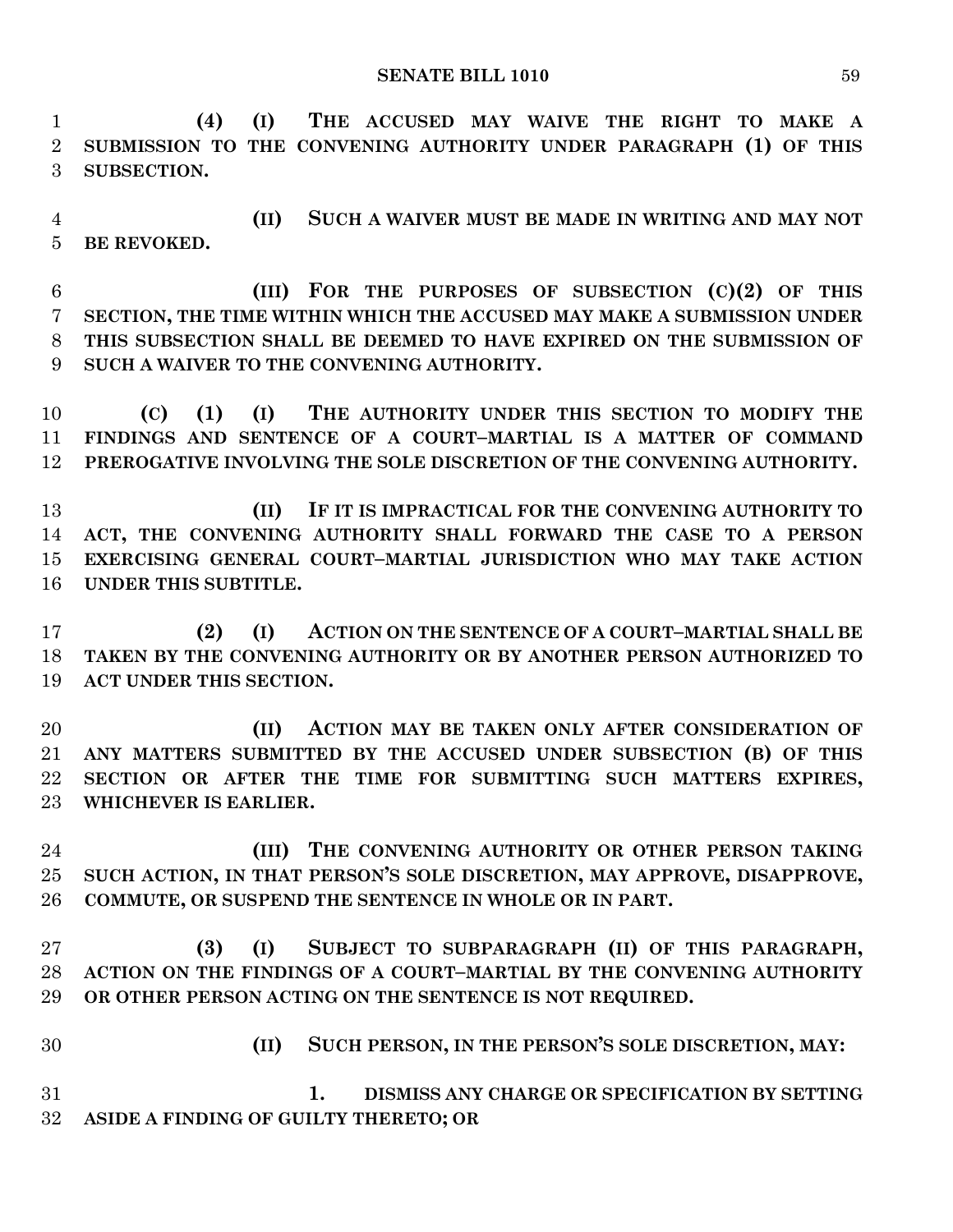**(4) (I) THE ACCUSED MAY WAIVE THE RIGHT TO MAKE A SUBMISSION TO THE CONVENING AUTHORITY UNDER PARAGRAPH (1) OF THIS SUBSECTION.**

**(II) SUCH A WAIVER MUST BE MADE IN WRITING AND MAY NOT BE REVOKED.**

**(III) FOR THE PURPOSES OF SUBSECTION (C)(2) OF THIS SECTION, THE TIME WITHIN WHICH THE ACCUSED MAY MAKE A SUBMISSION UNDER THIS SUBSECTION SHALL BE DEEMED TO HAVE EXPIRED ON THE SUBMISSION OF SUCH A WAIVER TO THE CONVENING AUTHORITY.**

**(C) (1) (I) THE AUTHORITY UNDER THIS SECTION TO MODIFY THE FINDINGS AND SENTENCE OF A COURT–MARTIAL IS A MATTER OF COMMAND PREROGATIVE INVOLVING THE SOLE DISCRETION OF THE CONVENING AUTHORITY.**

**(II) IF IT IS IMPRACTICAL FOR THE CONVENING AUTHORITY TO ACT, THE CONVENING AUTHORITY SHALL FORWARD THE CASE TO A PERSON EXERCISING GENERAL COURT–MARTIAL JURISDICTION WHO MAY TAKE ACTION UNDER THIS SUBTITLE.**

**(2) (I) ACTION ON THE SENTENCE OF A COURT–MARTIAL SHALL BE TAKEN BY THE CONVENING AUTHORITY OR BY ANOTHER PERSON AUTHORIZED TO ACT UNDER THIS SECTION.**

**(II) ACTION MAY BE TAKEN ONLY AFTER CONSIDERATION OF ANY MATTERS SUBMITTED BY THE ACCUSED UNDER SUBSECTION (B) OF THIS SECTION OR AFTER THE TIME FOR SUBMITTING SUCH MATTERS EXPIRES, WHICHEVER IS EARLIER.**

**(III) THE CONVENING AUTHORITY OR OTHER PERSON TAKING SUCH ACTION, IN THAT PERSON'S SOLE DISCRETION, MAY APPROVE, DISAPPROVE, COMMUTE, OR SUSPEND THE SENTENCE IN WHOLE OR IN PART.**

**(3) (I) SUBJECT TO SUBPARAGRAPH (II) OF THIS PARAGRAPH, ACTION ON THE FINDINGS OF A COURT–MARTIAL BY THE CONVENING AUTHORITY OR OTHER PERSON ACTING ON THE SENTENCE IS NOT REQUIRED.**

**(II) SUCH PERSON, IN THE PERSON'S SOLE DISCRETION, MAY:**

**1. DISMISS ANY CHARGE OR SPECIFICATION BY SETTING ASIDE A FINDING OF GUILTY THERETO; OR**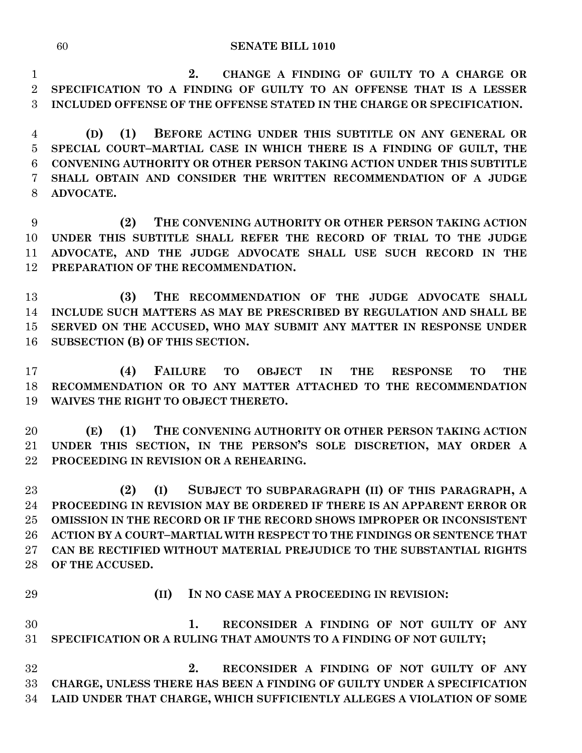**2. CHANGE A FINDING OF GUILTY TO A CHARGE OR SPECIFICATION TO A FINDING OF GUILTY TO AN OFFENSE THAT IS A LESSER INCLUDED OFFENSE OF THE OFFENSE STATED IN THE CHARGE OR SPECIFICATION.**

**(D) (1) BEFORE ACTING UNDER THIS SUBTITLE ON ANY GENERAL OR SPECIAL COURT–MARTIAL CASE IN WHICH THERE IS A FINDING OF GUILT, THE CONVENING AUTHORITY OR OTHER PERSON TAKING ACTION UNDER THIS SUBTITLE SHALL OBTAIN AND CONSIDER THE WRITTEN RECOMMENDATION OF A JUDGE ADVOCATE.**

**(2) THE CONVENING AUTHORITY OR OTHER PERSON TAKING ACTION UNDER THIS SUBTITLE SHALL REFER THE RECORD OF TRIAL TO THE JUDGE ADVOCATE, AND THE JUDGE ADVOCATE SHALL USE SUCH RECORD IN THE PREPARATION OF THE RECOMMENDATION.**

**(3) THE RECOMMENDATION OF THE JUDGE ADVOCATE SHALL INCLUDE SUCH MATTERS AS MAY BE PRESCRIBED BY REGULATION AND SHALL BE SERVED ON THE ACCUSED, WHO MAY SUBMIT ANY MATTER IN RESPONSE UNDER SUBSECTION (B) OF THIS SECTION.**

**(4) FAILURE TO OBJECT IN THE RESPONSE TO THE RECOMMENDATION OR TO ANY MATTER ATTACHED TO THE RECOMMENDATION WAIVES THE RIGHT TO OBJECT THERETO.**

**(E) (1) THE CONVENING AUTHORITY OR OTHER PERSON TAKING ACTION UNDER THIS SECTION, IN THE PERSON'S SOLE DISCRETION, MAY ORDER A PROCEEDING IN REVISION OR A REHEARING.**

**(2) (I) SUBJECT TO SUBPARAGRAPH (II) OF THIS PARAGRAPH, A PROCEEDING IN REVISION MAY BE ORDERED IF THERE IS AN APPARENT ERROR OR OMISSION IN THE RECORD OR IF THE RECORD SHOWS IMPROPER OR INCONSISTENT ACTION BY A COURT–MARTIAL WITH RESPECT TO THE FINDINGS OR SENTENCE THAT CAN BE RECTIFIED WITHOUT MATERIAL PREJUDICE TO THE SUBSTANTIAL RIGHTS OF THE ACCUSED.**

**(II) IN NO CASE MAY A PROCEEDING IN REVISION:**

**1. RECONSIDER A FINDING OF NOT GUILTY OF ANY SPECIFICATION OR A RULING THAT AMOUNTS TO A FINDING OF NOT GUILTY;**

**2. RECONSIDER A FINDING OF NOT GUILTY OF ANY CHARGE, UNLESS THERE HAS BEEN A FINDING OF GUILTY UNDER A SPECIFICATION LAID UNDER THAT CHARGE, WHICH SUFFICIENTLY ALLEGES A VIOLATION OF SOME**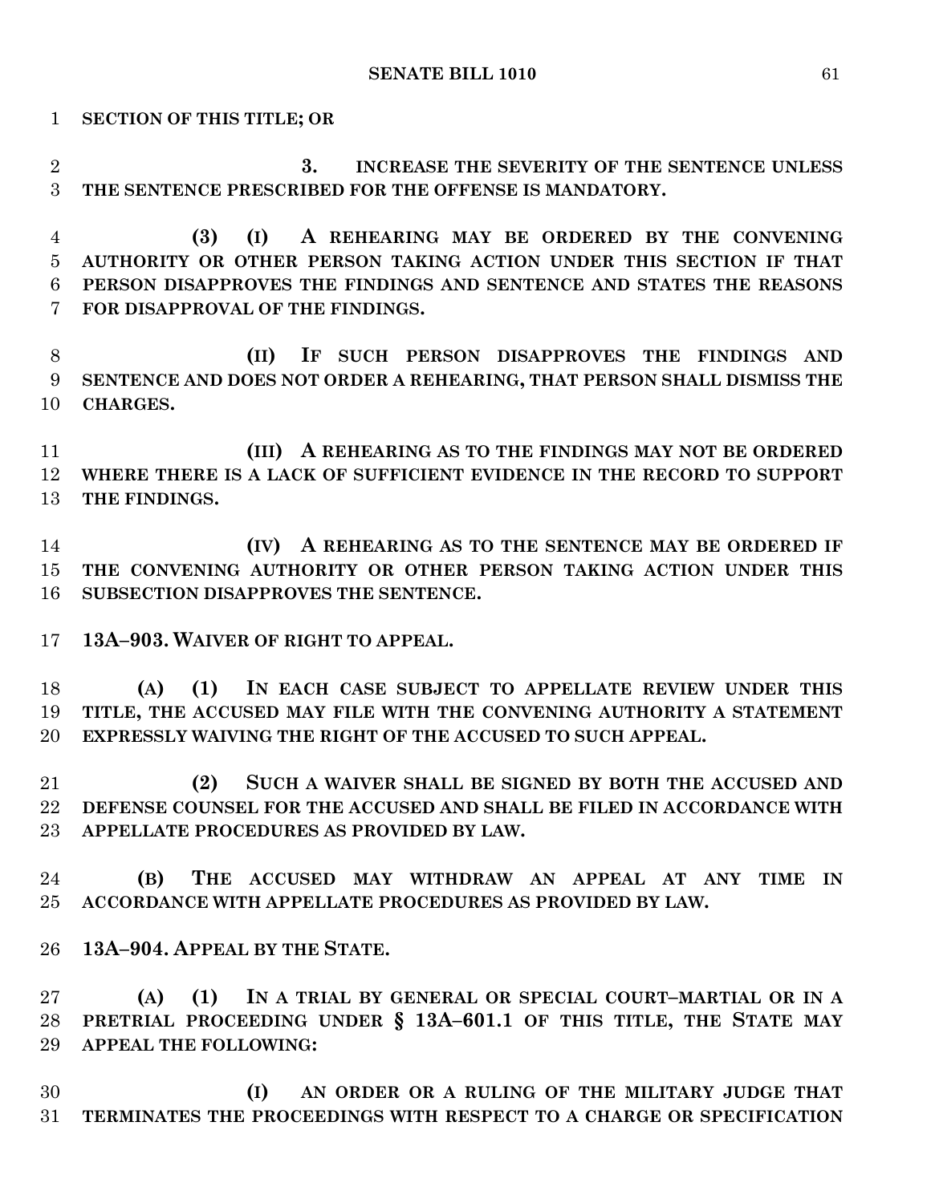**SECTION OF THIS TITLE; OR**

**3. INCREASE THE SEVERITY OF THE SENTENCE UNLESS THE SENTENCE PRESCRIBED FOR THE OFFENSE IS MANDATORY.**

**(3) (I) A REHEARING MAY BE ORDERED BY THE CONVENING AUTHORITY OR OTHER PERSON TAKING ACTION UNDER THIS SECTION IF THAT PERSON DISAPPROVES THE FINDINGS AND SENTENCE AND STATES THE REASONS FOR DISAPPROVAL OF THE FINDINGS.**

**(II) IF SUCH PERSON DISAPPROVES THE FINDINGS AND SENTENCE AND DOES NOT ORDER A REHEARING, THAT PERSON SHALL DISMISS THE CHARGES.**

**(III) A REHEARING AS TO THE FINDINGS MAY NOT BE ORDERED WHERE THERE IS A LACK OF SUFFICIENT EVIDENCE IN THE RECORD TO SUPPORT THE FINDINGS.**

**(IV) A REHEARING AS TO THE SENTENCE MAY BE ORDERED IF THE CONVENING AUTHORITY OR OTHER PERSON TAKING ACTION UNDER THIS SUBSECTION DISAPPROVES THE SENTENCE.**

**13A–903. WAIVER OF RIGHT TO APPEAL.**

**(A) (1) IN EACH CASE SUBJECT TO APPELLATE REVIEW UNDER THIS TITLE, THE ACCUSED MAY FILE WITH THE CONVENING AUTHORITY A STATEMENT EXPRESSLY WAIVING THE RIGHT OF THE ACCUSED TO SUCH APPEAL.**

**(2) SUCH A WAIVER SHALL BE SIGNED BY BOTH THE ACCUSED AND DEFENSE COUNSEL FOR THE ACCUSED AND SHALL BE FILED IN ACCORDANCE WITH APPELLATE PROCEDURES AS PROVIDED BY LAW.**

**(B) THE ACCUSED MAY WITHDRAW AN APPEAL AT ANY TIME IN ACCORDANCE WITH APPELLATE PROCEDURES AS PROVIDED BY LAW.**

**13A–904. APPEAL BY THE STATE.**

**(A) (1) IN A TRIAL BY GENERAL OR SPECIAL COURT–MARTIAL OR IN A PRETRIAL PROCEEDING UNDER § 13A–601.1 OF THIS TITLE, THE STATE MAY APPEAL THE FOLLOWING:**

**(I) AN ORDER OR A RULING OF THE MILITARY JUDGE THAT TERMINATES THE PROCEEDINGS WITH RESPECT TO A CHARGE OR SPECIFICATION**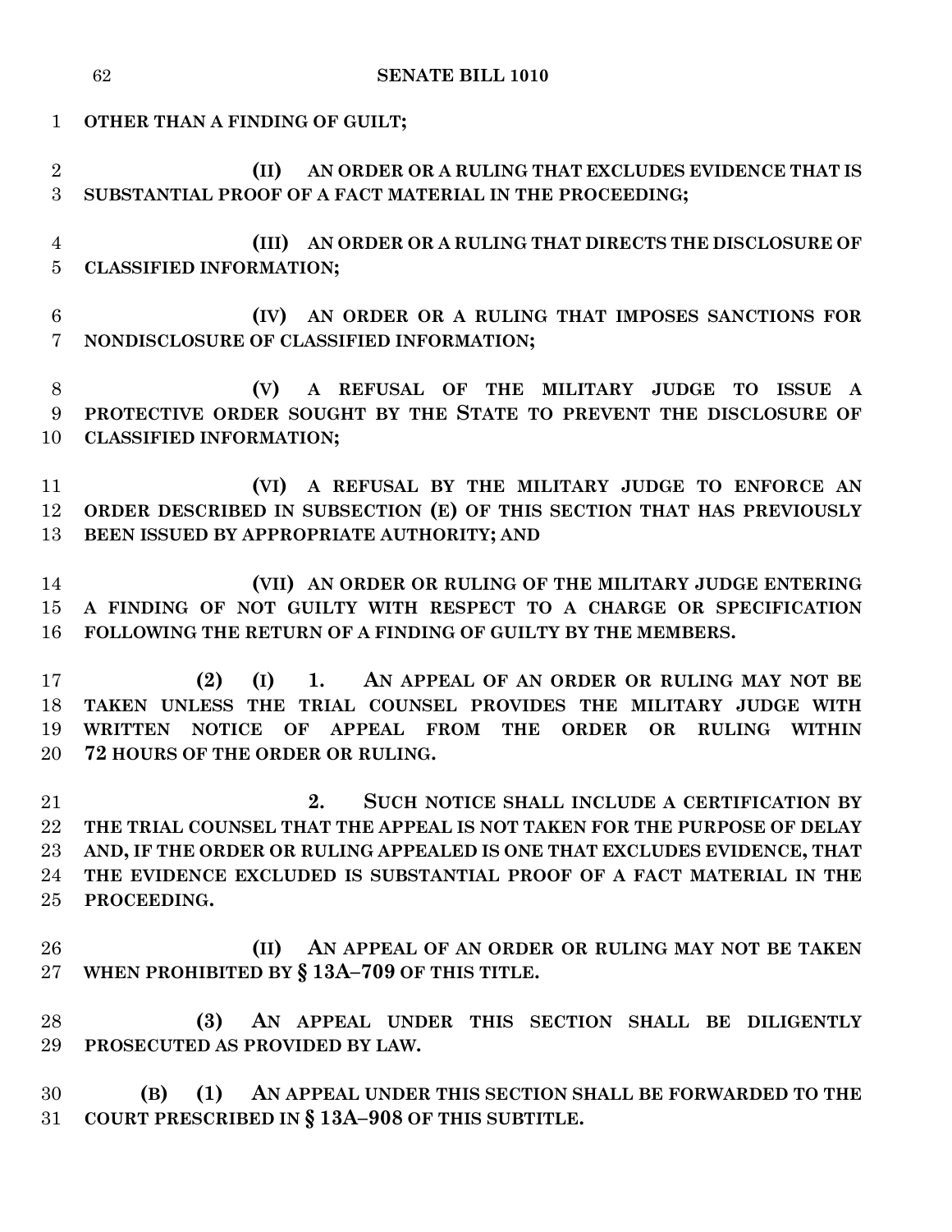**OTHER THAN A FINDING OF GUILT;**

**(II) AN ORDER OR A RULING THAT EXCLUDES EVIDENCE THAT IS SUBSTANTIAL PROOF OF A FACT MATERIAL IN THE PROCEEDING;**

**(III) AN ORDER OR A RULING THAT DIRECTS THE DISCLOSURE OF CLASSIFIED INFORMATION;**

**(IV) AN ORDER OR A RULING THAT IMPOSES SANCTIONS FOR NONDISCLOSURE OF CLASSIFIED INFORMATION;**

**(V) A REFUSAL OF THE MILITARY JUDGE TO ISSUE A PROTECTIVE ORDER SOUGHT BY THE STATE TO PREVENT THE DISCLOSURE OF CLASSIFIED INFORMATION;**

**(VI) A REFUSAL BY THE MILITARY JUDGE TO ENFORCE AN ORDER DESCRIBED IN SUBSECTION (E) OF THIS SECTION THAT HAS PREVIOUSLY BEEN ISSUED BY APPROPRIATE AUTHORITY; AND**

**(VII) AN ORDER OR RULING OF THE MILITARY JUDGE ENTERING A FINDING OF NOT GUILTY WITH RESPECT TO A CHARGE OR SPECIFICATION FOLLOWING THE RETURN OF A FINDING OF GUILTY BY THE MEMBERS.**

**(2) (I) 1. AN APPEAL OF AN ORDER OR RULING MAY NOT BE TAKEN UNLESS THE TRIAL COUNSEL PROVIDES THE MILITARY JUDGE WITH WRITTEN NOTICE OF APPEAL FROM THE ORDER OR RULING WITHIN 72 HOURS OF THE ORDER OR RULING.**

**2. SUCH NOTICE SHALL INCLUDE A CERTIFICATION BY THE TRIAL COUNSEL THAT THE APPEAL IS NOT TAKEN FOR THE PURPOSE OF DELAY AND, IF THE ORDER OR RULING APPEALED IS ONE THAT EXCLUDES EVIDENCE, THAT THE EVIDENCE EXCLUDED IS SUBSTANTIAL PROOF OF A FACT MATERIAL IN THE PROCEEDING.**

**(II) AN APPEAL OF AN ORDER OR RULING MAY NOT BE TAKEN WHEN PROHIBITED BY § 13A–709 OF THIS TITLE.**

**(3) AN APPEAL UNDER THIS SECTION SHALL BE DILIGENTLY PROSECUTED AS PROVIDED BY LAW.**

**(B) (1) AN APPEAL UNDER THIS SECTION SHALL BE FORWARDED TO THE COURT PRESCRIBED IN § 13A–908 OF THIS SUBTITLE.**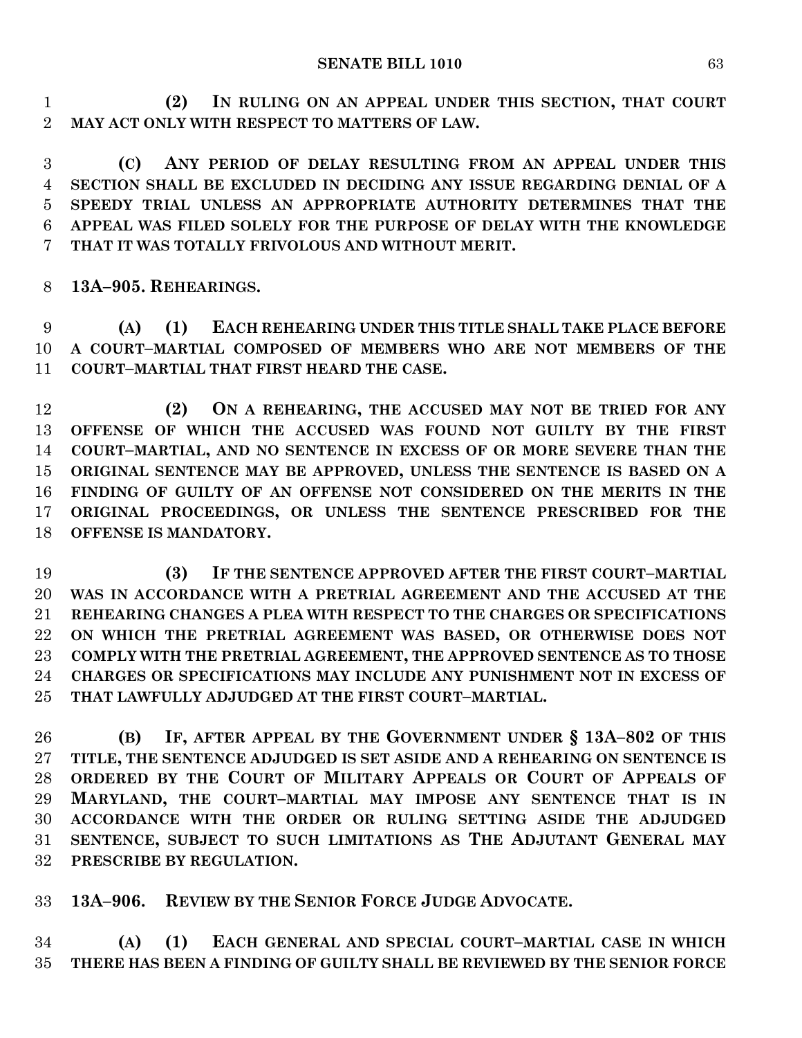**(2) IN RULING ON AN APPEAL UNDER THIS SECTION, THAT COURT MAY ACT ONLY WITH RESPECT TO MATTERS OF LAW.**

**(C) ANY PERIOD OF DELAY RESULTING FROM AN APPEAL UNDER THIS SECTION SHALL BE EXCLUDED IN DECIDING ANY ISSUE REGARDING DENIAL OF A SPEEDY TRIAL UNLESS AN APPROPRIATE AUTHORITY DETERMINES THAT THE APPEAL WAS FILED SOLELY FOR THE PURPOSE OF DELAY WITH THE KNOWLEDGE THAT IT WAS TOTALLY FRIVOLOUS AND WITHOUT MERIT.**

**13A–905. REHEARINGS.**

**(A) (1) EACH REHEARING UNDER THIS TITLE SHALL TAKE PLACE BEFORE A COURT–MARTIAL COMPOSED OF MEMBERS WHO ARE NOT MEMBERS OF THE COURT–MARTIAL THAT FIRST HEARD THE CASE.**

**(2) ON A REHEARING, THE ACCUSED MAY NOT BE TRIED FOR ANY OFFENSE OF WHICH THE ACCUSED WAS FOUND NOT GUILTY BY THE FIRST COURT–MARTIAL, AND NO SENTENCE IN EXCESS OF OR MORE SEVERE THAN THE ORIGINAL SENTENCE MAY BE APPROVED, UNLESS THE SENTENCE IS BASED ON A FINDING OF GUILTY OF AN OFFENSE NOT CONSIDERED ON THE MERITS IN THE ORIGINAL PROCEEDINGS, OR UNLESS THE SENTENCE PRESCRIBED FOR THE OFFENSE IS MANDATORY.**

**(3) IF THE SENTENCE APPROVED AFTER THE FIRST COURT–MARTIAL WAS IN ACCORDANCE WITH A PRETRIAL AGREEMENT AND THE ACCUSED AT THE REHEARING CHANGES A PLEA WITH RESPECT TO THE CHARGES OR SPECIFICATIONS ON WHICH THE PRETRIAL AGREEMENT WAS BASED, OR OTHERWISE DOES NOT COMPLY WITH THE PRETRIAL AGREEMENT, THE APPROVED SENTENCE AS TO THOSE CHARGES OR SPECIFICATIONS MAY INCLUDE ANY PUNISHMENT NOT IN EXCESS OF THAT LAWFULLY ADJUDGED AT THE FIRST COURT–MARTIAL.**

**(B) IF, AFTER APPEAL BY THE GOVERNMENT UNDER § 13A–802 OF THIS TITLE, THE SENTENCE ADJUDGED IS SET ASIDE AND A REHEARING ON SENTENCE IS ORDERED BY THE COURT OF MILITARY APPEALS OR COURT OF APPEALS OF MARYLAND, THE COURT–MARTIAL MAY IMPOSE ANY SENTENCE THAT IS IN ACCORDANCE WITH THE ORDER OR RULING SETTING ASIDE THE ADJUDGED SENTENCE, SUBJECT TO SUCH LIMITATIONS AS THE ADJUTANT GENERAL MAY PRESCRIBE BY REGULATION.**

**13A–906. REVIEW BY THE SENIOR FORCE JUDGE ADVOCATE.**

**(A) (1) EACH GENERAL AND SPECIAL COURT–MARTIAL CASE IN WHICH THERE HAS BEEN A FINDING OF GUILTY SHALL BE REVIEWED BY THE SENIOR FORCE**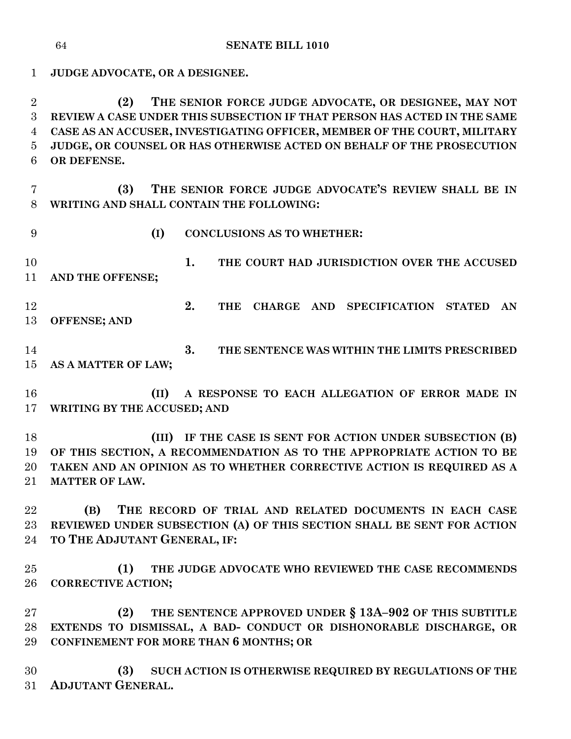**JUDGE ADVOCATE, OR A DESIGNEE.**

**(2) THE SENIOR FORCE JUDGE ADVOCATE, OR DESIGNEE, MAY NOT REVIEW A CASE UNDER THIS SUBSECTION IF THAT PERSON HAS ACTED IN THE SAME CASE AS AN ACCUSER, INVESTIGATING OFFICER, MEMBER OF THE COURT, MILITARY JUDGE, OR COUNSEL OR HAS OTHERWISE ACTED ON BEHALF OF THE PROSECUTION OR DEFENSE.**

**(3) THE SENIOR FORCE JUDGE ADVOCATE'S REVIEW SHALL BE IN WRITING AND SHALL CONTAIN THE FOLLOWING:**

**(I) CONCLUSIONS AS TO WHETHER:**

**1. THE COURT HAD JURISDICTION OVER THE ACCUSED AND THE OFFENSE;**

**2. THE CHARGE AND SPECIFICATION STATED AN OFFENSE; AND**

**3. THE SENTENCE WAS WITHIN THE LIMITS PRESCRIBED AS A MATTER OF LAW;**

**(II) A RESPONSE TO EACH ALLEGATION OF ERROR MADE IN WRITING BY THE ACCUSED; AND**

**(III) IF THE CASE IS SENT FOR ACTION UNDER SUBSECTION (B) OF THIS SECTION, A RECOMMENDATION AS TO THE APPROPRIATE ACTION TO BE TAKEN AND AN OPINION AS TO WHETHER CORRECTIVE ACTION IS REQUIRED AS A MATTER OF LAW.**

**(B) THE RECORD OF TRIAL AND RELATED DOCUMENTS IN EACH CASE REVIEWED UNDER SUBSECTION (A) OF THIS SECTION SHALL BE SENT FOR ACTION TO THE ADJUTANT GENERAL, IF:**

**(1) THE JUDGE ADVOCATE WHO REVIEWED THE CASE RECOMMENDS CORRECTIVE ACTION;**

**(2) THE SENTENCE APPROVED UNDER § 13A–902 OF THIS SUBTITLE EXTENDS TO DISMISSAL, A BAD- CONDUCT OR DISHONORABLE DISCHARGE, OR CONFINEMENT FOR MORE THAN 6 MONTHS; OR**

**(3) SUCH ACTION IS OTHERWISE REQUIRED BY REGULATIONS OF THE ADJUTANT GENERAL.**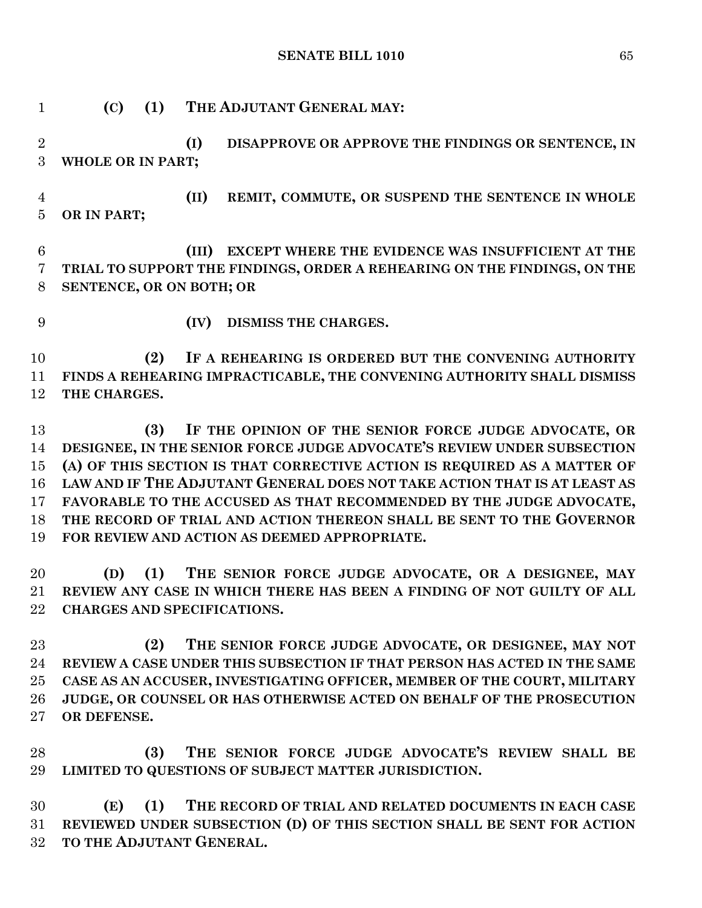**(C) (1) THE ADJUTANT GENERAL MAY:**

**(I) DISAPPROVE OR APPROVE THE FINDINGS OR SENTENCE, IN WHOLE OR IN PART;**

**(II) REMIT, COMMUTE, OR SUSPEND THE SENTENCE IN WHOLE OR IN PART;**

**(III) EXCEPT WHERE THE EVIDENCE WAS INSUFFICIENT AT THE TRIAL TO SUPPORT THE FINDINGS, ORDER A REHEARING ON THE FINDINGS, ON THE SENTENCE, OR ON BOTH; OR**

**(IV) DISMISS THE CHARGES.**

**(2) IF A REHEARING IS ORDERED BUT THE CONVENING AUTHORITY FINDS A REHEARING IMPRACTICABLE, THE CONVENING AUTHORITY SHALL DISMISS THE CHARGES.**

**(3) IF THE OPINION OF THE SENIOR FORCE JUDGE ADVOCATE, OR DESIGNEE, IN THE SENIOR FORCE JUDGE ADVOCATE'S REVIEW UNDER SUBSECTION (A) OF THIS SECTION IS THAT CORRECTIVE ACTION IS REQUIRED AS A MATTER OF LAW AND IF THE ADJUTANT GENERAL DOES NOT TAKE ACTION THAT IS AT LEAST AS FAVORABLE TO THE ACCUSED AS THAT RECOMMENDED BY THE JUDGE ADVOCATE, THE RECORD OF TRIAL AND ACTION THEREON SHALL BE SENT TO THE GOVERNOR FOR REVIEW AND ACTION AS DEEMED APPROPRIATE.**

**(D) (1) THE SENIOR FORCE JUDGE ADVOCATE, OR A DESIGNEE, MAY REVIEW ANY CASE IN WHICH THERE HAS BEEN A FINDING OF NOT GUILTY OF ALL CHARGES AND SPECIFICATIONS.**

**(2) THE SENIOR FORCE JUDGE ADVOCATE, OR DESIGNEE, MAY NOT REVIEW A CASE UNDER THIS SUBSECTION IF THAT PERSON HAS ACTED IN THE SAME CASE AS AN ACCUSER, INVESTIGATING OFFICER, MEMBER OF THE COURT, MILITARY JUDGE, OR COUNSEL OR HAS OTHERWISE ACTED ON BEHALF OF THE PROSECUTION OR DEFENSE.**

**(3) THE SENIOR FORCE JUDGE ADVOCATE'S REVIEW SHALL BE LIMITED TO QUESTIONS OF SUBJECT MATTER JURISDICTION.**

**(E) (1) THE RECORD OF TRIAL AND RELATED DOCUMENTS IN EACH CASE REVIEWED UNDER SUBSECTION (D) OF THIS SECTION SHALL BE SENT FOR ACTION TO THE ADJUTANT GENERAL.**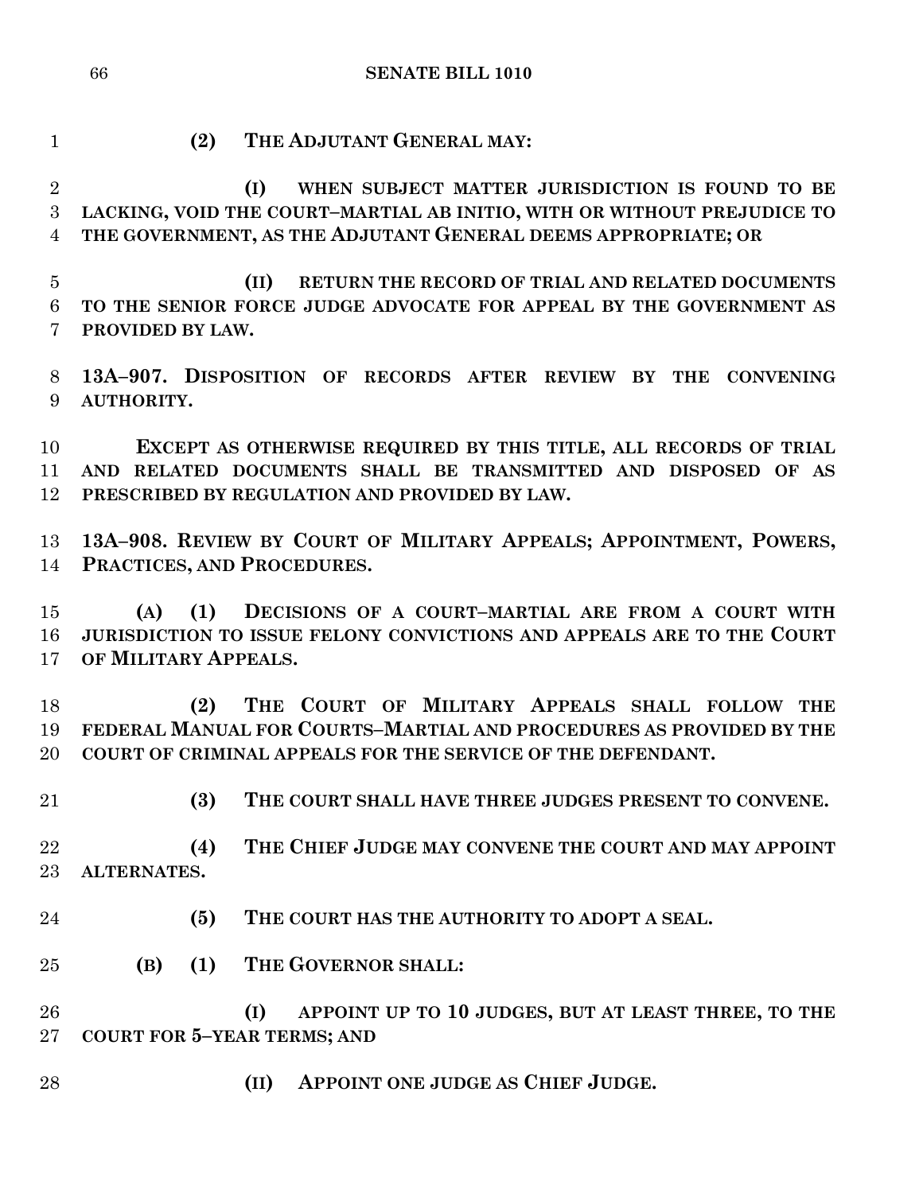**(2) THE ADJUTANT GENERAL MAY:**

**(I) WHEN SUBJECT MATTER JURISDICTION IS FOUND TO BE LACKING, VOID THE COURT–MARTIAL AB INITIO, WITH OR WITHOUT PREJUDICE TO THE GOVERNMENT, AS THE ADJUTANT GENERAL DEEMS APPROPRIATE; OR**

**(II) RETURN THE RECORD OF TRIAL AND RELATED DOCUMENTS TO THE SENIOR FORCE JUDGE ADVOCATE FOR APPEAL BY THE GOVERNMENT AS PROVIDED BY LAW.**

**13A–907. DISPOSITION OF RECORDS AFTER REVIEW BY THE CONVENING AUTHORITY.**

**EXCEPT AS OTHERWISE REQUIRED BY THIS TITLE, ALL RECORDS OF TRIAL AND RELATED DOCUMENTS SHALL BE TRANSMITTED AND DISPOSED OF AS PRESCRIBED BY REGULATION AND PROVIDED BY LAW.**

**13A–908. REVIEW BY COURT OF MILITARY APPEALS; APPOINTMENT, POWERS, PRACTICES, AND PROCEDURES.**

**(A) (1) DECISIONS OF A COURT–MARTIAL ARE FROM A COURT WITH JURISDICTION TO ISSUE FELONY CONVICTIONS AND APPEALS ARE TO THE COURT OF MILITARY APPEALS.**

**(2) THE COURT OF MILITARY APPEALS SHALL FOLLOW THE FEDERAL MANUAL FOR COURTS–MARTIAL AND PROCEDURES AS PROVIDED BY THE COURT OF CRIMINAL APPEALS FOR THE SERVICE OF THE DEFENDANT.**

**(3) THE COURT SHALL HAVE THREE JUDGES PRESENT TO CONVENE.**

**(4) THE CHIEF JUDGE MAY CONVENE THE COURT AND MAY APPOINT ALTERNATES.**

**(5) THE COURT HAS THE AUTHORITY TO ADOPT A SEAL.**

**(B) (1) THE GOVERNOR SHALL:**

**(I) APPOINT UP TO 10 JUDGES, BUT AT LEAST THREE, TO THE COURT FOR 5–YEAR TERMS; AND**

**(II) APPOINT ONE JUDGE AS CHIEF JUDGE.**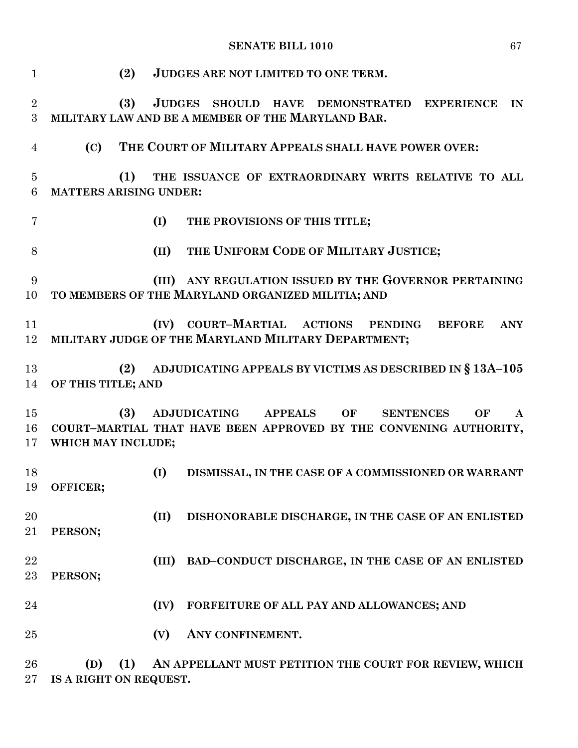**(2) JUDGES ARE NOT LIMITED TO ONE TERM.**

**(3) JUDGES SHOULD HAVE DEMONSTRATED EXPERIENCE IN MILITARY LAW AND BE A MEMBER OF THE MARYLAND BAR.**

**(C) THE COURT OF MILITARY APPEALS SHALL HAVE POWER OVER:**

**(1) THE ISSUANCE OF EXTRAORDINARY WRITS RELATIVE TO ALL MATTERS ARISING UNDER:**

**(I) THE PROVISIONS OF THIS TITLE;**

**(II) THE UNIFORM CODE OF MILITARY JUSTICE;**

**(III) ANY REGULATION ISSUED BY THE GOVERNOR PERTAINING TO MEMBERS OF THE MARYLAND ORGANIZED MILITIA; AND**

**(IV) COURT–MARTIAL ACTIONS PENDING BEFORE ANY MILITARY JUDGE OF THE MARYLAND MILITARY DEPARTMENT;**

**(2) ADJUDICATING APPEALS BY VICTIMS AS DESCRIBED IN § 13A–105 OF THIS TITLE; AND**

**(3) ADJUDICATING APPEALS OF SENTENCES OF A COURT–MARTIAL THAT HAVE BEEN APPROVED BY THE CONVENING AUTHORITY, WHICH MAY INCLUDE;**

**(I) DISMISSAL, IN THE CASE OF A COMMISSIONED OR WARRANT OFFICER;**

**(II) DISHONORABLE DISCHARGE, IN THE CASE OF AN ENLISTED PERSON;**

**(III) BAD–CONDUCT DISCHARGE, IN THE CASE OF AN ENLISTED PERSON;**

**(IV) FORFEITURE OF ALL PAY AND ALLOWANCES; AND**

**(V) ANY CONFINEMENT.**

**(D) (1) AN APPELLANT MUST PETITION THE COURT FOR REVIEW, WHICH IS A RIGHT ON REQUEST.**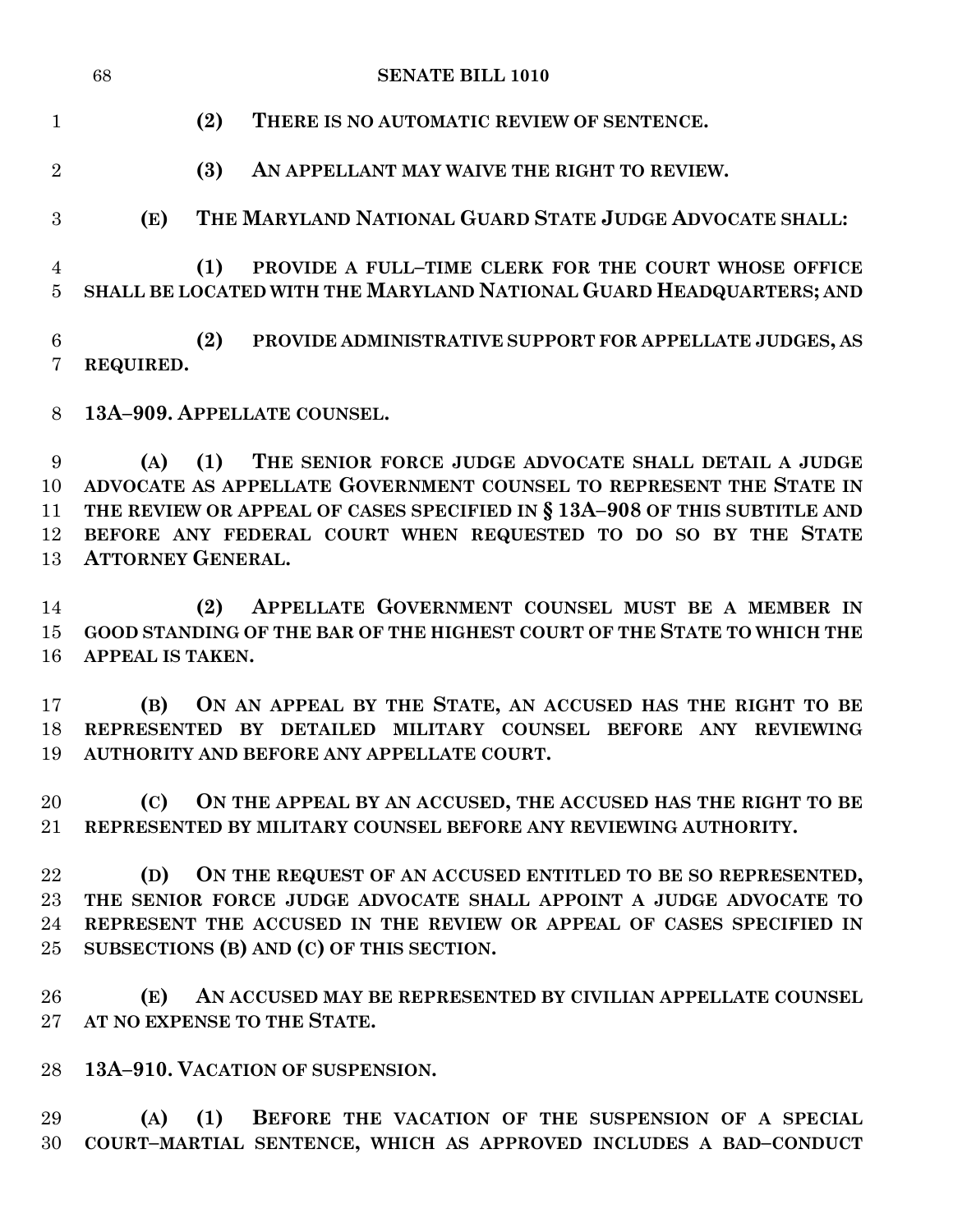**(2) THERE IS NO AUTOMATIC REVIEW OF SENTENCE.**

**(3) AN APPELLANT MAY WAIVE THE RIGHT TO REVIEW.**

**(E) THE MARYLAND NATIONAL GUARD STATE JUDGE ADVOCATE SHALL:**

**(1) PROVIDE A FULL–TIME CLERK FOR THE COURT WHOSE OFFICE SHALL BE LOCATED WITH THE MARYLAND NATIONAL GUARD HEADQUARTERS; AND**

**(2) PROVIDE ADMINISTRATIVE SUPPORT FOR APPELLATE JUDGES, AS REQUIRED.**

**13A–909. APPELLATE COUNSEL.**

**(A) (1) THE SENIOR FORCE JUDGE ADVOCATE SHALL DETAIL A JUDGE ADVOCATE AS APPELLATE GOVERNMENT COUNSEL TO REPRESENT THE STATE IN THE REVIEW OR APPEAL OF CASES SPECIFIED IN § 13A–908 OF THIS SUBTITLE AND BEFORE ANY FEDERAL COURT WHEN REQUESTED TO DO SO BY THE STATE ATTORNEY GENERAL.**

**(2) APPELLATE GOVERNMENT COUNSEL MUST BE A MEMBER IN GOOD STANDING OF THE BAR OF THE HIGHEST COURT OF THE STATE TO WHICH THE APPEAL IS TAKEN.**

**(B) ON AN APPEAL BY THE STATE, AN ACCUSED HAS THE RIGHT TO BE REPRESENTED BY DETAILED MILITARY COUNSEL BEFORE ANY REVIEWING AUTHORITY AND BEFORE ANY APPELLATE COURT.**

**(C) ON THE APPEAL BY AN ACCUSED, THE ACCUSED HAS THE RIGHT TO BE REPRESENTED BY MILITARY COUNSEL BEFORE ANY REVIEWING AUTHORITY.**

**(D) ON THE REQUEST OF AN ACCUSED ENTITLED TO BE SO REPRESENTED, THE SENIOR FORCE JUDGE ADVOCATE SHALL APPOINT A JUDGE ADVOCATE TO REPRESENT THE ACCUSED IN THE REVIEW OR APPEAL OF CASES SPECIFIED IN SUBSECTIONS (B) AND (C) OF THIS SECTION.**

**(E) AN ACCUSED MAY BE REPRESENTED BY CIVILIAN APPELLATE COUNSEL AT NO EXPENSE TO THE STATE.**

**13A–910. VACATION OF SUSPENSION.**

**(A) (1) BEFORE THE VACATION OF THE SUSPENSION OF A SPECIAL COURT–MARTIAL SENTENCE, WHICH AS APPROVED INCLUDES A BAD–CONDUCT**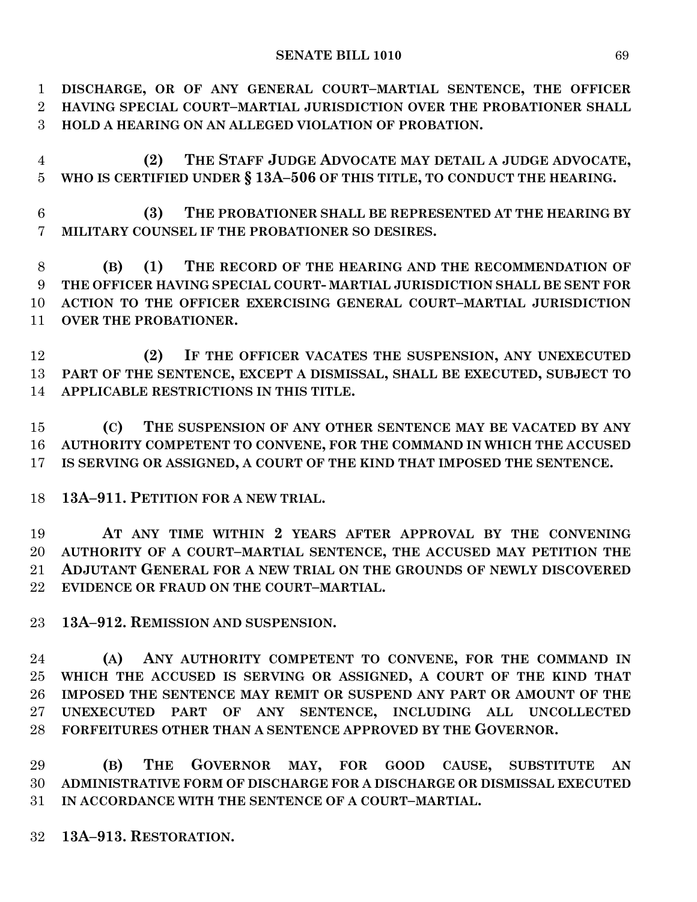**DISCHARGE, OR OF ANY GENERAL COURT–MARTIAL SENTENCE, THE OFFICER HAVING SPECIAL COURT–MARTIAL JURISDICTION OVER THE PROBATIONER SHALL HOLD A HEARING ON AN ALLEGED VIOLATION OF PROBATION.**

**(2) THE STAFF JUDGE ADVOCATE MAY DETAIL A JUDGE ADVOCATE, WHO IS CERTIFIED UNDER § 13A–506 OF THIS TITLE, TO CONDUCT THE HEARING.**

**(3) THE PROBATIONER SHALL BE REPRESENTED AT THE HEARING BY MILITARY COUNSEL IF THE PROBATIONER SO DESIRES.**

**(B) (1) THE RECORD OF THE HEARING AND THE RECOMMENDATION OF THE OFFICER HAVING SPECIAL COURT- MARTIAL JURISDICTION SHALL BE SENT FOR ACTION TO THE OFFICER EXERCISING GENERAL COURT–MARTIAL JURISDICTION OVER THE PROBATIONER.**

**(2) IF THE OFFICER VACATES THE SUSPENSION, ANY UNEXECUTED PART OF THE SENTENCE, EXCEPT A DISMISSAL, SHALL BE EXECUTED, SUBJECT TO APPLICABLE RESTRICTIONS IN THIS TITLE.**

**(C) THE SUSPENSION OF ANY OTHER SENTENCE MAY BE VACATED BY ANY AUTHORITY COMPETENT TO CONVENE, FOR THE COMMAND IN WHICH THE ACCUSED IS SERVING OR ASSIGNED, A COURT OF THE KIND THAT IMPOSED THE SENTENCE.**

**13A–911. PETITION FOR A NEW TRIAL.**

**AT ANY TIME WITHIN 2 YEARS AFTER APPROVAL BY THE CONVENING AUTHORITY OF A COURT–MARTIAL SENTENCE, THE ACCUSED MAY PETITION THE ADJUTANT GENERAL FOR A NEW TRIAL ON THE GROUNDS OF NEWLY DISCOVERED EVIDENCE OR FRAUD ON THE COURT–MARTIAL.**

**13A–912. REMISSION AND SUSPENSION.**

**(A) ANY AUTHORITY COMPETENT TO CONVENE, FOR THE COMMAND IN WHICH THE ACCUSED IS SERVING OR ASSIGNED, A COURT OF THE KIND THAT IMPOSED THE SENTENCE MAY REMIT OR SUSPEND ANY PART OR AMOUNT OF THE UNEXECUTED PART OF ANY SENTENCE, INCLUDING ALL UNCOLLECTED FORFEITURES OTHER THAN A SENTENCE APPROVED BY THE GOVERNOR.**

**(B) THE GOVERNOR MAY, FOR GOOD CAUSE, SUBSTITUTE AN ADMINISTRATIVE FORM OF DISCHARGE FOR A DISCHARGE OR DISMISSAL EXECUTED IN ACCORDANCE WITH THE SENTENCE OF A COURT–MARTIAL.**

**13A–913. RESTORATION.**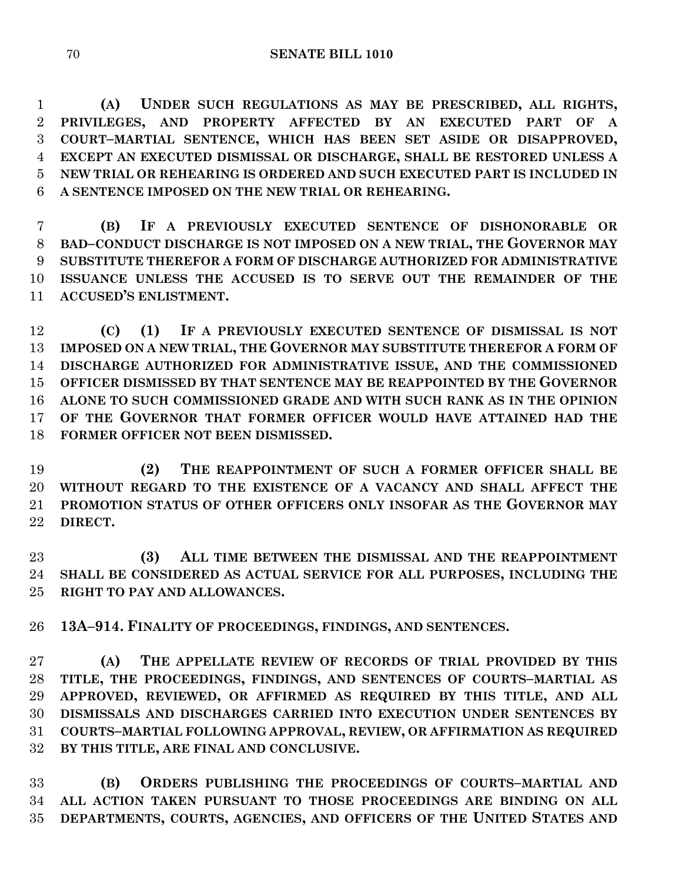**(A) UNDER SUCH REGULATIONS AS MAY BE PRESCRIBED, ALL RIGHTS, PRIVILEGES, AND PROPERTY AFFECTED BY AN EXECUTED PART OF A COURT–MARTIAL SENTENCE, WHICH HAS BEEN SET ASIDE OR DISAPPROVED, EXCEPT AN EXECUTED DISMISSAL OR DISCHARGE, SHALL BE RESTORED UNLESS A NEW TRIAL OR REHEARING IS ORDERED AND SUCH EXECUTED PART IS INCLUDED IN A SENTENCE IMPOSED ON THE NEW TRIAL OR REHEARING.**

**(B) IF A PREVIOUSLY EXECUTED SENTENCE OF DISHONORABLE OR BAD–CONDUCT DISCHARGE IS NOT IMPOSED ON A NEW TRIAL, THE GOVERNOR MAY SUBSTITUTE THEREFOR A FORM OF DISCHARGE AUTHORIZED FOR ADMINISTRATIVE ISSUANCE UNLESS THE ACCUSED IS TO SERVE OUT THE REMAINDER OF THE ACCUSED'S ENLISTMENT.**

**(C) (1) IF A PREVIOUSLY EXECUTED SENTENCE OF DISMISSAL IS NOT IMPOSED ON A NEW TRIAL, THE GOVERNOR MAY SUBSTITUTE THEREFOR A FORM OF DISCHARGE AUTHORIZED FOR ADMINISTRATIVE ISSUE, AND THE COMMISSIONED OFFICER DISMISSED BY THAT SENTENCE MAY BE REAPPOINTED BY THE GOVERNOR ALONE TO SUCH COMMISSIONED GRADE AND WITH SUCH RANK AS IN THE OPINION OF THE GOVERNOR THAT FORMER OFFICER WOULD HAVE ATTAINED HAD THE FORMER OFFICER NOT BEEN DISMISSED.**

**(2) THE REAPPOINTMENT OF SUCH A FORMER OFFICER SHALL BE WITHOUT REGARD TO THE EXISTENCE OF A VACANCY AND SHALL AFFECT THE PROMOTION STATUS OF OTHER OFFICERS ONLY INSOFAR AS THE GOVERNOR MAY DIRECT.**

**(3) ALL TIME BETWEEN THE DISMISSAL AND THE REAPPOINTMENT SHALL BE CONSIDERED AS ACTUAL SERVICE FOR ALL PURPOSES, INCLUDING THE RIGHT TO PAY AND ALLOWANCES.**

**13A–914. FINALITY OF PROCEEDINGS, FINDINGS, AND SENTENCES.**

**(A) THE APPELLATE REVIEW OF RECORDS OF TRIAL PROVIDED BY THIS TITLE, THE PROCEEDINGS, FINDINGS, AND SENTENCES OF COURTS–MARTIAL AS APPROVED, REVIEWED, OR AFFIRMED AS REQUIRED BY THIS TITLE, AND ALL DISMISSALS AND DISCHARGES CARRIED INTO EXECUTION UNDER SENTENCES BY COURTS–MARTIAL FOLLOWING APPROVAL, REVIEW, OR AFFIRMATION AS REQUIRED BY THIS TITLE, ARE FINAL AND CONCLUSIVE.**

**(B) ORDERS PUBLISHING THE PROCEEDINGS OF COURTS–MARTIAL AND ALL ACTION TAKEN PURSUANT TO THOSE PROCEEDINGS ARE BINDING ON ALL DEPARTMENTS, COURTS, AGENCIES, AND OFFICERS OF THE UNITED STATES AND**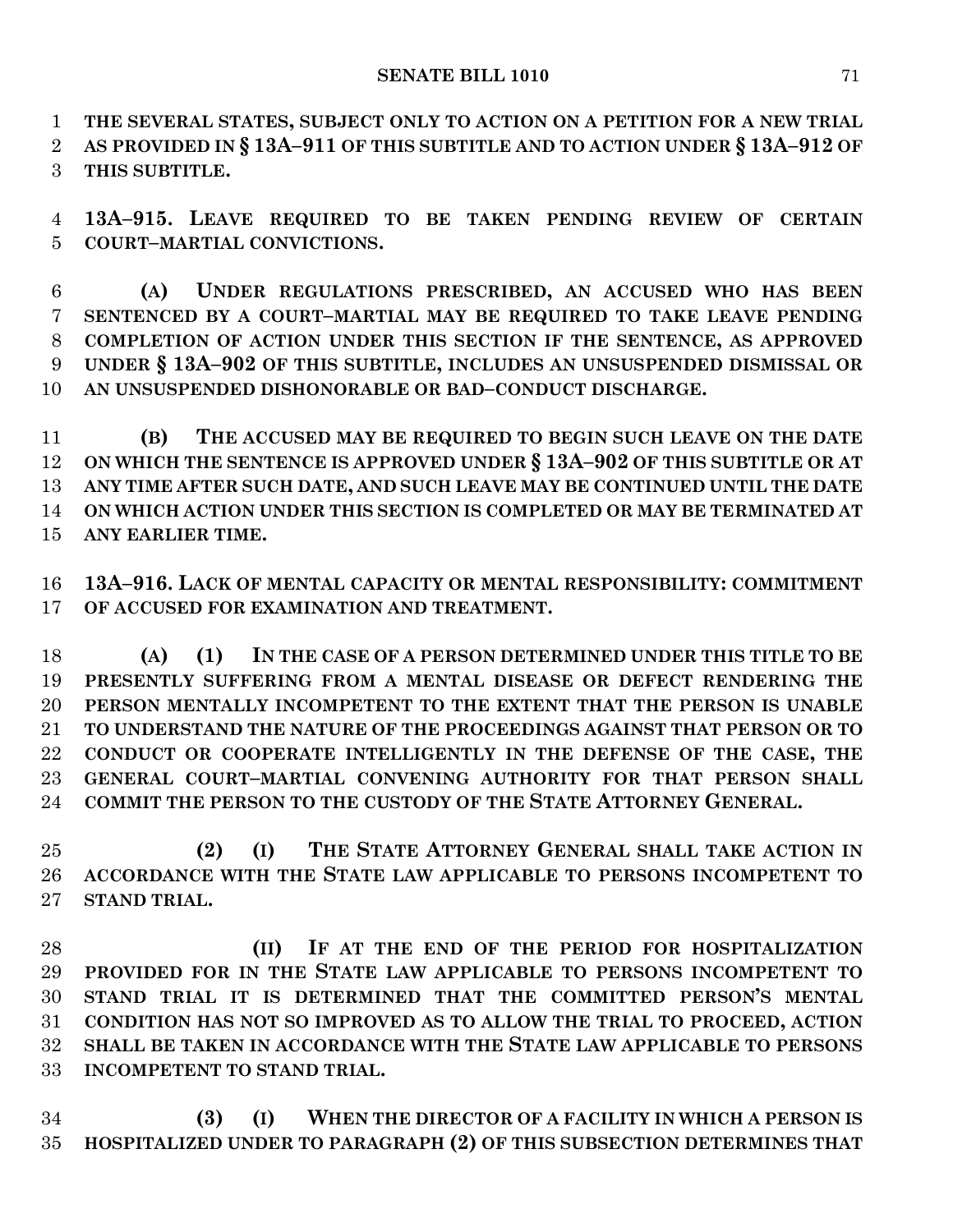**THE SEVERAL STATES, SUBJECT ONLY TO ACTION ON A PETITION FOR A NEW TRIAL AS PROVIDED IN § 13A–911 OF THIS SUBTITLE AND TO ACTION UNDER § 13A–912 OF THIS SUBTITLE.**

**13A–915. LEAVE REQUIRED TO BE TAKEN PENDING REVIEW OF CERTAIN COURT–MARTIAL CONVICTIONS.**

**(A) UNDER REGULATIONS PRESCRIBED, AN ACCUSED WHO HAS BEEN SENTENCED BY A COURT–MARTIAL MAY BE REQUIRED TO TAKE LEAVE PENDING COMPLETION OF ACTION UNDER THIS SECTION IF THE SENTENCE, AS APPROVED UNDER § 13A–902 OF THIS SUBTITLE, INCLUDES AN UNSUSPENDED DISMISSAL OR AN UNSUSPENDED DISHONORABLE OR BAD–CONDUCT DISCHARGE.**

**(B) THE ACCUSED MAY BE REQUIRED TO BEGIN SUCH LEAVE ON THE DATE ON WHICH THE SENTENCE IS APPROVED UNDER § 13A–902 OF THIS SUBTITLE OR AT ANY TIME AFTER SUCH DATE, AND SUCH LEAVE MAY BE CONTINUED UNTIL THE DATE ON WHICH ACTION UNDER THIS SECTION IS COMPLETED OR MAY BE TERMINATED AT ANY EARLIER TIME.**

**13A–916. LACK OF MENTAL CAPACITY OR MENTAL RESPONSIBILITY: COMMITMENT OF ACCUSED FOR EXAMINATION AND TREATMENT.**

**(A) (1) IN THE CASE OF A PERSON DETERMINED UNDER THIS TITLE TO BE PRESENTLY SUFFERING FROM A MENTAL DISEASE OR DEFECT RENDERING THE PERSON MENTALLY INCOMPETENT TO THE EXTENT THAT THE PERSON IS UNABLE TO UNDERSTAND THE NATURE OF THE PROCEEDINGS AGAINST THAT PERSON OR TO CONDUCT OR COOPERATE INTELLIGENTLY IN THE DEFENSE OF THE CASE, THE GENERAL COURT–MARTIAL CONVENING AUTHORITY FOR THAT PERSON SHALL COMMIT THE PERSON TO THE CUSTODY OF THE STATE ATTORNEY GENERAL.**

**(2) (I) THE STATE ATTORNEY GENERAL SHALL TAKE ACTION IN ACCORDANCE WITH THE STATE LAW APPLICABLE TO PERSONS INCOMPETENT TO STAND TRIAL.**

**(II) IF AT THE END OF THE PERIOD FOR HOSPITALIZATION PROVIDED FOR IN THE STATE LAW APPLICABLE TO PERSONS INCOMPETENT TO STAND TRIAL IT IS DETERMINED THAT THE COMMITTED PERSON'S MENTAL CONDITION HAS NOT SO IMPROVED AS TO ALLOW THE TRIAL TO PROCEED, ACTION SHALL BE TAKEN IN ACCORDANCE WITH THE STATE LAW APPLICABLE TO PERSONS INCOMPETENT TO STAND TRIAL.**

**(3) (I) WHEN THE DIRECTOR OF A FACILITY IN WHICH A PERSON IS HOSPITALIZED UNDER TO PARAGRAPH (2) OF THIS SUBSECTION DETERMINES THAT**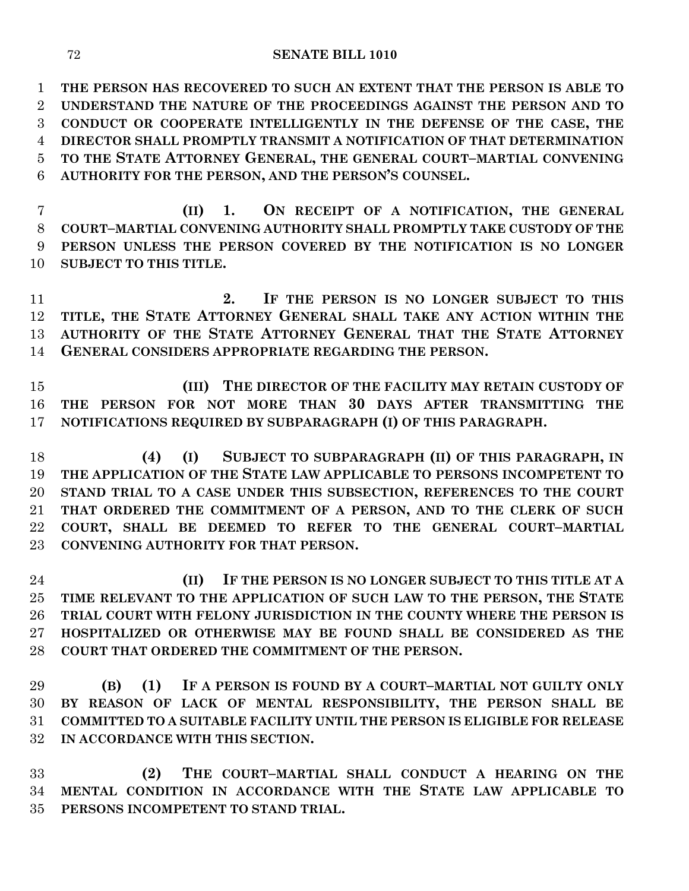**THE PERSON HAS RECOVERED TO SUCH AN EXTENT THAT THE PERSON IS ABLE TO UNDERSTAND THE NATURE OF THE PROCEEDINGS AGAINST THE PERSON AND TO CONDUCT OR COOPERATE INTELLIGENTLY IN THE DEFENSE OF THE CASE, THE DIRECTOR SHALL PROMPTLY TRANSMIT A NOTIFICATION OF THAT DETERMINATION TO THE STATE ATTORNEY GENERAL, THE GENERAL COURT–MARTIAL CONVENING AUTHORITY FOR THE PERSON, AND THE PERSON'S COUNSEL.**

**(II) 1. ON RECEIPT OF A NOTIFICATION, THE GENERAL COURT–MARTIAL CONVENING AUTHORITY SHALL PROMPTLY TAKE CUSTODY OF THE PERSON UNLESS THE PERSON COVERED BY THE NOTIFICATION IS NO LONGER SUBJECT TO THIS TITLE.**

**2. IF THE PERSON IS NO LONGER SUBJECT TO THIS TITLE, THE STATE ATTORNEY GENERAL SHALL TAKE ANY ACTION WITHIN THE AUTHORITY OF THE STATE ATTORNEY GENERAL THAT THE STATE ATTORNEY GENERAL CONSIDERS APPROPRIATE REGARDING THE PERSON.**

**(III) THE DIRECTOR OF THE FACILITY MAY RETAIN CUSTODY OF THE PERSON FOR NOT MORE THAN 30 DAYS AFTER TRANSMITTING THE NOTIFICATIONS REQUIRED BY SUBPARAGRAPH (I) OF THIS PARAGRAPH.**

**(4) (I) SUBJECT TO SUBPARAGRAPH (II) OF THIS PARAGRAPH, IN THE APPLICATION OF THE STATE LAW APPLICABLE TO PERSONS INCOMPETENT TO STAND TRIAL TO A CASE UNDER THIS SUBSECTION, REFERENCES TO THE COURT THAT ORDERED THE COMMITMENT OF A PERSON, AND TO THE CLERK OF SUCH COURT, SHALL BE DEEMED TO REFER TO THE GENERAL COURT–MARTIAL CONVENING AUTHORITY FOR THAT PERSON.**

**(II) IF THE PERSON IS NO LONGER SUBJECT TO THIS TITLE AT A TIME RELEVANT TO THE APPLICATION OF SUCH LAW TO THE PERSON, THE STATE TRIAL COURT WITH FELONY JURISDICTION IN THE COUNTY WHERE THE PERSON IS HOSPITALIZED OR OTHERWISE MAY BE FOUND SHALL BE CONSIDERED AS THE COURT THAT ORDERED THE COMMITMENT OF THE PERSON.**

**(B) (1) IF A PERSON IS FOUND BY A COURT–MARTIAL NOT GUILTY ONLY BY REASON OF LACK OF MENTAL RESPONSIBILITY, THE PERSON SHALL BE COMMITTED TO A SUITABLE FACILITY UNTIL THE PERSON IS ELIGIBLE FOR RELEASE IN ACCORDANCE WITH THIS SECTION.**

**(2) THE COURT–MARTIAL SHALL CONDUCT A HEARING ON THE MENTAL CONDITION IN ACCORDANCE WITH THE STATE LAW APPLICABLE TO PERSONS INCOMPETENT TO STAND TRIAL.**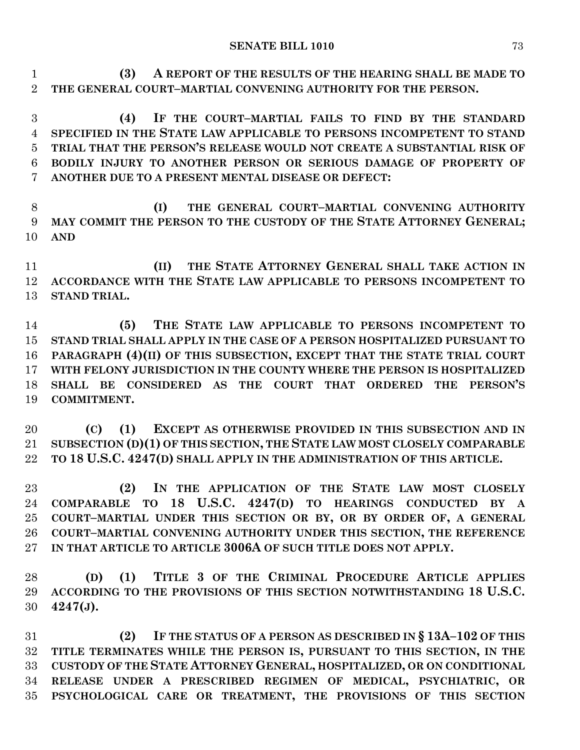**(3) A REPORT OF THE RESULTS OF THE HEARING SHALL BE MADE TO THE GENERAL COURT–MARTIAL CONVENING AUTHORITY FOR THE PERSON.**

**(4) IF THE COURT–MARTIAL FAILS TO FIND BY THE STANDARD SPECIFIED IN THE STATE LAW APPLICABLE TO PERSONS INCOMPETENT TO STAND TRIAL THAT THE PERSON'S RELEASE WOULD NOT CREATE A SUBSTANTIAL RISK OF BODILY INJURY TO ANOTHER PERSON OR SERIOUS DAMAGE OF PROPERTY OF ANOTHER DUE TO A PRESENT MENTAL DISEASE OR DEFECT:**

**(I) THE GENERAL COURT–MARTIAL CONVENING AUTHORITY MAY COMMIT THE PERSON TO THE CUSTODY OF THE STATE ATTORNEY GENERAL; AND**

**(II) THE STATE ATTORNEY GENERAL SHALL TAKE ACTION IN ACCORDANCE WITH THE STATE LAW APPLICABLE TO PERSONS INCOMPETENT TO STAND TRIAL.**

**(5) THE STATE LAW APPLICABLE TO PERSONS INCOMPETENT TO STAND TRIAL SHALL APPLY IN THE CASE OF A PERSON HOSPITALIZED PURSUANT TO PARAGRAPH (4)(II) OF THIS SUBSECTION, EXCEPT THAT THE STATE TRIAL COURT WITH FELONY JURISDICTION IN THE COUNTY WHERE THE PERSON IS HOSPITALIZED SHALL BE CONSIDERED AS THE COURT THAT ORDERED THE PERSON'S COMMITMENT.**

**(C) (1) EXCEPT AS OTHERWISE PROVIDED IN THIS SUBSECTION AND IN SUBSECTION (D)(1) OF THIS SECTION, THE STATE LAW MOST CLOSELY COMPARABLE TO 18 U.S.C. 4247(D) SHALL APPLY IN THE ADMINISTRATION OF THIS ARTICLE.**

**(2) IN THE APPLICATION OF THE STATE LAW MOST CLOSELY COMPARABLE TO 18 U.S.C. 4247(D) TO HEARINGS CONDUCTED BY A COURT–MARTIAL UNDER THIS SECTION OR BY, OR BY ORDER OF, A GENERAL COURT–MARTIAL CONVENING AUTHORITY UNDER THIS SECTION, THE REFERENCE IN THAT ARTICLE TO ARTICLE 3006A OF SUCH TITLE DOES NOT APPLY.**

**(D) (1) TITLE 3 OF THE CRIMINAL PROCEDURE ARTICLE APPLIES ACCORDING TO THE PROVISIONS OF THIS SECTION NOTWITHSTANDING 18 U.S.C. 4247(J).**

**(2) IF THE STATUS OF A PERSON AS DESCRIBED IN § 13A–102 OF THIS TITLE TERMINATES WHILE THE PERSON IS, PURSUANT TO THIS SECTION, IN THE CUSTODY OF THE STATE ATTORNEY GENERAL, HOSPITALIZED, OR ON CONDITIONAL RELEASE UNDER A PRESCRIBED REGIMEN OF MEDICAL, PSYCHIATRIC, OR PSYCHOLOGICAL CARE OR TREATMENT, THE PROVISIONS OF THIS SECTION**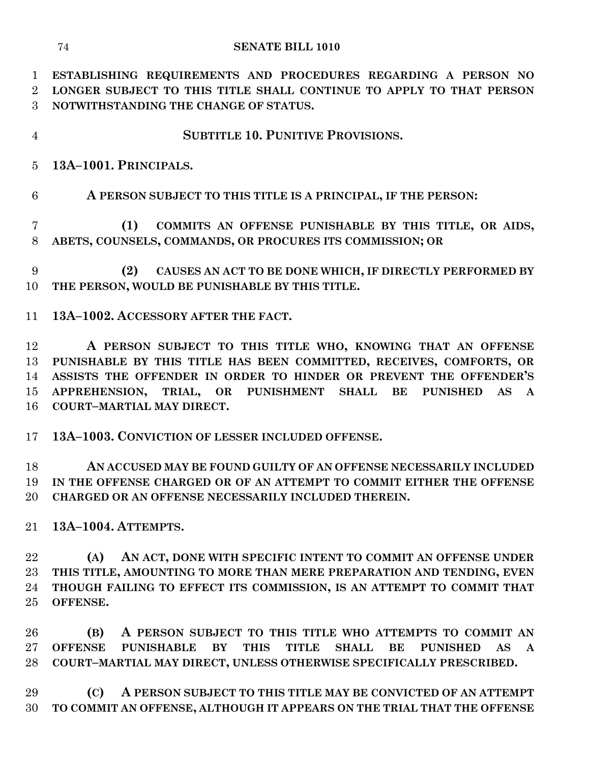**ESTABLISHING REQUIREMENTS AND PROCEDURES REGARDING A PERSON NO LONGER SUBJECT TO THIS TITLE SHALL CONTINUE TO APPLY TO THAT PERSON NOTWITHSTANDING THE CHANGE OF STATUS.**

## SUBTITLE 10. PUNITIVE PROVISIONS.

### 13A–1001. PRINCIPALS.

**A PERSON SUBJECT TO THIS TITLE IS A PRINCIPAL, IF THE PERSON:**

**(1) COMMITS AN OFFENSE PUNISHABLE BY THIS TITLE, OR AIDS, ABETS, COUNSELS, COMMANDS, OR PROCURES ITS COMMISSION; OR**

**(2) CAUSES AN ACT TO BE DONE WHICH, IF DIRECTLY PERFORMED BY THE PERSON, WOULD BE PUNISHABLE BY THIS TITLE.**

### 13A–1002. ACCESSORY AFTER THE FACT.

**A PERSON SUBJECT TO THIS TITLE WHO, KNOWING THAT AN OFFENSE PUNISHABLE BY THIS TITLE HAS BEEN COMMITTED, RECEIVES, COMFORTS, OR ASSISTS THE OFFENDER IN ORDER TO HINDER OR PREVENT THE OFFENDER'S APPREHENSION, TRIAL, OR PUNISHMENT SHALL BE PUNISHED AS A COURT–MARTIAL MAY DIRECT.**

### 13A–1003. CONVICTION OF LESSER INCLUDED OFFENSE.

**AN ACCUSED MAY BE FOUND GUILTY OF AN OFFENSE NECESSARILY INCLUDED IN THE OFFENSE CHARGED OR OF AN ATTEMPT TO COMMIT EITHER THE OFFENSE CHARGED OR AN OFFENSE NECESSARILY INCLUDED THEREIN.**

### 13A–1004. ATTEMPTS.

**(A) AN ACT, DONE WITH SPECIFIC INTENT TO COMMIT AN OFFENSE UNDER THIS TITLE, AMOUNTING TO MORE THAN MERE PREPARATION AND TENDING, EVEN THOUGH FAILING TO EFFECT ITS COMMISSION, IS AN ATTEMPT TO COMMIT THAT OFFENSE.**

**(B) A PERSON SUBJECT TO THIS TITLE WHO ATTEMPTS TO COMMIT AN OFFENSE PUNISHABLE BY THIS TITLE SHALL BE PUNISHED AS A COURT–MARTIAL MAY DIRECT, UNLESS OTHERWISE SPECIFICALLY PRESCRIBED.**

**(C) A PERSON SUBJECT TO THIS TITLE MAY BE CONVICTED OF AN ATTEMPT TO COMMIT AN OFFENSE, ALTHOUGH IT APPEARS ON THE TRIAL THAT THE OFFENSE**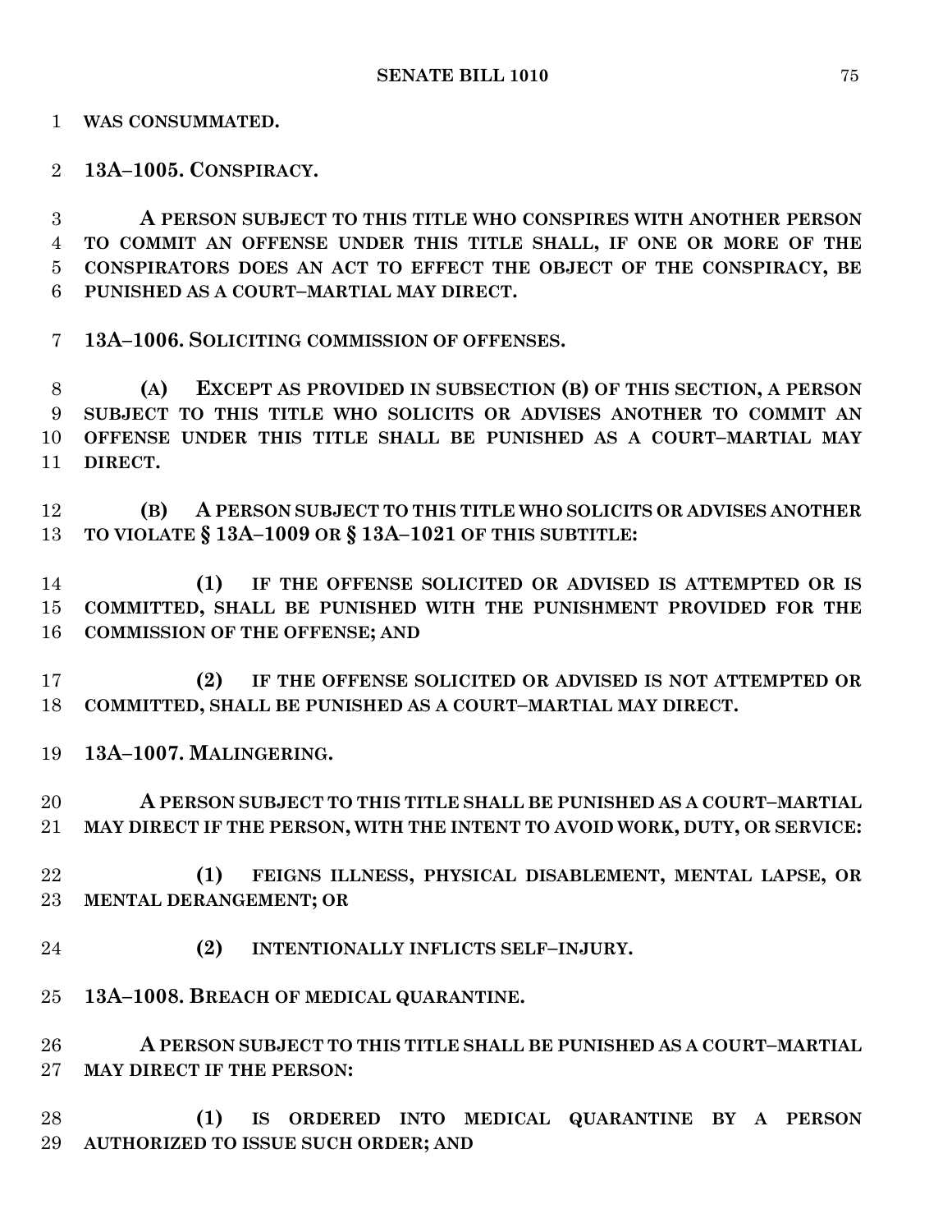**WAS CONSUMMATED.**

**13A–1005. CONSPIRACY.**

**A PERSON SUBJECT TO THIS TITLE WHO CONSPIRES WITH ANOTHER PERSON TO COMMIT AN OFFENSE UNDER THIS TITLE SHALL, IF ONE OR MORE OF THE CONSPIRATORS DOES AN ACT TO EFFECT THE OBJECT OF THE CONSPIRACY, BE PUNISHED AS A COURT–MARTIAL MAY DIRECT.**

**13A–1006. SOLICITING COMMISSION OF OFFENSES.**

**(A) EXCEPT AS PROVIDED IN SUBSECTION (B) OF THIS SECTION, A PERSON SUBJECT TO THIS TITLE WHO SOLICITS OR ADVISES ANOTHER TO COMMIT AN OFFENSE UNDER THIS TITLE SHALL BE PUNISHED AS A COURT–MARTIAL MAY DIRECT.**

**(B) A PERSON SUBJECT TO THIS TITLE WHO SOLICITS OR ADVISES ANOTHER TO VIOLATE § 13A–1009 OR § 13A–1021 OF THIS SUBTITLE:**

**(1) IF THE OFFENSE SOLICITED OR ADVISED IS ATTEMPTED OR IS COMMITTED, SHALL BE PUNISHED WITH THE PUNISHMENT PROVIDED FOR THE COMMISSION OF THE OFFENSE; AND**

**(2) IF THE OFFENSE SOLICITED OR ADVISED IS NOT ATTEMPTED OR COMMITTED, SHALL BE PUNISHED AS A COURT–MARTIAL MAY DIRECT.**

**13A–1007. MALINGERING.**

**A PERSON SUBJECT TO THIS TITLE SHALL BE PUNISHED AS A COURT–MARTIAL MAY DIRECT IF THE PERSON, WITH THE INTENT TO AVOID WORK, DUTY, OR SERVICE:**

**(1) FEIGNS ILLNESS, PHYSICAL DISABLEMENT, MENTAL LAPSE, OR MENTAL DERANGEMENT; OR**

**(2) INTENTIONALLY INFLICTS SELF–INJURY.**

**13A–1008. BREACH OF MEDICAL QUARANTINE.**

**A PERSON SUBJECT TO THIS TITLE SHALL BE PUNISHED AS A COURT–MARTIAL MAY DIRECT IF THE PERSON:**

**(1) IS ORDERED INTO MEDICAL QUARANTINE BY A PERSON AUTHORIZED TO ISSUE SUCH ORDER; AND**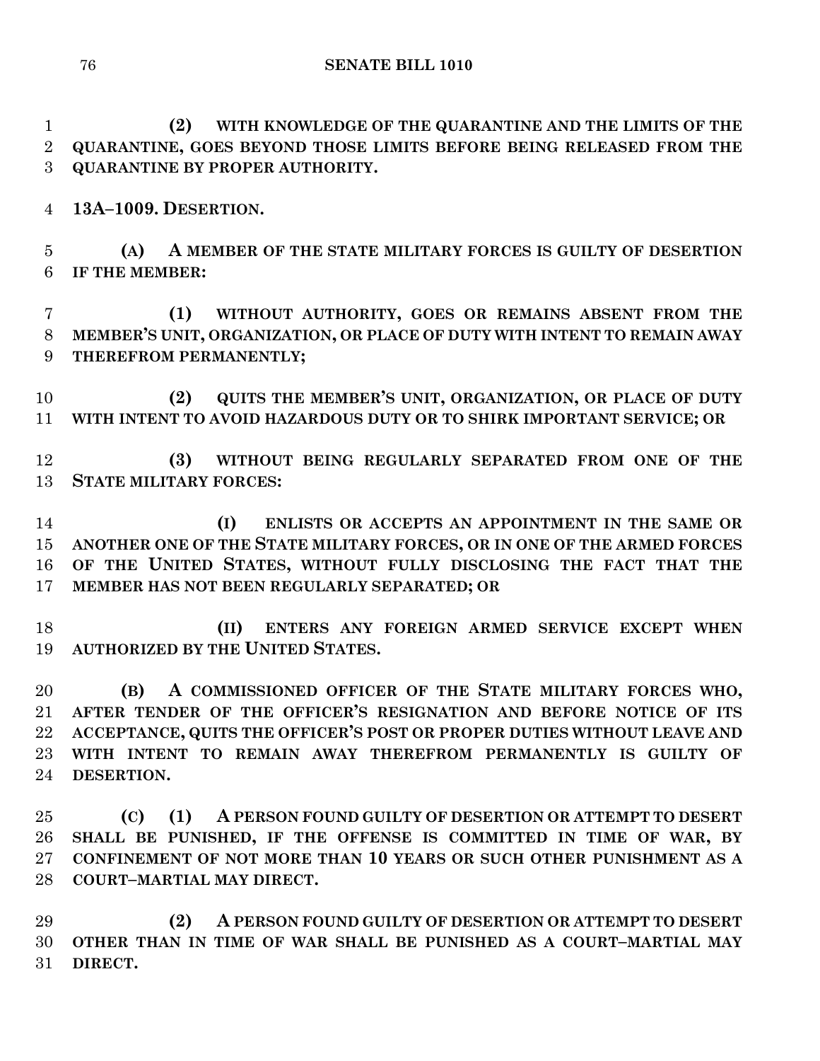**(2) WITH KNOWLEDGE OF THE QUARANTINE AND THE LIMITS OF THE QUARANTINE, GOES BEYOND THOSE LIMITS BEFORE BEING RELEASED FROM THE QUARANTINE BY PROPER AUTHORITY.**

**13A–1009. DESERTION.**

**(A) A MEMBER OF THE STATE MILITARY FORCES IS GUILTY OF DESERTION IF THE MEMBER:**

**(1) WITHOUT AUTHORITY, GOES OR REMAINS ABSENT FROM THE MEMBER'S UNIT, ORGANIZATION, OR PLACE OF DUTY WITH INTENT TO REMAIN AWAY THEREFROM PERMANENTLY;**

**(2) QUITS THE MEMBER'S UNIT, ORGANIZATION, OR PLACE OF DUTY WITH INTENT TO AVOID HAZARDOUS DUTY OR TO SHIRK IMPORTANT SERVICE; OR**

**(3) WITHOUT BEING REGULARLY SEPARATED FROM ONE OF THE STATE MILITARY FORCES:**

**(I) ENLISTS OR ACCEPTS AN APPOINTMENT IN THE SAME OR ANOTHER ONE OF THE STATE MILITARY FORCES, OR IN ONE OF THE ARMED FORCES OF THE UNITED STATES, WITHOUT FULLY DISCLOSING THE FACT THAT THE MEMBER HAS NOT BEEN REGULARLY SEPARATED; OR**

**(II) ENTERS ANY FOREIGN ARMED SERVICE EXCEPT WHEN AUTHORIZED BY THE UNITED STATES.**

**(B) A COMMISSIONED OFFICER OF THE STATE MILITARY FORCES WHO, AFTER TENDER OF THE OFFICER'S RESIGNATION AND BEFORE NOTICE OF ITS ACCEPTANCE, QUITS THE OFFICER'S POST OR PROPER DUTIES WITHOUT LEAVE AND WITH INTENT TO REMAIN AWAY THEREFROM PERMANENTLY IS GUILTY OF DESERTION.**

**(C) (1) A PERSON FOUND GUILTY OF DESERTION OR ATTEMPT TO DESERT SHALL BE PUNISHED, IF THE OFFENSE IS COMMITTED IN TIME OF WAR, BY CONFINEMENT OF NOT MORE THAN 10 YEARS OR SUCH OTHER PUNISHMENT AS A COURT–MARTIAL MAY DIRECT.**

**(2) A PERSON FOUND GUILTY OF DESERTION OR ATTEMPT TO DESERT OTHER THAN IN TIME OF WAR SHALL BE PUNISHED AS A COURT–MARTIAL MAY DIRECT.**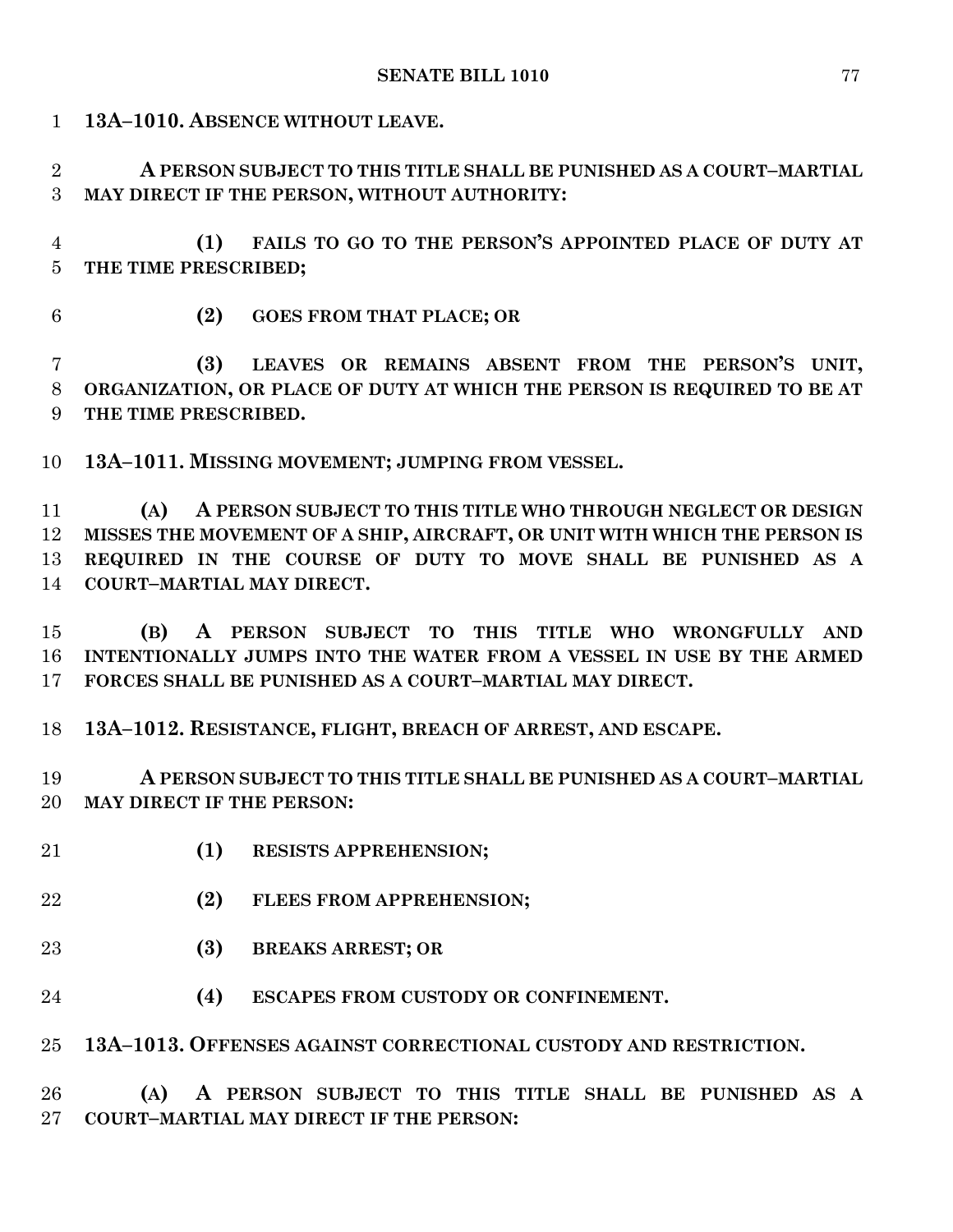**13A–1010. ABSENCE WITHOUT LEAVE.**

**A PERSON SUBJECT TO THIS TITLE SHALL BE PUNISHED AS A COURT–MARTIAL MAY DIRECT IF THE PERSON, WITHOUT AUTHORITY:**

**(1) FAILS TO GO TO THE PERSON'S APPOINTED PLACE OF DUTY AT THE TIME PRESCRIBED;**

**(2) GOES FROM THAT PLACE; OR**

**(3) LEAVES OR REMAINS ABSENT FROM THE PERSON'S UNIT, ORGANIZATION, OR PLACE OF DUTY AT WHICH THE PERSON IS REQUIRED TO BE AT THE TIME PRESCRIBED.**

**13A–1011. MISSING MOVEMENT; JUMPING FROM VESSEL.**

**(A) A PERSON SUBJECT TO THIS TITLE WHO THROUGH NEGLECT OR DESIGN MISSES THE MOVEMENT OF A SHIP, AIRCRAFT, OR UNIT WITH WHICH THE PERSON IS REQUIRED IN THE COURSE OF DUTY TO MOVE SHALL BE PUNISHED AS A COURT–MARTIAL MAY DIRECT.**

**(B) A PERSON SUBJECT TO THIS TITLE WHO WRONGFULLY AND INTENTIONALLY JUMPS INTO THE WATER FROM A VESSEL IN USE BY THE ARMED FORCES SHALL BE PUNISHED AS A COURT–MARTIAL MAY DIRECT.**

**13A–1012. RESISTANCE, FLIGHT, BREACH OF ARREST, AND ESCAPE.**

**A PERSON SUBJECT TO THIS TITLE SHALL BE PUNISHED AS A COURT–MARTIAL MAY DIRECT IF THE PERSON:**

**(1) RESISTS APPREHENSION;**

**(2) FLEES FROM APPREHENSION;**

**(3) BREAKS ARREST; OR**

**(4) ESCAPES FROM CUSTODY OR CONFINEMENT.**

**13A–1013. OFFENSES AGAINST CORRECTIONAL CUSTODY AND RESTRICTION.**

**(A) A PERSON SUBJECT TO THIS TITLE SHALL BE PUNISHED AS A COURT–MARTIAL MAY DIRECT IF THE PERSON:**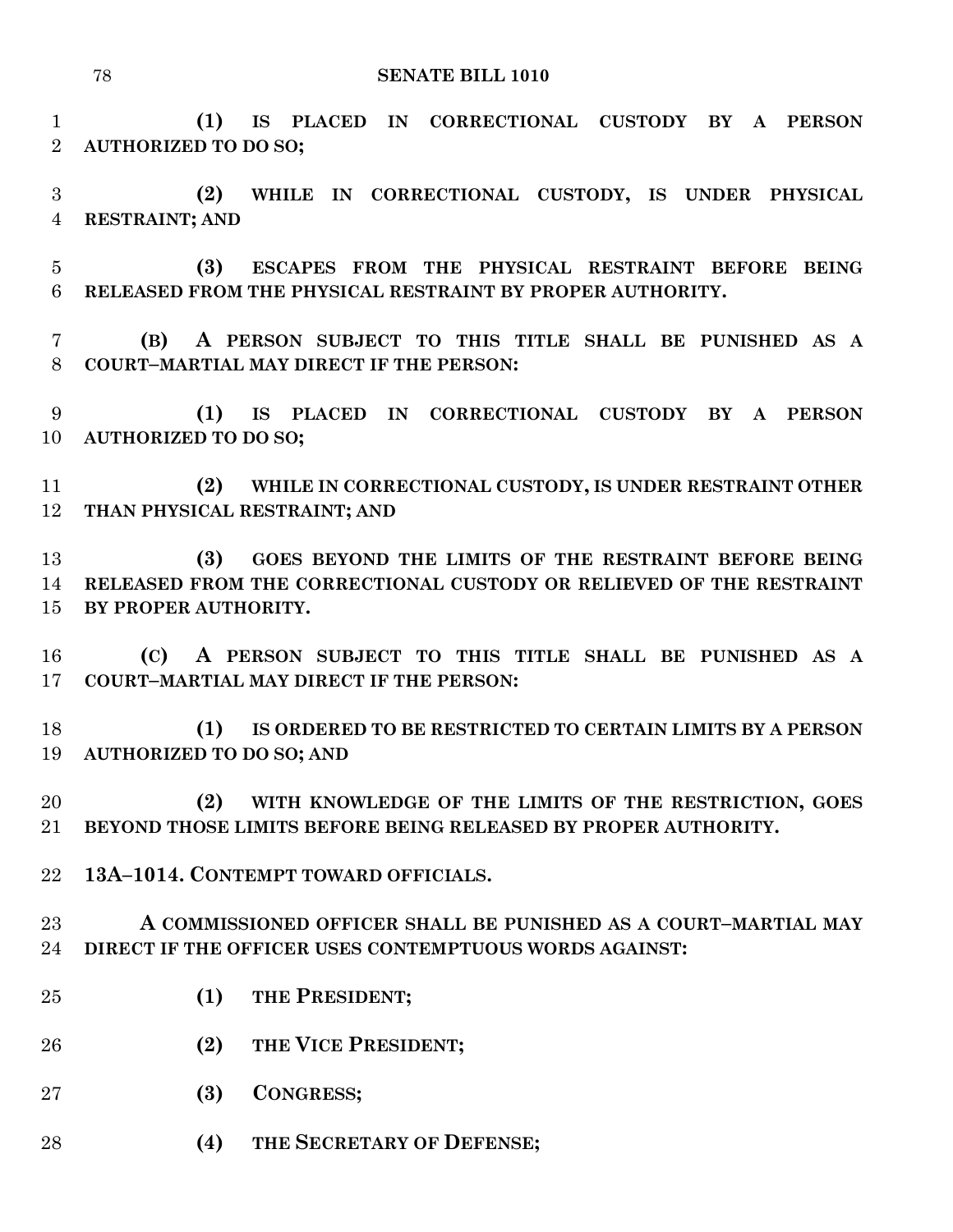**(1) IS PLACED IN CORRECTIONAL CUSTODY BY A PERSON AUTHORIZED TO DO SO;**

**(2) WHILE IN CORRECTIONAL CUSTODY, IS UNDER PHYSICAL RESTRAINT; AND**

**(3) ESCAPES FROM THE PHYSICAL RESTRAINT BEFORE BEING RELEASED FROM THE PHYSICAL RESTRAINT BY PROPER AUTHORITY.**

**(B) A PERSON SUBJECT TO THIS TITLE SHALL BE PUNISHED AS A COURT–MARTIAL MAY DIRECT IF THE PERSON:**

**(1) IS PLACED IN CORRECTIONAL CUSTODY BY A PERSON AUTHORIZED TO DO SO;**

**(2) WHILE IN CORRECTIONAL CUSTODY, IS UNDER RESTRAINT OTHER THAN PHYSICAL RESTRAINT; AND**

**(3) GOES BEYOND THE LIMITS OF THE RESTRAINT BEFORE BEING RELEASED FROM THE CORRECTIONAL CUSTODY OR RELIEVED OF THE RESTRAINT BY PROPER AUTHORITY.**

**(C) A PERSON SUBJECT TO THIS TITLE SHALL BE PUNISHED AS A COURT–MARTIAL MAY DIRECT IF THE PERSON:**

**(1) IS ORDERED TO BE RESTRICTED TO CERTAIN LIMITS BY A PERSON AUTHORIZED TO DO SO; AND**

**(2) WITH KNOWLEDGE OF THE LIMITS OF THE RESTRICTION, GOES BEYOND THOSE LIMITS BEFORE BEING RELEASED BY PROPER AUTHORITY.**

**13A–1014. CONTEMPT TOWARD OFFICIALS.**

**A COMMISSIONED OFFICER SHALL BE PUNISHED AS A COURT–MARTIAL MAY DIRECT IF THE OFFICER USES CONTEMPTUOUS WORDS AGAINST:**

**(1) THE PRESIDENT;**

**(2) THE VICE PRESIDENT;**

**(3) CONGRESS;**

**(4) THE SECRETARY OF DEFENSE;**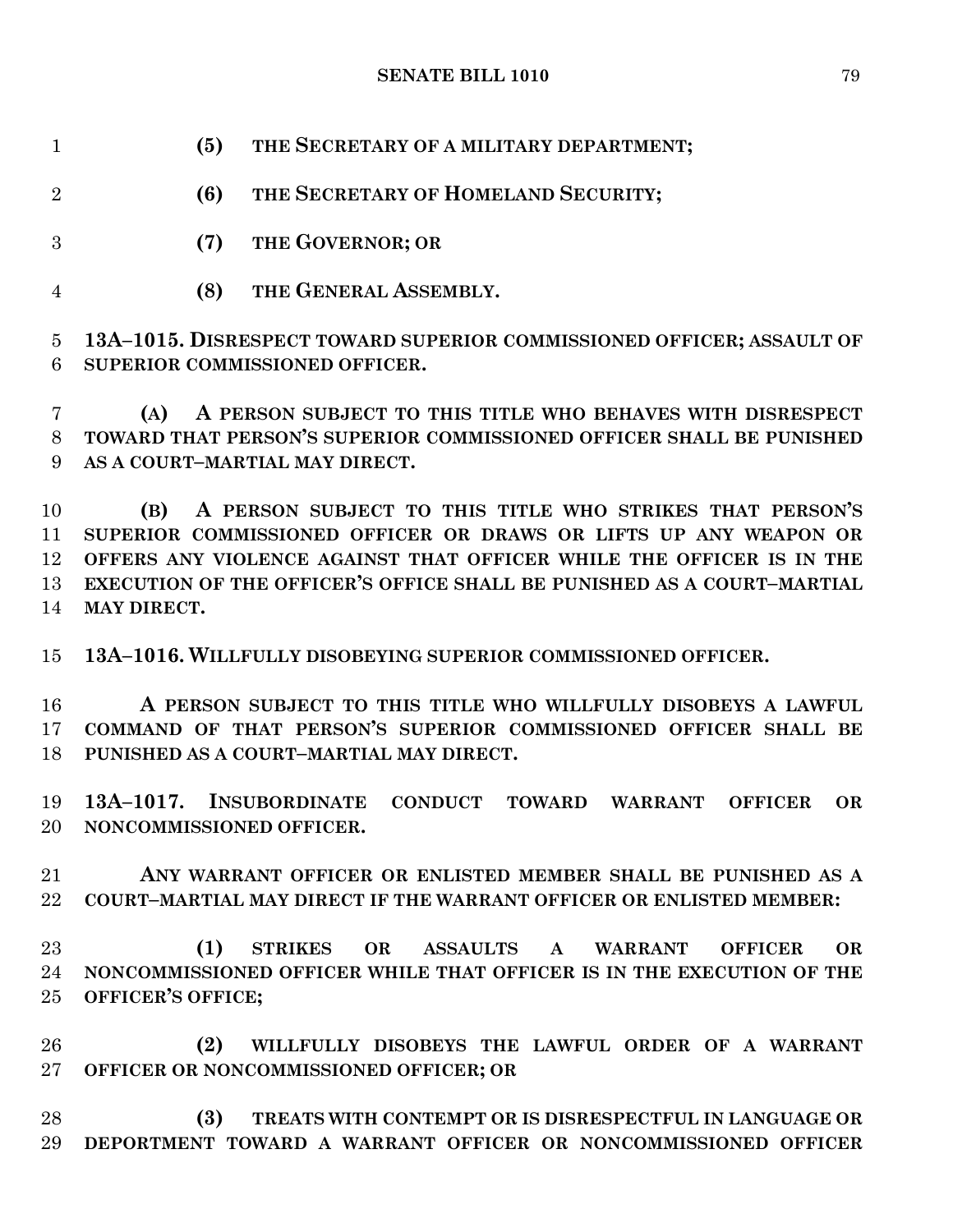**(5) THE SECRETARY OF A MILITARY DEPARTMENT;**

**(6) THE SECRETARY OF HOMELAND SECURITY;**

**(7) THE GOVERNOR; OR**

**(8) THE GENERAL ASSEMBLY.**

**13A–1015. DISRESPECT TOWARD SUPERIOR COMMISSIONED OFFICER; ASSAULT OF SUPERIOR COMMISSIONED OFFICER.**

**(A) A PERSON SUBJECT TO THIS TITLE WHO BEHAVES WITH DISRESPECT TOWARD THAT PERSON'S SUPERIOR COMMISSIONED OFFICER SHALL BE PUNISHED AS A COURT–MARTIAL MAY DIRECT.**

**(B) A PERSON SUBJECT TO THIS TITLE WHO STRIKES THAT PERSON'S SUPERIOR COMMISSIONED OFFICER OR DRAWS OR LIFTS UP ANY WEAPON OR OFFERS ANY VIOLENCE AGAINST THAT OFFICER WHILE THE OFFICER IS IN THE EXECUTION OF THE OFFICER'S OFFICE SHALL BE PUNISHED AS A COURT–MARTIAL MAY DIRECT.**

**13A–1016. WILLFULLY DISOBEYING SUPERIOR COMMISSIONED OFFICER.**

**A PERSON SUBJECT TO THIS TITLE WHO WILLFULLY DISOBEYS A LAWFUL COMMAND OF THAT PERSON'S SUPERIOR COMMISSIONED OFFICER SHALL BE PUNISHED AS A COURT–MARTIAL MAY DIRECT.**

**13A–1017. INSUBORDINATE CONDUCT TOWARD WARRANT OFFICER OR NONCOMMISSIONED OFFICER.**

**ANY WARRANT OFFICER OR ENLISTED MEMBER SHALL BE PUNISHED AS A COURT–MARTIAL MAY DIRECT IF THE WARRANT OFFICER OR ENLISTED MEMBER:**

**(1) STRIKES OR ASSAULTS A WARRANT OFFICER OR NONCOMMISSIONED OFFICER WHILE THAT OFFICER IS IN THE EXECUTION OF THE OFFICER'S OFFICE;**

**(2) WILLFULLY DISOBEYS THE LAWFUL ORDER OF A WARRANT OFFICER OR NONCOMMISSIONED OFFICER; OR**

**(3) TREATS WITH CONTEMPT OR IS DISRESPECTFUL IN LANGUAGE OR DEPORTMENT TOWARD A WARRANT OFFICER OR NONCOMMISSIONED OFFICER**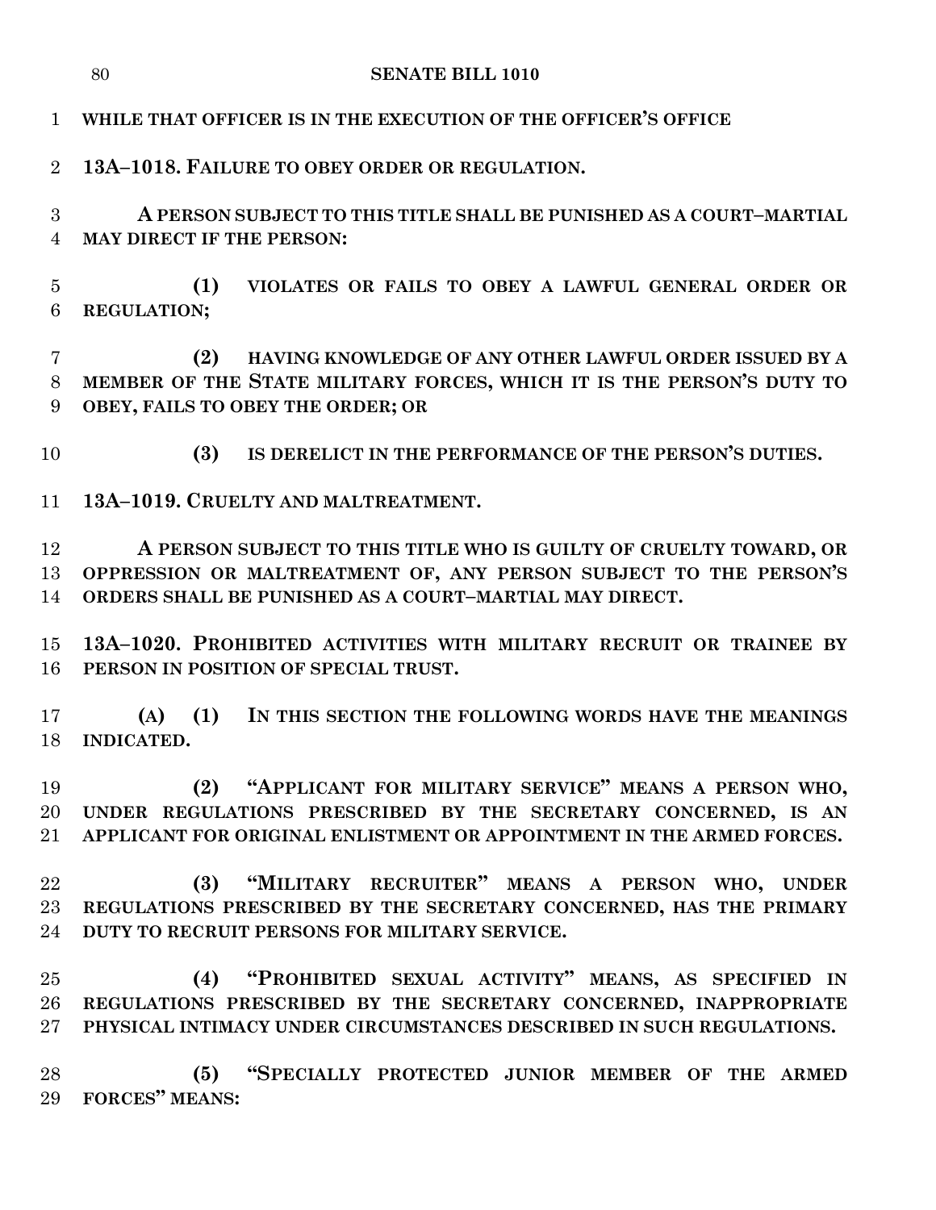**WHILE THAT OFFICER IS IN THE EXECUTION OF THE OFFICER'S OFFICE**

**13A–1018. FAILURE TO OBEY ORDER OR REGULATION.**

**A PERSON SUBJECT TO THIS TITLE SHALL BE PUNISHED AS A COURT–MARTIAL MAY DIRECT IF THE PERSON:**

**(1) VIOLATES OR FAILS TO OBEY A LAWFUL GENERAL ORDER OR REGULATION;**

**(2) HAVING KNOWLEDGE OF ANY OTHER LAWFUL ORDER ISSUED BY A MEMBER OF THE STATE MILITARY FORCES, WHICH IT IS THE PERSON'S DUTY TO OBEY, FAILS TO OBEY THE ORDER; OR**

**(3) IS DERELICT IN THE PERFORMANCE OF THE PERSON'S DUTIES.**

**13A–1019. CRUELTY AND MALTREATMENT.**

**A PERSON SUBJECT TO THIS TITLE WHO IS GUILTY OF CRUELTY TOWARD, OR OPPRESSION OR MALTREATMENT OF, ANY PERSON SUBJECT TO THE PERSON'S ORDERS SHALL BE PUNISHED AS A COURT–MARTIAL MAY DIRECT.**

**13A–1020. PROHIBITED ACTIVITIES WITH MILITARY RECRUIT OR TRAINEE BY PERSON IN POSITION OF SPECIAL TRUST.**

**(A) (1) IN THIS SECTION THE FOLLOWING WORDS HAVE THE MEANINGS INDICATED.**

**(2) "APPLICANT FOR MILITARY SERVICE" MEANS A PERSON WHO, UNDER REGULATIONS PRESCRIBED BY THE SECRETARY CONCERNED, IS AN APPLICANT FOR ORIGINAL ENLISTMENT OR APPOINTMENT IN THE ARMED FORCES.**

**(3) "MILITARY RECRUITER" MEANS A PERSON WHO, UNDER REGULATIONS PRESCRIBED BY THE SECRETARY CONCERNED, HAS THE PRIMARY DUTY TO RECRUIT PERSONS FOR MILITARY SERVICE.**

**(4) "PROHIBITED SEXUAL ACTIVITY" MEANS, AS SPECIFIED IN REGULATIONS PRESCRIBED BY THE SECRETARY CONCERNED, INAPPROPRIATE PHYSICAL INTIMACY UNDER CIRCUMSTANCES DESCRIBED IN SUCH REGULATIONS.**

**(5) "SPECIALLY PROTECTED JUNIOR MEMBER OF THE ARMED FORCES" MEANS:**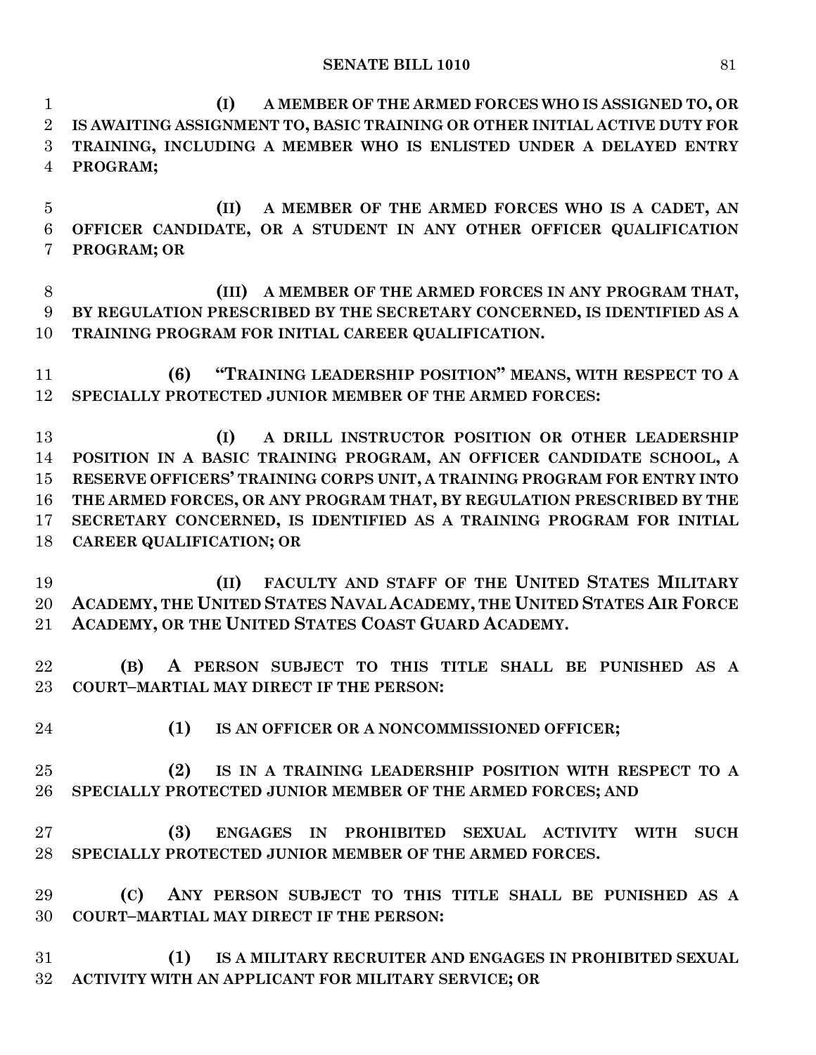**(I) A MEMBER OF THE ARMED FORCES WHO IS ASSIGNED TO, OR IS AWAITING ASSIGNMENT TO, BASIC TRAINING OR OTHER INITIAL ACTIVE DUTY FOR TRAINING, INCLUDING A MEMBER WHO IS ENLISTED UNDER A DELAYED ENTRY PROGRAM;**

**(II) A MEMBER OF THE ARMED FORCES WHO IS A CADET, AN OFFICER CANDIDATE, OR A STUDENT IN ANY OTHER OFFICER QUALIFICATION PROGRAM; OR**

**(III) A MEMBER OF THE ARMED FORCES IN ANY PROGRAM THAT, BY REGULATION PRESCRIBED BY THE SECRETARY CONCERNED, IS IDENTIFIED AS A TRAINING PROGRAM FOR INITIAL CAREER QUALIFICATION.**

**(6) "TRAINING LEADERSHIP POSITION" MEANS, WITH RESPECT TO A SPECIALLY PROTECTED JUNIOR MEMBER OF THE ARMED FORCES:**

**(I) A DRILL INSTRUCTOR POSITION OR OTHER LEADERSHIP POSITION IN A BASIC TRAINING PROGRAM, AN OFFICER CANDIDATE SCHOOL, A RESERVE OFFICERS' TRAINING CORPS UNIT, A TRAINING PROGRAM FOR ENTRY INTO THE ARMED FORCES, OR ANY PROGRAM THAT, BY REGULATION PRESCRIBED BY THE SECRETARY CONCERNED, IS IDENTIFIED AS A TRAINING PROGRAM FOR INITIAL CAREER QUALIFICATION; OR**

**(II) FACULTY AND STAFF OF THE UNITED STATES MILITARY ACADEMY, THE UNITED STATES NAVAL ACADEMY, THE UNITED STATES AIR FORCE ACADEMY, OR THE UNITED STATES COAST GUARD ACADEMY.**

**(B) A PERSON SUBJECT TO THIS TITLE SHALL BE PUNISHED AS A COURT–MARTIAL MAY DIRECT IF THE PERSON:**

**(1) IS AN OFFICER OR A NONCOMMISSIONED OFFICER;**

**(2) IS IN A TRAINING LEADERSHIP POSITION WITH RESPECT TO A SPECIALLY PROTECTED JUNIOR MEMBER OF THE ARMED FORCES; AND**

**(3) ENGAGES IN PROHIBITED SEXUAL ACTIVITY WITH SUCH SPECIALLY PROTECTED JUNIOR MEMBER OF THE ARMED FORCES.**

**(C) ANY PERSON SUBJECT TO THIS TITLE SHALL BE PUNISHED AS A COURT–MARTIAL MAY DIRECT IF THE PERSON:**

**(1) IS A MILITARY RECRUITER AND ENGAGES IN PROHIBITED SEXUAL ACTIVITY WITH AN APPLICANT FOR MILITARY SERVICE; OR**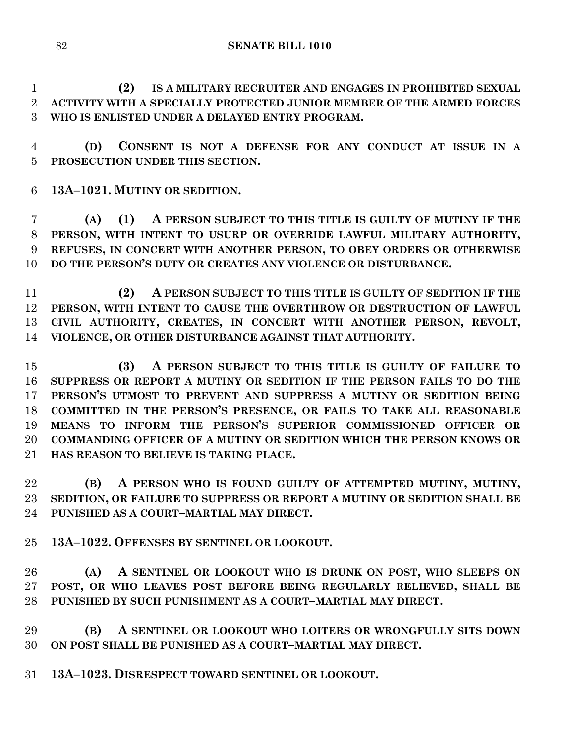**(2) IS A MILITARY RECRUITER AND ENGAGES IN PROHIBITED SEXUAL ACTIVITY WITH A SPECIALLY PROTECTED JUNIOR MEMBER OF THE ARMED FORCES WHO IS ENLISTED UNDER A DELAYED ENTRY PROGRAM.**

**(D) CONSENT IS NOT A DEFENSE FOR ANY CONDUCT AT ISSUE IN A PROSECUTION UNDER THIS SECTION.**

**13A–1021. MUTINY OR SEDITION.**

**(A) (1) A PERSON SUBJECT TO THIS TITLE IS GUILTY OF MUTINY IF THE PERSON, WITH INTENT TO USURP OR OVERRIDE LAWFUL MILITARY AUTHORITY, REFUSES, IN CONCERT WITH ANOTHER PERSON, TO OBEY ORDERS OR OTHERWISE DO THE PERSON'S DUTY OR CREATES ANY VIOLENCE OR DISTURBANCE.**

**(2) A PERSON SUBJECT TO THIS TITLE IS GUILTY OF SEDITION IF THE PERSON, WITH INTENT TO CAUSE THE OVERTHROW OR DESTRUCTION OF LAWFUL CIVIL AUTHORITY, CREATES, IN CONCERT WITH ANOTHER PERSON, REVOLT, VIOLENCE, OR OTHER DISTURBANCE AGAINST THAT AUTHORITY.**

**(3) A PERSON SUBJECT TO THIS TITLE IS GUILTY OF FAILURE TO SUPPRESS OR REPORT A MUTINY OR SEDITION IF THE PERSON FAILS TO DO THE PERSON'S UTMOST TO PREVENT AND SUPPRESS A MUTINY OR SEDITION BEING COMMITTED IN THE PERSON'S PRESENCE, OR FAILS TO TAKE ALL REASONABLE MEANS TO INFORM THE PERSON'S SUPERIOR COMMISSIONED OFFICER OR COMMANDING OFFICER OF A MUTINY OR SEDITION WHICH THE PERSON KNOWS OR HAS REASON TO BELIEVE IS TAKING PLACE.**

**(B) A PERSON WHO IS FOUND GUILTY OF ATTEMPTED MUTINY, MUTINY, SEDITION, OR FAILURE TO SUPPRESS OR REPORT A MUTINY OR SEDITION SHALL BE PUNISHED AS A COURT–MARTIAL MAY DIRECT.**

**13A–1022. OFFENSES BY SENTINEL OR LOOKOUT.**

**(A) A SENTINEL OR LOOKOUT WHO IS DRUNK ON POST, WHO SLEEPS ON POST, OR WHO LEAVES POST BEFORE BEING REGULARLY RELIEVED, SHALL BE PUNISHED BY SUCH PUNISHMENT AS A COURT–MARTIAL MAY DIRECT.**

**(B) A SENTINEL OR LOOKOUT WHO LOITERS OR WRONGFULLY SITS DOWN ON POST SHALL BE PUNISHED AS A COURT–MARTIAL MAY DIRECT.**

**13A–1023. DISRESPECT TOWARD SENTINEL OR LOOKOUT.**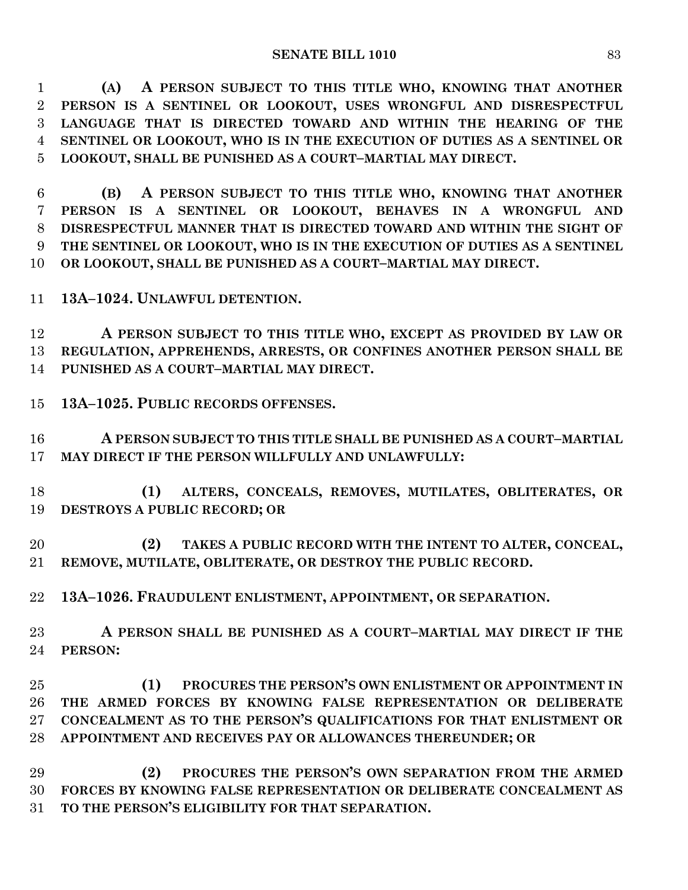**(A) A PERSON SUBJECT TO THIS TITLE WHO, KNOWING THAT ANOTHER PERSON IS A SENTINEL OR LOOKOUT, USES WRONGFUL AND DISRESPECTFUL LANGUAGE THAT IS DIRECTED TOWARD AND WITHIN THE HEARING OF THE SENTINEL OR LOOKOUT, WHO IS IN THE EXECUTION OF DUTIES AS A SENTINEL OR LOOKOUT, SHALL BE PUNISHED AS A COURT–MARTIAL MAY DIRECT.**

**(B) A PERSON SUBJECT TO THIS TITLE WHO, KNOWING THAT ANOTHER PERSON IS A SENTINEL OR LOOKOUT, BEHAVES IN A WRONGFUL AND DISRESPECTFUL MANNER THAT IS DIRECTED TOWARD AND WITHIN THE SIGHT OF THE SENTINEL OR LOOKOUT, WHO IS IN THE EXECUTION OF DUTIES AS A SENTINEL OR LOOKOUT, SHALL BE PUNISHED AS A COURT–MARTIAL MAY DIRECT.**

**13A–1024. UNLAWFUL DETENTION.**

**A PERSON SUBJECT TO THIS TITLE WHO, EXCEPT AS PROVIDED BY LAW OR REGULATION, APPREHENDS, ARRESTS, OR CONFINES ANOTHER PERSON SHALL BE PUNISHED AS A COURT–MARTIAL MAY DIRECT.**

**13A–1025. PUBLIC RECORDS OFFENSES.**

**A PERSON SUBJECT TO THIS TITLE SHALL BE PUNISHED AS A COURT–MARTIAL MAY DIRECT IF THE PERSON WILLFULLY AND UNLAWFULLY:**

**(1) ALTERS, CONCEALS, REMOVES, MUTILATES, OBLITERATES, OR DESTROYS A PUBLIC RECORD; OR**

**(2) TAKES A PUBLIC RECORD WITH THE INTENT TO ALTER, CONCEAL, REMOVE, MUTILATE, OBLITERATE, OR DESTROY THE PUBLIC RECORD.**

**13A–1026. FRAUDULENT ENLISTMENT, APPOINTMENT, OR SEPARATION.**

**A PERSON SHALL BE PUNISHED AS A COURT–MARTIAL MAY DIRECT IF THE PERSON:**

**(1) PROCURES THE PERSON'S OWN ENLISTMENT OR APPOINTMENT IN THE ARMED FORCES BY KNOWING FALSE REPRESENTATION OR DELIBERATE CONCEALMENT AS TO THE PERSON'S QUALIFICATIONS FOR THAT ENLISTMENT OR APPOINTMENT AND RECEIVES PAY OR ALLOWANCES THEREUNDER; OR**

**(2) PROCURES THE PERSON'S OWN SEPARATION FROM THE ARMED FORCES BY KNOWING FALSE REPRESENTATION OR DELIBERATE CONCEALMENT AS TO THE PERSON'S ELIGIBILITY FOR THAT SEPARATION.**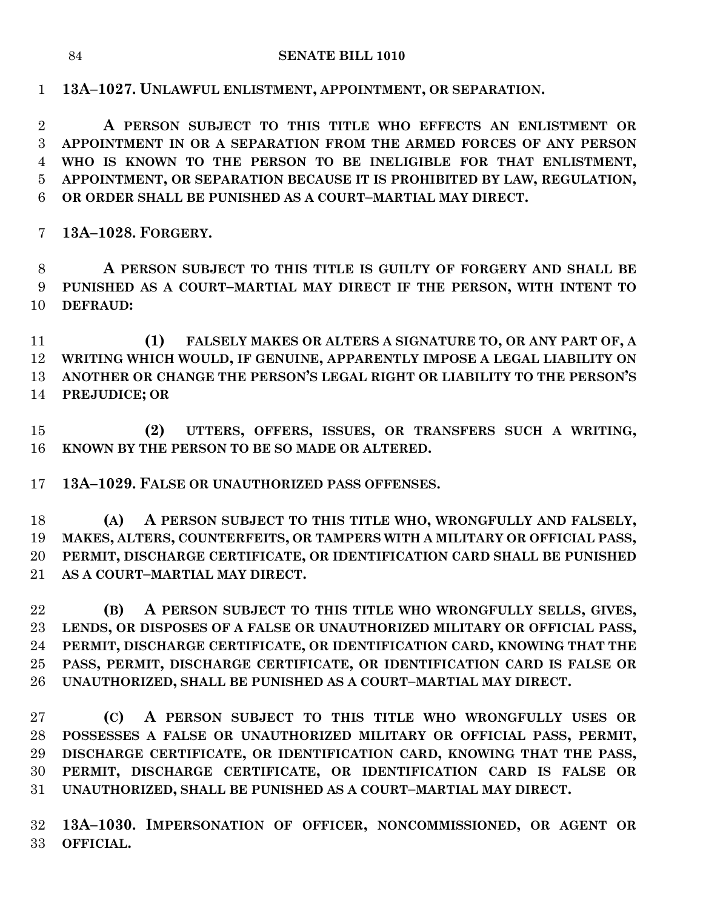**13A–1027. UNLAWFUL ENLISTMENT, APPOINTMENT, OR SEPARATION.**

**A PERSON SUBJECT TO THIS TITLE WHO EFFECTS AN ENLISTMENT OR APPOINTMENT IN OR A SEPARATION FROM THE ARMED FORCES OF ANY PERSON WHO IS KNOWN TO THE PERSON TO BE INELIGIBLE FOR THAT ENLISTMENT, APPOINTMENT, OR SEPARATION BECAUSE IT IS PROHIBITED BY LAW, REGULATION, OR ORDER SHALL BE PUNISHED AS A COURT–MARTIAL MAY DIRECT.**

**13A–1028. FORGERY.**

**A PERSON SUBJECT TO THIS TITLE IS GUILTY OF FORGERY AND SHALL BE PUNISHED AS A COURT–MARTIAL MAY DIRECT IF THE PERSON, WITH INTENT TO DEFRAUD:**

**(1) FALSELY MAKES OR ALTERS A SIGNATURE TO, OR ANY PART OF, A WRITING WHICH WOULD, IF GENUINE, APPARENTLY IMPOSE A LEGAL LIABILITY ON ANOTHER OR CHANGE THE PERSON'S LEGAL RIGHT OR LIABILITY TO THE PERSON'S PREJUDICE; OR**

**(2) UTTERS, OFFERS, ISSUES, OR TRANSFERS SUCH A WRITING, KNOWN BY THE PERSON TO BE SO MADE OR ALTERED.**

**13A–1029. FALSE OR UNAUTHORIZED PASS OFFENSES.**

**(A) A PERSON SUBJECT TO THIS TITLE WHO, WRONGFULLY AND FALSELY, MAKES, ALTERS, COUNTERFEITS, OR TAMPERS WITH A MILITARY OR OFFICIAL PASS, PERMIT, DISCHARGE CERTIFICATE, OR IDENTIFICATION CARD SHALL BE PUNISHED AS A COURT–MARTIAL MAY DIRECT.**

**(B) A PERSON SUBJECT TO THIS TITLE WHO WRONGFULLY SELLS, GIVES, LENDS, OR DISPOSES OF A FALSE OR UNAUTHORIZED MILITARY OR OFFICIAL PASS, PERMIT, DISCHARGE CERTIFICATE, OR IDENTIFICATION CARD, KNOWING THAT THE PASS, PERMIT, DISCHARGE CERTIFICATE, OR IDENTIFICATION CARD IS FALSE OR UNAUTHORIZED, SHALL BE PUNISHED AS A COURT–MARTIAL MAY DIRECT.**

**(C) A PERSON SUBJECT TO THIS TITLE WHO WRONGFULLY USES OR POSSESSES A FALSE OR UNAUTHORIZED MILITARY OR OFFICIAL PASS, PERMIT, DISCHARGE CERTIFICATE, OR IDENTIFICATION CARD, KNOWING THAT THE PASS, PERMIT, DISCHARGE CERTIFICATE, OR IDENTIFICATION CARD IS FALSE OR UNAUTHORIZED, SHALL BE PUNISHED AS A COURT–MARTIAL MAY DIRECT.**

**13A–1030. IMPERSONATION OF OFFICER, NONCOMMISSIONED, OR AGENT OR OFFICIAL.**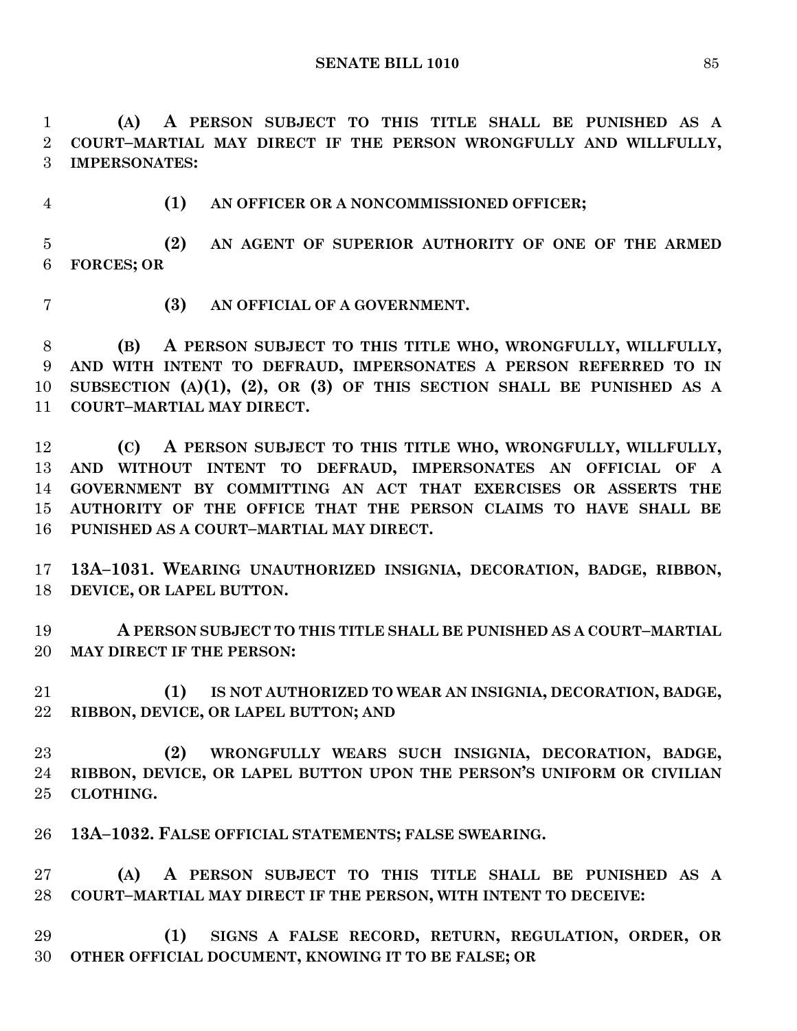**(A) A PERSON SUBJECT TO THIS TITLE SHALL BE PUNISHED AS A COURT–MARTIAL MAY DIRECT IF THE PERSON WRONGFULLY AND WILLFULLY, IMPERSONATES:**

**(1) AN OFFICER OR A NONCOMMISSIONED OFFICER;**

**(2) AN AGENT OF SUPERIOR AUTHORITY OF ONE OF THE ARMED FORCES; OR**

**(3) AN OFFICIAL OF A GOVERNMENT.**

**(B) A PERSON SUBJECT TO THIS TITLE WHO, WRONGFULLY, WILLFULLY, AND WITH INTENT TO DEFRAUD, IMPERSONATES A PERSON REFERRED TO IN SUBSECTION (A)(1), (2), OR (3) OF THIS SECTION SHALL BE PUNISHED AS A COURT–MARTIAL MAY DIRECT.**

**(C) A PERSON SUBJECT TO THIS TITLE WHO, WRONGFULLY, WILLFULLY, AND WITHOUT INTENT TO DEFRAUD, IMPERSONATES AN OFFICIAL OF A GOVERNMENT BY COMMITTING AN ACT THAT EXERCISES OR ASSERTS THE AUTHORITY OF THE OFFICE THAT THE PERSON CLAIMS TO HAVE SHALL BE PUNISHED AS A COURT–MARTIAL MAY DIRECT.**

**13A–1031. WEARING UNAUTHORIZED INSIGNIA, DECORATION, BADGE, RIBBON, DEVICE, OR LAPEL BUTTON.**

**A PERSON SUBJECT TO THIS TITLE SHALL BE PUNISHED AS A COURT–MARTIAL MAY DIRECT IF THE PERSON:**

**(1) IS NOT AUTHORIZED TO WEAR AN INSIGNIA, DECORATION, BADGE, RIBBON, DEVICE, OR LAPEL BUTTON; AND**

**(2) WRONGFULLY WEARS SUCH INSIGNIA, DECORATION, BADGE, RIBBON, DEVICE, OR LAPEL BUTTON UPON THE PERSON'S UNIFORM OR CIVILIAN CLOTHING.**

**13A–1032. FALSE OFFICIAL STATEMENTS; FALSE SWEARING.**

**(A) A PERSON SUBJECT TO THIS TITLE SHALL BE PUNISHED AS A COURT–MARTIAL MAY DIRECT IF THE PERSON, WITH INTENT TO DECEIVE:**

**(1) SIGNS A FALSE RECORD, RETURN, REGULATION, ORDER, OR OTHER OFFICIAL DOCUMENT, KNOWING IT TO BE FALSE; OR**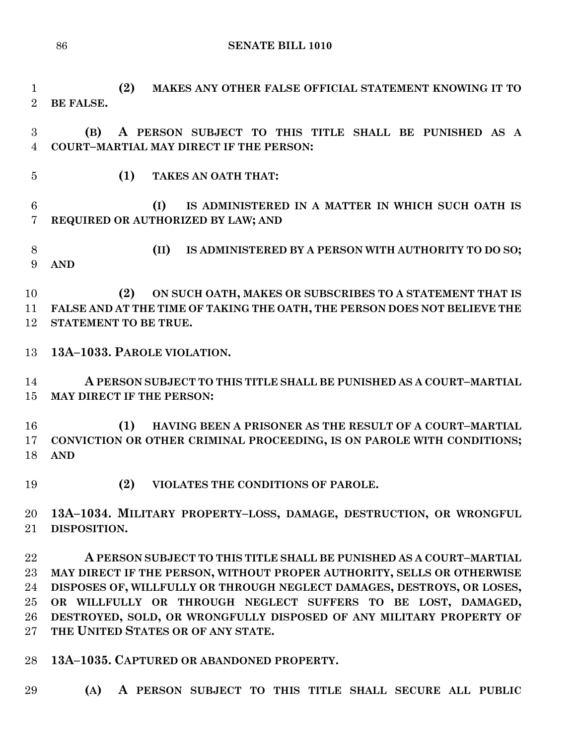**(2) MAKES ANY OTHER FALSE OFFICIAL STATEMENT KNOWING IT TO BE FALSE.**

**(B) A PERSON SUBJECT TO THIS TITLE SHALL BE PUNISHED AS A COURT–MARTIAL MAY DIRECT IF THE PERSON:**

**(1) TAKES AN OATH THAT:**

**(I) IS ADMINISTERED IN A MATTER IN WHICH SUCH OATH IS REQUIRED OR AUTHORIZED BY LAW; AND**

**(II) IS ADMINISTERED BY A PERSON WITH AUTHORITY TO DO SO; AND**

**(2) ON SUCH OATH, MAKES OR SUBSCRIBES TO A STATEMENT THAT IS FALSE AND AT THE TIME OF TAKING THE OATH, THE PERSON DOES NOT BELIEVE THE STATEMENT TO BE TRUE.**

**13A–1033. PAROLE VIOLATION.**

**A PERSON SUBJECT TO THIS TITLE SHALL BE PUNISHED AS A COURT–MARTIAL MAY DIRECT IF THE PERSON:**

**(1) HAVING BEEN A PRISONER AS THE RESULT OF A COURT–MARTIAL CONVICTION OR OTHER CRIMINAL PROCEEDING, IS ON PAROLE WITH CONDITIONS; AND**

**(2) VIOLATES THE CONDITIONS OF PAROLE.**

**13A–1034. MILITARY PROPERTY–LOSS, DAMAGE, DESTRUCTION, OR WRONGFUL DISPOSITION.**

**A PERSON SUBJECT TO THIS TITLE SHALL BE PUNISHED AS A COURT–MARTIAL MAY DIRECT IF THE PERSON, WITHOUT PROPER AUTHORITY, SELLS OR OTHERWISE DISPOSES OF, WILLFULLY OR THROUGH NEGLECT DAMAGES, DESTROYS, OR LOSES, OR WILLFULLY OR THROUGH NEGLECT SUFFERS TO BE LOST, DAMAGED, DESTROYED, SOLD, OR WRONGFULLY DISPOSED OF ANY MILITARY PROPERTY OF THE UNITED STATES OR OF ANY STATE.**

**13A–1035. CAPTURED OR ABANDONED PROPERTY.**

**(A) A PERSON SUBJECT TO THIS TITLE SHALL SECURE ALL PUBLIC**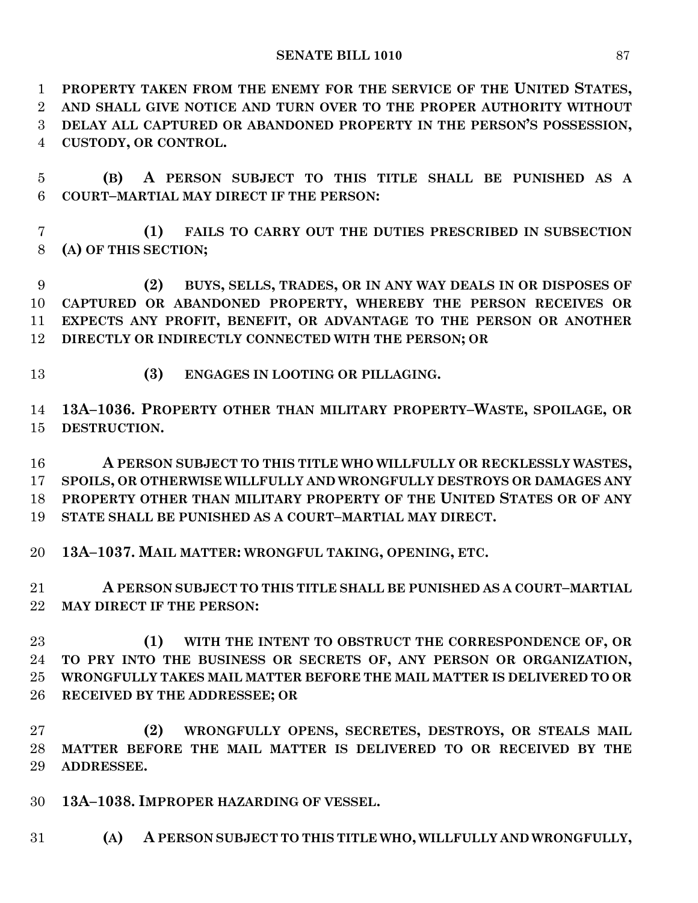**PROPERTY TAKEN FROM THE ENEMY FOR THE SERVICE OF THE UNITED STATES, AND SHALL GIVE NOTICE AND TURN OVER TO THE PROPER AUTHORITY WITHOUT DELAY ALL CAPTURED OR ABANDONED PROPERTY IN THE PERSON'S POSSESSION, CUSTODY, OR CONTROL.**

**(B) A PERSON SUBJECT TO THIS TITLE SHALL BE PUNISHED AS A COURT–MARTIAL MAY DIRECT IF THE PERSON:**

**(1) FAILS TO CARRY OUT THE DUTIES PRESCRIBED IN SUBSECTION (A) OF THIS SECTION;**

**(2) BUYS, SELLS, TRADES, OR IN ANY WAY DEALS IN OR DISPOSES OF CAPTURED OR ABANDONED PROPERTY, WHEREBY THE PERSON RECEIVES OR EXPECTS ANY PROFIT, BENEFIT, OR ADVANTAGE TO THE PERSON OR ANOTHER DIRECTLY OR INDIRECTLY CONNECTED WITH THE PERSON; OR**

**(3) ENGAGES IN LOOTING OR PILLAGING.**

**13A–1036. PROPERTY OTHER THAN MILITARY PROPERTY–WASTE, SPOILAGE, OR DESTRUCTION.**

**A PERSON SUBJECT TO THIS TITLE WHO WILLFULLY OR RECKLESSLY WASTES, SPOILS, OR OTHERWISE WILLFULLY AND WRONGFULLY DESTROYS OR DAMAGES ANY PROPERTY OTHER THAN MILITARY PROPERTY OF THE UNITED STATES OR OF ANY STATE SHALL BE PUNISHED AS A COURT–MARTIAL MAY DIRECT.**

**13A–1037. MAIL MATTER: WRONGFUL TAKING, OPENING, ETC.**

**A PERSON SUBJECT TO THIS TITLE SHALL BE PUNISHED AS A COURT–MARTIAL MAY DIRECT IF THE PERSON:**

**(1) WITH THE INTENT TO OBSTRUCT THE CORRESPONDENCE OF, OR TO PRY INTO THE BUSINESS OR SECRETS OF, ANY PERSON OR ORGANIZATION, WRONGFULLY TAKES MAIL MATTER BEFORE THE MAIL MATTER IS DELIVERED TO OR RECEIVED BY THE ADDRESSEE; OR**

**(2) WRONGFULLY OPENS, SECRETES, DESTROYS, OR STEALS MAIL MATTER BEFORE THE MAIL MATTER IS DELIVERED TO OR RECEIVED BY THE ADDRESSEE.**

**13A–1038. IMPROPER HAZARDING OF VESSEL.**

**(A) A PERSON SUBJECT TO THIS TITLE WHO, WILLFULLY AND WRONGFULLY,**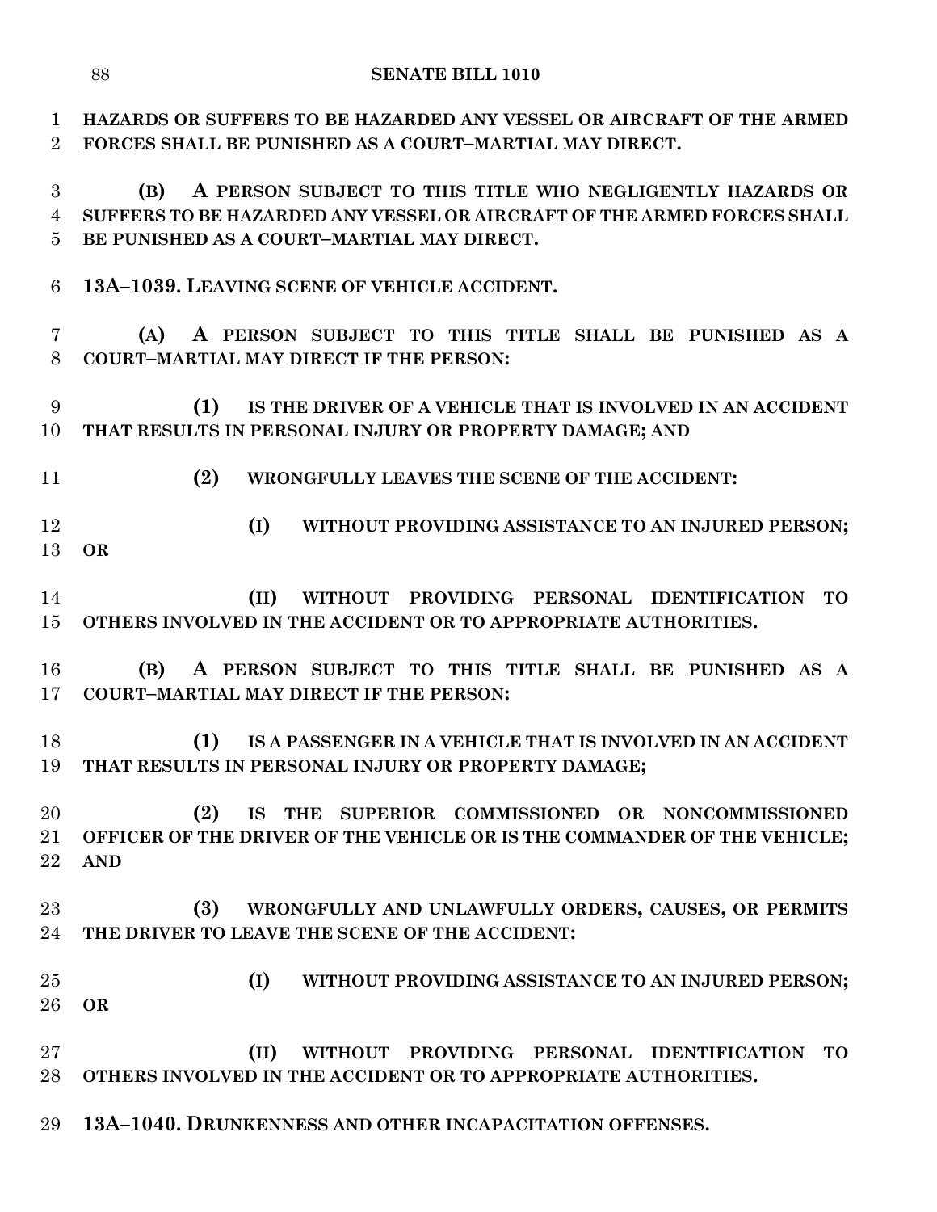**HAZARDS OR SUFFERS TO BE HAZARDED ANY VESSEL OR AIRCRAFT OF THE ARMED FORCES SHALL BE PUNISHED AS A COURT–MARTIAL MAY DIRECT.**

**(B) A PERSON SUBJECT TO THIS TITLE WHO NEGLIGENTLY HAZARDS OR SUFFERS TO BE HAZARDED ANY VESSEL OR AIRCRAFT OF THE ARMED FORCES SHALL BE PUNISHED AS A COURT–MARTIAL MAY DIRECT.**

**13A–1039. LEAVING SCENE OF VEHICLE ACCIDENT.**

**(A) A PERSON SUBJECT TO THIS TITLE SHALL BE PUNISHED AS A COURT–MARTIAL MAY DIRECT IF THE PERSON:**

**(1) IS THE DRIVER OF A VEHICLE THAT IS INVOLVED IN AN ACCIDENT THAT RESULTS IN PERSONAL INJURY OR PROPERTY DAMAGE; AND**

**(2) WRONGFULLY LEAVES THE SCENE OF THE ACCIDENT:**

**(I) WITHOUT PROVIDING ASSISTANCE TO AN INJURED PERSON; OR**

**(II) WITHOUT PROVIDING PERSONAL IDENTIFICATION TO OTHERS INVOLVED IN THE ACCIDENT OR TO APPROPRIATE AUTHORITIES.**

**(B) A PERSON SUBJECT TO THIS TITLE SHALL BE PUNISHED AS A COURT–MARTIAL MAY DIRECT IF THE PERSON:**

**(1) IS A PASSENGER IN A VEHICLE THAT IS INVOLVED IN AN ACCIDENT THAT RESULTS IN PERSONAL INJURY OR PROPERTY DAMAGE;**

**(2) IS THE SUPERIOR COMMISSIONED OR NONCOMMISSIONED OFFICER OF THE DRIVER OF THE VEHICLE OR IS THE COMMANDER OF THE VEHICLE; AND**

**(3) WRONGFULLY AND UNLAWFULLY ORDERS, CAUSES, OR PERMITS THE DRIVER TO LEAVE THE SCENE OF THE ACCIDENT:**

**(I) WITHOUT PROVIDING ASSISTANCE TO AN INJURED PERSON; OR**

**(II) WITHOUT PROVIDING PERSONAL IDENTIFICATION TO OTHERS INVOLVED IN THE ACCIDENT OR TO APPROPRIATE AUTHORITIES.**

**13A–1040. DRUNKENNESS AND OTHER INCAPACITATION OFFENSES.**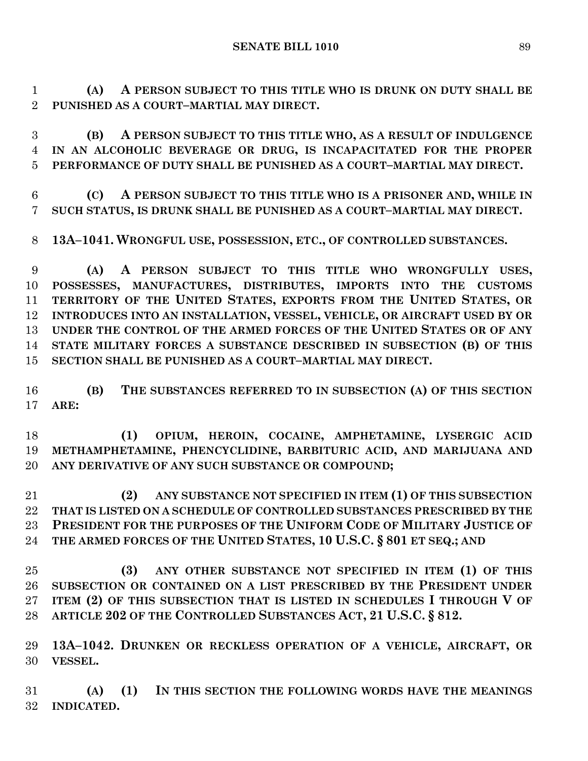**(A) A PERSON SUBJECT TO THIS TITLE WHO IS DRUNK ON DUTY SHALL BE PUNISHED AS A COURT–MARTIAL MAY DIRECT.**

**(B) A PERSON SUBJECT TO THIS TITLE WHO, AS A RESULT OF INDULGENCE IN AN ALCOHOLIC BEVERAGE OR DRUG, IS INCAPACITATED FOR THE PROPER PERFORMANCE OF DUTY SHALL BE PUNISHED AS A COURT–MARTIAL MAY DIRECT.**

**(C) A PERSON SUBJECT TO THIS TITLE WHO IS A PRISONER AND, WHILE IN SUCH STATUS, IS DRUNK SHALL BE PUNISHED AS A COURT–MARTIAL MAY DIRECT.**

**13A–1041. WRONGFUL USE, POSSESSION, ETC., OF CONTROLLED SUBSTANCES.**

**(A) A PERSON SUBJECT TO THIS TITLE WHO WRONGFULLY USES, POSSESSES, MANUFACTURES, DISTRIBUTES, IMPORTS INTO THE CUSTOMS TERRITORY OF THE UNITED STATES, EXPORTS FROM THE UNITED STATES, OR INTRODUCES INTO AN INSTALLATION, VESSEL, VEHICLE, OR AIRCRAFT USED BY OR UNDER THE CONTROL OF THE ARMED FORCES OF THE UNITED STATES OR OF ANY STATE MILITARY FORCES A SUBSTANCE DESCRIBED IN SUBSECTION (B) OF THIS SECTION SHALL BE PUNISHED AS A COURT–MARTIAL MAY DIRECT.**

**(B) THE SUBSTANCES REFERRED TO IN SUBSECTION (A) OF THIS SECTION ARE:**

**(1) OPIUM, HEROIN, COCAINE, AMPHETAMINE, LYSERGIC ACID METHAMPHETAMINE, PHENCYCLIDINE, BARBITURIC ACID, AND MARIJUANA AND ANY DERIVATIVE OF ANY SUCH SUBSTANCE OR COMPOUND;**

**(2) ANY SUBSTANCE NOT SPECIFIED IN ITEM (1) OF THIS SUBSECTION THAT IS LISTED ON A SCHEDULE OF CONTROLLED SUBSTANCES PRESCRIBED BY THE PRESIDENT FOR THE PURPOSES OF THE UNIFORM CODE OF MILITARY JUSTICE OF THE ARMED FORCES OF THE UNITED STATES, 10 U.S.C. § 801 ET SEQ.; AND**

**(3) ANY OTHER SUBSTANCE NOT SPECIFIED IN ITEM (1) OF THIS SUBSECTION OR CONTAINED ON A LIST PRESCRIBED BY THE PRESIDENT UNDER ITEM (2) OF THIS SUBSECTION THAT IS LISTED IN SCHEDULES I THROUGH V OF ARTICLE 202 OF THE CONTROLLED SUBSTANCES ACT, 21 U.S.C. § 812.**

**13A–1042. DRUNKEN OR RECKLESS OPERATION OF A VEHICLE, AIRCRAFT, OR VESSEL.**

**(A) (1) IN THIS SECTION THE FOLLOWING WORDS HAVE THE MEANINGS INDICATED.**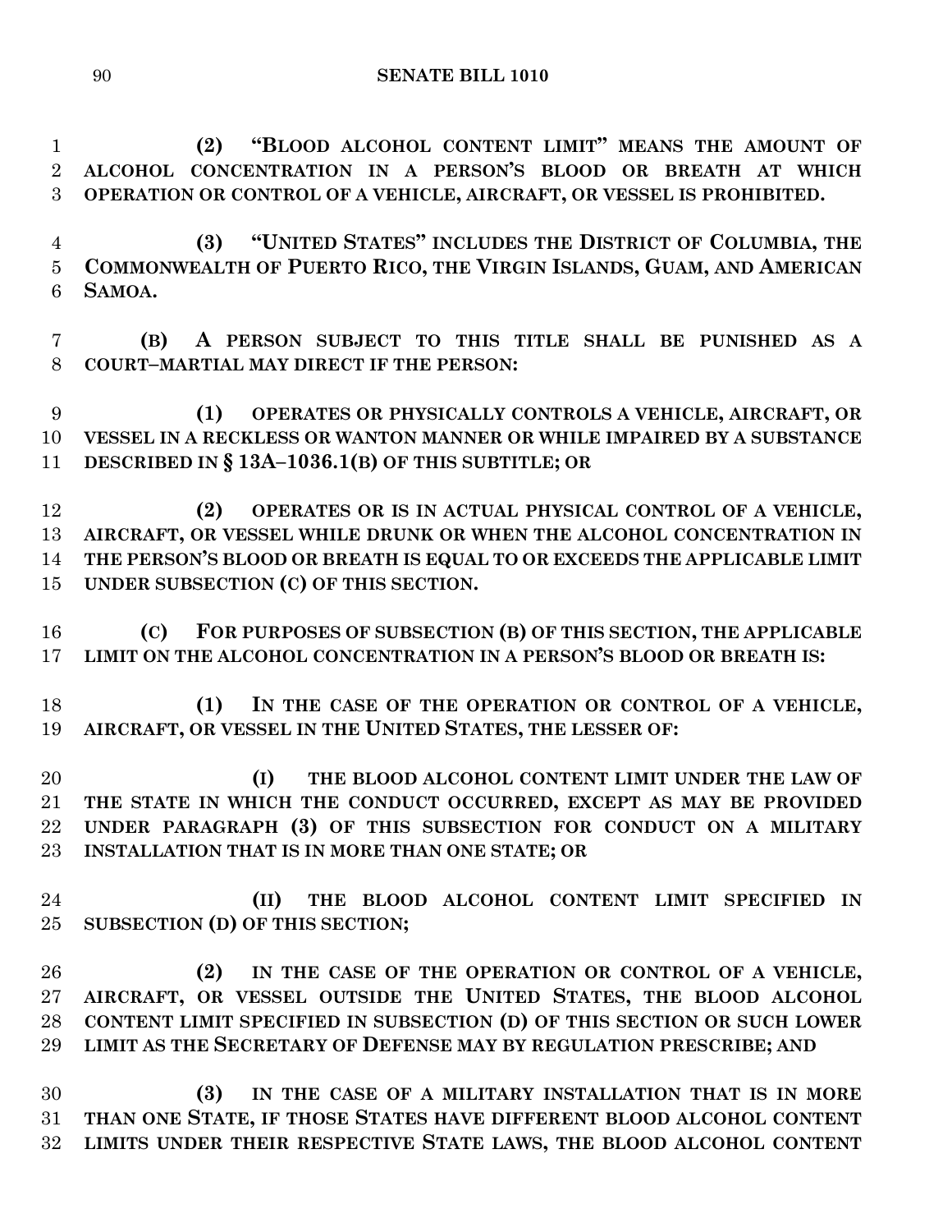**(2) "BLOOD ALCOHOL CONTENT LIMIT" MEANS THE AMOUNT OF ALCOHOL CONCENTRATION IN A PERSON'S BLOOD OR BREATH AT WHICH OPERATION OR CONTROL OF A VEHICLE, AIRCRAFT, OR VESSEL IS PROHIBITED.**

**(3) "UNITED STATES" INCLUDES THE DISTRICT OF COLUMBIA, THE COMMONWEALTH OF PUERTO RICO, THE VIRGIN ISLANDS, GUAM, AND AMERICAN SAMOA.**

**(B) A PERSON SUBJECT TO THIS TITLE SHALL BE PUNISHED AS A COURT–MARTIAL MAY DIRECT IF THE PERSON:**

**(1) OPERATES OR PHYSICALLY CONTROLS A VEHICLE, AIRCRAFT, OR VESSEL IN A RECKLESS OR WANTON MANNER OR WHILE IMPAIRED BY A SUBSTANCE DESCRIBED IN § 13A–1036.1(B) OF THIS SUBTITLE; OR**

**(2) OPERATES OR IS IN ACTUAL PHYSICAL CONTROL OF A VEHICLE, AIRCRAFT, OR VESSEL WHILE DRUNK OR WHEN THE ALCOHOL CONCENTRATION IN THE PERSON'S BLOOD OR BREATH IS EQUAL TO OR EXCEEDS THE APPLICABLE LIMIT UNDER SUBSECTION (C) OF THIS SECTION.**

**(C) FOR PURPOSES OF SUBSECTION (B) OF THIS SECTION, THE APPLICABLE LIMIT ON THE ALCOHOL CONCENTRATION IN A PERSON'S BLOOD OR BREATH IS:**

**(1) IN THE CASE OF THE OPERATION OR CONTROL OF A VEHICLE, AIRCRAFT, OR VESSEL IN THE UNITED STATES, THE LESSER OF:**

**(I) THE BLOOD ALCOHOL CONTENT LIMIT UNDER THE LAW OF THE STATE IN WHICH THE CONDUCT OCCURRED, EXCEPT AS MAY BE PROVIDED UNDER PARAGRAPH (3) OF THIS SUBSECTION FOR CONDUCT ON A MILITARY INSTALLATION THAT IS IN MORE THAN ONE STATE; OR**

**(II) THE BLOOD ALCOHOL CONTENT LIMIT SPECIFIED IN SUBSECTION (D) OF THIS SECTION;**

**(2) IN THE CASE OF THE OPERATION OR CONTROL OF A VEHICLE, AIRCRAFT, OR VESSEL OUTSIDE THE UNITED STATES, THE BLOOD ALCOHOL CONTENT LIMIT SPECIFIED IN SUBSECTION (D) OF THIS SECTION OR SUCH LOWER LIMIT AS THE SECRETARY OF DEFENSE MAY BY REGULATION PRESCRIBE; AND**

**(3) IN THE CASE OF A MILITARY INSTALLATION THAT IS IN MORE THAN ONE STATE, IF THOSE STATES HAVE DIFFERENT BLOOD ALCOHOL CONTENT LIMITS UNDER THEIR RESPECTIVE STATE LAWS, THE BLOOD ALCOHOL CONTENT**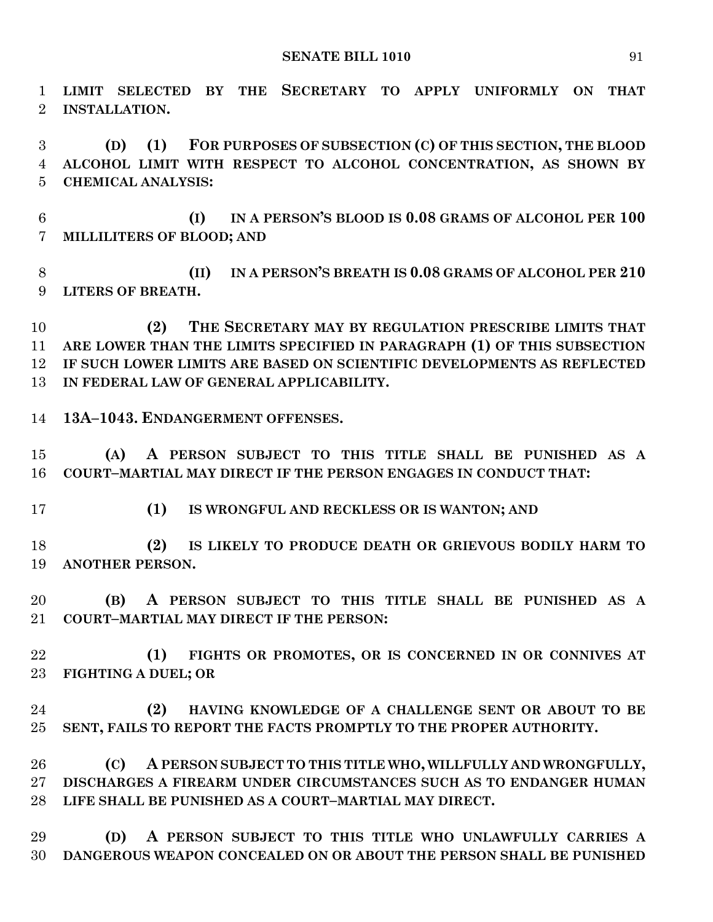**LIMIT SELECTED BY THE SECRETARY TO APPLY UNIFORMLY ON THAT INSTALLATION.**

**(D) (1) FOR PURPOSES OF SUBSECTION (C) OF THIS SECTION, THE BLOOD ALCOHOL LIMIT WITH RESPECT TO ALCOHOL CONCENTRATION, AS SHOWN BY CHEMICAL ANALYSIS:**

**(I) IN A PERSON'S BLOOD IS 0.08 GRAMS OF ALCOHOL PER 100 MILLILITERS OF BLOOD; AND**

**(II) IN A PERSON'S BREATH IS 0.08 GRAMS OF ALCOHOL PER 210 LITERS OF BREATH.**

**(2) THE SECRETARY MAY BY REGULATION PRESCRIBE LIMITS THAT ARE LOWER THAN THE LIMITS SPECIFIED IN PARAGRAPH (1) OF THIS SUBSECTION IF SUCH LOWER LIMITS ARE BASED ON SCIENTIFIC DEVELOPMENTS AS REFLECTED IN FEDERAL LAW OF GENERAL APPLICABILITY.**

**13A–1043. ENDANGERMENT OFFENSES.**

**(A) A PERSON SUBJECT TO THIS TITLE SHALL BE PUNISHED AS A COURT–MARTIAL MAY DIRECT IF THE PERSON ENGAGES IN CONDUCT THAT:**

**(1) IS WRONGFUL AND RECKLESS OR IS WANTON; AND**

**(2) IS LIKELY TO PRODUCE DEATH OR GRIEVOUS BODILY HARM TO ANOTHER PERSON.**

**(B) A PERSON SUBJECT TO THIS TITLE SHALL BE PUNISHED AS A COURT–MARTIAL MAY DIRECT IF THE PERSON:**

**(1) FIGHTS OR PROMOTES, OR IS CONCERNED IN OR CONNIVES AT FIGHTING A DUEL; OR**

**(2) HAVING KNOWLEDGE OF A CHALLENGE SENT OR ABOUT TO BE SENT, FAILS TO REPORT THE FACTS PROMPTLY TO THE PROPER AUTHORITY.**

**(C) A PERSON SUBJECT TO THIS TITLE WHO, WILLFULLY AND WRONGFULLY, DISCHARGES A FIREARM UNDER CIRCUMSTANCES SUCH AS TO ENDANGER HUMAN LIFE SHALL BE PUNISHED AS A COURT–MARTIAL MAY DIRECT.**

**(D) A PERSON SUBJECT TO THIS TITLE WHO UNLAWFULLY CARRIES A DANGEROUS WEAPON CONCEALED ON OR ABOUT THE PERSON SHALL BE PUNISHED**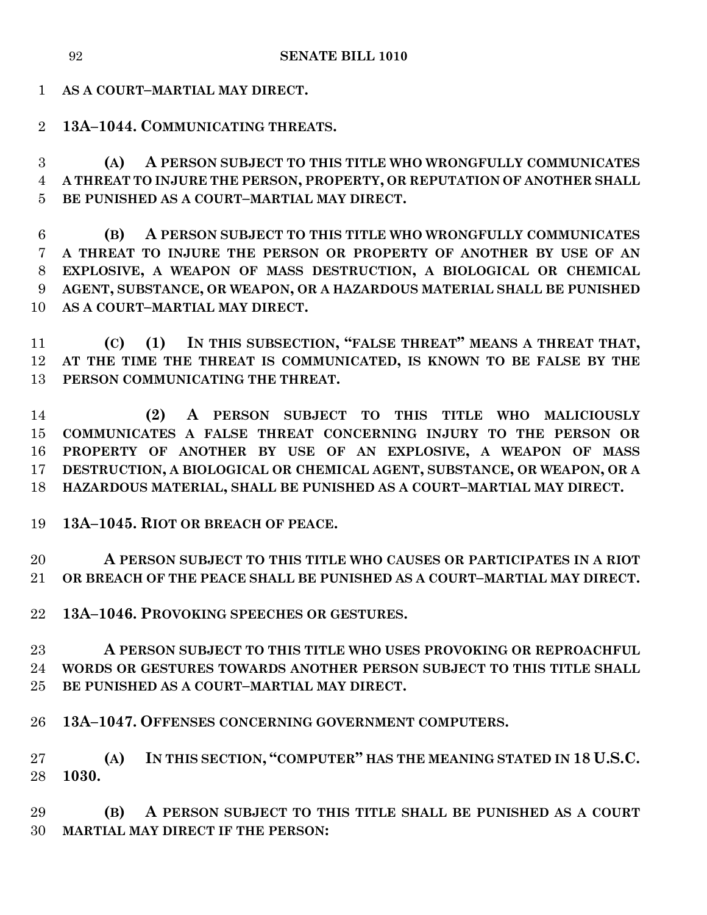**AS A COURT–MARTIAL MAY DIRECT.**

**13A–1044. COMMUNICATING THREATS.**

**(A) A PERSON SUBJECT TO THIS TITLE WHO WRONGFULLY COMMUNICATES A THREAT TO INJURE THE PERSON, PROPERTY, OR REPUTATION OF ANOTHER SHALL BE PUNISHED AS A COURT–MARTIAL MAY DIRECT.**

**(B) A PERSON SUBJECT TO THIS TITLE WHO WRONGFULLY COMMUNICATES A THREAT TO INJURE THE PERSON OR PROPERTY OF ANOTHER BY USE OF AN EXPLOSIVE, A WEAPON OF MASS DESTRUCTION, A BIOLOGICAL OR CHEMICAL AGENT, SUBSTANCE, OR WEAPON, OR A HAZARDOUS MATERIAL SHALL BE PUNISHED AS A COURT–MARTIAL MAY DIRECT.**

**(C) (1) IN THIS SUBSECTION, "FALSE THREAT" MEANS A THREAT THAT, AT THE TIME THE THREAT IS COMMUNICATED, IS KNOWN TO BE FALSE BY THE PERSON COMMUNICATING THE THREAT.**

**(2) A PERSON SUBJECT TO THIS TITLE WHO MALICIOUSLY COMMUNICATES A FALSE THREAT CONCERNING INJURY TO THE PERSON OR PROPERTY OF ANOTHER BY USE OF AN EXPLOSIVE, A WEAPON OF MASS DESTRUCTION, A BIOLOGICAL OR CHEMICAL AGENT, SUBSTANCE, OR WEAPON, OR A HAZARDOUS MATERIAL, SHALL BE PUNISHED AS A COURT–MARTIAL MAY DIRECT.**

**13A–1045. RIOT OR BREACH OF PEACE.**

**A PERSON SUBJECT TO THIS TITLE WHO CAUSES OR PARTICIPATES IN A RIOT OR BREACH OF THE PEACE SHALL BE PUNISHED AS A COURT–MARTIAL MAY DIRECT.**

**13A–1046. PROVOKING SPEECHES OR GESTURES.**

**A PERSON SUBJECT TO THIS TITLE WHO USES PROVOKING OR REPROACHFUL WORDS OR GESTURES TOWARDS ANOTHER PERSON SUBJECT TO THIS TITLE SHALL BE PUNISHED AS A COURT–MARTIAL MAY DIRECT.**

**13A–1047. OFFENSES CONCERNING GOVERNMENT COMPUTERS.**

**(A) IN THIS SECTION, "COMPUTER" HAS THE MEANING STATED IN 18 U.S.C. 1030.**

**(B) A PERSON SUBJECT TO THIS TITLE SHALL BE PUNISHED AS A COURT MARTIAL MAY DIRECT IF THE PERSON:**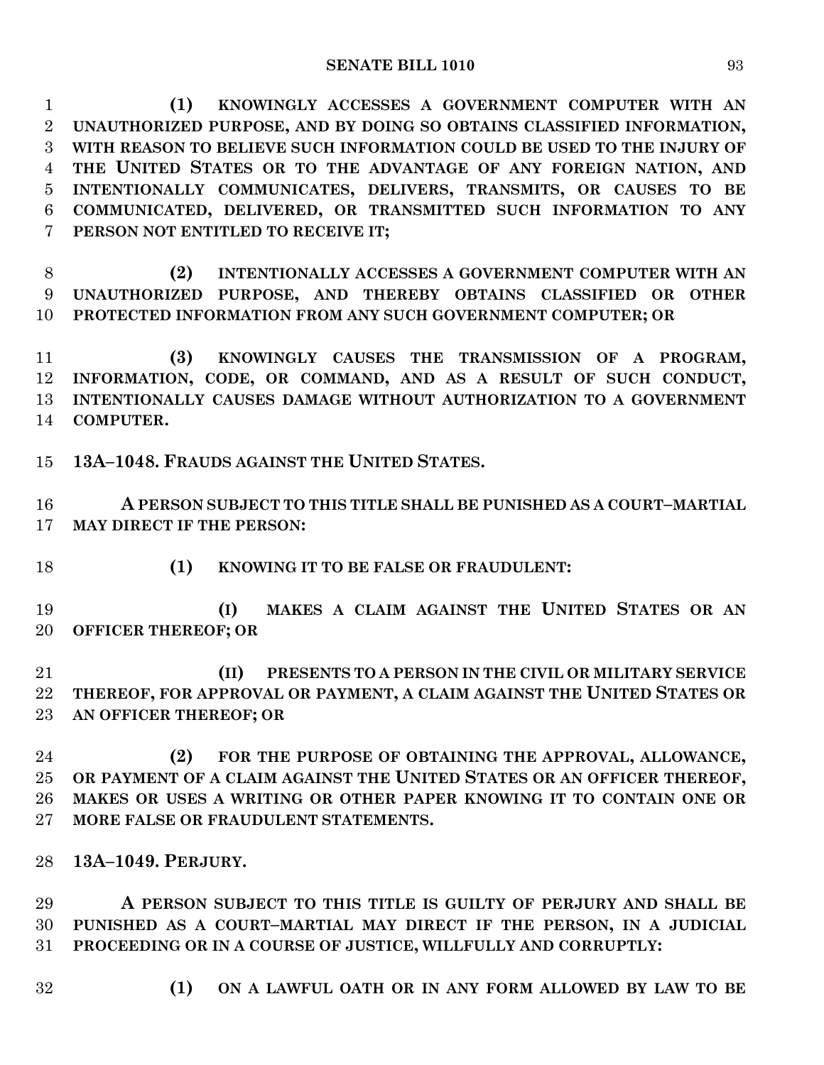**(1) KNOWINGLY ACCESSES A GOVERNMENT COMPUTER WITH AN UNAUTHORIZED PURPOSE, AND BY DOING SO OBTAINS CLASSIFIED INFORMATION, WITH REASON TO BELIEVE SUCH INFORMATION COULD BE USED TO THE INJURY OF THE UNITED STATES OR TO THE ADVANTAGE OF ANY FOREIGN NATION, AND INTENTIONALLY COMMUNICATES, DELIVERS, TRANSMITS, OR CAUSES TO BE COMMUNICATED, DELIVERED, OR TRANSMITTED SUCH INFORMATION TO ANY PERSON NOT ENTITLED TO RECEIVE IT;**

**(2) INTENTIONALLY ACCESSES A GOVERNMENT COMPUTER WITH AN UNAUTHORIZED PURPOSE, AND THEREBY OBTAINS CLASSIFIED OR OTHER PROTECTED INFORMATION FROM ANY SUCH GOVERNMENT COMPUTER; OR**

**(3) KNOWINGLY CAUSES THE TRANSMISSION OF A PROGRAM, INFORMATION, CODE, OR COMMAND, AND AS A RESULT OF SUCH CONDUCT, INTENTIONALLY CAUSES DAMAGE WITHOUT AUTHORIZATION TO A GOVERNMENT COMPUTER.**

**13A–1048. FRAUDS AGAINST THE UNITED STATES.**

**A PERSON SUBJECT TO THIS TITLE SHALL BE PUNISHED AS A COURT–MARTIAL MAY DIRECT IF THE PERSON:**

**(1) KNOWING IT TO BE FALSE OR FRAUDULENT:**

**(I) MAKES A CLAIM AGAINST THE UNITED STATES OR AN OFFICER THEREOF; OR**

**(II) PRESENTS TO A PERSON IN THE CIVIL OR MILITARY SERVICE THEREOF, FOR APPROVAL OR PAYMENT, A CLAIM AGAINST THE UNITED STATES OR AN OFFICER THEREOF; OR**

**(2) FOR THE PURPOSE OF OBTAINING THE APPROVAL, ALLOWANCE, OR PAYMENT OF A CLAIM AGAINST THE UNITED STATES OR AN OFFICER THEREOF, MAKES OR USES A WRITING OR OTHER PAPER KNOWING IT TO CONTAIN ONE OR MORE FALSE OR FRAUDULENT STATEMENTS.**

**13A–1049. PERJURY.**

**A PERSON SUBJECT TO THIS TITLE IS GUILTY OF PERJURY AND SHALL BE PUNISHED AS A COURT–MARTIAL MAY DIRECT IF THE PERSON, IN A JUDICIAL PROCEEDING OR IN A COURSE OF JUSTICE, WILLFULLY AND CORRUPTLY:**

**(1) ON A LAWFUL OATH OR IN ANY FORM ALLOWED BY LAW TO BE**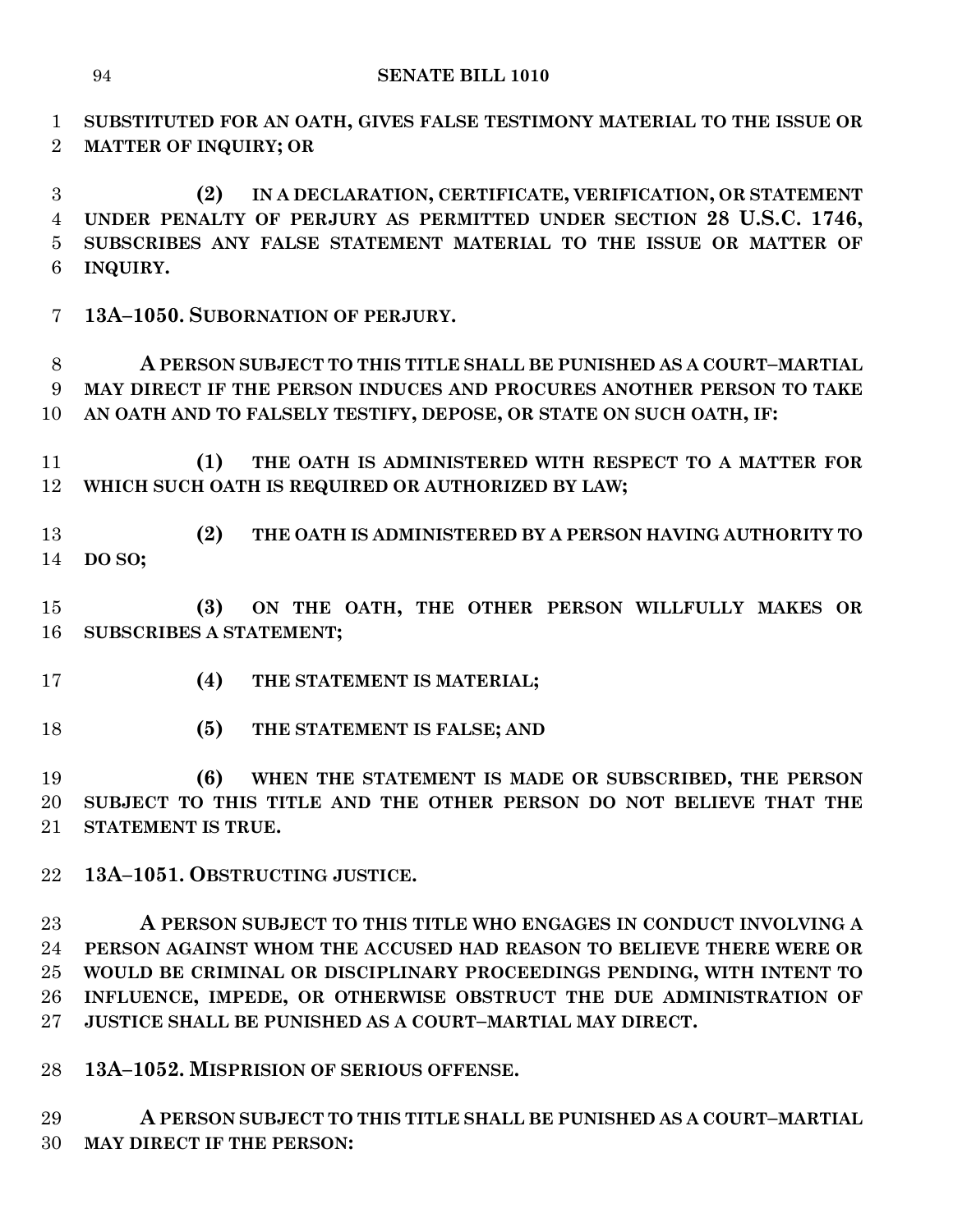**SUBSTITUTED FOR AN OATH, GIVES FALSE TESTIMONY MATERIAL TO THE ISSUE OR MATTER OF INQUIRY; OR**

**(2) IN A DECLARATION, CERTIFICATE, VERIFICATION, OR STATEMENT UNDER PENALTY OF PERJURY AS PERMITTED UNDER SECTION 28 U.S.C. 1746, SUBSCRIBES ANY FALSE STATEMENT MATERIAL TO THE ISSUE OR MATTER OF INQUIRY.**

**13A–1050. SUBORNATION OF PERJURY.**

**A PERSON SUBJECT TO THIS TITLE SHALL BE PUNISHED AS A COURT–MARTIAL MAY DIRECT IF THE PERSON INDUCES AND PROCURES ANOTHER PERSON TO TAKE AN OATH AND TO FALSELY TESTIFY, DEPOSE, OR STATE ON SUCH OATH, IF:**

**(1) THE OATH IS ADMINISTERED WITH RESPECT TO A MATTER FOR WHICH SUCH OATH IS REQUIRED OR AUTHORIZED BY LAW;**

**(2) THE OATH IS ADMINISTERED BY A PERSON HAVING AUTHORITY TO DO SO;**

**(3) ON THE OATH, THE OTHER PERSON WILLFULLY MAKES OR SUBSCRIBES A STATEMENT;**

**(4) THE STATEMENT IS MATERIAL;**

**(5) THE STATEMENT IS FALSE; AND**

**(6) WHEN THE STATEMENT IS MADE OR SUBSCRIBED, THE PERSON SUBJECT TO THIS TITLE AND THE OTHER PERSON DO NOT BELIEVE THAT THE STATEMENT IS TRUE.**

**13A–1051. OBSTRUCTING JUSTICE.**

**A PERSON SUBJECT TO THIS TITLE WHO ENGAGES IN CONDUCT INVOLVING A PERSON AGAINST WHOM THE ACCUSED HAD REASON TO BELIEVE THERE WERE OR WOULD BE CRIMINAL OR DISCIPLINARY PROCEEDINGS PENDING, WITH INTENT TO INFLUENCE, IMPEDE, OR OTHERWISE OBSTRUCT THE DUE ADMINISTRATION OF JUSTICE SHALL BE PUNISHED AS A COURT–MARTIAL MAY DIRECT.**

**13A–1052. MISPRISION OF SERIOUS OFFENSE.**

**A PERSON SUBJECT TO THIS TITLE SHALL BE PUNISHED AS A COURT–MARTIAL MAY DIRECT IF THE PERSON:**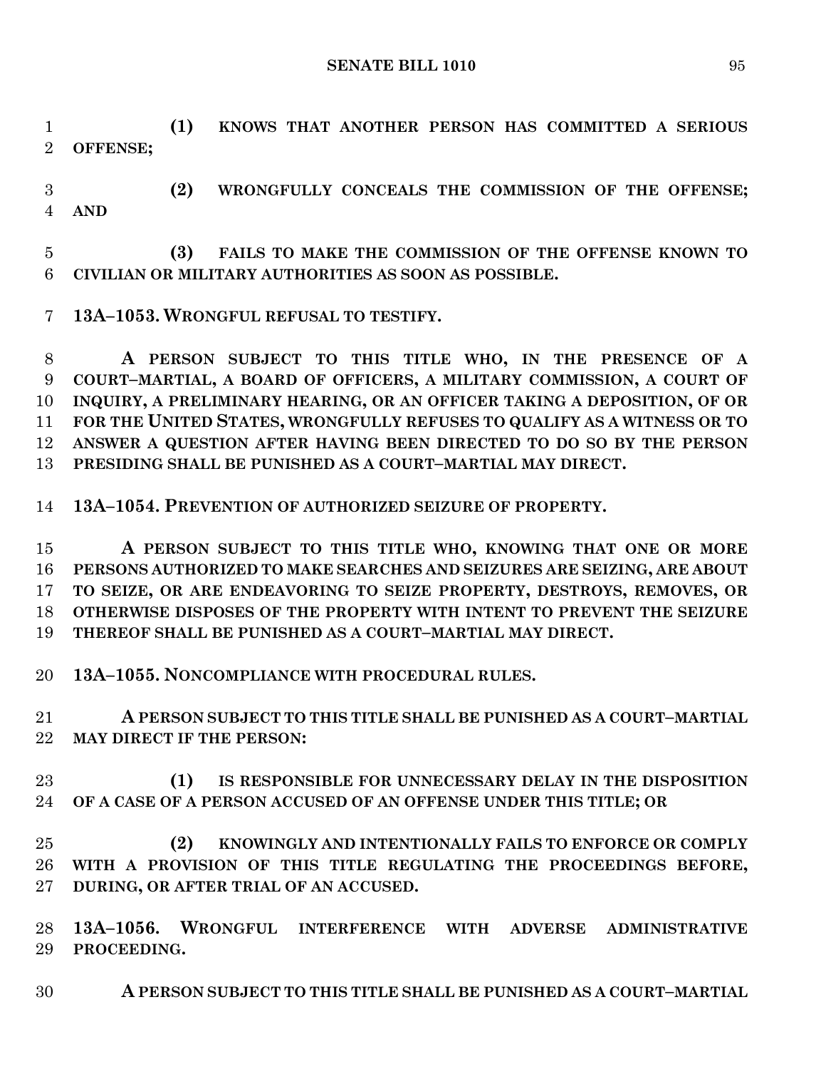**(1) KNOWS THAT ANOTHER PERSON HAS COMMITTED A SERIOUS OFFENSE;**

**(2) WRONGFULLY CONCEALS THE COMMISSION OF THE OFFENSE; AND**

**(3) FAILS TO MAKE THE COMMISSION OF THE OFFENSE KNOWN TO CIVILIAN OR MILITARY AUTHORITIES AS SOON AS POSSIBLE.**

**13A–1053. WRONGFUL REFUSAL TO TESTIFY.**

**A PERSON SUBJECT TO THIS TITLE WHO, IN THE PRESENCE OF A COURT–MARTIAL, A BOARD OF OFFICERS, A MILITARY COMMISSION, A COURT OF INQUIRY, A PRELIMINARY HEARING, OR AN OFFICER TAKING A DEPOSITION, OF OR FOR THE UNITED STATES, WRONGFULLY REFUSES TO QUALIFY AS A WITNESS OR TO ANSWER A QUESTION AFTER HAVING BEEN DIRECTED TO DO SO BY THE PERSON PRESIDING SHALL BE PUNISHED AS A COURT–MARTIAL MAY DIRECT.**

**13A–1054. PREVENTION OF AUTHORIZED SEIZURE OF PROPERTY.**

**A PERSON SUBJECT TO THIS TITLE WHO, KNOWING THAT ONE OR MORE PERSONS AUTHORIZED TO MAKE SEARCHES AND SEIZURES ARE SEIZING, ARE ABOUT TO SEIZE, OR ARE ENDEAVORING TO SEIZE PROPERTY, DESTROYS, REMOVES, OR OTHERWISE DISPOSES OF THE PROPERTY WITH INTENT TO PREVENT THE SEIZURE THEREOF SHALL BE PUNISHED AS A COURT–MARTIAL MAY DIRECT.**

**13A–1055. NONCOMPLIANCE WITH PROCEDURAL RULES.**

**A PERSON SUBJECT TO THIS TITLE SHALL BE PUNISHED AS A COURT–MARTIAL MAY DIRECT IF THE PERSON:**

**(1) IS RESPONSIBLE FOR UNNECESSARY DELAY IN THE DISPOSITION OF A CASE OF A PERSON ACCUSED OF AN OFFENSE UNDER THIS TITLE; OR**

**(2) KNOWINGLY AND INTENTIONALLY FAILS TO ENFORCE OR COMPLY WITH A PROVISION OF THIS TITLE REGULATING THE PROCEEDINGS BEFORE, DURING, OR AFTER TRIAL OF AN ACCUSED.**

**13A–1056. WRONGFUL INTERFERENCE WITH ADVERSE ADMINISTRATIVE PROCEEDING.**

**A PERSON SUBJECT TO THIS TITLE SHALL BE PUNISHED AS A COURT–MARTIAL**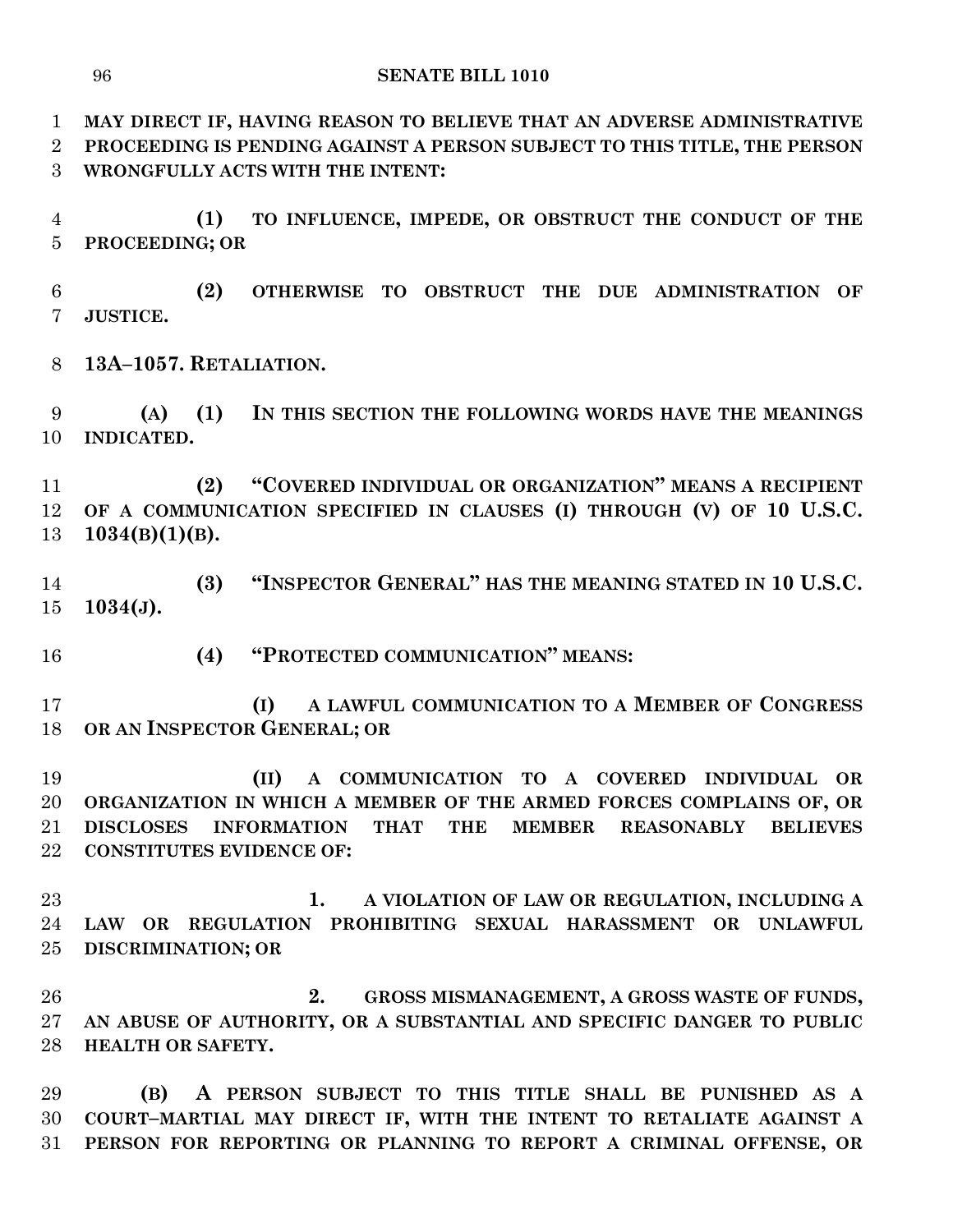**MAY DIRECT IF, HAVING REASON TO BELIEVE THAT AN ADVERSE ADMINISTRATIVE PROCEEDING IS PENDING AGAINST A PERSON SUBJECT TO THIS TITLE, THE PERSON WRONGFULLY ACTS WITH THE INTENT:**

**(1) TO INFLUENCE, IMPEDE, OR OBSTRUCT THE CONDUCT OF THE PROCEEDING; OR**

**(2) OTHERWISE TO OBSTRUCT THE DUE ADMINISTRATION OF JUSTICE.**

**13A–1057. RETALIATION.**

**(A) (1) IN THIS SECTION THE FOLLOWING WORDS HAVE THE MEANINGS INDICATED.**

**(2) "COVERED INDIVIDUAL OR ORGANIZATION" MEANS A RECIPIENT OF A COMMUNICATION SPECIFIED IN CLAUSES (I) THROUGH (V) OF 10 U.S.C. 1034(B)(1)(B).**

**(3) "INSPECTOR GENERAL" HAS THE MEANING STATED IN 10 U.S.C. 1034(J).**

**(4) "PROTECTED COMMUNICATION" MEANS:**

**(I) A LAWFUL COMMUNICATION TO A MEMBER OF CONGRESS OR AN INSPECTOR GENERAL; OR**

**(II) A COMMUNICATION TO A COVERED INDIVIDUAL OR ORGANIZATION IN WHICH A MEMBER OF THE ARMED FORCES COMPLAINS OF, OR DISCLOSES INFORMATION THAT THE MEMBER REASONABLY BELIEVES CONSTITUTES EVIDENCE OF:**

**1. A VIOLATION OF LAW OR REGULATION, INCLUDING A LAW OR REGULATION PROHIBITING SEXUAL HARASSMENT OR UNLAWFUL DISCRIMINATION; OR**

**2. GROSS MISMANAGEMENT, A GROSS WASTE OF FUNDS, AN ABUSE OF AUTHORITY, OR A SUBSTANTIAL AND SPECIFIC DANGER TO PUBLIC HEALTH OR SAFETY.**

**(B) A PERSON SUBJECT TO THIS TITLE SHALL BE PUNISHED AS A COURT–MARTIAL MAY DIRECT IF, WITH THE INTENT TO RETALIATE AGAINST A PERSON FOR REPORTING OR PLANNING TO REPORT A CRIMINAL OFFENSE, OR**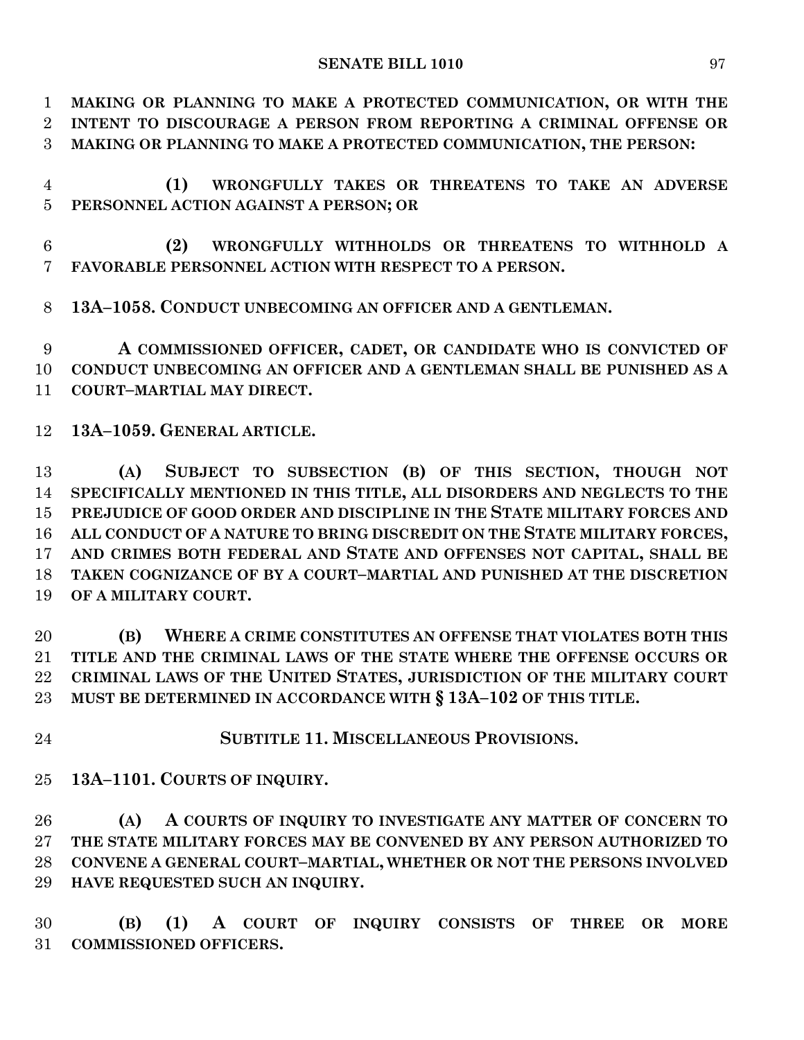MAKING OR PLANNING TO MAKE A PROTECTED COMMUNICATION, OR WITH THE INTENT TO DISCOURAGE A PERSON FROM REPORTING A CRIMINAL OFFENSE OR MAKING OR PLANNING TO MAKE A PROTECTED COMMUNICATION, THE PERSON:

(1) WRONGFULLY TAKES OR THREATENS TO TAKE AN ADVERSE PERSONNEL ACTION AGAINST A PERSON; OR

(2) WRONGFULLY WITHHOLDS OR THREATENS TO WITHHOLD A FAVORABLE PERSONNEL ACTION WITH RESPECT TO A PERSON.

**13A–1058. CONDUCT UNBECOMING AN OFFICER AND A GENTLEMAN.**

A COMMISSIONED OFFICER, CADET, OR CANDIDATE WHO IS CONVICTED OF CONDUCT UNBECOMING AN OFFICER AND A GENTLEMAN SHALL BE PUNISHED AS A COURT–MARTIAL MAY DIRECT.

**13A–1059. GENERAL ARTICLE.**

(A) SUBJECT TO SUBSECTION (B) OF THIS SECTION, THOUGH NOT SPECIFICALLY MENTIONED IN THIS TITLE, ALL DISORDERS AND NEGLECTS TO THE PREJUDICE OF GOOD ORDER AND DISCIPLINE IN THE STATE MILITARY FORCES AND ALL CONDUCT OF A NATURE TO BRING DISCREDIT ON THE STATE MILITARY FORCES, AND CRIMES BOTH FEDERAL AND STATE AND OFFENSES NOT CAPITAL, SHALL BE TAKEN COGNIZANCE OF BY A COURT–MARTIAL AND PUNISHED AT THE DISCRETION OF A MILITARY COURT.

(B) WHERE A CRIME CONSTITUTES AN OFFENSE THAT VIOLATES BOTH THIS TITLE AND THE CRIMINAL LAWS OF THE STATE WHERE THE OFFENSE OCCURS OR CRIMINAL LAWS OF THE UNITED STATES, JURISDICTION OF THE MILITARY COURT MUST BE DETERMINED IN ACCORDANCE WITH § 13A–102 OF THIS TITLE.

**SUBTITLE 11. MISCELLANEOUS PROVISIONS.**

**13A–1101. COURTS OF INQUIRY.**

(A) A COURTS OF INQUIRY TO INVESTIGATE ANY MATTER OF CONCERN TO THE STATE MILITARY FORCES MAY BE CONVENED BY ANY PERSON AUTHORIZED TO CONVENE A GENERAL COURT–MARTIAL, WHETHER OR NOT THE PERSONS INVOLVED HAVE REQUESTED SUCH AN INQUIRY.

(B) (1) A COURT OF INQUIRY CONSISTS OF THREE OR MORE COMMISSIONED OFFICERS.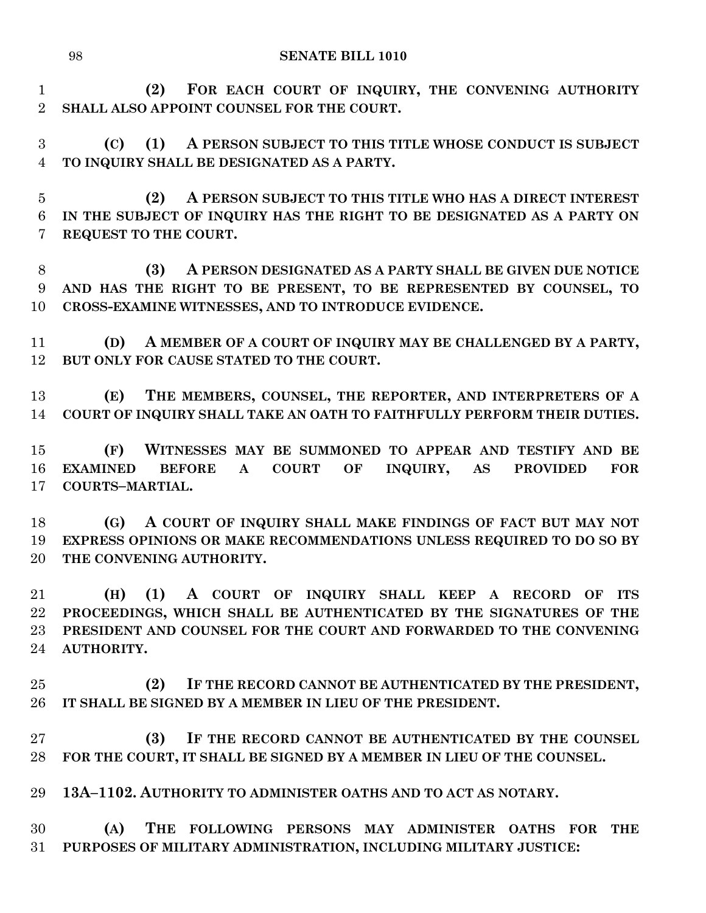**(2) FOR EACH COURT OF INQUIRY, THE CONVENING AUTHORITY SHALL ALSO APPOINT COUNSEL FOR THE COURT.**

**(C) (1) A PERSON SUBJECT TO THIS TITLE WHOSE CONDUCT IS SUBJECT TO INQUIRY SHALL BE DESIGNATED AS A PARTY.**

**(2) A PERSON SUBJECT TO THIS TITLE WHO HAS A DIRECT INTEREST IN THE SUBJECT OF INQUIRY HAS THE RIGHT TO BE DESIGNATED AS A PARTY ON REQUEST TO THE COURT.**

**(3) A PERSON DESIGNATED AS A PARTY SHALL BE GIVEN DUE NOTICE AND HAS THE RIGHT TO BE PRESENT, TO BE REPRESENTED BY COUNSEL, TO CROSS-EXAMINE WITNESSES, AND TO INTRODUCE EVIDENCE.**

**(D) A MEMBER OF A COURT OF INQUIRY MAY BE CHALLENGED BY A PARTY, BUT ONLY FOR CAUSE STATED TO THE COURT.**

**(E) THE MEMBERS, COUNSEL, THE REPORTER, AND INTERPRETERS OF A COURT OF INQUIRY SHALL TAKE AN OATH TO FAITHFULLY PERFORM THEIR DUTIES.**

**(F) WITNESSES MAY BE SUMMONED TO APPEAR AND TESTIFY AND BE EXAMINED BEFORE A COURT OF INQUIRY, AS PROVIDED FOR COURTS–MARTIAL.**

**(G) A COURT OF INQUIRY SHALL MAKE FINDINGS OF FACT BUT MAY NOT EXPRESS OPINIONS OR MAKE RECOMMENDATIONS UNLESS REQUIRED TO DO SO BY THE CONVENING AUTHORITY.**

**(H) (1) A COURT OF INQUIRY SHALL KEEP A RECORD OF ITS PROCEEDINGS, WHICH SHALL BE AUTHENTICATED BY THE SIGNATURES OF THE PRESIDENT AND COUNSEL FOR THE COURT AND FORWARDED TO THE CONVENING AUTHORITY.**

**(2) IF THE RECORD CANNOT BE AUTHENTICATED BY THE PRESIDENT, IT SHALL BE SIGNED BY A MEMBER IN LIEU OF THE PRESIDENT.**

**(3) IF THE RECORD CANNOT BE AUTHENTICATED BY THE COUNSEL FOR THE COURT, IT SHALL BE SIGNED BY A MEMBER IN LIEU OF THE COUNSEL.**

**13A–1102. AUTHORITY TO ADMINISTER OATHS AND TO ACT AS NOTARY.**

**(A) THE FOLLOWING PERSONS MAY ADMINISTER OATHS FOR THE PURPOSES OF MILITARY ADMINISTRATION, INCLUDING MILITARY JUSTICE:**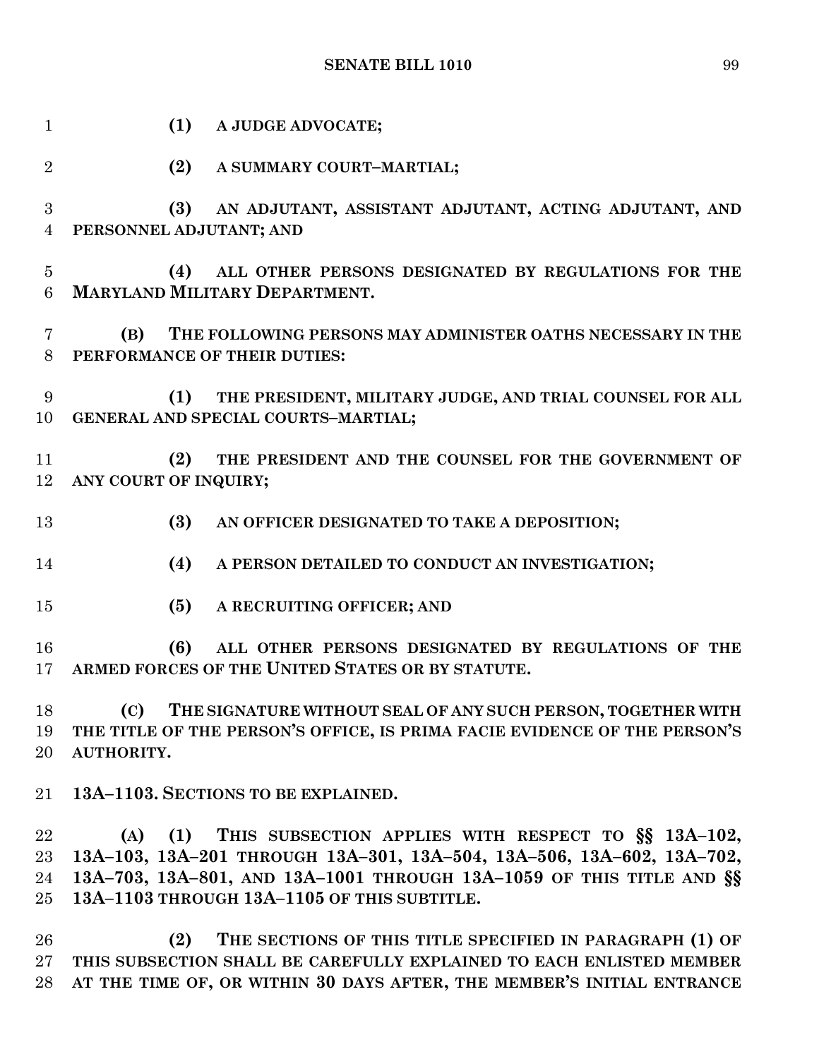**(1) A JUDGE ADVOCATE;**

**(2) A SUMMARY COURT–MARTIAL;**

**(3) AN ADJUTANT, ASSISTANT ADJUTANT, ACTING ADJUTANT, AND PERSONNEL ADJUTANT; AND**

**(4) ALL OTHER PERSONS DESIGNATED BY REGULATIONS FOR THE MARYLAND MILITARY DEPARTMENT.**

**(B) THE FOLLOWING PERSONS MAY ADMINISTER OATHS NECESSARY IN THE PERFORMANCE OF THEIR DUTIES:**

**(1) THE PRESIDENT, MILITARY JUDGE, AND TRIAL COUNSEL FOR ALL GENERAL AND SPECIAL COURTS–MARTIAL;**

**(2) THE PRESIDENT AND THE COUNSEL FOR THE GOVERNMENT OF ANY COURT OF INQUIRY;**

**(3) AN OFFICER DESIGNATED TO TAKE A DEPOSITION;**

**(4) A PERSON DETAILED TO CONDUCT AN INVESTIGATION;**

**(5) A RECRUITING OFFICER; AND**

**(6) ALL OTHER PERSONS DESIGNATED BY REGULATIONS OF THE ARMED FORCES OF THE UNITED STATES OR BY STATUTE.**

**(C) THE SIGNATURE WITHOUT SEAL OF ANY SUCH PERSON, TOGETHER WITH THE TITLE OF THE PERSON'S OFFICE, IS PRIMA FACIE EVIDENCE OF THE PERSON'S AUTHORITY.**

**13A–1103. SECTIONS TO BE EXPLAINED.**

**(A) (1) THIS SUBSECTION APPLIES WITH RESPECT TO §§ 13A–102, 13A–103, 13A–201 THROUGH 13A–301, 13A–504, 13A–506, 13A–602, 13A–702, 13A–703, 13A–801, AND 13A–1001 THROUGH 13A–1059 OF THIS TITLE AND §§ 13A–1103 THROUGH 13A–1105 OF THIS SUBTITLE.**

**(2) THE SECTIONS OF THIS TITLE SPECIFIED IN PARAGRAPH (1) OF THIS SUBSECTION SHALL BE CAREFULLY EXPLAINED TO EACH ENLISTED MEMBER AT THE TIME OF, OR WITHIN 30 DAYS AFTER, THE MEMBER'S INITIAL ENTRANCE**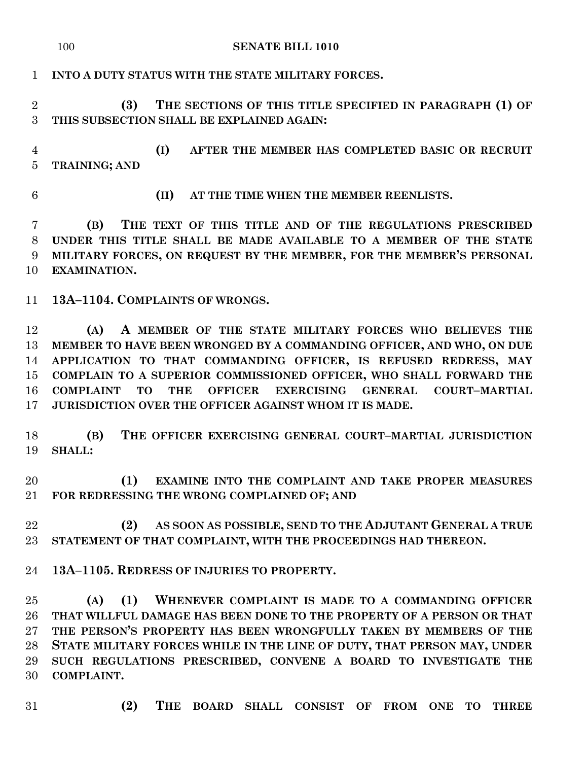**INTO A DUTY STATUS WITH THE STATE MILITARY FORCES.**

**(3) THE SECTIONS OF THIS TITLE SPECIFIED IN PARAGRAPH (1) OF THIS SUBSECTION SHALL BE EXPLAINED AGAIN:**

**(I) AFTER THE MEMBER HAS COMPLETED BASIC OR RECRUIT TRAINING; AND**

**(II) AT THE TIME WHEN THE MEMBER REENLISTS.**

**(B) THE TEXT OF THIS TITLE AND OF THE REGULATIONS PRESCRIBED UNDER THIS TITLE SHALL BE MADE AVAILABLE TO A MEMBER OF THE STATE MILITARY FORCES, ON REQUEST BY THE MEMBER, FOR THE MEMBER'S PERSONAL EXAMINATION.**

**13A–1104. COMPLAINTS OF WRONGS.**

**(A) A MEMBER OF THE STATE MILITARY FORCES WHO BELIEVES THE MEMBER TO HAVE BEEN WRONGED BY A COMMANDING OFFICER, AND WHO, ON DUE APPLICATION TO THAT COMMANDING OFFICER, IS REFUSED REDRESS, MAY COMPLAIN TO A SUPERIOR COMMISSIONED OFFICER, WHO SHALL FORWARD THE COMPLAINT TO THE OFFICER EXERCISING GENERAL COURT–MARTIAL JURISDICTION OVER THE OFFICER AGAINST WHOM IT IS MADE.**

**(B) THE OFFICER EXERCISING GENERAL COURT–MARTIAL JURISDICTION SHALL:**

**(1) EXAMINE INTO THE COMPLAINT AND TAKE PROPER MEASURES FOR REDRESSING THE WRONG COMPLAINED OF; AND**

**(2) AS SOON AS POSSIBLE, SEND TO THE ADJUTANT GENERAL A TRUE STATEMENT OF THAT COMPLAINT, WITH THE PROCEEDINGS HAD THEREON.**

**13A–1105. REDRESS OF INJURIES TO PROPERTY.**

**(A) (1) WHENEVER COMPLAINT IS MADE TO A COMMANDING OFFICER THAT WILLFUL DAMAGE HAS BEEN DONE TO THE PROPERTY OF A PERSON OR THAT THE PERSON'S PROPERTY HAS BEEN WRONGFULLY TAKEN BY MEMBERS OF THE STATE MILITARY FORCES WHILE IN THE LINE OF DUTY, THAT PERSON MAY, UNDER SUCH REGULATIONS PRESCRIBED, CONVENE A BOARD TO INVESTIGATE THE COMPLAINT.**

**(2) THE BOARD SHALL CONSIST OF FROM ONE TO THREE**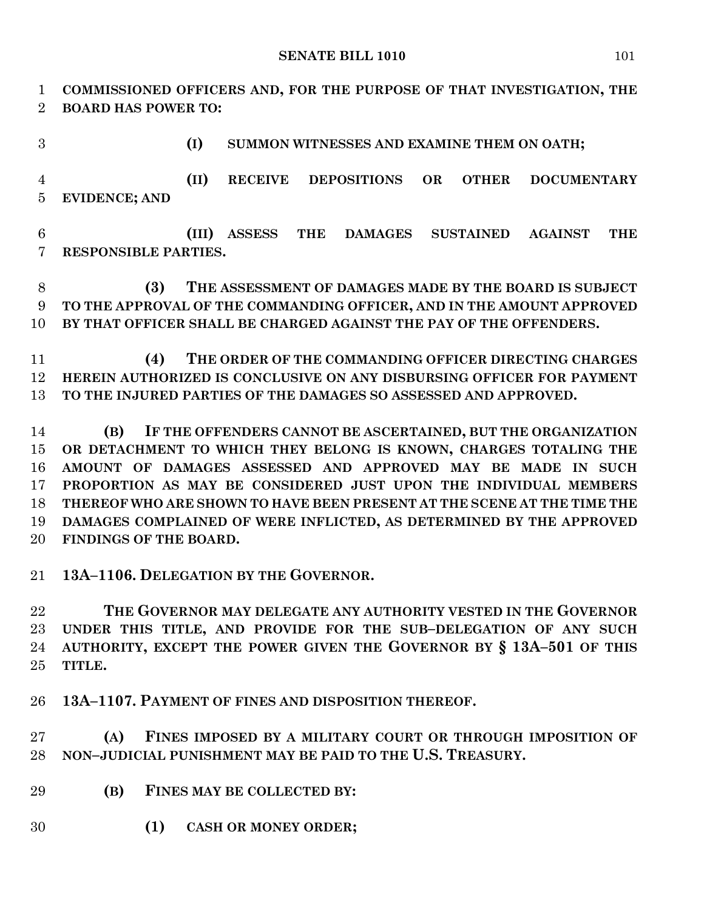**COMMISSIONED OFFICERS AND, FOR THE PURPOSE OF THAT INVESTIGATION, THE BOARD HAS POWER TO:**

**(I) SUMMON WITNESSES AND EXAMINE THEM ON OATH;**

**(II) RECEIVE DEPOSITIONS OR OTHER DOCUMENTARY EVIDENCE; AND**

**(III) ASSESS THE DAMAGES SUSTAINED AGAINST THE RESPONSIBLE PARTIES.**

**(3) THE ASSESSMENT OF DAMAGES MADE BY THE BOARD IS SUBJECT TO THE APPROVAL OF THE COMMANDING OFFICER, AND IN THE AMOUNT APPROVED BY THAT OFFICER SHALL BE CHARGED AGAINST THE PAY OF THE OFFENDERS.**

**(4) THE ORDER OF THE COMMANDING OFFICER DIRECTING CHARGES HEREIN AUTHORIZED IS CONCLUSIVE ON ANY DISBURSING OFFICER FOR PAYMENT TO THE INJURED PARTIES OF THE DAMAGES SO ASSESSED AND APPROVED.**

**(B) IF THE OFFENDERS CANNOT BE ASCERTAINED, BUT THE ORGANIZATION OR DETACHMENT TO WHICH THEY BELONG IS KNOWN, CHARGES TOTALING THE AMOUNT OF DAMAGES ASSESSED AND APPROVED MAY BE MADE IN SUCH PROPORTION AS MAY BE CONSIDERED JUST UPON THE INDIVIDUAL MEMBERS THEREOF WHO ARE SHOWN TO HAVE BEEN PRESENT AT THE SCENE AT THE TIME THE DAMAGES COMPLAINED OF WERE INFLICTED, AS DETERMINED BY THE APPROVED FINDINGS OF THE BOARD.**

**13A–1106. DELEGATION BY THE GOVERNOR.**

**THE GOVERNOR MAY DELEGATE ANY AUTHORITY VESTED IN THE GOVERNOR UNDER THIS TITLE, AND PROVIDE FOR THE SUB–DELEGATION OF ANY SUCH AUTHORITY, EXCEPT THE POWER GIVEN THE GOVERNOR BY § 13A–501 OF THIS TITLE.**

**13A–1107. PAYMENT OF FINES AND DISPOSITION THEREOF.**

**(A) FINES IMPOSED BY A MILITARY COURT OR THROUGH IMPOSITION OF NON–JUDICIAL PUNISHMENT MAY BE PAID TO THE U.S. TREASURY.**

**(B) FINES MAY BE COLLECTED BY:**

**(1) CASH OR MONEY ORDER;**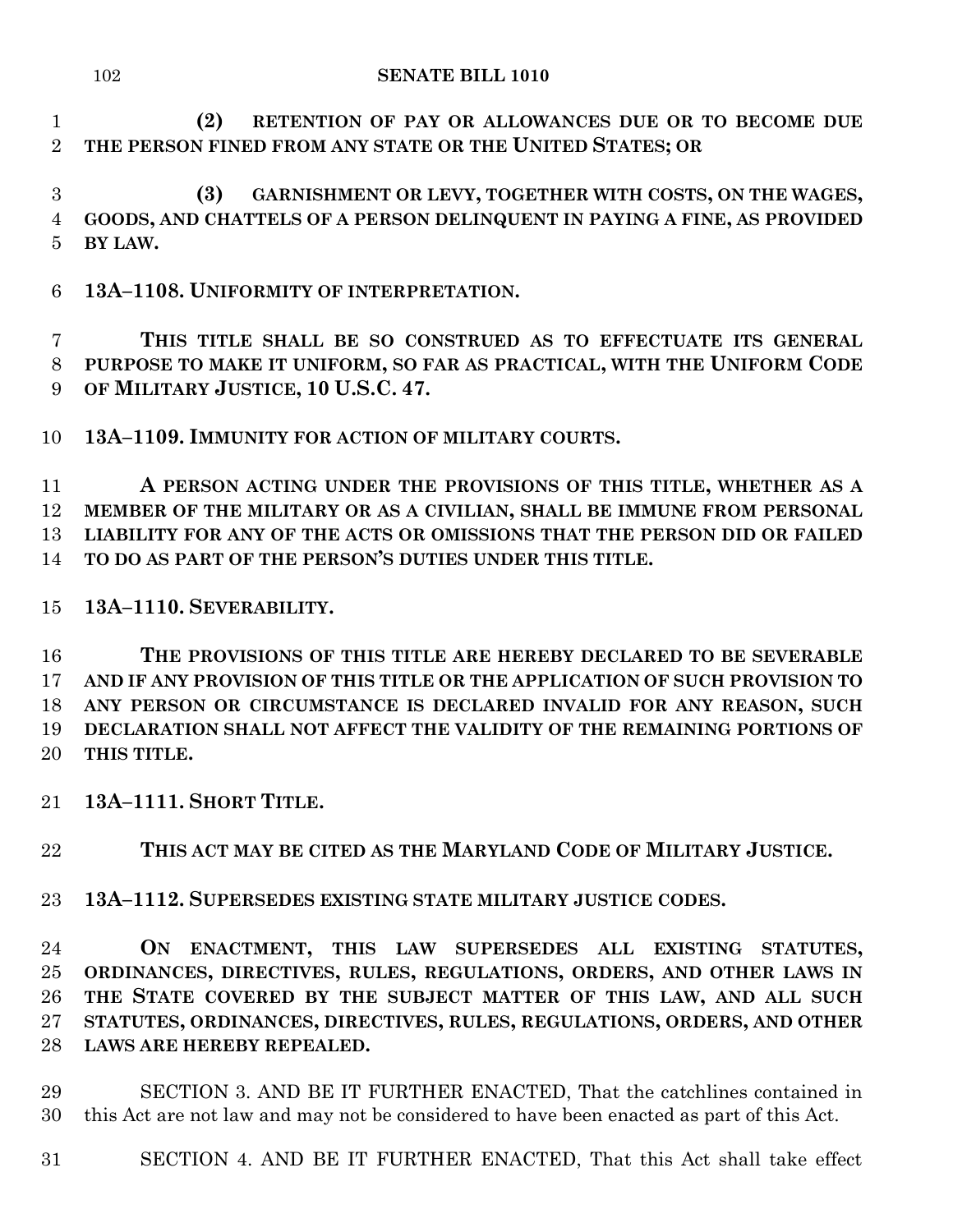**(2) RETENTION OF PAY OR ALLOWANCES DUE OR TO BECOME DUE THE PERSON FINED FROM ANY STATE OR THE UNITED STATES; OR**

**(3) GARNISHMENT OR LEVY, TOGETHER WITH COSTS, ON THE WAGES, GOODS, AND CHATTELS OF A PERSON DELINQUENT IN PAYING A FINE, AS PROVIDED BY LAW.**

**13A–1108. UNIFORMITY OF INTERPRETATION.**

**THIS TITLE SHALL BE SO CONSTRUED AS TO EFFECTUATE ITS GENERAL PURPOSE TO MAKE IT UNIFORM, SO FAR AS PRACTICAL, WITH THE UNIFORM CODE OF MILITARY JUSTICE, 10 U.S.C. 47.**

**13A–1109. IMMUNITY FOR ACTION OF MILITARY COURTS.**

**A PERSON ACTING UNDER THE PROVISIONS OF THIS TITLE, WHETHER AS A MEMBER OF THE MILITARY OR AS A CIVILIAN, SHALL BE IMMUNE FROM PERSONAL LIABILITY FOR ANY OF THE ACTS OR OMISSIONS THAT THE PERSON DID OR FAILED TO DO AS PART OF THE PERSON'S DUTIES UNDER THIS TITLE.**

**13A–1110. SEVERABILITY.**

**THE PROVISIONS OF THIS TITLE ARE HEREBY DECLARED TO BE SEVERABLE AND IF ANY PROVISION OF THIS TITLE OR THE APPLICATION OF SUCH PROVISION TO ANY PERSON OR CIRCUMSTANCE IS DECLARED INVALID FOR ANY REASON, SUCH DECLARATION SHALL NOT AFFECT THE VALIDITY OF THE REMAINING PORTIONS OF THIS TITLE.**

**13A–1111. SHORT TITLE.**

**THIS ACT MAY BE CITED AS THE MARYLAND CODE OF MILITARY JUSTICE.**

**13A–1112. SUPERSEDES EXISTING STATE MILITARY JUSTICE CODES.**

**ON ENACTMENT, THIS LAW SUPERSEDES ALL EXISTING STATUTES, ORDINANCES, DIRECTIVES, RULES, REGULATIONS, ORDERS, AND OTHER LAWS IN THE STATE COVERED BY THE SUBJECT MATTER OF THIS LAW, AND ALL SUCH STATUTES, ORDINANCES, DIRECTIVES, RULES, REGULATIONS, ORDERS, AND OTHER LAWS ARE HEREBY REPEALED.**

SECTION 3. AND BE IT FURTHER ENACTED, That the catchlines contained in this Act are not law and may not be considered to have been enacted as part of this Act.

SECTION 4. AND BE IT FURTHER ENACTED, That this Act shall take effect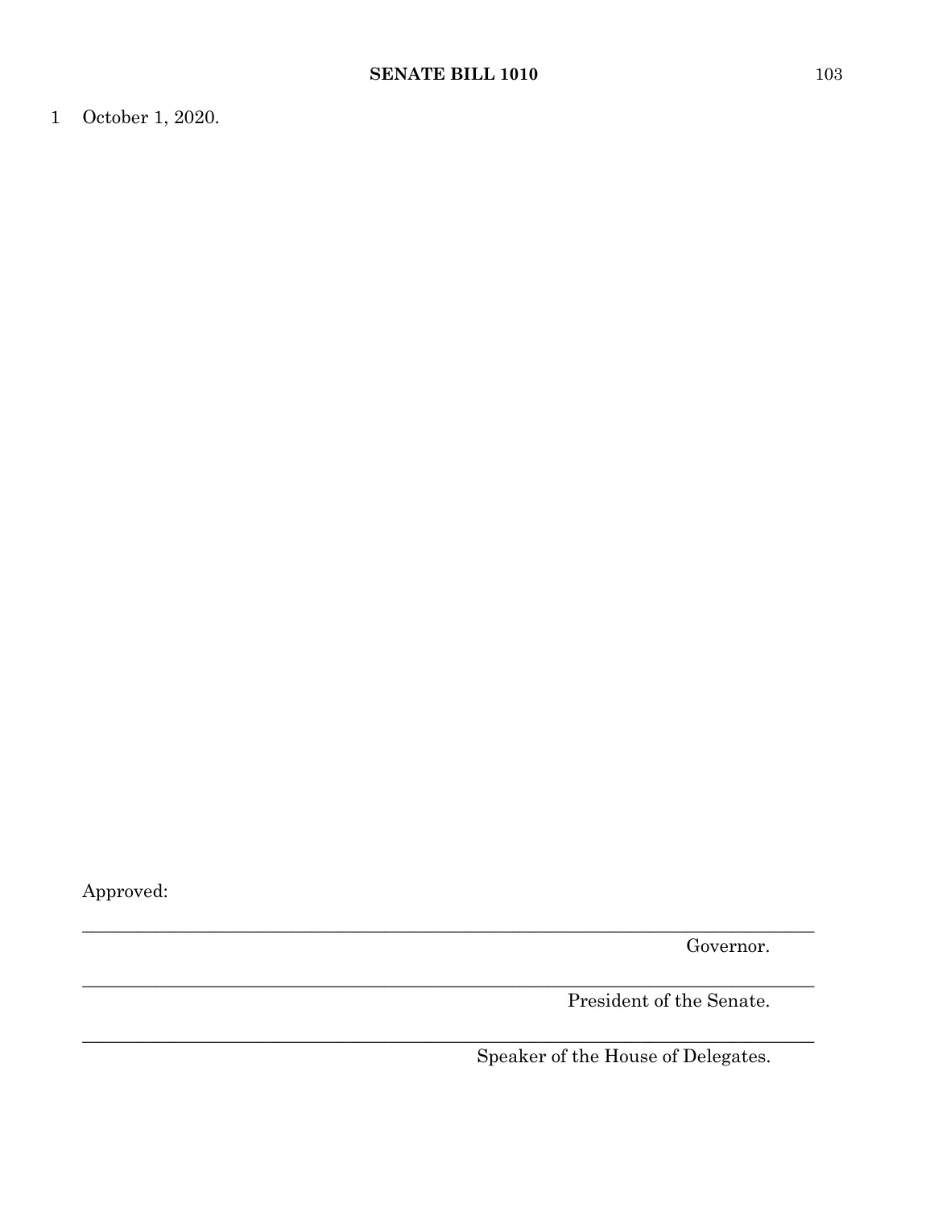1 October 1, 2020.

Approved:

\_\_\_\_\_\_\_\_\_\_\_\_\_\_\_\_\_\_\_\_\_\_\_\_\_\_\_\_\_\_\_\_\_\_\_\_\_\_\_\_\_\_\_\_\_\_\_\_\_\_\_\_\_\_\_\_\_\_\_\_\_\_\_\_\_\_\_\_\_\_\_\_

Governor.

\_\_\_\_\_\_\_\_\_\_\_\_\_\_\_\_\_\_\_\_\_\_\_\_\_\_\_\_\_\_\_\_\_\_\_\_\_\_\_\_\_\_\_\_\_\_\_\_\_\_\_\_\_\_\_\_\_\_\_\_\_\_\_\_\_\_\_\_\_\_\_\_

President of the Senate.

\_\_\_\_\_\_\_\_\_\_\_\_\_\_\_\_\_\_\_\_\_\_\_\_\_\_\_\_\_\_\_\_\_\_\_\_\_\_\_\_\_\_\_\_\_\_\_\_\_\_\_\_\_\_\_\_\_\_\_\_\_\_\_\_\_\_\_\_\_\_\_\_

Speaker of the House of Delegates.